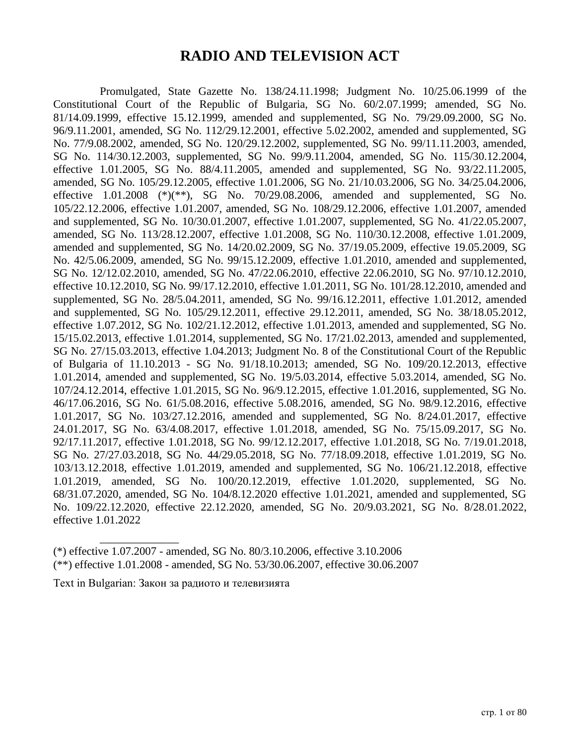# RADIO AND TELEVISION ACT

Promulgated, State Gazette No. 138/24.11.1998; Judgment No. 10/25.06.1999 of the Constitutional Court of the Republic of Bulgaria, SG No. 60/2.07.1999; amended, SG No. 81/14.09.1999, effective 15.12.1999, amended and supplemented, SG No. 79/29.09.2000, SG No. 96/9.11.2001, amended, SG No. 112/29.12.2001, effective 5.02.2002, amended and supplemented, SG No. 77/9.08.2002, amended, SG No. 120/29.12.2002, supplemented, SG No. 99/11.11.2003, amended, SG No. 114/30.12.2003, supplemented, SG No. 99/9.11.2004, amended, SG No. 115/30.12.2004, effective 1.01.2005, SG No. 88/4.11.2005, amended and supplemented, SG No. 93/22.11.2005, amended, SG No. 105/29.12.2005, effective 1.01.2006, SG No. 21/10.03.2006, SG No. 34/25.04.2006, effective 1.01.2008 (*)(**), SG No. 70/29.08.2006, amended and supplemented, SG No. 105/22.12.2006, effective 1.01.2007, amended, SG No. 108/29.12.2006, effective 1.01.2007, amended and supplemented, SG No. 10/30.01.2007, effective 1.01.2007, supplemented, SG No. 41/22.05.2007, amended, SG No. 113/28.12.2007, effective 1.01.2008, SG No. 110/30.12.2008, effective 1.01.2009, amended and supplemented, SG No. 14/20.02.2009, SG No. 37/19.05.2009, effective 19.05.2009, SG No. 42/5.06.2009, amended, SG No. 99/15.12.2009, effective 1.01.2010, amended and supplemented, SG No. 12/12.02.2010, amended, SG No. 47/22.06.2010, effective 22.06.2010, SG No. 97/10.12.2010, effective 10.12.2010, SG No. 99/17.12.2010, effective 1.01.2011, SG No. 101/28.12.2010, amended and supplemented, SG No. 28/5.04.2011, amended, SG No. 99/16.12.2011, effective 1.01.2012, amended and supplemented, SG No. 105/29.12.2011, effective 29.12.2011, amended, SG No. 38/18.05.2012, effective 1.07.2012, SG No. 102/21.12.2012, effective 1.01.2013, amended and supplemented, SG No. 15/15.02.2013, effective 1.01.2014, supplemented, SG No. 17/21.02.2013, amended and supplemented, SG No. 27/15.03.2013, effective 1.04.2013; Judgment No. 8 of the Constitutional Court of the Republic of Bulgaria of 11.10.2013 - SG No. 91/18.10.2013; amended, SG No. 109/20.12.2013, effective 1.01.2014, amended and supplemented, SG No. 19/5.03.2014, effective 5.03.2014, amended, SG No. 107/24.12.2014, effective 1.01.2015, SG No. 96/9.12.2015, effective 1.01.2016, supplemented, SG No. 46/17.06.2016, SG No. 61/5.08.2016, effective 5.08.2016, amended, SG No. 98/9.12.2016, effective 1.01.2017, SG No. 103/27.12.2016, amended and supplemented, SG No. 8/24.01.2017, effective 24.01.2017, SG No. 63/4.08.2017, effective 1.01.2018, amended, SG No. 75/15.09.2017, SG No. 92/17.11.2017, effective 1.01.2018, SG No. 99/12.12.2017, effective 1.01.2018, SG No. 7/19.01.2018, SG No. 27/27.03.2018, SG No. 44/29.05.2018, SG No. 77/18.09.2018, effective 1.01.2019, SG No. 103/13.12.2018, effective 1.01.2019, amended and supplemented, SG No. 106/21.12.2018, effective 1.01.2019, amended, SG No. 100/20.12.2019, effective 1.01.2020, supplemented, SG No. 68/31.07.2020, amended, SG No. 104/8.12.2020 effective 1.01.2021, amended and supplemented, SG No. 109/22.12.2020, effective 22.12.2020, amended, SG No. 20/9.03.2021, SG No. 8/28.01.2022, effective 1.01.2022

_____________

(*) effective 1.07.2007 - amended, SG No. 80/3.10.2006, effective 3.10.2006

(**) effective 1.01.2008 - amended, SG No. 53/30.06.2007, effective 30.06.2007

Text in Bulgarian: Закон за радиото и телевизията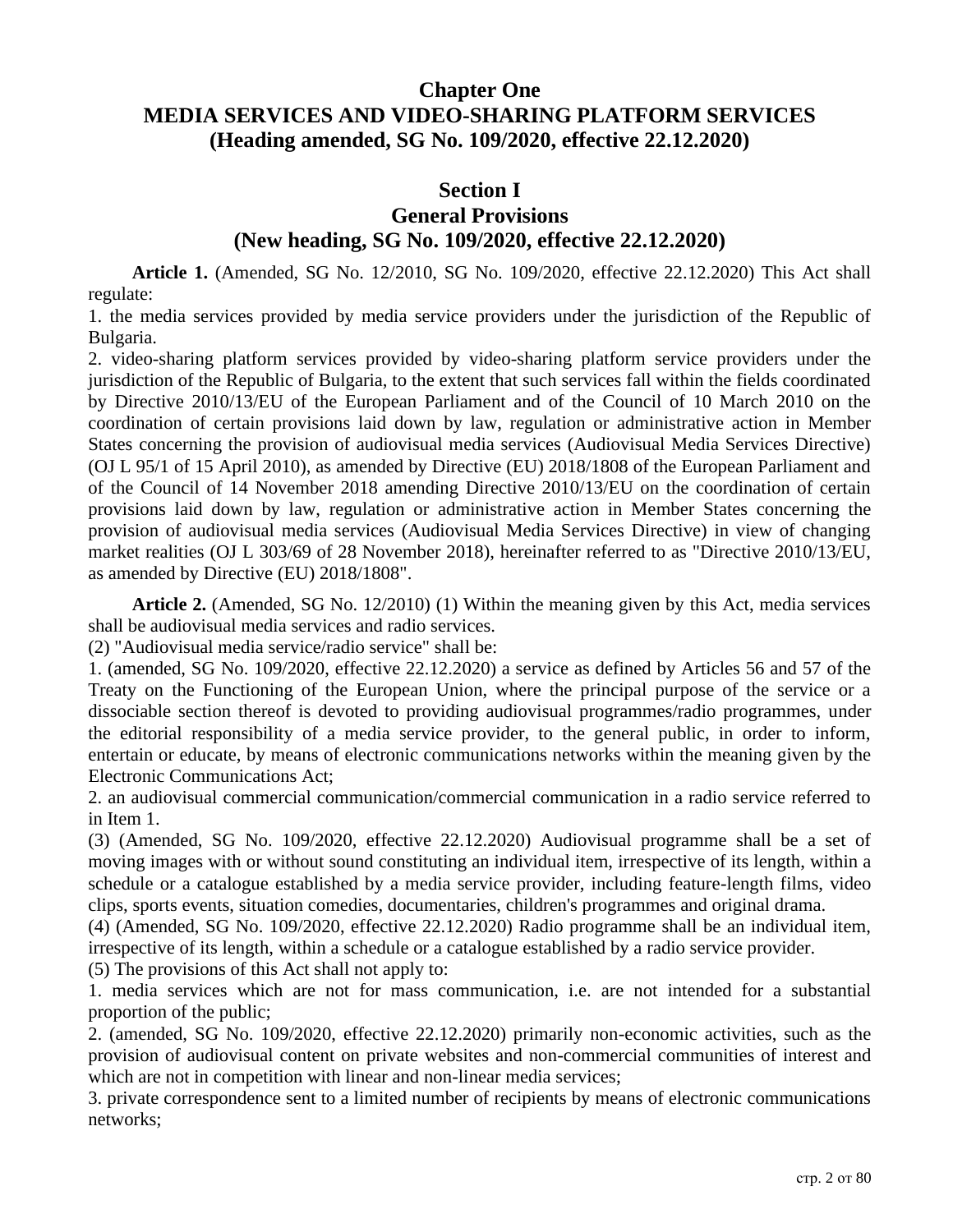# Chapter One
# MEDIA SERVICES AND VIDEO-SHARING PLATFORM SERVICES
# (Heading amended, SG No. 109/2020, effective 22.12.2020)

## Section I
## General Provisions
## (New heading, SG No. 109/2020, effective 22.12.2020)

**Article 1.** (Amended, SG No. 12/2010, SG No. 109/2020, effective 22.12.2020) This Act shall regulate:

1. the media services provided by media service providers under the jurisdiction of the Republic of Bulgaria.

2. video-sharing platform services provided by video-sharing platform service providers under the jurisdiction of the Republic of Bulgaria, to the extent that such services fall within the fields coordinated by Directive 2010/13/EU of the European Parliament and of the Council of 10 March 2010 on the coordination of certain provisions laid down by law, regulation or administrative action in Member States concerning the provision of audiovisual media services (Audiovisual Media Services Directive) (OJ L 95/1 of 15 April 2010), as amended by Directive (EU) 2018/1808 of the European Parliament and of the Council of 14 November 2018 amending Directive 2010/13/EU on the coordination of certain provisions laid down by law, regulation or administrative action in Member States concerning the provision of audiovisual media services (Audiovisual Media Services Directive) in view of changing market realities (OJ L 303/69 of 28 November 2018), hereinafter referred to as "Directive 2010/13/EU, as amended by Directive (EU) 2018/1808".

**Article 2.** (Amended, SG No. 12/2010) (1) Within the meaning given by this Act, media services shall be audiovisual media services and radio services.

(2) "Audiovisual media service/radio service" shall be:

1. (amended, SG No. 109/2020, effective 22.12.2020) a service as defined by Articles 56 and 57 of the Treaty on the Functioning of the European Union, where the principal purpose of the service or a dissociable section thereof is devoted to providing audiovisual programmes/radio programmes, under the editorial responsibility of a media service provider, to the general public, in order to inform, entertain or educate, by means of electronic communications networks within the meaning given by the Electronic Communications Act;

2. an audiovisual commercial communication/commercial communication in a radio service referred to in Item 1.

(3) (Amended, SG No. 109/2020, effective 22.12.2020) Audiovisual programme shall be a set of moving images with or without sound constituting an individual item, irrespective of its length, within a schedule or a catalogue established by a media service provider, including feature-length films, video clips, sports events, situation comedies, documentaries, children's programmes and original drama.

(4) (Amended, SG No. 109/2020, effective 22.12.2020) Radio programme shall be an individual item, irrespective of its length, within a schedule or a catalogue established by a radio service provider.

(5) The provisions of this Act shall not apply to:

1. media services which are not for mass communication, i.e. are not intended for a substantial proportion of the public;

2. (amended, SG No. 109/2020, effective 22.12.2020) primarily non-economic activities, such as the provision of audiovisual content on private websites and non-commercial communities of interest and which are not in competition with linear and non-linear media services;

3. private correspondence sent to a limited number of recipients by means of electronic communications networks;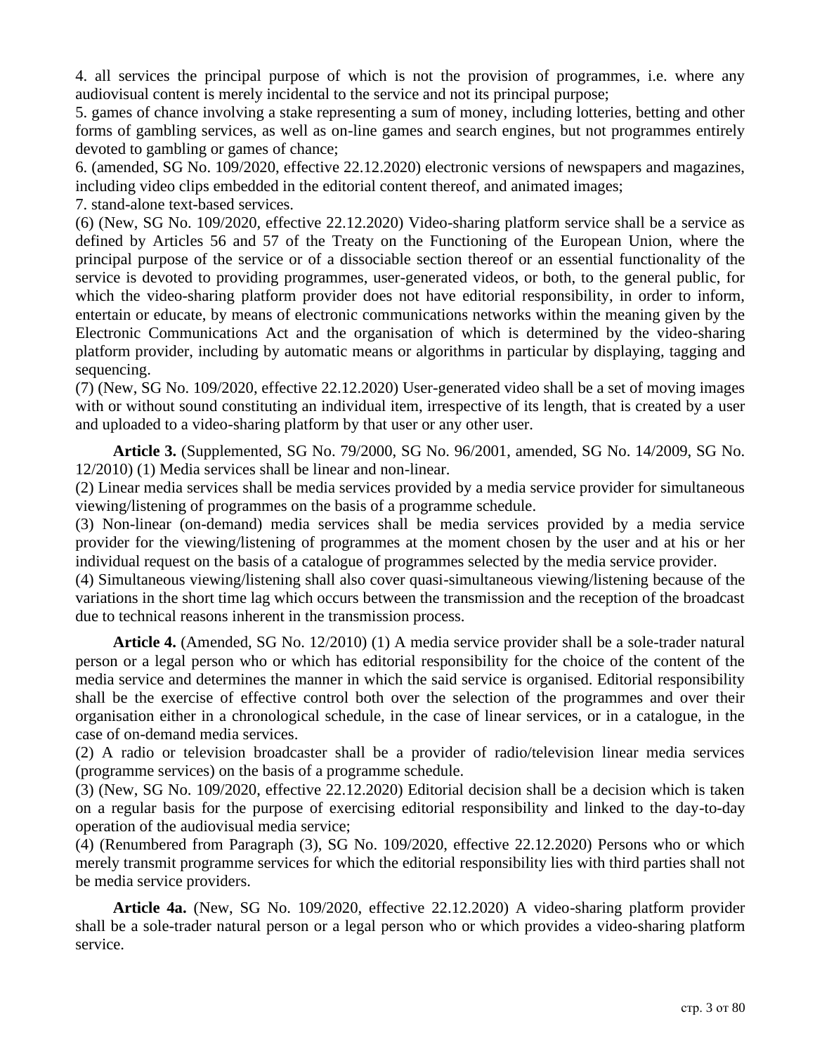4. all services the principal purpose of which is not the provision of programmes, i.e. where any audiovisual content is merely incidental to the service and not its principal purpose;

5. games of chance involving a stake representing a sum of money, including lotteries, betting and other forms of gambling services, as well as on-line games and search engines, but not programmes entirely devoted to gambling or games of chance;

6. (amended, SG No. 109/2020, effective 22.12.2020) electronic versions of newspapers and magazines, including video clips embedded in the editorial content thereof, and animated images;

7. stand-alone text-based services.

(6) (New, SG No. 109/2020, effective 22.12.2020) Video-sharing platform service shall be a service as defined by Articles 56 and 57 of the Treaty on the Functioning of the European Union, where the principal purpose of the service or of a dissociable section thereof or an essential functionality of the service is devoted to providing programmes, user-generated videos, or both, to the general public, for which the video-sharing platform provider does not have editorial responsibility, in order to inform, entertain or educate, by means of electronic communications networks within the meaning given by the Electronic Communications Act and the organisation of which is determined by the video-sharing platform provider, including by automatic means or algorithms in particular by displaying, tagging and sequencing.

(7) (New, SG No. 109/2020, effective 22.12.2020) User-generated video shall be a set of moving images with or without sound constituting an individual item, irrespective of its length, that is created by a user and uploaded to a video-sharing platform by that user or any other user.

**Article 3.** (Supplemented, SG No. 79/2000, SG No. 96/2001, amended, SG No. 14/2009, SG No. 12/2010) (1) Media services shall be linear and non-linear.

(2) Linear media services shall be media services provided by a media service provider for simultaneous viewing/listening of programmes on the basis of a programme schedule.

(3) Non-linear (on-demand) media services shall be media services provided by a media service provider for the viewing/listening of programmes at the moment chosen by the user and at his or her individual request on the basis of a catalogue of programmes selected by the media service provider.

(4) Simultaneous viewing/listening shall also cover quasi-simultaneous viewing/listening because of the variations in the short time lag which occurs between the transmission and the reception of the broadcast due to technical reasons inherent in the transmission process.

**Article 4.** (Amended, SG No. 12/2010) (1) A media service provider shall be a sole-trader natural person or a legal person who or which has editorial responsibility for the choice of the content of the media service and determines the manner in which the said service is organised. Editorial responsibility shall be the exercise of effective control both over the selection of the programmes and over their organisation either in a chronological schedule, in the case of linear services, or in a catalogue, in the case of on-demand media services.

(2) A radio or television broadcaster shall be a provider of radio/television linear media services (programme services) on the basis of a programme schedule.

(3) (New, SG No. 109/2020, effective 22.12.2020) Editorial decision shall be a decision which is taken on a regular basis for the purpose of exercising editorial responsibility and linked to the day-to-day operation of the audiovisual media service;

(4) (Renumbered from Paragraph (3), SG No. 109/2020, effective 22.12.2020) Persons who or which merely transmit programme services for which the editorial responsibility lies with third parties shall not be media service providers.

**Article 4a.** (New, SG No. 109/2020, effective 22.12.2020) A video-sharing platform provider shall be a sole-trader natural person or a legal person who or which provides a video-sharing platform service.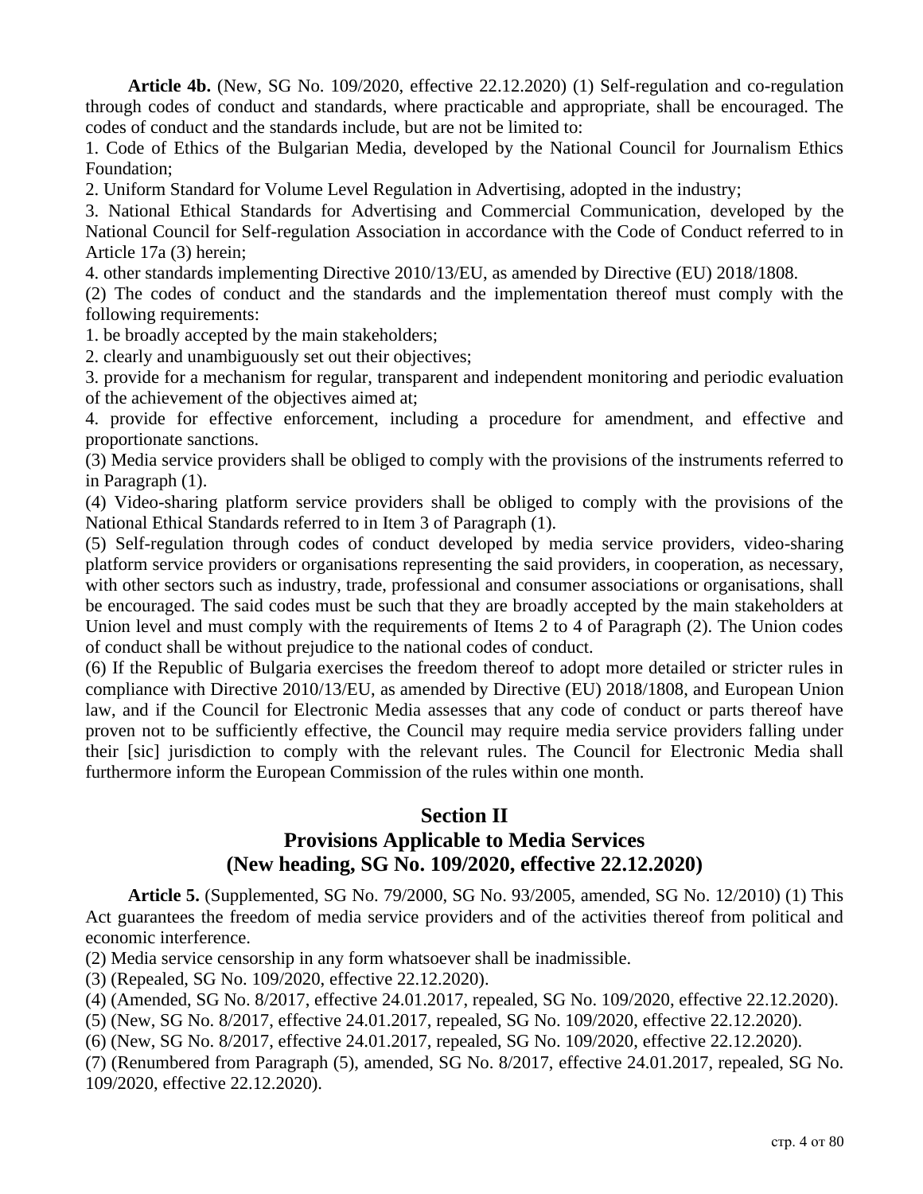**Article 4b.** (New, SG No. 109/2020, effective 22.12.2020) (1) Self-regulation and co-regulation through codes of conduct and standards, where practicable and appropriate, shall be encouraged. The codes of conduct and the standards include, but are not be limited to:

1. Code of Ethics of the Bulgarian Media, developed by the National Council for Journalism Ethics Foundation;
2. Uniform Standard for Volume Level Regulation in Advertising, adopted in the industry;
3. National Ethical Standards for Advertising and Commercial Communication, developed by the National Council for Self-regulation Association in accordance with the Code of Conduct referred to in Article 17a (3) herein;
4. other standards implementing Directive 2010/13/EU, as amended by Directive (EU) 2018/1808.

(2) The codes of conduct and the standards and the implementation thereof must comply with the following requirements:

1. be broadly accepted by the main stakeholders;
2. clearly and unambiguously set out their objectives;
3. provide for a mechanism for regular, transparent and independent monitoring and periodic evaluation of the achievement of the objectives aimed at;
4. provide for effective enforcement, including a procedure for amendment, and effective and proportionate sanctions.

(3) Media service providers shall be obliged to comply with the provisions of the instruments referred to in Paragraph (1).

(4) Video-sharing platform service providers shall be obliged to comply with the provisions of the National Ethical Standards referred to in Item 3 of Paragraph (1).

(5) Self-regulation through codes of conduct developed by media service providers, video-sharing platform service providers or organisations representing the said providers, in cooperation, as necessary, with other sectors such as industry, trade, professional and consumer associations or organisations, shall be encouraged. The said codes must be such that they are broadly accepted by the main stakeholders at Union level and must comply with the requirements of Items 2 to 4 of Paragraph (2). The Union codes of conduct shall be without prejudice to the national codes of conduct.

(6) If the Republic of Bulgaria exercises the freedom thereof to adopt more detailed or stricter rules in compliance with Directive 2010/13/EU, as amended by Directive (EU) 2018/1808, and European Union law, and if the Council for Electronic Media assesses that any code of conduct or parts thereof have proven not to be sufficiently effective, the Council may require media service providers falling under their [sic] jurisdiction to comply with the relevant rules. The Council for Electronic Media shall furthermore inform the European Commission of the rules within one month.

## Section II
## Provisions Applicable to Media Services
## (New heading, SG No. 109/2020, effective 22.12.2020)

**Article 5.** (Supplemented, SG No. 79/2000, SG No. 93/2005, amended, SG No. 12/2010) (1) This Act guarantees the freedom of media service providers and of the activities thereof from political and economic interference.

(2) Media service censorship in any form whatsoever shall be inadmissible.

(3) (Repealed, SG No. 109/2020, effective 22.12.2020).

(4) (Amended, SG No. 8/2017, effective 24.01.2017, repealed, SG No. 109/2020, effective 22.12.2020).

(5) (New, SG No. 8/2017, effective 24.01.2017, repealed, SG No. 109/2020, effective 22.12.2020).

(6) (New, SG No. 8/2017, effective 24.01.2017, repealed, SG No. 109/2020, effective 22.12.2020).

(7) (Renumbered from Paragraph (5), amended, SG No. 8/2017, effective 24.01.2017, repealed, SG No. 109/2020, effective 22.12.2020).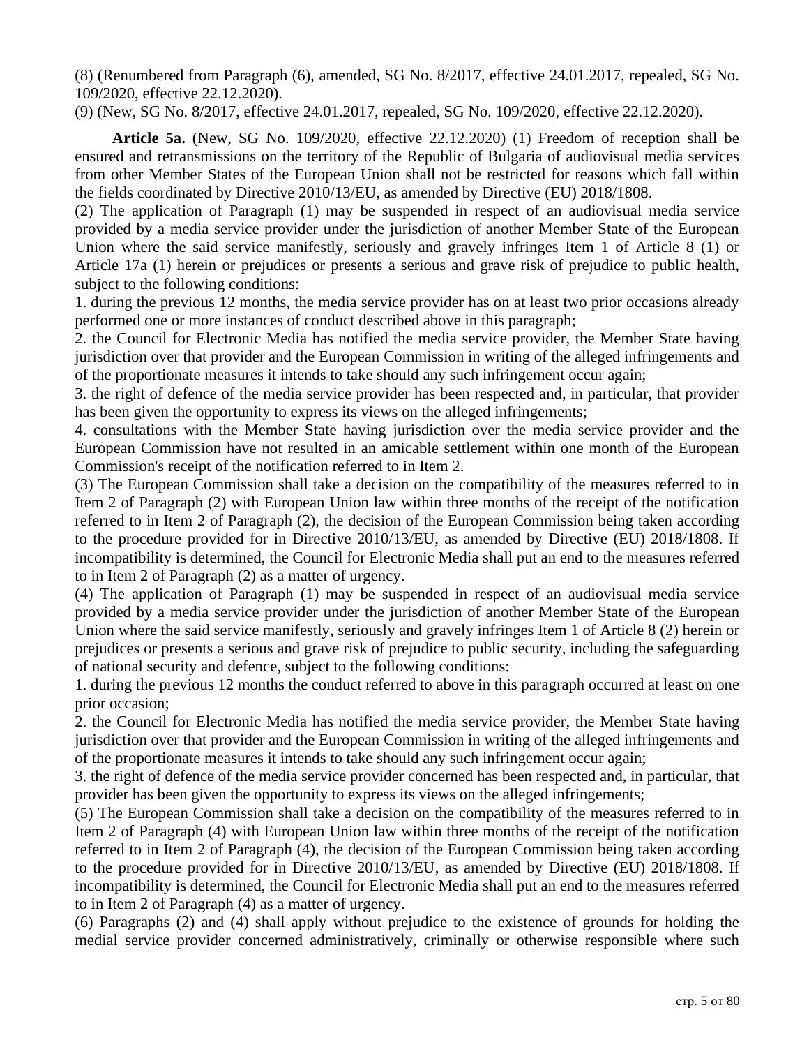(8) (Renumbered from Paragraph (6), amended, SG No. 8/2017, effective 24.01.2017, repealed, SG No. 109/2020, effective 22.12.2020).

(9) (New, SG No. 8/2017, effective 24.01.2017, repealed, SG No. 109/2020, effective 22.12.2020).

**Article 5a.** (New, SG No. 109/2020, effective 22.12.2020) (1) Freedom of reception shall be ensured and retransmissions on the territory of the Republic of Bulgaria of audiovisual media services from other Member States of the European Union shall not be restricted for reasons which fall within the fields coordinated by Directive 2010/13/EU, as amended by Directive (EU) 2018/1808.

(2) The application of Paragraph (1) may be suspended in respect of an audiovisual media service provided by a media service provider under the jurisdiction of another Member State of the European Union where the said service manifestly, seriously and gravely infringes Item 1 of Article 8 (1) or Article 17a (1) herein or prejudices or presents a serious and grave risk of prejudice to public health, subject to the following conditions:

1. during the previous 12 months, the media service provider has on at least two prior occasions already performed one or more instances of conduct described above in this paragraph;
2. the Council for Electronic Media has notified the media service provider, the Member State having jurisdiction over that provider and the European Commission in writing of the alleged infringements and of the proportionate measures it intends to take should any such infringement occur again;
3. the right of defence of the media service provider has been respected and, in particular, that provider has been given the opportunity to express its views on the alleged infringements;
4. consultations with the Member State having jurisdiction over the media service provider and the European Commission have not resulted in an amicable settlement within one month of the European Commission's receipt of the notification referred to in Item 2.

(3) The European Commission shall take a decision on the compatibility of the measures referred to in Item 2 of Paragraph (2) with European Union law within three months of the receipt of the notification referred to in Item 2 of Paragraph (2), the decision of the European Commission being taken according to the procedure provided for in Directive 2010/13/EU, as amended by Directive (EU) 2018/1808. If incompatibility is determined, the Council for Electronic Media shall put an end to the measures referred to in Item 2 of Paragraph (2) as a matter of urgency.

(4) The application of Paragraph (1) may be suspended in respect of an audiovisual media service provided by a media service provider under the jurisdiction of another Member State of the European Union where the said service manifestly, seriously and gravely infringes Item 1 of Article 8 (2) herein or prejudices or presents a serious and grave risk of prejudice to public security, including the safeguarding of national security and defence, subject to the following conditions:

1. during the previous 12 months the conduct referred to above in this paragraph occurred at least on one prior occasion;
2. the Council for Electronic Media has notified the media service provider, the Member State having jurisdiction over that provider and the European Commission in writing of the alleged infringements and of the proportionate measures it intends to take should any such infringement occur again;
3. the right of defence of the media service provider concerned has been respected and, in particular, that provider has been given the opportunity to express its views on the alleged infringements;

(5) The European Commission shall take a decision on the compatibility of the measures referred to in Item 2 of Paragraph (4) with European Union law within three months of the receipt of the notification referred to in Item 2 of Paragraph (4), the decision of the European Commission being taken according to the procedure provided for in Directive 2010/13/EU, as amended by Directive (EU) 2018/1808. If incompatibility is determined, the Council for Electronic Media shall put an end to the measures referred to in Item 2 of Paragraph (4) as a matter of urgency.

(6) Paragraphs (2) and (4) shall apply without prejudice to the existence of grounds for holding the medial service provider concerned administratively, criminally or otherwise responsible where such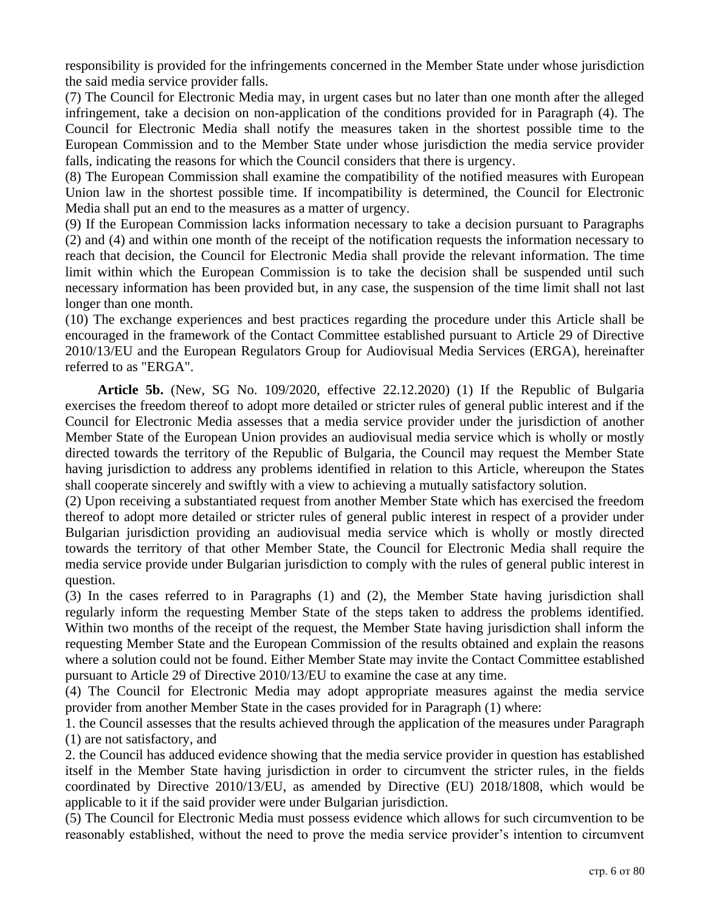responsibility is provided for the infringements concerned in the Member State under whose jurisdiction the said media service provider falls.

(7) The Council for Electronic Media may, in urgent cases but no later than one month after the alleged infringement, take a decision on non-application of the conditions provided for in Paragraph (4). The Council for Electronic Media shall notify the measures taken in the shortest possible time to the European Commission and to the Member State under whose jurisdiction the media service provider falls, indicating the reasons for which the Council considers that there is urgency.

(8) The European Commission shall examine the compatibility of the notified measures with European Union law in the shortest possible time. If incompatibility is determined, the Council for Electronic Media shall put an end to the measures as a matter of urgency.

(9) If the European Commission lacks information necessary to take a decision pursuant to Paragraphs (2) and (4) and within one month of the receipt of the notification requests the information necessary to reach that decision, the Council for Electronic Media shall provide the relevant information. The time limit within which the European Commission is to take the decision shall be suspended until such necessary information has been provided but, in any case, the suspension of the time limit shall not last longer than one month.

(10) The exchange experiences and best practices regarding the procedure under this Article shall be encouraged in the framework of the Contact Committee established pursuant to Article 29 of Directive 2010/13/EU and the European Regulators Group for Audiovisual Media Services (ERGA), hereinafter referred to as "ERGA".

**Article 5b.** (New, SG No. 109/2020, effective 22.12.2020) (1) If the Republic of Bulgaria exercises the freedom thereof to adopt more detailed or stricter rules of general public interest and if the Council for Electronic Media assesses that a media service provider under the jurisdiction of another Member State of the European Union provides an audiovisual media service which is wholly or mostly directed towards the territory of the Republic of Bulgaria, the Council may request the Member State having jurisdiction to address any problems identified in relation to this Article, whereupon the States shall cooperate sincerely and swiftly with a view to achieving a mutually satisfactory solution.

(2) Upon receiving a substantiated request from another Member State which has exercised the freedom thereof to adopt more detailed or stricter rules of general public interest in respect of a provider under Bulgarian jurisdiction providing an audiovisual media service which is wholly or mostly directed towards the territory of that other Member State, the Council for Electronic Media shall require the media service provide under Bulgarian jurisdiction to comply with the rules of general public interest in question.

(3) In the cases referred to in Paragraphs (1) and (2), the Member State having jurisdiction shall regularly inform the requesting Member State of the steps taken to address the problems identified. Within two months of the receipt of the request, the Member State having jurisdiction shall inform the requesting Member State and the European Commission of the results obtained and explain the reasons where a solution could not be found. Either Member State may invite the Contact Committee established pursuant to Article 29 of Directive 2010/13/EU to examine the case at any time.

(4) The Council for Electronic Media may adopt appropriate measures against the media service provider from another Member State in the cases provided for in Paragraph (1) where:

1. the Council assesses that the results achieved through the application of the measures under Paragraph (1) are not satisfactory, and

2. the Council has adduced evidence showing that the media service provider in question has established itself in the Member State having jurisdiction in order to circumvent the stricter rules, in the fields coordinated by Directive 2010/13/EU, as amended by Directive (EU) 2018/1808, which would be applicable to it if the said provider were under Bulgarian jurisdiction.

(5) The Council for Electronic Media must possess evidence which allows for such circumvention to be reasonably established, without the need to prove the media service provider's intention to circumvent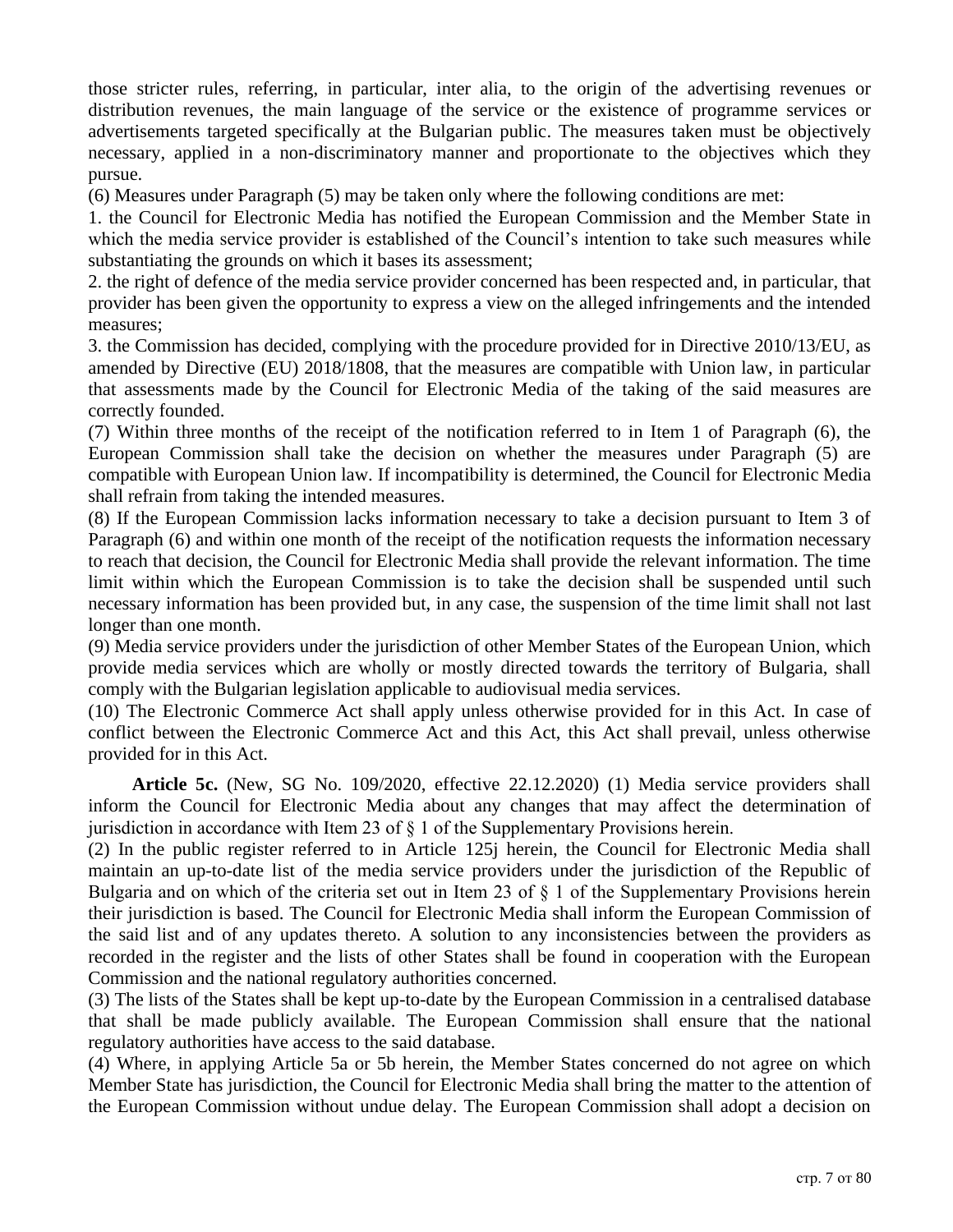those stricter rules, referring, in particular, inter alia, to the origin of the advertising revenues or distribution revenues, the main language of the service or the existence of programme services or advertisements targeted specifically at the Bulgarian public. The measures taken must be objectively necessary, applied in a non-discriminatory manner and proportionate to the objectives which they pursue.

(6) Measures under Paragraph (5) may be taken only where the following conditions are met:

1. the Council for Electronic Media has notified the European Commission and the Member State in which the media service provider is established of the Council's intention to take such measures while substantiating the grounds on which it bases its assessment;

2. the right of defence of the media service provider concerned has been respected and, in particular, that provider has been given the opportunity to express a view on the alleged infringements and the intended measures;

3. the Commission has decided, complying with the procedure provided for in Directive 2010/13/EU, as amended by Directive (EU) 2018/1808, that the measures are compatible with Union law, in particular that assessments made by the Council for Electronic Media of the taking of the said measures are correctly founded.

(7) Within three months of the receipt of the notification referred to in Item 1 of Paragraph (6), the European Commission shall take the decision on whether the measures under Paragraph (5) are compatible with European Union law. If incompatibility is determined, the Council for Electronic Media shall refrain from taking the intended measures.

(8) If the European Commission lacks information necessary to take a decision pursuant to Item 3 of Paragraph (6) and within one month of the receipt of the notification requests the information necessary to reach that decision, the Council for Electronic Media shall provide the relevant information. The time limit within which the European Commission is to take the decision shall be suspended until such necessary information has been provided but, in any case, the suspension of the time limit shall not last longer than one month.

(9) Media service providers under the jurisdiction of other Member States of the European Union, which provide media services which are wholly or mostly directed towards the territory of Bulgaria, shall comply with the Bulgarian legislation applicable to audiovisual media services.

(10) The Electronic Commerce Act shall apply unless otherwise provided for in this Act. In case of conflict between the Electronic Commerce Act and this Act, this Act shall prevail, unless otherwise provided for in this Act.

**Article 5c.** (New, SG No. 109/2020, effective 22.12.2020) (1) Media service providers shall inform the Council for Electronic Media about any changes that may affect the determination of jurisdiction in accordance with Item 23 of § 1 of the Supplementary Provisions herein.

(2) In the public register referred to in Article 125j herein, the Council for Electronic Media shall maintain an up-to-date list of the media service providers under the jurisdiction of the Republic of Bulgaria and on which of the criteria set out in Item 23 of § 1 of the Supplementary Provisions herein their jurisdiction is based. The Council for Electronic Media shall inform the European Commission of the said list and of any updates thereto. A solution to any inconsistencies between the providers as recorded in the register and the lists of other States shall be found in cooperation with the European Commission and the national regulatory authorities concerned.

(3) The lists of the States shall be kept up-to-date by the European Commission in a centralised database that shall be made publicly available. The European Commission shall ensure that the national regulatory authorities have access to the said database.

(4) Where, in applying Article 5a or 5b herein, the Member States concerned do not agree on which Member State has jurisdiction, the Council for Electronic Media shall bring the matter to the attention of the European Commission without undue delay. The European Commission shall adopt a decision on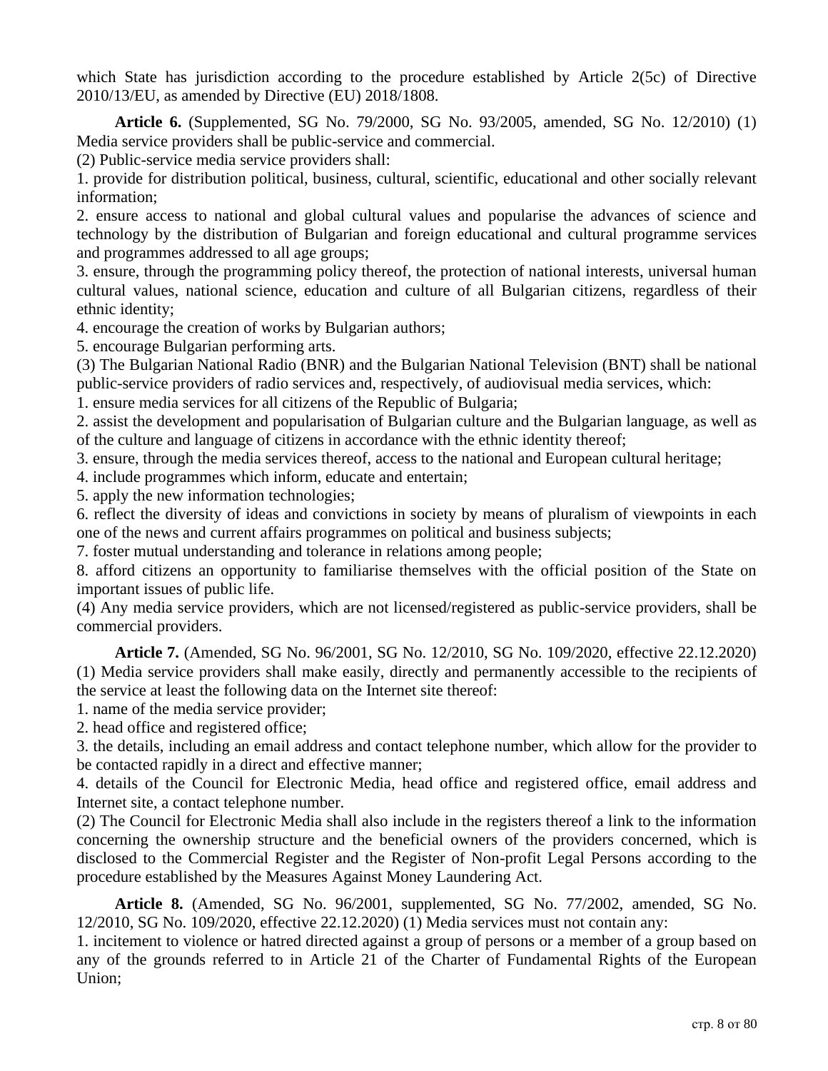which State has jurisdiction according to the procedure established by Article 2(5c) of Directive 2010/13/EU, as amended by Directive (EU) 2018/1808.

**Article 6.** (Supplemented, SG No. 79/2000, SG No. 93/2005, amended, SG No. 12/2010) (1) Media service providers shall be public-service and commercial.

(2) Public-service media service providers shall:

1. provide for distribution political, business, cultural, scientific, educational and other socially relevant information;

2. ensure access to national and global cultural values and popularise the advances of science and technology by the distribution of Bulgarian and foreign educational and cultural programme services and programmes addressed to all age groups;

3. ensure, through the programming policy thereof, the protection of national interests, universal human cultural values, national science, education and culture of all Bulgarian citizens, regardless of their ethnic identity;

4. encourage the creation of works by Bulgarian authors;

5. encourage Bulgarian performing arts.

(3) The Bulgarian National Radio (BNR) and the Bulgarian National Television (BNT) shall be national public-service providers of radio services and, respectively, of audiovisual media services, which:

1. ensure media services for all citizens of the Republic of Bulgaria;

2. assist the development and popularisation of Bulgarian culture and the Bulgarian language, as well as of the culture and language of citizens in accordance with the ethnic identity thereof;

3. ensure, through the media services thereof, access to the national and European cultural heritage;

4. include programmes which inform, educate and entertain;

5. apply the new information technologies;

6. reflect the diversity of ideas and convictions in society by means of pluralism of viewpoints in each one of the news and current affairs programmes on political and business subjects;

7. foster mutual understanding and tolerance in relations among people;

8. afford citizens an opportunity to familiarise themselves with the official position of the State on important issues of public life.

(4) Any media service providers, which are not licensed/registered as public-service providers, shall be commercial providers.

**Article 7.** (Amended, SG No. 96/2001, SG No. 12/2010, SG No. 109/2020, effective 22.12.2020) (1) Media service providers shall make easily, directly and permanently accessible to the recipients of the service at least the following data on the Internet site thereof:

1. name of the media service provider;

2. head office and registered office;

3. the details, including an email address and contact telephone number, which allow for the provider to be contacted rapidly in a direct and effective manner;

4. details of the Council for Electronic Media, head office and registered office, email address and Internet site, a contact telephone number.

(2) The Council for Electronic Media shall also include in the registers thereof a link to the information concerning the ownership structure and the beneficial owners of the providers concerned, which is disclosed to the Commercial Register and the Register of Non-profit Legal Persons according to the procedure established by the Measures Against Money Laundering Act.

**Article 8.** (Amended, SG No. 96/2001, supplemented, SG No. 77/2002, amended, SG No. 12/2010, SG No. 109/2020, effective 22.12.2020) (1) Media services must not contain any:

1. incitement to violence or hatred directed against a group of persons or a member of a group based on any of the grounds referred to in Article 21 of the Charter of Fundamental Rights of the European Union;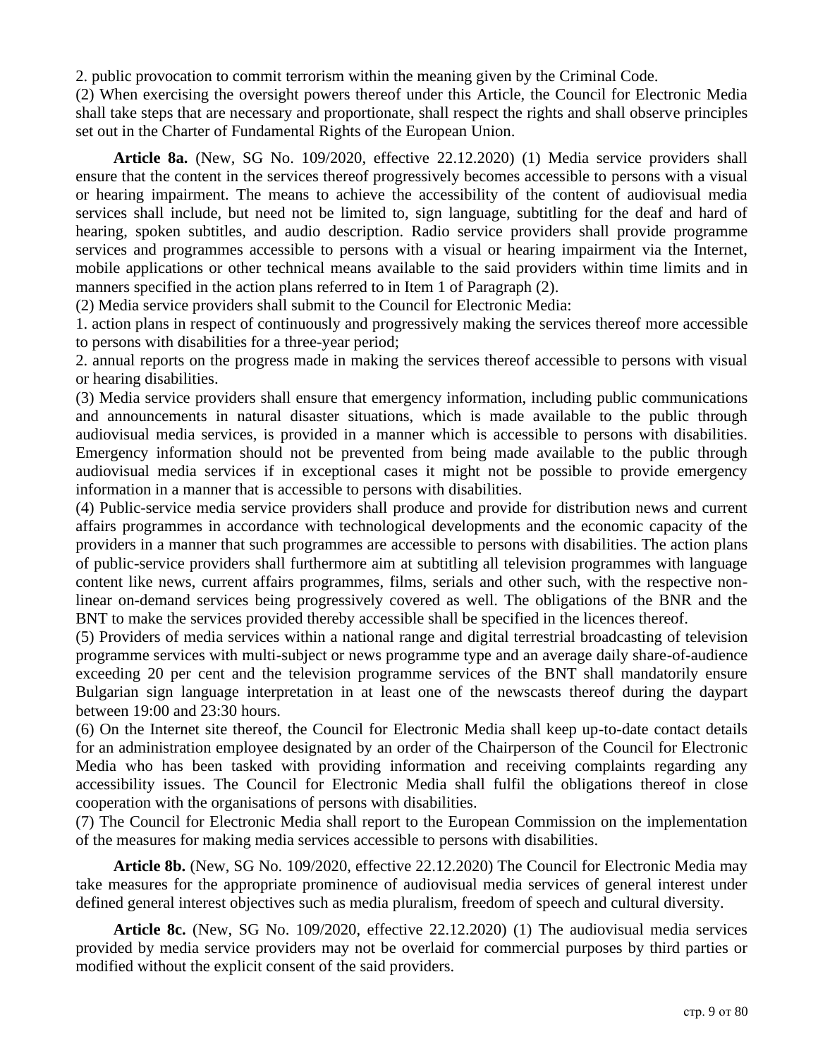2. public provocation to commit terrorism within the meaning given by the Criminal Code.

(2) When exercising the oversight powers thereof under this Article, the Council for Electronic Media shall take steps that are necessary and proportionate, shall respect the rights and shall observe principles set out in the Charter of Fundamental Rights of the European Union.

**Article 8a.** (New, SG No. 109/2020, effective 22.12.2020) (1) Media service providers shall ensure that the content in the services thereof progressively becomes accessible to persons with a visual or hearing impairment. The means to achieve the accessibility of the content of audiovisual media services shall include, but need not be limited to, sign language, subtitling for the deaf and hard of hearing, spoken subtitles, and audio description. Radio service providers shall provide programme services and programmes accessible to persons with a visual or hearing impairment via the Internet, mobile applications or other technical means available to the said providers within time limits and in manners specified in the action plans referred to in Item 1 of Paragraph (2).

(2) Media service providers shall submit to the Council for Electronic Media:

1. action plans in respect of continuously and progressively making the services thereof more accessible to persons with disabilities for a three-year period;

2. annual reports on the progress made in making the services thereof accessible to persons with visual or hearing disabilities.

(3) Media service providers shall ensure that emergency information, including public communications and announcements in natural disaster situations, which is made available to the public through audiovisual media services, is provided in a manner which is accessible to persons with disabilities. Emergency information should not be prevented from being made available to the public through audiovisual media services if in exceptional cases it might not be possible to provide emergency information in a manner that is accessible to persons with disabilities.

(4) Public-service media service providers shall produce and provide for distribution news and current affairs programmes in accordance with technological developments and the economic capacity of the providers in a manner that such programmes are accessible to persons with disabilities. The action plans of public-service providers shall furthermore aim at subtitling all television programmes with language content like news, current affairs programmes, films, serials and other such, with the respective non-linear on-demand services being progressively covered as well. The obligations of the BNR and the BNT to make the services provided thereby accessible shall be specified in the licences thereof.

(5) Providers of media services within a national range and digital terrestrial broadcasting of television programme services with multi-subject or news programme type and an average daily share-of-audience exceeding 20 per cent and the television programme services of the BNT shall mandatorily ensure Bulgarian sign language interpretation in at least one of the newscasts thereof during the daypart between 19:00 and 23:30 hours.

(6) On the Internet site thereof, the Council for Electronic Media shall keep up-to-date contact details for an administration employee designated by an order of the Chairperson of the Council for Electronic Media who has been tasked with providing information and receiving complaints regarding any accessibility issues. The Council for Electronic Media shall fulfil the obligations thereof in close cooperation with the organisations of persons with disabilities.

(7) The Council for Electronic Media shall report to the European Commission on the implementation of the measures for making media services accessible to persons with disabilities.

**Article 8b.** (New, SG No. 109/2020, effective 22.12.2020) The Council for Electronic Media may take measures for the appropriate prominence of audiovisual media services of general interest under defined general interest objectives such as media pluralism, freedom of speech and cultural diversity.

**Article 8c.** (New, SG No. 109/2020, effective 22.12.2020) (1) The audiovisual media services provided by media service providers may not be overlaid for commercial purposes by third parties or modified without the explicit consent of the said providers.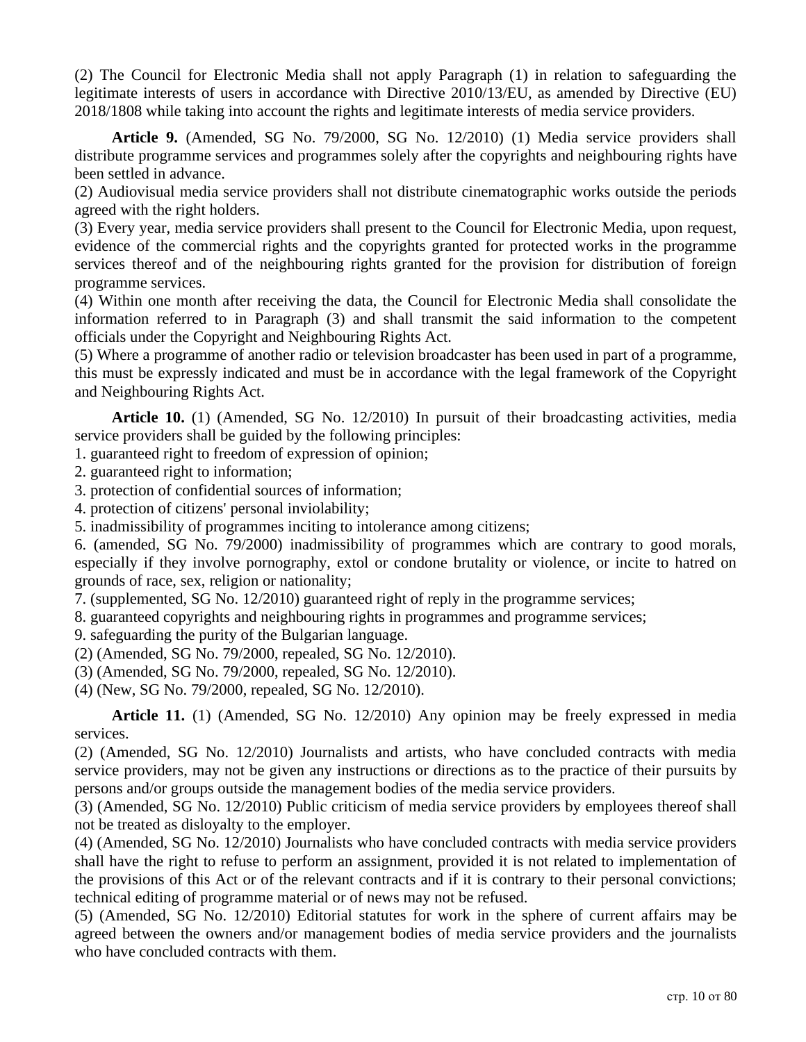(2) The Council for Electronic Media shall not apply Paragraph (1) in relation to safeguarding the legitimate interests of users in accordance with Directive 2010/13/EU, as amended by Directive (EU) 2018/1808 while taking into account the rights and legitimate interests of media service providers.

**Article 9.** (Amended, SG No. 79/2000, SG No. 12/2010) (1) Media service providers shall distribute programme services and programmes solely after the copyrights and neighbouring rights have been settled in advance.

(2) Audiovisual media service providers shall not distribute cinematographic works outside the periods agreed with the right holders.

(3) Every year, media service providers shall present to the Council for Electronic Media, upon request, evidence of the commercial rights and the copyrights granted for protected works in the programme services thereof and of the neighbouring rights granted for the provision for distribution of foreign programme services.

(4) Within one month after receiving the data, the Council for Electronic Media shall consolidate the information referred to in Paragraph (3) and shall transmit the said information to the competent officials under the Copyright and Neighbouring Rights Act.

(5) Where a programme of another radio or television broadcaster has been used in part of a programme, this must be expressly indicated and must be in accordance with the legal framework of the Copyright and Neighbouring Rights Act.

**Article 10.** (1) (Amended, SG No. 12/2010) In pursuit of their broadcasting activities, media service providers shall be guided by the following principles:

1. guaranteed right to freedom of expression of opinion;
2. guaranteed right to information;
3. protection of confidential sources of information;
4. protection of citizens' personal inviolability;
5. inadmissibility of programmes inciting to intolerance among citizens;
6. (amended, SG No. 79/2000) inadmissibility of programmes which are contrary to good morals, especially if they involve pornography, extol or condone brutality or violence, or incite to hatred on grounds of race, sex, religion or nationality;
7. (supplemented, SG No. 12/2010) guaranteed right of reply in the programme services;
8. guaranteed copyrights and neighbouring rights in programmes and programme services;
9. safeguarding the purity of the Bulgarian language.

(2) (Amended, SG No. 79/2000, repealed, SG No. 12/2010).

(3) (Amended, SG No. 79/2000, repealed, SG No. 12/2010).

(4) (New, SG No. 79/2000, repealed, SG No. 12/2010).

**Article 11.** (1) (Amended, SG No. 12/2010) Any opinion may be freely expressed in media services.

(2) (Amended, SG No. 12/2010) Journalists and artists, who have concluded contracts with media service providers, may not be given any instructions or directions as to the practice of their pursuits by persons and/or groups outside the management bodies of the media service providers.

(3) (Amended, SG No. 12/2010) Public criticism of media service providers by employees thereof shall not be treated as disloyalty to the employer.

(4) (Amended, SG No. 12/2010) Journalists who have concluded contracts with media service providers shall have the right to refuse to perform an assignment, provided it is not related to implementation of the provisions of this Act or of the relevant contracts and if it is contrary to their personal convictions; technical editing of programme material or of news may not be refused.

(5) (Amended, SG No. 12/2010) Editorial statutes for work in the sphere of current affairs may be agreed between the owners and/or management bodies of media service providers and the journalists who have concluded contracts with them.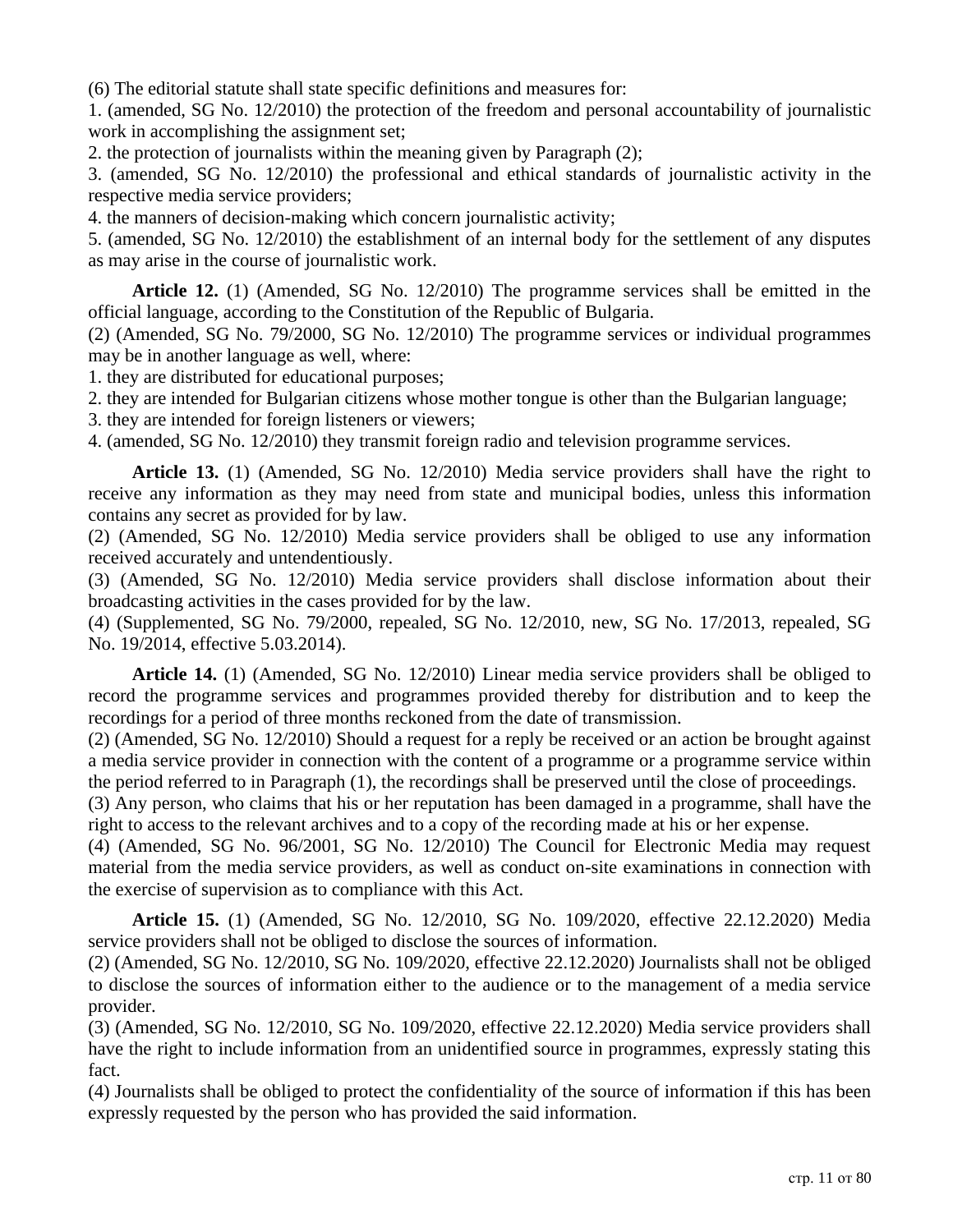(6) The editorial statute shall state specific definitions and measures for:

1. (amended, SG No. 12/2010) the protection of the freedom and personal accountability of journalistic work in accomplishing the assignment set;
2. the protection of journalists within the meaning given by Paragraph (2);
3. (amended, SG No. 12/2010) the professional and ethical standards of journalistic activity in the respective media service providers;
4. the manners of decision-making which concern journalistic activity;
5. (amended, SG No. 12/2010) the establishment of an internal body for the settlement of any disputes as may arise in the course of journalistic work.

**Article 12.** (1) (Amended, SG No. 12/2010) The programme services shall be emitted in the official language, according to the Constitution of the Republic of Bulgaria.

(2) (Amended, SG No. 79/2000, SG No. 12/2010) The programme services or individual programmes may be in another language as well, where:

1. they are distributed for educational purposes;
2. they are intended for Bulgarian citizens whose mother tongue is other than the Bulgarian language;
3. they are intended for foreign listeners or viewers;
4. (amended, SG No. 12/2010) they transmit foreign radio and television programme services.

**Article 13.** (1) (Amended, SG No. 12/2010) Media service providers shall have the right to receive any information as they may need from state and municipal bodies, unless this information contains any secret as provided for by law.

(2) (Amended, SG No. 12/2010) Media service providers shall be obliged to use any information received accurately and untendentiously.

(3) (Amended, SG No. 12/2010) Media service providers shall disclose information about their broadcasting activities in the cases provided for by the law.

(4) (Supplemented, SG No. 79/2000, repealed, SG No. 12/2010, new, SG No. 17/2013, repealed, SG No. 19/2014, effective 5.03.2014).

**Article 14.** (1) (Amended, SG No. 12/2010) Linear media service providers shall be obliged to record the programme services and programmes provided thereby for distribution and to keep the recordings for a period of three months reckoned from the date of transmission.

(2) (Amended, SG No. 12/2010) Should a request for a reply be received or an action be brought against a media service provider in connection with the content of a programme or a programme service within the period referred to in Paragraph (1), the recordings shall be preserved until the close of proceedings.

(3) Any person, who claims that his or her reputation has been damaged in a programme, shall have the right to access to the relevant archives and to a copy of the recording made at his or her expense.

(4) (Amended, SG No. 96/2001, SG No. 12/2010) The Council for Electronic Media may request material from the media service providers, as well as conduct on-site examinations in connection with the exercise of supervision as to compliance with this Act.

**Article 15.** (1) (Amended, SG No. 12/2010, SG No. 109/2020, effective 22.12.2020) Media service providers shall not be obliged to disclose the sources of information.

(2) (Amended, SG No. 12/2010, SG No. 109/2020, effective 22.12.2020) Journalists shall not be obliged to disclose the sources of information either to the audience or to the management of a media service provider.

(3) (Amended, SG No. 12/2010, SG No. 109/2020, effective 22.12.2020) Media service providers shall have the right to include information from an unidentified source in programmes, expressly stating this fact.

(4) Journalists shall be obliged to protect the confidentiality of the source of information if this has been expressly requested by the person who has provided the said information.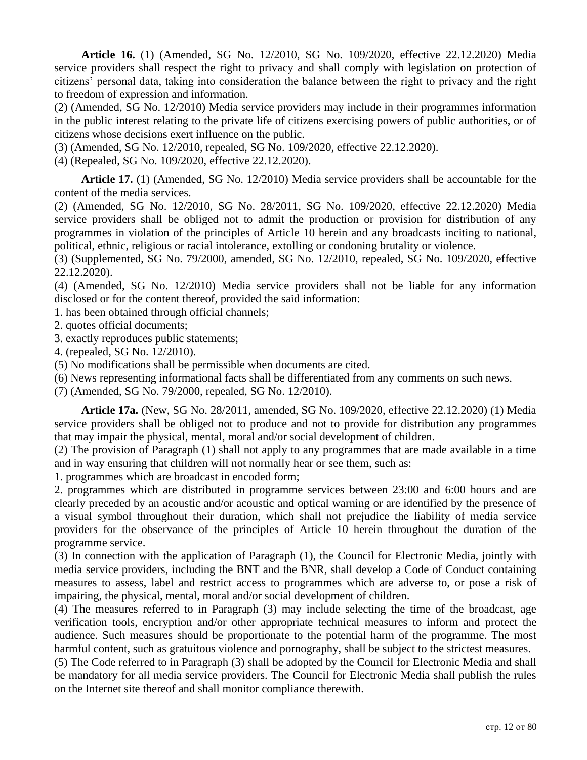**Article 16.** (1) (Amended, SG No. 12/2010, SG No. 109/2020, effective 22.12.2020) Media service providers shall respect the right to privacy and shall comply with legislation on protection of citizens' personal data, taking into consideration the balance between the right to privacy and the right to freedom of expression and information.

(2) (Amended, SG No. 12/2010) Media service providers may include in their programmes information in the public interest relating to the private life of citizens exercising powers of public authorities, or of citizens whose decisions exert influence on the public.

(3) (Amended, SG No. 12/2010, repealed, SG No. 109/2020, effective 22.12.2020).

(4) (Repealed, SG No. 109/2020, effective 22.12.2020).

**Article 17.** (1) (Amended, SG No. 12/2010) Media service providers shall be accountable for the content of the media services.

(2) (Amended, SG No. 12/2010, SG No. 28/2011, SG No. 109/2020, effective 22.12.2020) Media service providers shall be obliged not to admit the production or provision for distribution of any programmes in violation of the principles of Article 10 herein and any broadcasts inciting to national, political, ethnic, religious or racial intolerance, extolling or condoning brutality or violence.

(3) (Supplemented, SG No. 79/2000, amended, SG No. 12/2010, repealed, SG No. 109/2020, effective 22.12.2020).

(4) (Amended, SG No. 12/2010) Media service providers shall not be liable for any information disclosed or for the content thereof, provided the said information:

1. has been obtained through official channels;
2. quotes official documents;
3. exactly reproduces public statements;
4. (repealed, SG No. 12/2010).

(5) No modifications shall be permissible when documents are cited.

(6) News representing informational facts shall be differentiated from any comments on such news.

(7) (Amended, SG No. 79/2000, repealed, SG No. 12/2010).

**Article 17a.** (New, SG No. 28/2011, amended, SG No. 109/2020, effective 22.12.2020) (1) Media service providers shall be obliged not to produce and not to provide for distribution any programmes that may impair the physical, mental, moral and/or social development of children.

(2) The provision of Paragraph (1) shall not apply to any programmes that are made available in a time and in way ensuring that children will not normally hear or see them, such as:

1. programmes which are broadcast in encoded form;
2. programmes which are distributed in programme services between 23:00 and 6:00 hours and are clearly preceded by an acoustic and/or acoustic and optical warning or are identified by the presence of a visual symbol throughout their duration, which shall not prejudice the liability of media service providers for the observance of the principles of Article 10 herein throughout the duration of the programme service.

(3) In connection with the application of Paragraph (1), the Council for Electronic Media, jointly with media service providers, including the BNT and the BNR, shall develop a Code of Conduct containing measures to assess, label and restrict access to programmes which are adverse to, or pose a risk of impairing, the physical, mental, moral and/or social development of children.

(4) The measures referred to in Paragraph (3) may include selecting the time of the broadcast, age verification tools, encryption and/or other appropriate technical measures to inform and protect the audience. Such measures should be proportionate to the potential harm of the programme. The most harmful content, such as gratuitous violence and pornography, shall be subject to the strictest measures.

(5) The Code referred to in Paragraph (3) shall be adopted by the Council for Electronic Media and shall be mandatory for all media service providers. The Council for Electronic Media shall publish the rules on the Internet site thereof and shall monitor compliance therewith.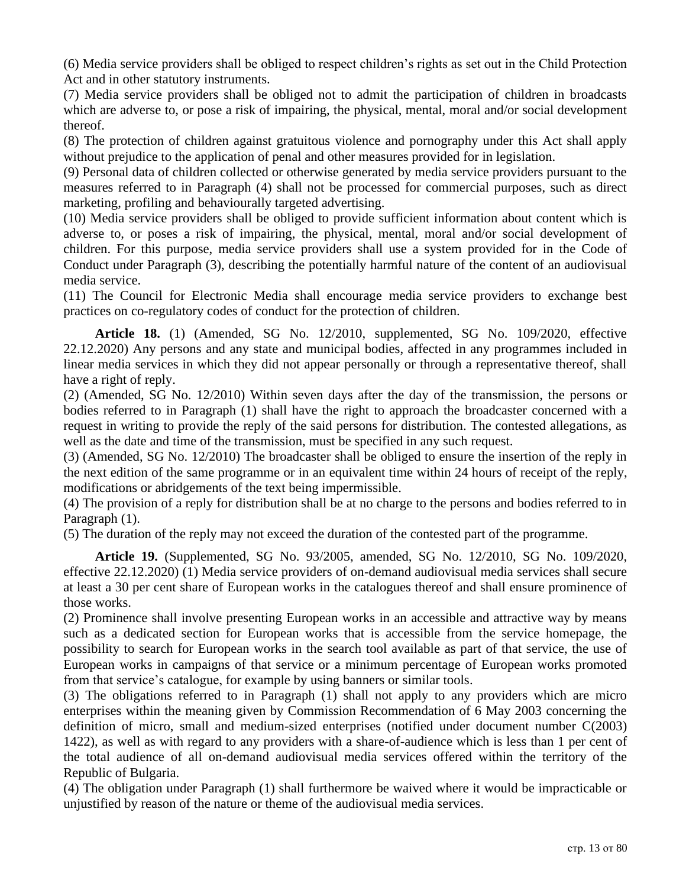(6) Media service providers shall be obliged to respect children's rights as set out in the Child Protection Act and in other statutory instruments.

(7) Media service providers shall be obliged not to admit the participation of children in broadcasts which are adverse to, or pose a risk of impairing, the physical, mental, moral and/or social development thereof.

(8) The protection of children against gratuitous violence and pornography under this Act shall apply without prejudice to the application of penal and other measures provided for in legislation.

(9) Personal data of children collected or otherwise generated by media service providers pursuant to the measures referred to in Paragraph (4) shall not be processed for commercial purposes, such as direct marketing, profiling and behaviourally targeted advertising.

(10) Media service providers shall be obliged to provide sufficient information about content which is adverse to, or poses a risk of impairing, the physical, mental, moral and/or social development of children. For this purpose, media service providers shall use a system provided for in the Code of Conduct under Paragraph (3), describing the potentially harmful nature of the content of an audiovisual media service.

(11) The Council for Electronic Media shall encourage media service providers to exchange best practices on co-regulatory codes of conduct for the protection of children.

**Article 18.** (1) (Amended, SG No. 12/2010, supplemented, SG No. 109/2020, effective 22.12.2020) Any persons and any state and municipal bodies, affected in any programmes included in linear media services in which they did not appear personally or through a representative thereof, shall have a right of reply.

(2) (Amended, SG No. 12/2010) Within seven days after the day of the transmission, the persons or bodies referred to in Paragraph (1) shall have the right to approach the broadcaster concerned with a request in writing to provide the reply of the said persons for distribution. The contested allegations, as well as the date and time of the transmission, must be specified in any such request.

(3) (Amended, SG No. 12/2010) The broadcaster shall be obliged to ensure the insertion of the reply in the next edition of the same programme or in an equivalent time within 24 hours of receipt of the reply, modifications or abridgements of the text being impermissible.

(4) The provision of a reply for distribution shall be at no charge to the persons and bodies referred to in Paragraph (1).

(5) The duration of the reply may not exceed the duration of the contested part of the programme.

**Article 19.** (Supplemented, SG No. 93/2005, amended, SG No. 12/2010, SG No. 109/2020, effective 22.12.2020) (1) Media service providers of on-demand audiovisual media services shall secure at least a 30 per cent share of European works in the catalogues thereof and shall ensure prominence of those works.

(2) Prominence shall involve presenting European works in an accessible and attractive way by means such as a dedicated section for European works that is accessible from the service homepage, the possibility to search for European works in the search tool available as part of that service, the use of European works in campaigns of that service or a minimum percentage of European works promoted from that service's catalogue, for example by using banners or similar tools.

(3) The obligations referred to in Paragraph (1) shall not apply to any providers which are micro enterprises within the meaning given by Commission Recommendation of 6 May 2003 concerning the definition of micro, small and medium-sized enterprises (notified under document number C(2003) 1422), as well as with regard to any providers with a share-of-audience which is less than 1 per cent of the total audience of all on-demand audiovisual media services offered within the territory of the Republic of Bulgaria.

(4) The obligation under Paragraph (1) shall furthermore be waived where it would be impracticable or unjustified by reason of the nature or theme of the audiovisual media services.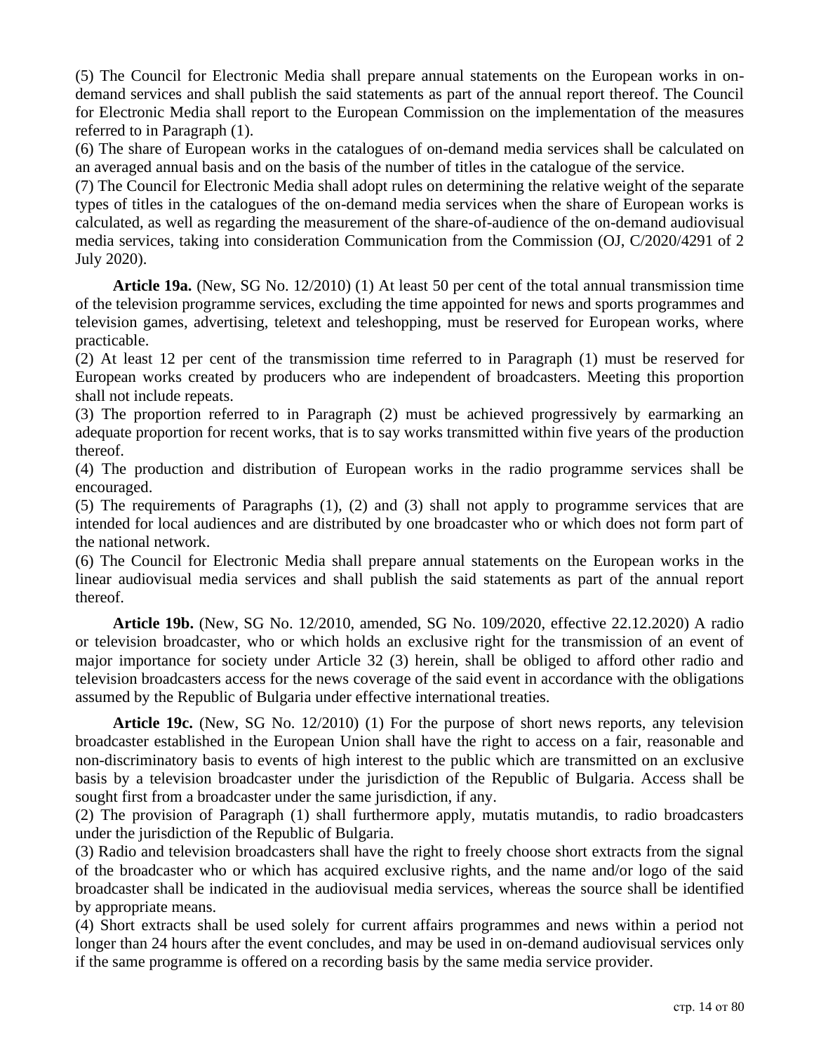(5) The Council for Electronic Media shall prepare annual statements on the European works in on-demand services and shall publish the said statements as part of the annual report thereof. The Council for Electronic Media shall report to the European Commission on the implementation of the measures referred to in Paragraph (1).

(6) The share of European works in the catalogues of on-demand media services shall be calculated on an averaged annual basis and on the basis of the number of titles in the catalogue of the service.

(7) The Council for Electronic Media shall adopt rules on determining the relative weight of the separate types of titles in the catalogues of the on-demand media services when the share of European works is calculated, as well as regarding the measurement of the share-of-audience of the on-demand audiovisual media services, taking into consideration Communication from the Commission (OJ, C/2020/4291 of 2 July 2020).

**Article 19a.** (New, SG No. 12/2010) (1) At least 50 per cent of the total annual transmission time of the television programme services, excluding the time appointed for news and sports programmes and television games, advertising, teletext and teleshopping, must be reserved for European works, where practicable.

(2) At least 12 per cent of the transmission time referred to in Paragraph (1) must be reserved for European works created by producers who are independent of broadcasters. Meeting this proportion shall not include repeats.

(3) The proportion referred to in Paragraph (2) must be achieved progressively by earmarking an adequate proportion for recent works, that is to say works transmitted within five years of the production thereof.

(4) The production and distribution of European works in the radio programme services shall be encouraged.

(5) The requirements of Paragraphs (1), (2) and (3) shall not apply to programme services that are intended for local audiences and are distributed by one broadcaster who or which does not form part of the national network.

(6) The Council for Electronic Media shall prepare annual statements on the European works in the linear audiovisual media services and shall publish the said statements as part of the annual report thereof.

**Article 19b.** (New, SG No. 12/2010, amended, SG No. 109/2020, effective 22.12.2020) A radio or television broadcaster, who or which holds an exclusive right for the transmission of an event of major importance for society under Article 32 (3) herein, shall be obliged to afford other radio and television broadcasters access for the news coverage of the said event in accordance with the obligations assumed by the Republic of Bulgaria under effective international treaties.

**Article 19c.** (New, SG No. 12/2010) (1) For the purpose of short news reports, any television broadcaster established in the European Union shall have the right to access on a fair, reasonable and non-discriminatory basis to events of high interest to the public which are transmitted on an exclusive basis by a television broadcaster under the jurisdiction of the Republic of Bulgaria. Access shall be sought first from a broadcaster under the same jurisdiction, if any.

(2) The provision of Paragraph (1) shall furthermore apply, mutatis mutandis, to radio broadcasters under the jurisdiction of the Republic of Bulgaria.

(3) Radio and television broadcasters shall have the right to freely choose short extracts from the signal of the broadcaster who or which has acquired exclusive rights, and the name and/or logo of the said broadcaster shall be indicated in the audiovisual media services, whereas the source shall be identified by appropriate means.

(4) Short extracts shall be used solely for current affairs programmes and news within a period not longer than 24 hours after the event concludes, and may be used in on-demand audiovisual services only if the same programme is offered on a recording basis by the same media service provider.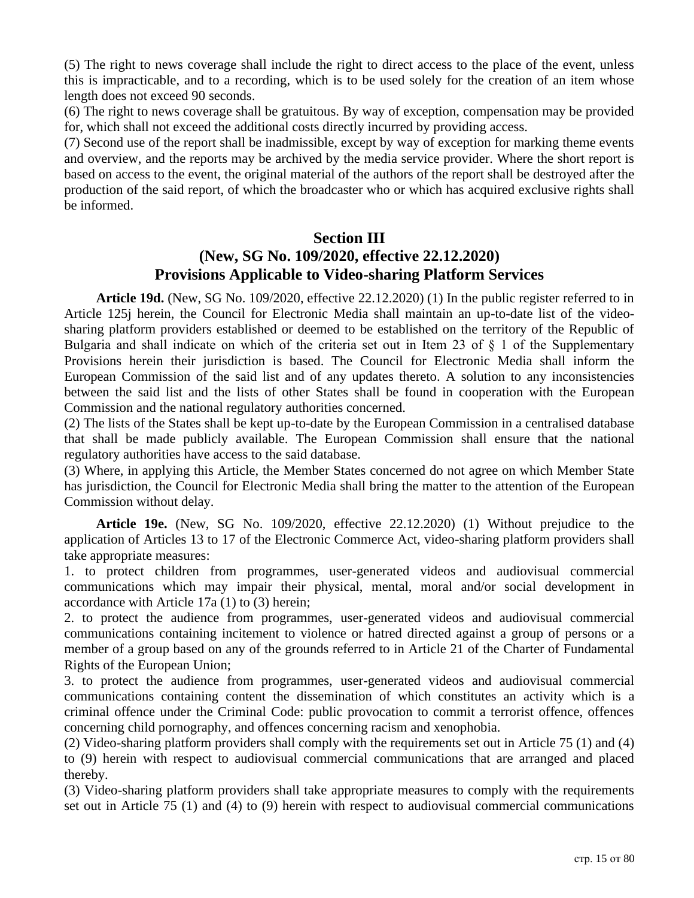(5) The right to news coverage shall include the right to direct access to the place of the event, unless this is impracticable, and to a recording, which is to be used solely for the creation of an item whose length does not exceed 90 seconds.
(6) The right to news coverage shall be gratuitous. By way of exception, compensation may be provided for, which shall not exceed the additional costs directly incurred by providing access.
(7) Second use of the report shall be inadmissible, except by way of exception for marking theme events and overview, and the reports may be archived by the media service provider. Where the short report is based on access to the event, the original material of the authors of the report shall be destroyed after the production of the said report, of which the broadcaster who or which has acquired exclusive rights shall be informed.

## Section III
## (New, SG No. 109/2020, effective 22.12.2020)
## Provisions Applicable to Video-sharing Platform Services

**Article 19d.** (New, SG No. 109/2020, effective 22.12.2020) (1) In the public register referred to in Article 125j herein, the Council for Electronic Media shall maintain an up-to-date list of the video-sharing platform providers established or deemed to be established on the territory of the Republic of Bulgaria and shall indicate on which of the criteria set out in Item 23 of § 1 of the Supplementary Provisions herein their jurisdiction is based. The Council for Electronic Media shall inform the European Commission of the said list and of any updates thereto. A solution to any inconsistencies between the said list and the lists of other States shall be found in cooperation with the European Commission and the national regulatory authorities concerned.
(2) The lists of the States shall be kept up-to-date by the European Commission in a centralised database that shall be made publicly available. The European Commission shall ensure that the national regulatory authorities have access to the said database.
(3) Where, in applying this Article, the Member States concerned do not agree on which Member State has jurisdiction, the Council for Electronic Media shall bring the matter to the attention of the European Commission without delay.

**Article 19e.** (New, SG No. 109/2020, effective 22.12.2020) (1) Without prejudice to the application of Articles 13 to 17 of the Electronic Commerce Act, video-sharing platform providers shall take appropriate measures:
1. to protect children from programmes, user-generated videos and audiovisual commercial communications which may impair their physical, mental, moral and/or social development in accordance with Article 17a (1) to (3) herein;
2. to protect the audience from programmes, user-generated videos and audiovisual commercial communications containing incitement to violence or hatred directed against a group of persons or a member of a group based on any of the grounds referred to in Article 21 of the Charter of Fundamental Rights of the European Union;
3. to protect the audience from programmes, user-generated videos and audiovisual commercial communications containing content the dissemination of which constitutes an activity which is a criminal offence under the Criminal Code: public provocation to commit a terrorist offence, offences concerning child pornography, and offences concerning racism and xenophobia.
(2) Video-sharing platform providers shall comply with the requirements set out in Article 75 (1) and (4) to (9) herein with respect to audiovisual commercial communications that are arranged and placed thereby.
(3) Video-sharing platform providers shall take appropriate measures to comply with the requirements set out in Article 75 (1) and (4) to (9) herein with respect to audiovisual commercial communications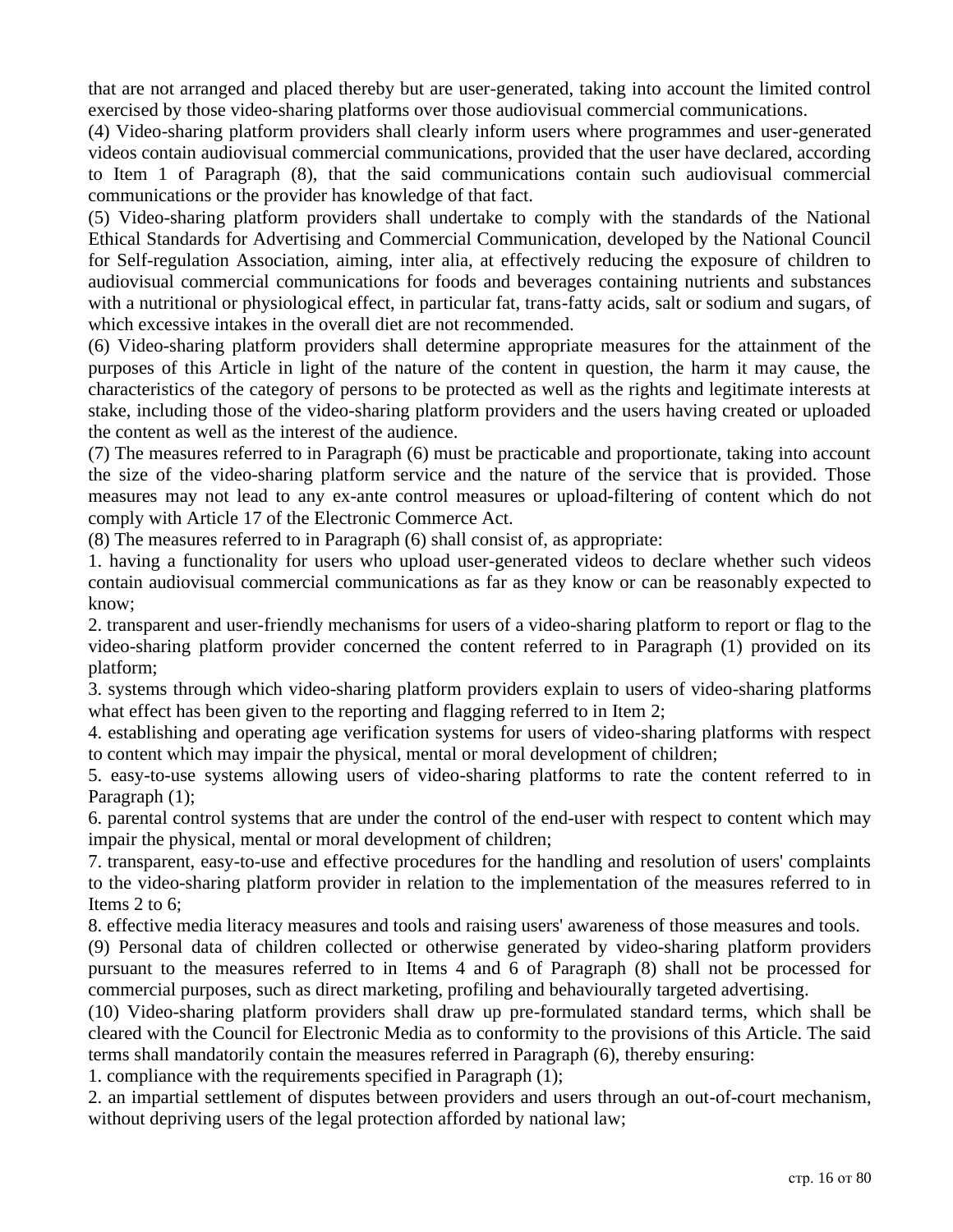that are not arranged and placed thereby but are user-generated, taking into account the limited control exercised by those video-sharing platforms over those audiovisual commercial communications.

(4) Video-sharing platform providers shall clearly inform users where programmes and user-generated videos contain audiovisual commercial communications, provided that the user have declared, according to Item 1 of Paragraph (8), that the said communications contain such audiovisual commercial communications or the provider has knowledge of that fact.

(5) Video-sharing platform providers shall undertake to comply with the standards of the National Ethical Standards for Advertising and Commercial Communication, developed by the National Council for Self-regulation Association, aiming, inter alia, at effectively reducing the exposure of children to audiovisual commercial communications for foods and beverages containing nutrients and substances with a nutritional or physiological effect, in particular fat, trans-fatty acids, salt or sodium and sugars, of which excessive intakes in the overall diet are not recommended.

(6) Video-sharing platform providers shall determine appropriate measures for the attainment of the purposes of this Article in light of the nature of the content in question, the harm it may cause, the characteristics of the category of persons to be protected as well as the rights and legitimate interests at stake, including those of the video-sharing platform providers and the users having created or uploaded the content as well as the interest of the audience.

(7) The measures referred to in Paragraph (6) must be practicable and proportionate, taking into account the size of the video-sharing platform service and the nature of the service that is provided. Those measures may not lead to any ex-ante control measures or upload-filtering of content which do not comply with Article 17 of the Electronic Commerce Act.

(8) The measures referred to in Paragraph (6) shall consist of, as appropriate:

1. having a functionality for users who upload user-generated videos to declare whether such videos contain audiovisual commercial communications as far as they know or can be reasonably expected to know;
2. transparent and user-friendly mechanisms for users of a video-sharing platform to report or flag to the video-sharing platform provider concerned the content referred to in Paragraph (1) provided on its platform;
3. systems through which video-sharing platform providers explain to users of video-sharing platforms what effect has been given to the reporting and flagging referred to in Item 2;
4. establishing and operating age verification systems for users of video-sharing platforms with respect to content which may impair the physical, mental or moral development of children;
5. easy-to-use systems allowing users of video-sharing platforms to rate the content referred to in Paragraph (1);
6. parental control systems that are under the control of the end-user with respect to content which may impair the physical, mental or moral development of children;
7. transparent, easy-to-use and effective procedures for the handling and resolution of users' complaints to the video-sharing platform provider in relation to the implementation of the measures referred to in Items 2 to 6;
8. effective media literacy measures and tools and raising users' awareness of those measures and tools.

(9) Personal data of children collected or otherwise generated by video-sharing platform providers pursuant to the measures referred to in Items 4 and 6 of Paragraph (8) shall not be processed for commercial purposes, such as direct marketing, profiling and behaviourally targeted advertising.

(10) Video-sharing platform providers shall draw up pre-formulated standard terms, which shall be cleared with the Council for Electronic Media as to conformity to the provisions of this Article. The said terms shall mandatorily contain the measures referred in Paragraph (6), thereby ensuring:

1. compliance with the requirements specified in Paragraph (1);
2. an impartial settlement of disputes between providers and users through an out-of-court mechanism, without depriving users of the legal protection afforded by national law;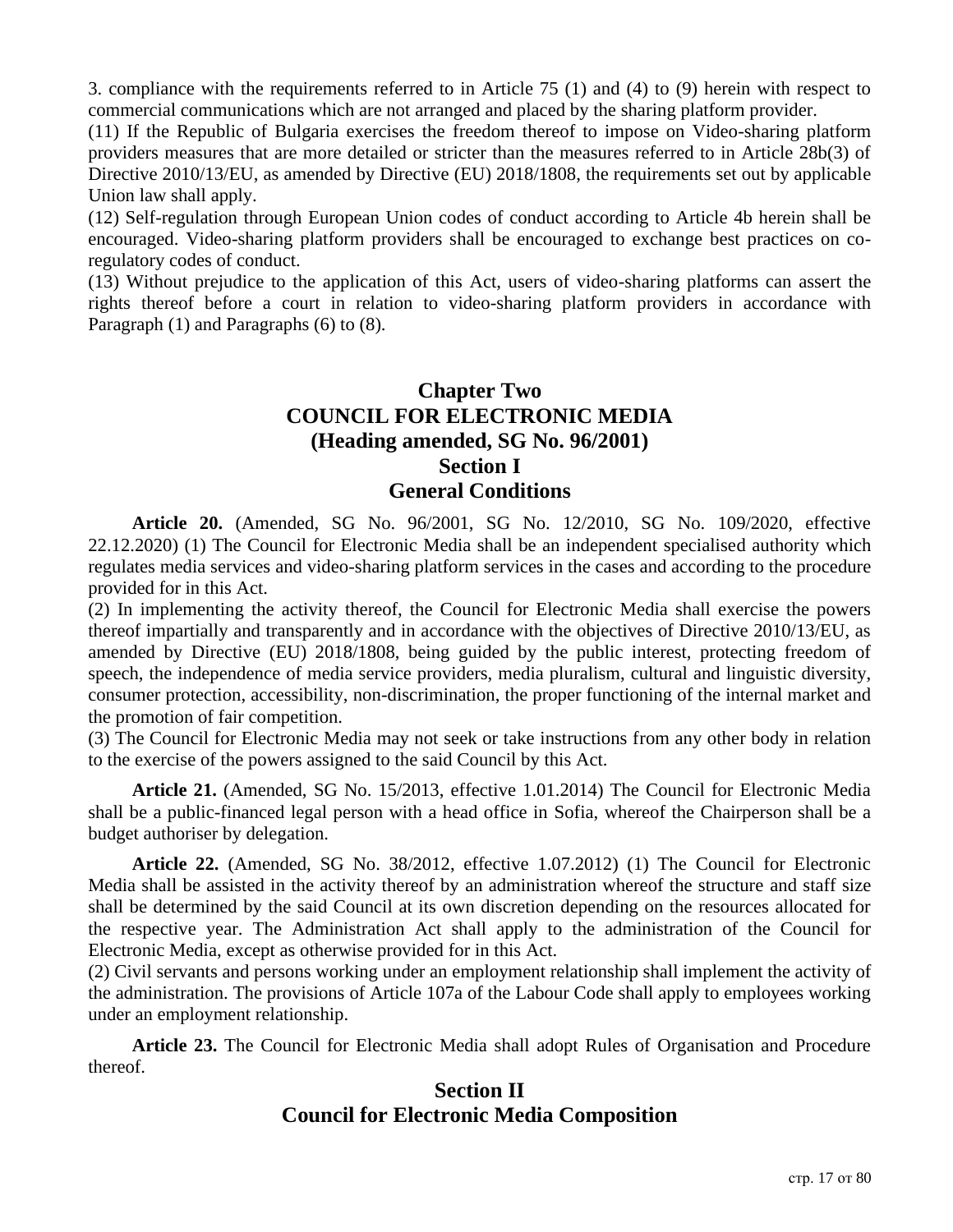3. compliance with the requirements referred to in Article 75 (1) and (4) to (9) herein with respect to commercial communications which are not arranged and placed by the sharing platform provider.

(11) If the Republic of Bulgaria exercises the freedom thereof to impose on Video-sharing platform providers measures that are more detailed or stricter than the measures referred to in Article 28b(3) of Directive 2010/13/EU, as amended by Directive (EU) 2018/1808, the requirements set out by applicable Union law shall apply.

(12) Self-regulation through European Union codes of conduct according to Article 4b herein shall be encouraged. Video-sharing platform providers shall be encouraged to exchange best practices on co-regulatory codes of conduct.

(13) Without prejudice to the application of this Act, users of video-sharing platforms can assert the rights thereof before a court in relation to video-sharing platform providers in accordance with Paragraph (1) and Paragraphs (6) to (8).

## Chapter Two
## COUNCIL FOR ELECTRONIC MEDIA
## (Heading amended, SG No. 96/2001)
## Section I
## General Conditions

**Article 20.** (Amended, SG No. 96/2001, SG No. 12/2010, SG No. 109/2020, effective 22.12.2020) (1) The Council for Electronic Media shall be an independent specialised authority which regulates media services and video-sharing platform services in the cases and according to the procedure provided for in this Act.

(2) In implementing the activity thereof, the Council for Electronic Media shall exercise the powers thereof impartially and transparently and in accordance with the objectives of Directive 2010/13/EU, as amended by Directive (EU) 2018/1808, being guided by the public interest, protecting freedom of speech, the independence of media service providers, media pluralism, cultural and linguistic diversity, consumer protection, accessibility, non-discrimination, the proper functioning of the internal market and the promotion of fair competition.

(3) The Council for Electronic Media may not seek or take instructions from any other body in relation to the exercise of the powers assigned to the said Council by this Act.

**Article 21.** (Amended, SG No. 15/2013, effective 1.01.2014) The Council for Electronic Media shall be a public-financed legal person with a head office in Sofia, whereof the Chairperson shall be a budget authoriser by delegation.

**Article 22.** (Amended, SG No. 38/2012, effective 1.07.2012) (1) The Council for Electronic Media shall be assisted in the activity thereof by an administration whereof the structure and staff size shall be determined by the said Council at its own discretion depending on the resources allocated for the respective year. The Administration Act shall apply to the administration of the Council for Electronic Media, except as otherwise provided for in this Act.

(2) Civil servants and persons working under an employment relationship shall implement the activity of the administration. The provisions of Article 107a of the Labour Code shall apply to employees working under an employment relationship.

**Article 23.** The Council for Electronic Media shall adopt Rules of Organisation and Procedure thereof.

## Section II
## Council for Electronic Media Composition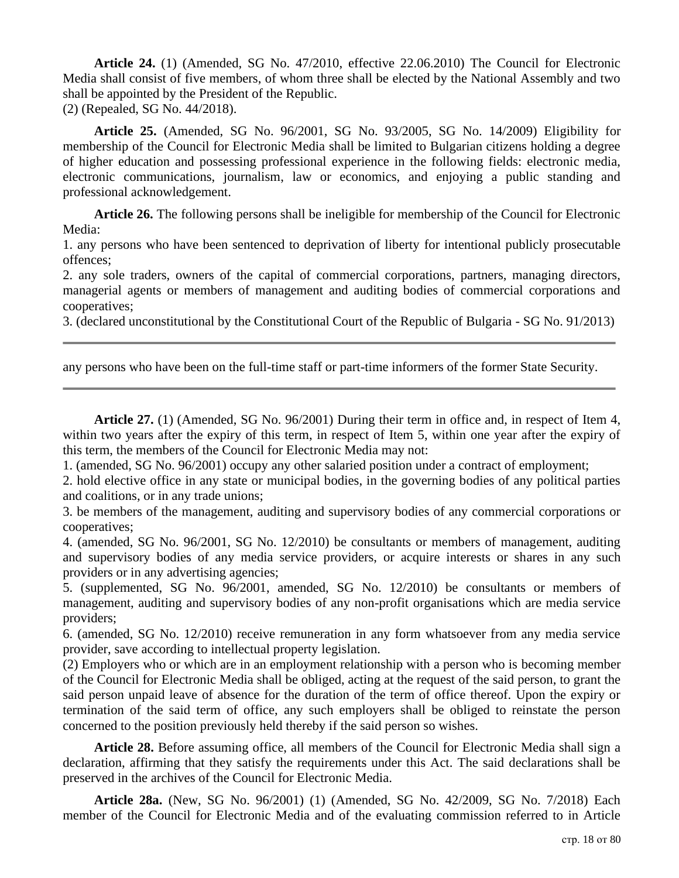**Article 24.** (1) (Amended, SG No. 47/2010, effective 22.06.2010) The Council for Electronic Media shall consist of five members, of whom three shall be elected by the National Assembly and two shall be appointed by the President of the Republic.
(2) (Repealed, SG No. 44/2018).

**Article 25.** (Amended, SG No. 96/2001, SG No. 93/2005, SG No. 14/2009) Eligibility for membership of the Council for Electronic Media shall be limited to Bulgarian citizens holding a degree of higher education and possessing professional experience in the following fields: electronic media, electronic communications, journalism, law or economics, and enjoying a public standing and professional acknowledgement.

**Article 26.** The following persons shall be ineligible for membership of the Council for Electronic Media:
1. any persons who have been sentenced to deprivation of liberty for intentional publicly prosecutable offences;
2. any sole traders, owners of the capital of commercial corporations, partners, managing directors, managerial agents or members of management and auditing bodies of commercial corporations and cooperatives;
3. (declared unconstitutional by the Constitutional Court of the Republic of Bulgaria - SG No. 91/2013)

---

any persons who have been on the full-time staff or part-time informers of the former State Security.

---

**Article 27.** (1) (Amended, SG No. 96/2001) During their term in office and, in respect of Item 4, within two years after the expiry of this term, in respect of Item 5, within one year after the expiry of this term, the members of the Council for Electronic Media may not:
1. (amended, SG No. 96/2001) occupy any other salaried position under a contract of employment;
2. hold elective office in any state or municipal bodies, in the governing bodies of any political parties and coalitions, or in any trade unions;
3. be members of the management, auditing and supervisory bodies of any commercial corporations or cooperatives;
4. (amended, SG No. 96/2001, SG No. 12/2010) be consultants or members of management, auditing and supervisory bodies of any media service providers, or acquire interests or shares in any such providers or in any advertising agencies;
5. (supplemented, SG No. 96/2001, amended, SG No. 12/2010) be consultants or members of management, auditing and supervisory bodies of any non-profit organisations which are media service providers;
6. (amended, SG No. 12/2010) receive remuneration in any form whatsoever from any media service provider, save according to intellectual property legislation.
(2) Employers who or which are in an employment relationship with a person who is becoming member of the Council for Electronic Media shall be obliged, acting at the request of the said person, to grant the said person unpaid leave of absence for the duration of the term of office thereof. Upon the expiry or termination of the said term of office, any such employers shall be obliged to reinstate the person concerned to the position previously held thereby if the said person so wishes.

**Article 28.** Before assuming office, all members of the Council for Electronic Media shall sign a declaration, affirming that they satisfy the requirements under this Act. The said declarations shall be preserved in the archives of the Council for Electronic Media.

**Article 28a.** (New, SG No. 96/2001) (1) (Amended, SG No. 42/2009, SG No. 7/2018) Each member of the Council for Electronic Media and of the evaluating commission referred to in Article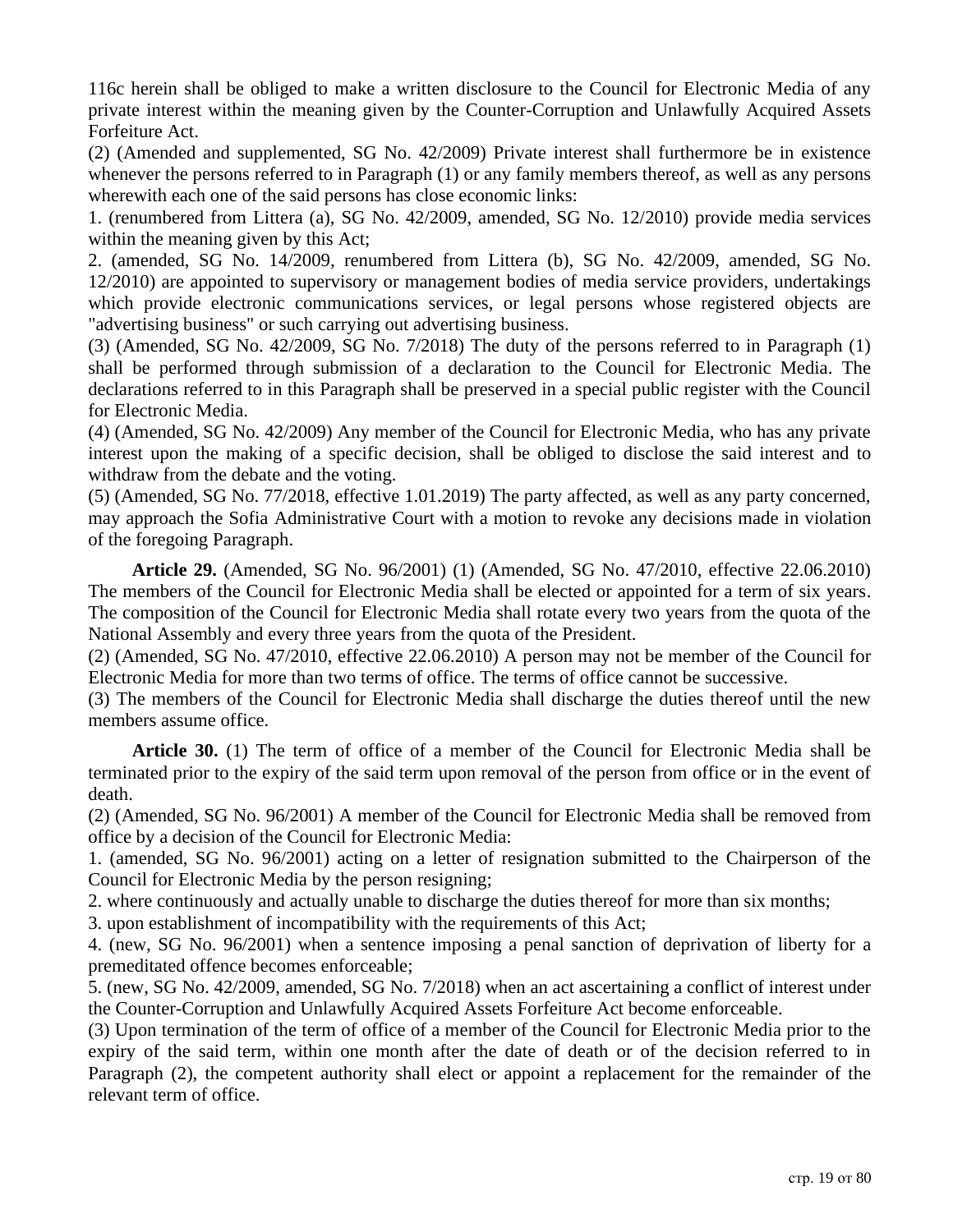116c herein shall be obliged to make a written disclosure to the Council for Electronic Media of any private interest within the meaning given by the Counter-Corruption and Unlawfully Acquired Assets Forfeiture Act.

(2) (Amended and supplemented, SG No. 42/2009) Private interest shall furthermore be in existence whenever the persons referred to in Paragraph (1) or any family members thereof, as well as any persons wherewith each one of the said persons has close economic links:

1. (renumbered from Littera (a), SG No. 42/2009, amended, SG No. 12/2010) provide media services within the meaning given by this Act;

2. (amended, SG No. 14/2009, renumbered from Littera (b), SG No. 42/2009, amended, SG No. 12/2010) are appointed to supervisory or management bodies of media service providers, undertakings which provide electronic communications services, or legal persons whose registered objects are "advertising business" or such carrying out advertising business.

(3) (Amended, SG No. 42/2009, SG No. 7/2018) The duty of the persons referred to in Paragraph (1) shall be performed through submission of a declaration to the Council for Electronic Media. The declarations referred to in this Paragraph shall be preserved in a special public register with the Council for Electronic Media.

(4) (Amended, SG No. 42/2009) Any member of the Council for Electronic Media, who has any private interest upon the making of a specific decision, shall be obliged to disclose the said interest and to withdraw from the debate and the voting.

(5) (Amended, SG No. 77/2018, effective 1.01.2019) The party affected, as well as any party concerned, may approach the Sofia Administrative Court with a motion to revoke any decisions made in violation of the foregoing Paragraph.

**Article 29.** (Amended, SG No. 96/2001) (1) (Amended, SG No. 47/2010, effective 22.06.2010) The members of the Council for Electronic Media shall be elected or appointed for a term of six years. The composition of the Council for Electronic Media shall rotate every two years from the quota of the National Assembly and every three years from the quota of the President.

(2) (Amended, SG No. 47/2010, effective 22.06.2010) A person may not be member of the Council for Electronic Media for more than two terms of office. The terms of office cannot be successive.

(3) The members of the Council for Electronic Media shall discharge the duties thereof until the new members assume office.

**Article 30.** (1) The term of office of a member of the Council for Electronic Media shall be terminated prior to the expiry of the said term upon removal of the person from office or in the event of death.

(2) (Amended, SG No. 96/2001) A member of the Council for Electronic Media shall be removed from office by a decision of the Council for Electronic Media:

1. (amended, SG No. 96/2001) acting on a letter of resignation submitted to the Chairperson of the Council for Electronic Media by the person resigning;

2. where continuously and actually unable to discharge the duties thereof for more than six months;

3. upon establishment of incompatibility with the requirements of this Act;

4. (new, SG No. 96/2001) when a sentence imposing a penal sanction of deprivation of liberty for a premeditated offence becomes enforceable;

5. (new, SG No. 42/2009, amended, SG No. 7/2018) when an act ascertaining a conflict of interest under the Counter-Corruption and Unlawfully Acquired Assets Forfeiture Act become enforceable.

(3) Upon termination of the term of office of a member of the Council for Electronic Media prior to the expiry of the said term, within one month after the date of death or of the decision referred to in Paragraph (2), the competent authority shall elect or appoint a replacement for the remainder of the relevant term of office.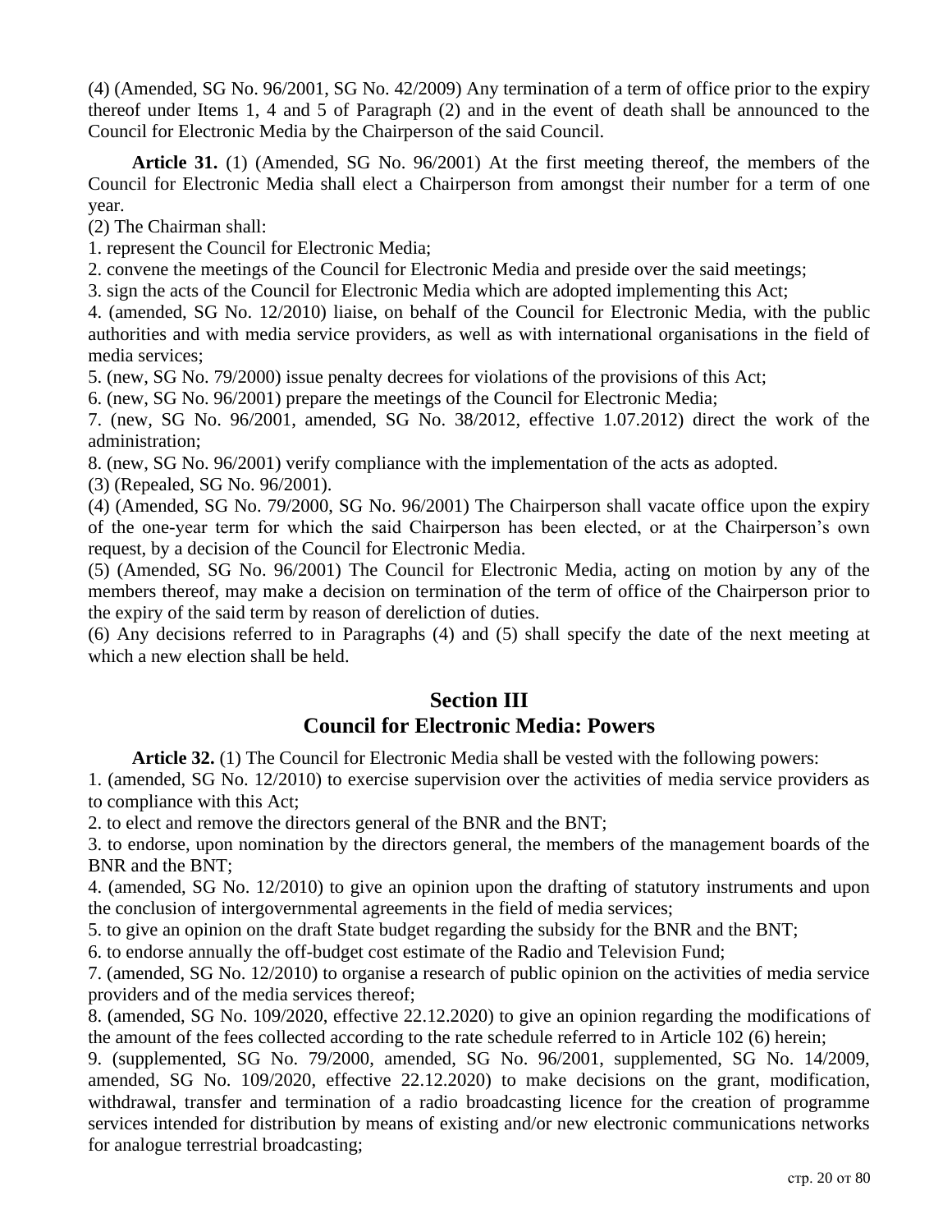(4) (Amended, SG No. 96/2001, SG No. 42/2009) Any termination of a term of office prior to the expiry thereof under Items 1, 4 and 5 of Paragraph (2) and in the event of death shall be announced to the Council for Electronic Media by the Chairperson of the said Council.

**Article 31.** (1) (Amended, SG No. 96/2001) At the first meeting thereof, the members of the Council for Electronic Media shall elect a Chairperson from amongst their number for a term of one year.

(2) The Chairman shall:

1. represent the Council for Electronic Media;
2. convene the meetings of the Council for Electronic Media and preside over the said meetings;
3. sign the acts of the Council for Electronic Media which are adopted implementing this Act;
4. (amended, SG No. 12/2010) liaise, on behalf of the Council for Electronic Media, with the public authorities and with media service providers, as well as with international organisations in the field of media services;
5. (new, SG No. 79/2000) issue penalty decrees for violations of the provisions of this Act;
6. (new, SG No. 96/2001) prepare the meetings of the Council for Electronic Media;
7. (new, SG No. 96/2001, amended, SG No. 38/2012, effective 1.07.2012) direct the work of the administration;
8. (new, SG No. 96/2001) verify compliance with the implementation of the acts as adopted.

(3) (Repealed, SG No. 96/2001).

(4) (Amended, SG No. 79/2000, SG No. 96/2001) The Chairperson shall vacate office upon the expiry of the one-year term for which the said Chairperson has been elected, or at the Chairperson's own request, by a decision of the Council for Electronic Media.

(5) (Amended, SG No. 96/2001) The Council for Electronic Media, acting on motion by any of the members thereof, may make a decision on termination of the term of office of the Chairperson prior to the expiry of the said term by reason of dereliction of duties.

(6) Any decisions referred to in Paragraphs (4) and (5) shall specify the date of the next meeting at which a new election shall be held.

## Section III
## Council for Electronic Media: Powers

**Article 32.** (1) The Council for Electronic Media shall be vested with the following powers:

1. (amended, SG No. 12/2010) to exercise supervision over the activities of media service providers as to compliance with this Act;
2. to elect and remove the directors general of the BNR and the BNT;
3. to endorse, upon nomination by the directors general, the members of the management boards of the BNR and the BNT;
4. (amended, SG No. 12/2010) to give an opinion upon the drafting of statutory instruments and upon the conclusion of intergovernmental agreements in the field of media services;
5. to give an opinion on the draft State budget regarding the subsidy for the BNR and the BNT;
6. to endorse annually the off-budget cost estimate of the Radio and Television Fund;
7. (amended, SG No. 12/2010) to organise a research of public opinion on the activities of media service providers and of the media services thereof;
8. (amended, SG No. 109/2020, effective 22.12.2020) to give an opinion regarding the modifications of the amount of the fees collected according to the rate schedule referred to in Article 102 (6) herein;
9. (supplemented, SG No. 79/2000, amended, SG No. 96/2001, supplemented, SG No. 14/2009, amended, SG No. 109/2020, effective 22.12.2020) to make decisions on the grant, modification, withdrawal, transfer and termination of a radio broadcasting licence for the creation of programme services intended for distribution by means of existing and/or new electronic communications networks for analogue terrestrial broadcasting;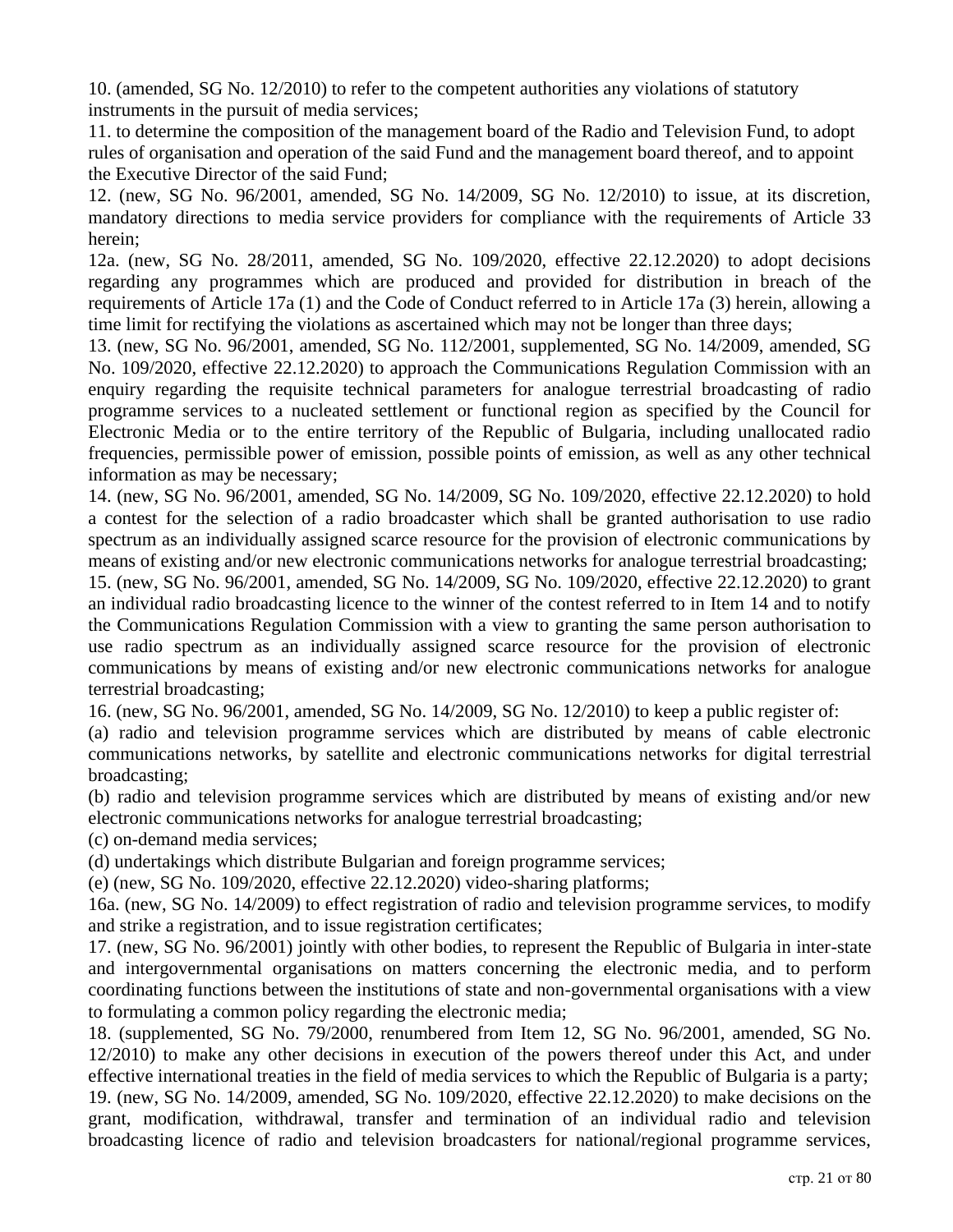10. (amended, SG No. 12/2010) to refer to the competent authorities any violations of statutory instruments in the pursuit of media services;

11. to determine the composition of the management board of the Radio and Television Fund, to adopt rules of organisation and operation of the said Fund and the management board thereof, and to appoint the Executive Director of the said Fund;

12. (new, SG No. 96/2001, amended, SG No. 14/2009, SG No. 12/2010) to issue, at its discretion, mandatory directions to media service providers for compliance with the requirements of Article 33 herein;

12a. (new, SG No. 28/2011, amended, SG No. 109/2020, effective 22.12.2020) to adopt decisions regarding any programmes which are produced and provided for distribution in breach of the requirements of Article 17a (1) and the Code of Conduct referred to in Article 17a (3) herein, allowing a time limit for rectifying the violations as ascertained which may not be longer than three days;

13. (new, SG No. 96/2001, amended, SG No. 112/2001, supplemented, SG No. 14/2009, amended, SG No. 109/2020, effective 22.12.2020) to approach the Communications Regulation Commission with an enquiry regarding the requisite technical parameters for analogue terrestrial broadcasting of radio programme services to a nucleated settlement or functional region as specified by the Council for Electronic Media or to the entire territory of the Republic of Bulgaria, including unallocated radio frequencies, permissible power of emission, possible points of emission, as well as any other technical information as may be necessary;

14. (new, SG No. 96/2001, amended, SG No. 14/2009, SG No. 109/2020, effective 22.12.2020) to hold a contest for the selection of a radio broadcaster which shall be granted authorisation to use radio spectrum as an individually assigned scarce resource for the provision of electronic communications by means of existing and/or new electronic communications networks for analogue terrestrial broadcasting;

15. (new, SG No. 96/2001, amended, SG No. 14/2009, SG No. 109/2020, effective 22.12.2020) to grant an individual radio broadcasting licence to the winner of the contest referred to in Item 14 and to notify the Communications Regulation Commission with a view to granting the same person authorisation to use radio spectrum as an individually assigned scarce resource for the provision of electronic communications by means of existing and/or new electronic communications networks for analogue terrestrial broadcasting;

16. (new, SG No. 96/2001, amended, SG No. 14/2009, SG No. 12/2010) to keep a public register of:

(a) radio and television programme services which are distributed by means of cable electronic communications networks, by satellite and electronic communications networks for digital terrestrial broadcasting;

(b) radio and television programme services which are distributed by means of existing and/or new electronic communications networks for analogue terrestrial broadcasting;

(c) on-demand media services;

(d) undertakings which distribute Bulgarian and foreign programme services;

(e) (new, SG No. 109/2020, effective 22.12.2020) video-sharing platforms;

16a. (new, SG No. 14/2009) to effect registration of radio and television programme services, to modify and strike a registration, and to issue registration certificates;

17. (new, SG No. 96/2001) jointly with other bodies, to represent the Republic of Bulgaria in inter-state and intergovernmental organisations on matters concerning the electronic media, and to perform coordinating functions between the institutions of state and non-governmental organisations with a view to formulating a common policy regarding the electronic media;

18. (supplemented, SG No. 79/2000, renumbered from Item 12, SG No. 96/2001, amended, SG No. 12/2010) to make any other decisions in execution of the powers thereof under this Act, and under effective international treaties in the field of media services to which the Republic of Bulgaria is a party;

19. (new, SG No. 14/2009, amended, SG No. 109/2020, effective 22.12.2020) to make decisions on the grant, modification, withdrawal, transfer and termination of an individual radio and television broadcasting licence of radio and television broadcasters for national/regional programme services,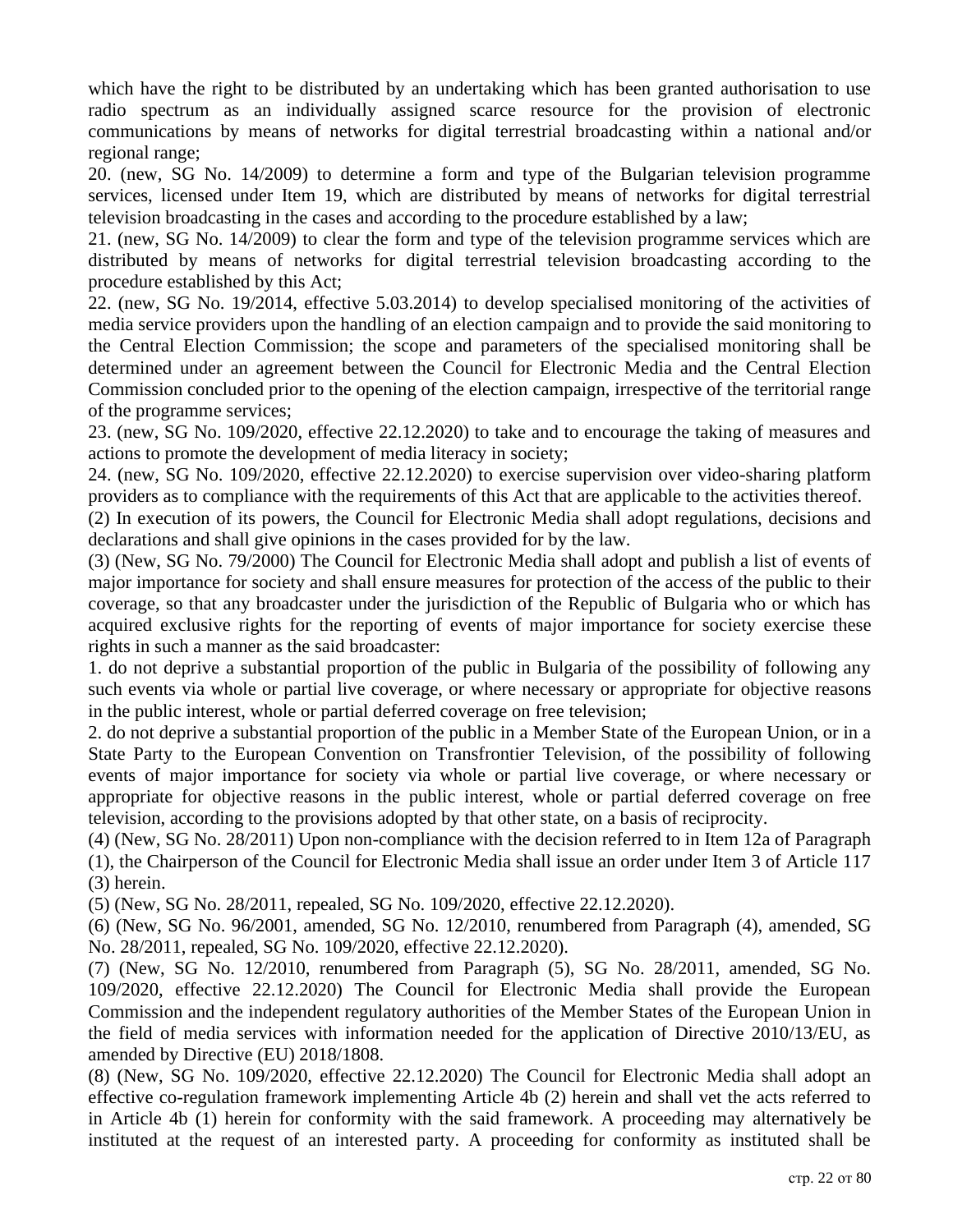which have the right to be distributed by an undertaking which has been granted authorisation to use radio spectrum as an individually assigned scarce resource for the provision of electronic communications by means of networks for digital terrestrial broadcasting within a national and/or regional range;

20. (new, SG No. 14/2009) to determine a form and type of the Bulgarian television programme services, licensed under Item 19, which are distributed by means of networks for digital terrestrial television broadcasting in the cases and according to the procedure established by a law;

21. (new, SG No. 14/2009) to clear the form and type of the television programme services which are distributed by means of networks for digital terrestrial television broadcasting according to the procedure established by this Act;

22. (new, SG No. 19/2014, effective 5.03.2014) to develop specialised monitoring of the activities of media service providers upon the handling of an election campaign and to provide the said monitoring to the Central Election Commission; the scope and parameters of the specialised monitoring shall be determined under an agreement between the Council for Electronic Media and the Central Election Commission concluded prior to the opening of the election campaign, irrespective of the territorial range of the programme services;

23. (new, SG No. 109/2020, effective 22.12.2020) to take and to encourage the taking of measures and actions to promote the development of media literacy in society;

24. (new, SG No. 109/2020, effective 22.12.2020) to exercise supervision over video-sharing platform providers as to compliance with the requirements of this Act that are applicable to the activities thereof.

(2) In execution of its powers, the Council for Electronic Media shall adopt regulations, decisions and declarations and shall give opinions in the cases provided for by the law.

(3) (New, SG No. 79/2000) The Council for Electronic Media shall adopt and publish a list of events of major importance for society and shall ensure measures for protection of the access of the public to their coverage, so that any broadcaster under the jurisdiction of the Republic of Bulgaria who or which has acquired exclusive rights for the reporting of events of major importance for society exercise these rights in such a manner as the said broadcaster:

1. do not deprive a substantial proportion of the public in Bulgaria of the possibility of following any such events via whole or partial live coverage, or where necessary or appropriate for objective reasons in the public interest, whole or partial deferred coverage on free television;

2. do not deprive a substantial proportion of the public in a Member State of the European Union, or in a State Party to the European Convention on Transfrontier Television, of the possibility of following events of major importance for society via whole or partial live coverage, or where necessary or appropriate for objective reasons in the public interest, whole or partial deferred coverage on free television, according to the provisions adopted by that other state, on a basis of reciprocity.

(4) (New, SG No. 28/2011) Upon non-compliance with the decision referred to in Item 12a of Paragraph (1), the Chairperson of the Council for Electronic Media shall issue an order under Item 3 of Article 117 (3) herein.

(5) (New, SG No. 28/2011, repealed, SG No. 109/2020, effective 22.12.2020).

(6) (New, SG No. 96/2001, amended, SG No. 12/2010, renumbered from Paragraph (4), amended, SG No. 28/2011, repealed, SG No. 109/2020, effective 22.12.2020).

(7) (New, SG No. 12/2010, renumbered from Paragraph (5), SG No. 28/2011, amended, SG No. 109/2020, effective 22.12.2020) The Council for Electronic Media shall provide the European Commission and the independent regulatory authorities of the Member States of the European Union in the field of media services with information needed for the application of Directive 2010/13/EU, as amended by Directive (EU) 2018/1808.

(8) (New, SG No. 109/2020, effective 22.12.2020) The Council for Electronic Media shall adopt an effective co-regulation framework implementing Article 4b (2) herein and shall vet the acts referred to in Article 4b (1) herein for conformity with the said framework. A proceeding may alternatively be instituted at the request of an interested party. A proceeding for conformity as instituted shall be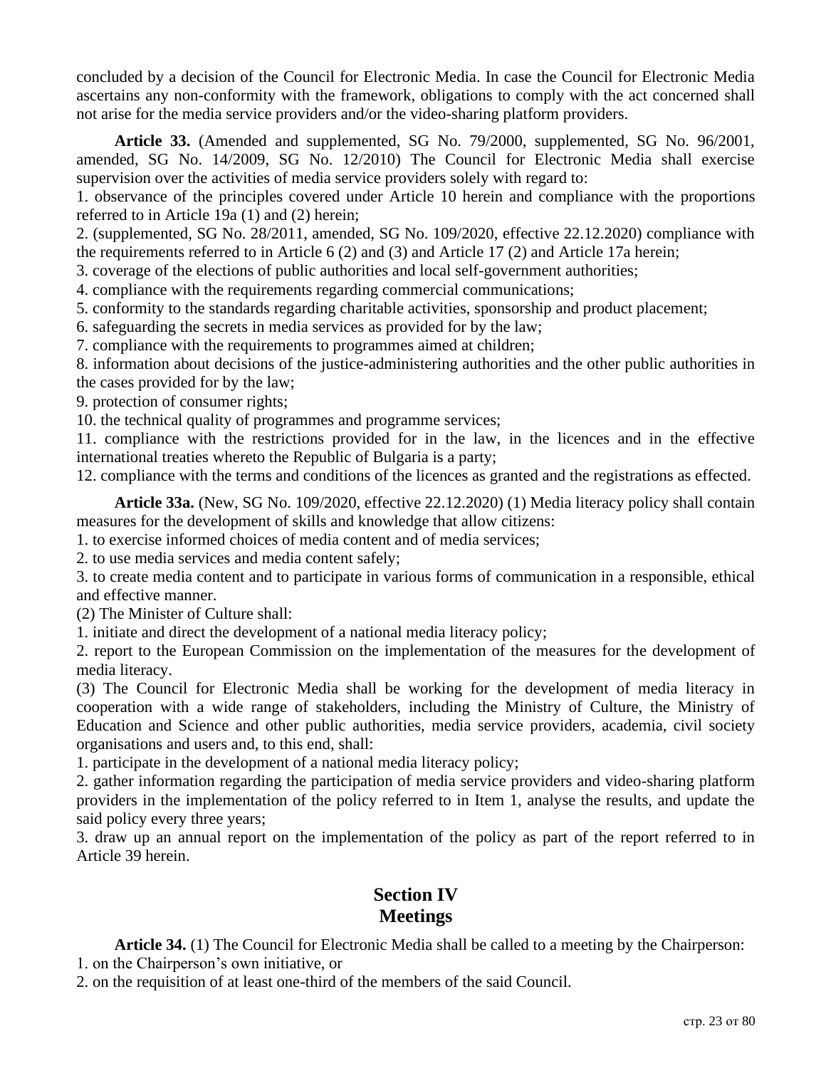concluded by a decision of the Council for Electronic Media. In case the Council for Electronic Media ascertains any non-conformity with the framework, obligations to comply with the act concerned shall not arise for the media service providers and/or the video-sharing platform providers.

**Article 33.** (Amended and supplemented, SG No. 79/2000, supplemented, SG No. 96/2001, amended, SG No. 14/2009, SG No. 12/2010) The Council for Electronic Media shall exercise supervision over the activities of media service providers solely with regard to:
1. observance of the principles covered under Article 10 herein and compliance with the proportions referred to in Article 19a (1) and (2) herein;
2. (supplemented, SG No. 28/2011, amended, SG No. 109/2020, effective 22.12.2020) compliance with the requirements referred to in Article 6 (2) and (3) and Article 17 (2) and Article 17a herein;
3. coverage of the elections of public authorities and local self-government authorities;
4. compliance with the requirements regarding commercial communications;
5. conformity to the standards regarding charitable activities, sponsorship and product placement;
6. safeguarding the secrets in media services as provided for by the law;
7. compliance with the requirements to programmes aimed at children;
8. information about decisions of the justice-administering authorities and the other public authorities in the cases provided for by the law;
9. protection of consumer rights;
10. the technical quality of programmes and programme services;
11. compliance with the restrictions provided for in the law, in the licences and in the effective international treaties whereto the Republic of Bulgaria is a party;
12. compliance with the terms and conditions of the licences as granted and the registrations as effected.

**Article 33a.** (New, SG No. 109/2020, effective 22.12.2020) (1) Media literacy policy shall contain measures for the development of skills and knowledge that allow citizens:
1. to exercise informed choices of media content and of media services;
2. to use media services and media content safely;
3. to create media content and to participate in various forms of communication in a responsible, ethical and effective manner.
(2) The Minister of Culture shall:
1. initiate and direct the development of a national media literacy policy;
2. report to the European Commission on the implementation of the measures for the development of media literacy.
(3) The Council for Electronic Media shall be working for the development of media literacy in cooperation with a wide range of stakeholders, including the Ministry of Culture, the Ministry of Education and Science and other public authorities, media service providers, academia, civil society organisations and users and, to this end, shall:
1. participate in the development of a national media literacy policy;
2. gather information regarding the participation of media service providers and video-sharing platform providers in the implementation of the policy referred to in Item 1, analyse the results, and update the said policy every three years;
3. draw up an annual report on the implementation of the policy as part of the report referred to in Article 39 herein.

## Section IV
## Meetings

**Article 34.** (1) The Council for Electronic Media shall be called to a meeting by the Chairperson:
1. on the Chairperson's own initiative, or
2. on the requisition of at least one-third of the members of the said Council.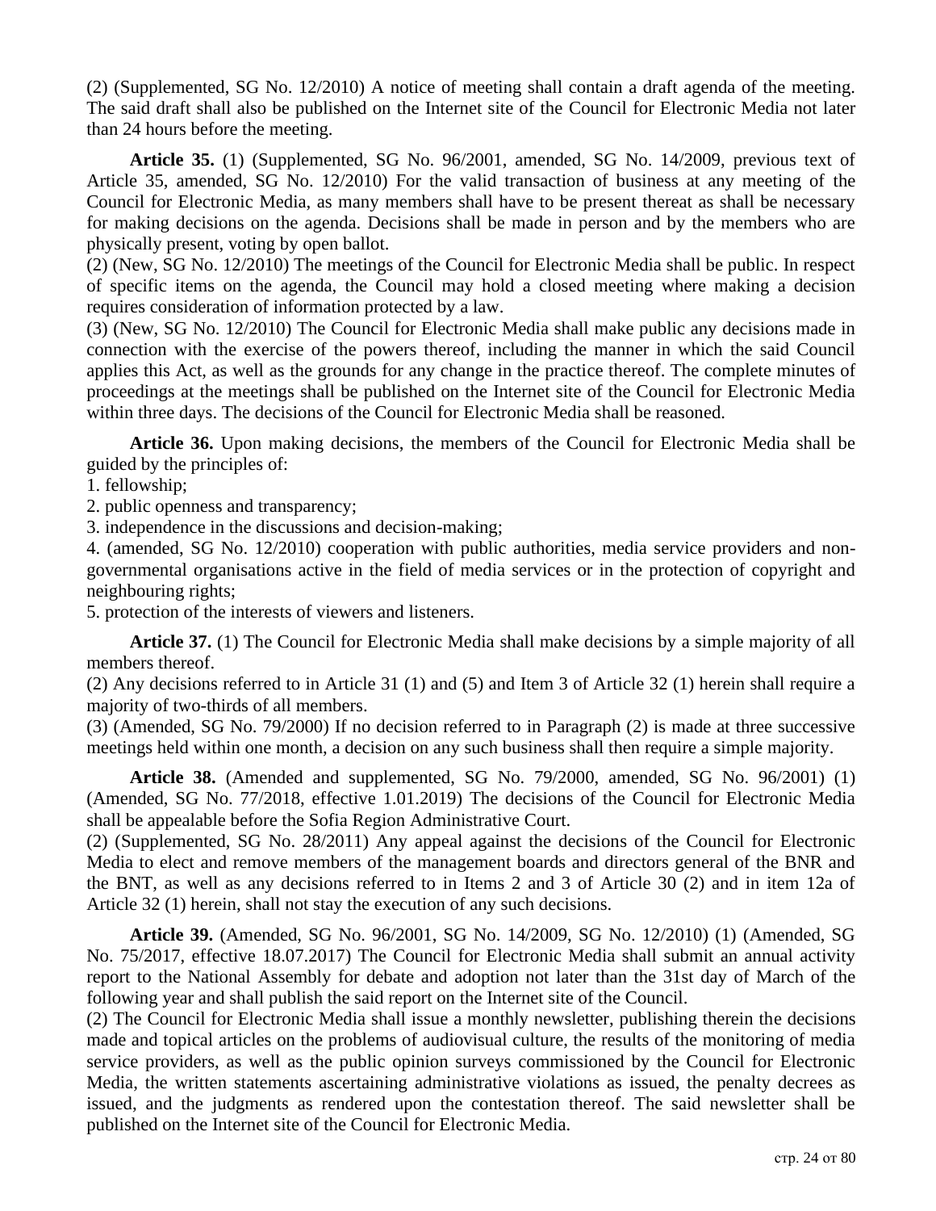(2) (Supplemented, SG No. 12/2010) A notice of meeting shall contain a draft agenda of the meeting. The said draft shall also be published on the Internet site of the Council for Electronic Media not later than 24 hours before the meeting.

**Article 35.** (1) (Supplemented, SG No. 96/2001, amended, SG No. 14/2009, previous text of Article 35, amended, SG No. 12/2010) For the valid transaction of business at any meeting of the Council for Electronic Media, as many members shall have to be present thereat as shall be necessary for making decisions on the agenda. Decisions shall be made in person and by the members who are physically present, voting by open ballot.

(2) (New, SG No. 12/2010) The meetings of the Council for Electronic Media shall be public. In respect of specific items on the agenda, the Council may hold a closed meeting where making a decision requires consideration of information protected by a law.

(3) (New, SG No. 12/2010) The Council for Electronic Media shall make public any decisions made in connection with the exercise of the powers thereof, including the manner in which the said Council applies this Act, as well as the grounds for any change in the practice thereof. The complete minutes of proceedings at the meetings shall be published on the Internet site of the Council for Electronic Media within three days. The decisions of the Council for Electronic Media shall be reasoned.

**Article 36.** Upon making decisions, the members of the Council for Electronic Media shall be guided by the principles of:

1. fellowship;
2. public openness and transparency;
3. independence in the discussions and decision-making;
4. (amended, SG No. 12/2010) cooperation with public authorities, media service providers and non-governmental organisations active in the field of media services or in the protection of copyright and neighbouring rights;
5. protection of the interests of viewers and listeners.

**Article 37.** (1) The Council for Electronic Media shall make decisions by a simple majority of all members thereof.

(2) Any decisions referred to in Article 31 (1) and (5) and Item 3 of Article 32 (1) herein shall require a majority of two-thirds of all members.

(3) (Amended, SG No. 79/2000) If no decision referred to in Paragraph (2) is made at three successive meetings held within one month, a decision on any such business shall then require a simple majority.

**Article 38.** (Amended and supplemented, SG No. 79/2000, amended, SG No. 96/2001) (1) (Amended, SG No. 77/2018, effective 1.01.2019) The decisions of the Council for Electronic Media shall be appealable before the Sofia Region Administrative Court.

(2) (Supplemented, SG No. 28/2011) Any appeal against the decisions of the Council for Electronic Media to elect and remove members of the management boards and directors general of the BNR and the BNT, as well as any decisions referred to in Items 2 and 3 of Article 30 (2) and in item 12a of Article 32 (1) herein, shall not stay the execution of any such decisions.

**Article 39.** (Amended, SG No. 96/2001, SG No. 14/2009, SG No. 12/2010) (1) (Amended, SG No. 75/2017, effective 18.07.2017) The Council for Electronic Media shall submit an annual activity report to the National Assembly for debate and adoption not later than the 31st day of March of the following year and shall publish the said report on the Internet site of the Council.

(2) The Council for Electronic Media shall issue a monthly newsletter, publishing therein the decisions made and topical articles on the problems of audiovisual culture, the results of the monitoring of media service providers, as well as the public opinion surveys commissioned by the Council for Electronic Media, the written statements ascertaining administrative violations as issued, the penalty decrees as issued, and the judgments as rendered upon the contestation thereof. The said newsletter shall be published on the Internet site of the Council for Electronic Media.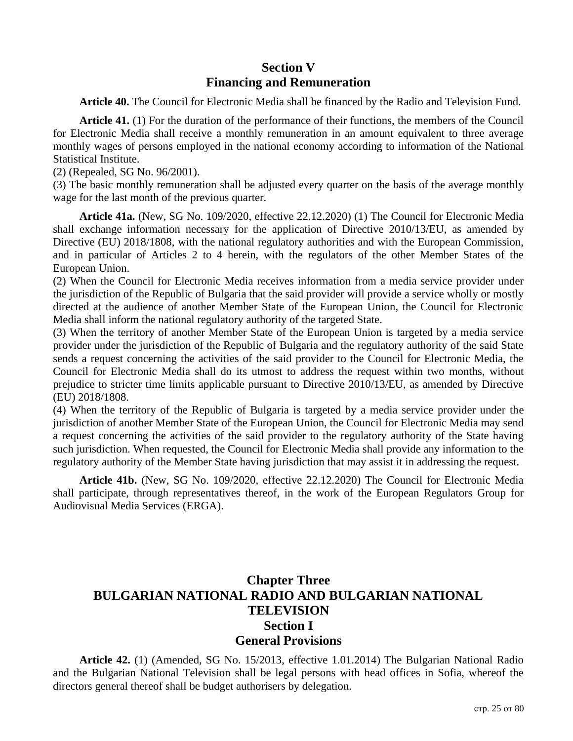## Section V
## Financing and Remuneration

**Article 40.** The Council for Electronic Media shall be financed by the Radio and Television Fund.

**Article 41.** (1) For the duration of the performance of their functions, the members of the Council for Electronic Media shall receive a monthly remuneration in an amount equivalent to three average monthly wages of persons employed in the national economy according to information of the National Statistical Institute.
(2) (Repealed, SG No. 96/2001).
(3) The basic monthly remuneration shall be adjusted every quarter on the basis of the average monthly wage for the last month of the previous quarter.

**Article 41a.** (New, SG No. 109/2020, effective 22.12.2020) (1) The Council for Electronic Media shall exchange information necessary for the application of Directive 2010/13/EU, as amended by Directive (EU) 2018/1808, with the national regulatory authorities and with the European Commission, and in particular of Articles 2 to 4 herein, with the regulators of the other Member States of the European Union.
(2) When the Council for Electronic Media receives information from a media service provider under the jurisdiction of the Republic of Bulgaria that the said provider will provide a service wholly or mostly directed at the audience of another Member State of the European Union, the Council for Electronic Media shall inform the national regulatory authority of the targeted State.
(3) When the territory of another Member State of the European Union is targeted by a media service provider under the jurisdiction of the Republic of Bulgaria and the regulatory authority of the said State sends a request concerning the activities of the said provider to the Council for Electronic Media, the Council for Electronic Media shall do its utmost to address the request within two months, without prejudice to stricter time limits applicable pursuant to Directive 2010/13/EU, as amended by Directive (EU) 2018/1808.
(4) When the territory of the Republic of Bulgaria is targeted by a media service provider under the jurisdiction of another Member State of the European Union, the Council for Electronic Media may send a request concerning the activities of the said provider to the regulatory authority of the State having such jurisdiction. When requested, the Council for Electronic Media shall provide any information to the regulatory authority of the Member State having jurisdiction that may assist it in addressing the request.

**Article 41b.** (New, SG No. 109/2020, effective 22.12.2020) The Council for Electronic Media shall participate, through representatives thereof, in the work of the European Regulators Group for Audiovisual Media Services (ERGA).

# Chapter Three
# BULGARIAN NATIONAL RADIO AND BULGARIAN NATIONAL TELEVISION
## Section I
## General Provisions

**Article 42.** (1) (Amended, SG No. 15/2013, effective 1.01.2014) The Bulgarian National Radio and the Bulgarian National Television shall be legal persons with head offices in Sofia, whereof the directors general thereof shall be budget authorisers by delegation.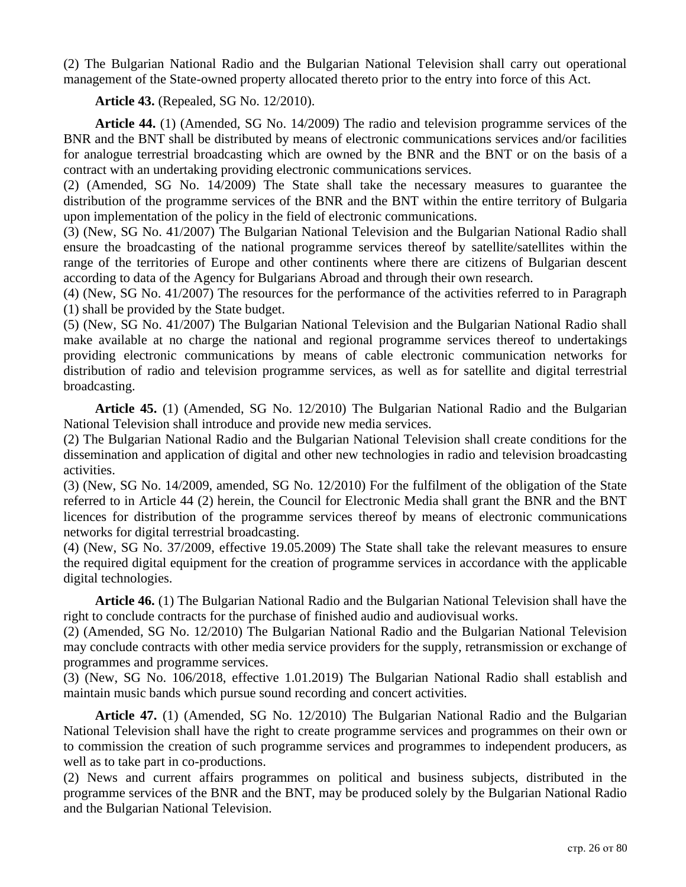(2) The Bulgarian National Radio and the Bulgarian National Television shall carry out operational management of the State-owned property allocated thereto prior to the entry into force of this Act.

**Article 43.** (Repealed, SG No. 12/2010).

**Article 44.** (1) (Amended, SG No. 14/2009) The radio and television programme services of the BNR and the BNT shall be distributed by means of electronic communications services and/or facilities for analogue terrestrial broadcasting which are owned by the BNR and the BNT or on the basis of a contract with an undertaking providing electronic communications services.
(2) (Amended, SG No. 14/2009) The State shall take the necessary measures to guarantee the distribution of the programme services of the BNR and the BNT within the entire territory of Bulgaria upon implementation of the policy in the field of electronic communications.
(3) (New, SG No. 41/2007) The Bulgarian National Television and the Bulgarian National Radio shall ensure the broadcasting of the national programme services thereof by satellite/satellites within the range of the territories of Europe and other continents where there are citizens of Bulgarian descent according to data of the Agency for Bulgarians Abroad and through their own research.
(4) (New, SG No. 41/2007) The resources for the performance of the activities referred to in Paragraph (1) shall be provided by the State budget.
(5) (New, SG No. 41/2007) The Bulgarian National Television and the Bulgarian National Radio shall make available at no charge the national and regional programme services thereof to undertakings providing electronic communications by means of cable electronic communication networks for distribution of radio and television programme services, as well as for satellite and digital terrestrial broadcasting.

**Article 45.** (1) (Amended, SG No. 12/2010) The Bulgarian National Radio and the Bulgarian National Television shall introduce and provide new media services.
(2) The Bulgarian National Radio and the Bulgarian National Television shall create conditions for the dissemination and application of digital and other new technologies in radio and television broadcasting activities.
(3) (New, SG No. 14/2009, amended, SG No. 12/2010) For the fulfilment of the obligation of the State referred to in Article 44 (2) herein, the Council for Electronic Media shall grant the BNR and the BNT licences for distribution of the programme services thereof by means of electronic communications networks for digital terrestrial broadcasting.
(4) (New, SG No. 37/2009, effective 19.05.2009) The State shall take the relevant measures to ensure the required digital equipment for the creation of programme services in accordance with the applicable digital technologies.

**Article 46.** (1) The Bulgarian National Radio and the Bulgarian National Television shall have the right to conclude contracts for the purchase of finished audio and audiovisual works.
(2) (Amended, SG No. 12/2010) The Bulgarian National Radio and the Bulgarian National Television may conclude contracts with other media service providers for the supply, retransmission or exchange of programmes and programme services.
(3) (New, SG No. 106/2018, effective 1.01.2019) The Bulgarian National Radio shall establish and maintain music bands which pursue sound recording and concert activities.

**Article 47.** (1) (Amended, SG No. 12/2010) The Bulgarian National Radio and the Bulgarian National Television shall have the right to create programme services and programmes on their own or to commission the creation of such programme services and programmes to independent producers, as well as to take part in co-productions.
(2) News and current affairs programmes on political and business subjects, distributed in the programme services of the BNR and the BNT, may be produced solely by the Bulgarian National Radio and the Bulgarian National Television.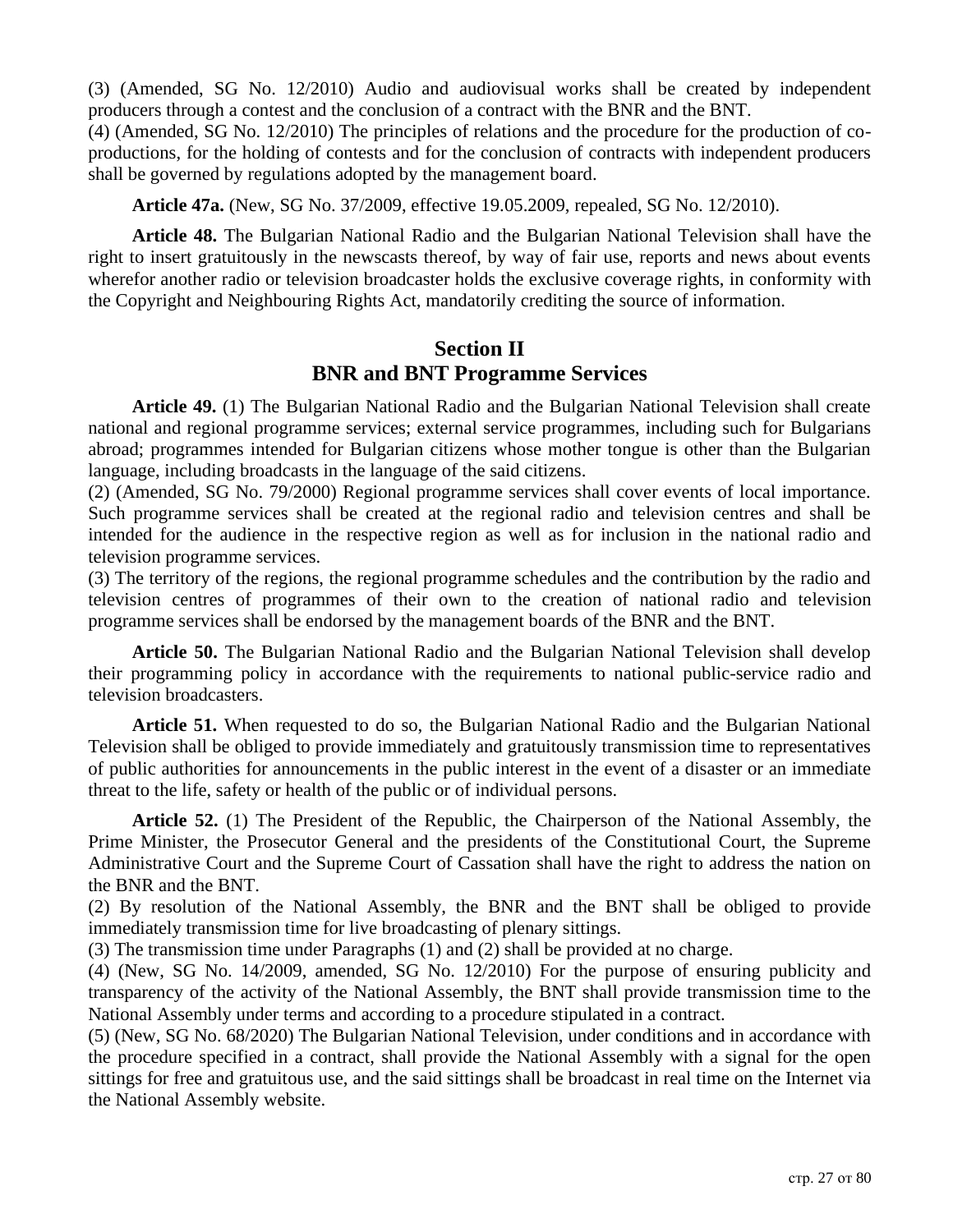(3) (Amended, SG No. 12/2010) Audio and audiovisual works shall be created by independent producers through a contest and the conclusion of a contract with the BNR and the BNT.
(4) (Amended, SG No. 12/2010) The principles of relations and the procedure for the production of co-productions, for the holding of contests and for the conclusion of contracts with independent producers shall be governed by regulations adopted by the management board.

**Article 47a.** (New, SG No. 37/2009, effective 19.05.2009, repealed, SG No. 12/2010).

**Article 48.** The Bulgarian National Radio and the Bulgarian National Television shall have the right to insert gratuitously in the newscasts thereof, by way of fair use, reports and news about events wherefor another radio or television broadcaster holds the exclusive coverage rights, in conformity with the Copyright and Neighbouring Rights Act, mandatorily crediting the source of information.

## Section II
## BNR and BNT Programme Services

**Article 49.** (1) The Bulgarian National Radio and the Bulgarian National Television shall create national and regional programme services; external service programmes, including such for Bulgarians abroad; programmes intended for Bulgarian citizens whose mother tongue is other than the Bulgarian language, including broadcasts in the language of the said citizens.
(2) (Amended, SG No. 79/2000) Regional programme services shall cover events of local importance. Such programme services shall be created at the regional radio and television centres and shall be intended for the audience in the respective region as well as for inclusion in the national radio and television programme services.
(3) The territory of the regions, the regional programme schedules and the contribution by the radio and television centres of programmes of their own to the creation of national radio and television programme services shall be endorsed by the management boards of the BNR and the BNT.

**Article 50.** The Bulgarian National Radio and the Bulgarian National Television shall develop their programming policy in accordance with the requirements to national public-service radio and television broadcasters.

**Article 51.** When requested to do so, the Bulgarian National Radio and the Bulgarian National Television shall be obliged to provide immediately and gratuitously transmission time to representatives of public authorities for announcements in the public interest in the event of a disaster or an immediate threat to the life, safety or health of the public or of individual persons.

**Article 52.** (1) The President of the Republic, the Chairperson of the National Assembly, the Prime Minister, the Prosecutor General and the presidents of the Constitutional Court, the Supreme Administrative Court and the Supreme Court of Cassation shall have the right to address the nation on the BNR and the BNT.
(2) By resolution of the National Assembly, the BNR and the BNT shall be obliged to provide immediately transmission time for live broadcasting of plenary sittings.
(3) The transmission time under Paragraphs (1) and (2) shall be provided at no charge.
(4) (New, SG No. 14/2009, amended, SG No. 12/2010) For the purpose of ensuring publicity and transparency of the activity of the National Assembly, the BNT shall provide transmission time to the National Assembly under terms and according to a procedure stipulated in a contract.
(5) (New, SG No. 68/2020) The Bulgarian National Television, under conditions and in accordance with the procedure specified in a contract, shall provide the National Assembly with a signal for the open sittings for free and gratuitous use, and the said sittings shall be broadcast in real time on the Internet via the National Assembly website.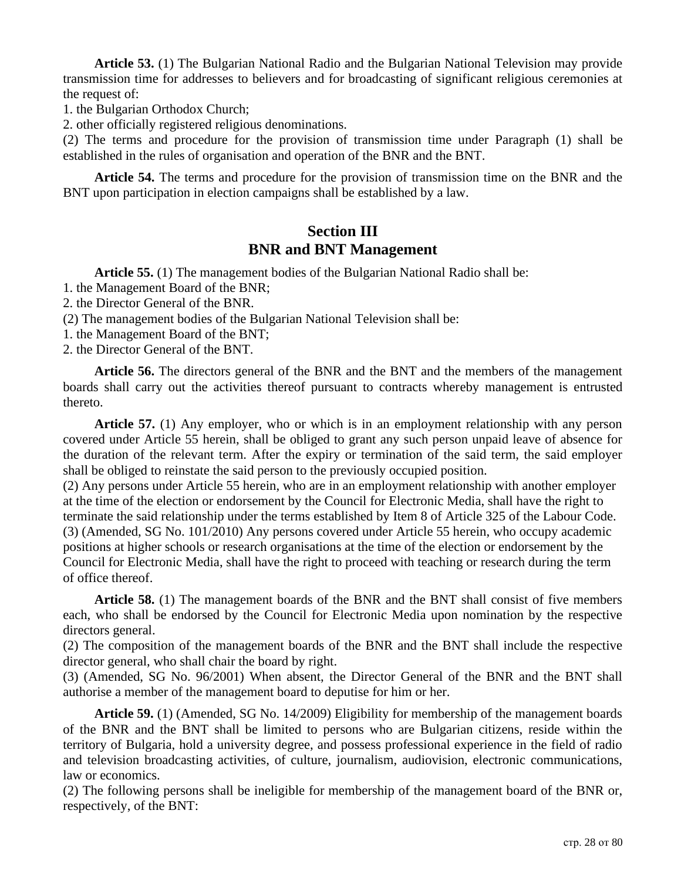**Article 53.** (1) The Bulgarian National Radio and the Bulgarian National Television may provide transmission time for addresses to believers and for broadcasting of significant religious ceremonies at the request of:

1. the Bulgarian Orthodox Church;
2. other officially registered religious denominations.

(2) The terms and procedure for the provision of transmission time under Paragraph (1) shall be established in the rules of organisation and operation of the BNR and the BNT.

**Article 54.** The terms and procedure for the provision of transmission time on the BNR and the BNT upon participation in election campaigns shall be established by a law.

## Section III
## BNR and BNT Management

**Article 55.** (1) The management bodies of the Bulgarian National Radio shall be:

1. the Management Board of the BNR;
2. the Director General of the BNR.

(2) The management bodies of the Bulgarian National Television shall be:

1. the Management Board of the BNT;
2. the Director General of the BNT.

**Article 56.** The directors general of the BNR and the BNT and the members of the management boards shall carry out the activities thereof pursuant to contracts whereby management is entrusted thereto.

**Article 57.** (1) Any employer, who or which is in an employment relationship with any person covered under Article 55 herein, shall be obliged to grant any such person unpaid leave of absence for the duration of the relevant term. After the expiry or termination of the said term, the said employer shall be obliged to reinstate the said person to the previously occupied position.

(2) Any persons under Article 55 herein, who are in an employment relationship with another employer at the time of the election or endorsement by the Council for Electronic Media, shall have the right to terminate the said relationship under the terms established by Item 8 of Article 325 of the Labour Code.

(3) (Amended, SG No. 101/2010) Any persons covered under Article 55 herein, who occupy academic positions at higher schools or research organisations at the time of the election or endorsement by the Council for Electronic Media, shall have the right to proceed with teaching or research during the term of office thereof.

**Article 58.** (1) The management boards of the BNR and the BNT shall consist of five members each, who shall be endorsed by the Council for Electronic Media upon nomination by the respective directors general.

(2) The composition of the management boards of the BNR and the BNT shall include the respective director general, who shall chair the board by right.

(3) (Amended, SG No. 96/2001) When absent, the Director General of the BNR and the BNT shall authorise a member of the management board to deputise for him or her.

**Article 59.** (1) (Amended, SG No. 14/2009) Eligibility for membership of the management boards of the BNR and the BNT shall be limited to persons who are Bulgarian citizens, reside within the territory of Bulgaria, hold a university degree, and possess professional experience in the field of radio and television broadcasting activities, of culture, journalism, audiovision, electronic communications, law or economics.

(2) The following persons shall be ineligible for membership of the management board of the BNR or, respectively, of the BNT: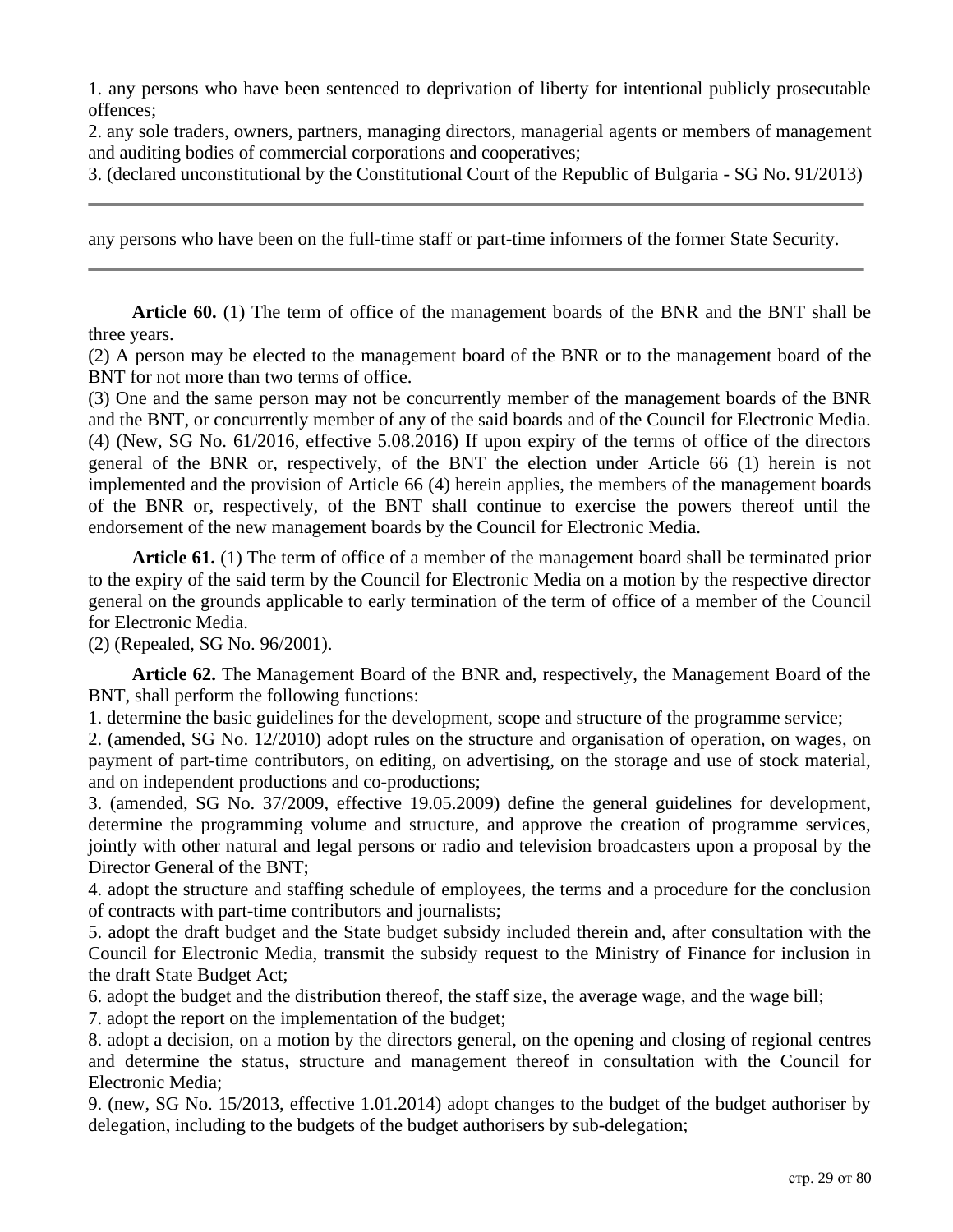1. any persons who have been sentenced to deprivation of liberty for intentional publicly prosecutable offences;
2. any sole traders, owners, partners, managing directors, managerial agents or members of management and auditing bodies of commercial corporations and cooperatives;
3. (declared unconstitutional by the Constitutional Court of the Republic of Bulgaria - SG No. 91/2013)

---

any persons who have been on the full-time staff or part-time informers of the former State Security.

---

**Article 60.** (1) The term of office of the management boards of the BNR and the BNT shall be three years.
(2) A person may be elected to the management board of the BNR or to the management board of the BNT for not more than two terms of office.
(3) One and the same person may not be concurrently member of the management boards of the BNR and the BNT, or concurrently member of any of the said boards and of the Council for Electronic Media.
(4) (New, SG No. 61/2016, effective 5.08.2016) If upon expiry of the terms of office of the directors general of the BNR or, respectively, of the BNT the election under Article 66 (1) herein is not implemented and the provision of Article 66 (4) herein applies, the members of the management boards of the BNR or, respectively, of the BNT shall continue to exercise the powers thereof until the endorsement of the new management boards by the Council for Electronic Media.

**Article 61.** (1) The term of office of a member of the management board shall be terminated prior to the expiry of the said term by the Council for Electronic Media on a motion by the respective director general on the grounds applicable to early termination of the term of office of a member of the Council for Electronic Media.
(2) (Repealed, SG No. 96/2001).

**Article 62.** The Management Board of the BNR and, respectively, the Management Board of the BNT, shall perform the following functions:
1. determine the basic guidelines for the development, scope and structure of the programme service;
2. (amended, SG No. 12/2010) adopt rules on the structure and organisation of operation, on wages, on payment of part-time contributors, on editing, on advertising, on the storage and use of stock material, and on independent productions and co-productions;
3. (amended, SG No. 37/2009, effective 19.05.2009) define the general guidelines for development, determine the programming volume and structure, and approve the creation of programme services, jointly with other natural and legal persons or radio and television broadcasters upon a proposal by the Director General of the BNT;
4. adopt the structure and staffing schedule of employees, the terms and a procedure for the conclusion of contracts with part-time contributors and journalists;
5. adopt the draft budget and the State budget subsidy included therein and, after consultation with the Council for Electronic Media, transmit the subsidy request to the Ministry of Finance for inclusion in the draft State Budget Act;
6. adopt the budget and the distribution thereof, the staff size, the average wage, and the wage bill;
7. adopt the report on the implementation of the budget;
8. adopt a decision, on a motion by the directors general, on the opening and closing of regional centres and determine the status, structure and management thereof in consultation with the Council for Electronic Media;
9. (new, SG No. 15/2013, effective 1.01.2014) adopt changes to the budget of the budget authoriser by delegation, including to the budgets of the budget authorisers by sub-delegation;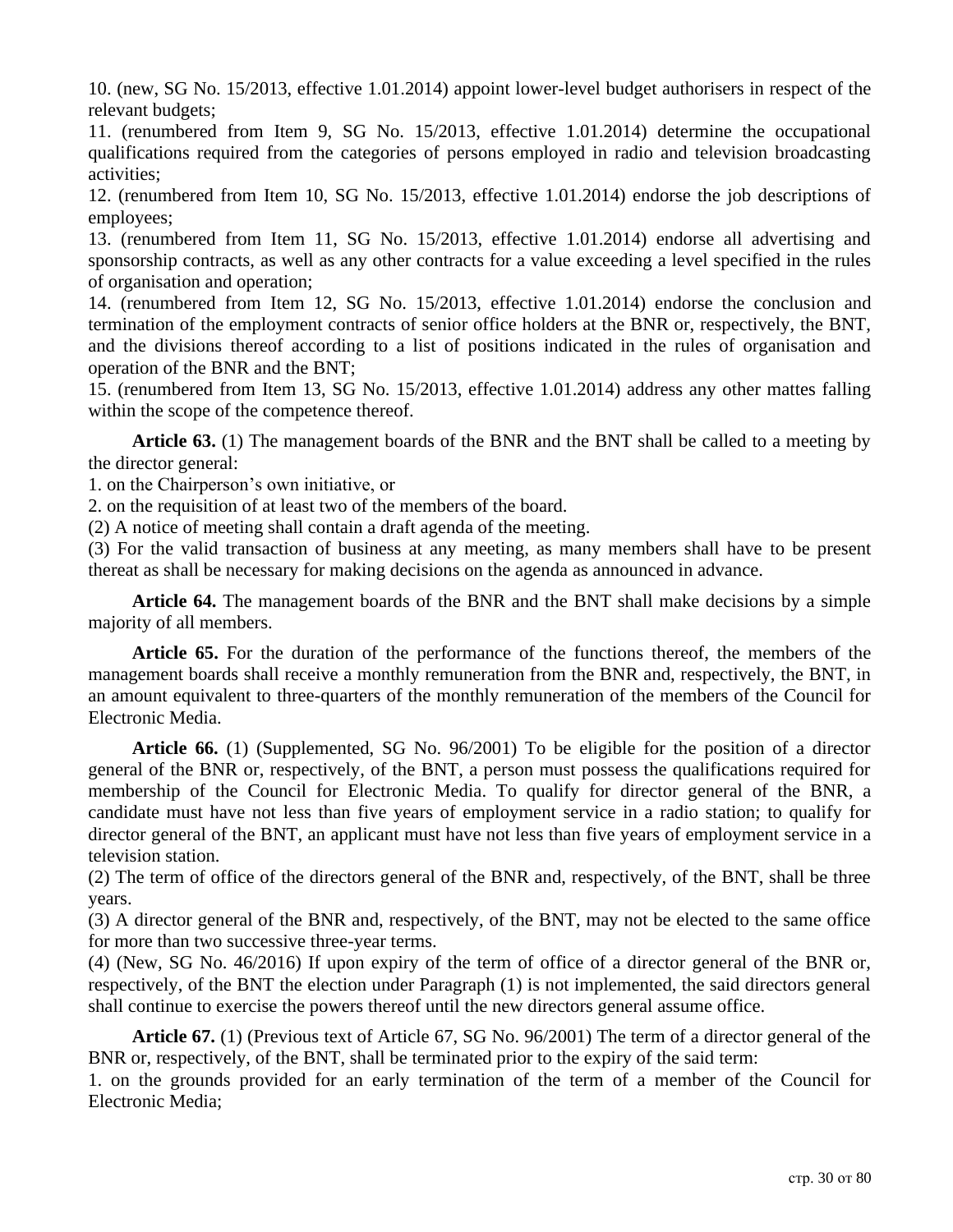10. (new, SG No. 15/2013, effective 1.01.2014) appoint lower-level budget authorisers in respect of the relevant budgets;

11. (renumbered from Item 9, SG No. 15/2013, effective 1.01.2014) determine the occupational qualifications required from the categories of persons employed in radio and television broadcasting activities;

12. (renumbered from Item 10, SG No. 15/2013, effective 1.01.2014) endorse the job descriptions of employees;

13. (renumbered from Item 11, SG No. 15/2013, effective 1.01.2014) endorse all advertising and sponsorship contracts, as well as any other contracts for a value exceeding a level specified in the rules of organisation and operation;

14. (renumbered from Item 12, SG No. 15/2013, effective 1.01.2014) endorse the conclusion and termination of the employment contracts of senior office holders at the BNR or, respectively, the BNT, and the divisions thereof according to a list of positions indicated in the rules of organisation and operation of the BNR and the BNT;

15. (renumbered from Item 13, SG No. 15/2013, effective 1.01.2014) address any other mattes falling within the scope of the competence thereof.

**Article 63.** (1) The management boards of the BNR and the BNT shall be called to a meeting by the director general:

1. on the Chairperson's own initiative, or
2. on the requisition of at least two of the members of the board.

(2) A notice of meeting shall contain a draft agenda of the meeting.

(3) For the valid transaction of business at any meeting, as many members shall have to be present thereat as shall be necessary for making decisions on the agenda as announced in advance.

**Article 64.** The management boards of the BNR and the BNT shall make decisions by a simple majority of all members.

**Article 65.** For the duration of the performance of the functions thereof, the members of the management boards shall receive a monthly remuneration from the BNR and, respectively, the BNT, in an amount equivalent to three-quarters of the monthly remuneration of the members of the Council for Electronic Media.

**Article 66.** (1) (Supplemented, SG No. 96/2001) To be eligible for the position of a director general of the BNR or, respectively, of the BNT, a person must possess the qualifications required for membership of the Council for Electronic Media. To qualify for director general of the BNR, a candidate must have not less than five years of employment service in a radio station; to qualify for director general of the BNT, an applicant must have not less than five years of employment service in a television station.

(2) The term of office of the directors general of the BNR and, respectively, of the BNT, shall be three years.

(3) A director general of the BNR and, respectively, of the BNT, may not be elected to the same office for more than two successive three-year terms.

(4) (New, SG No. 46/2016) If upon expiry of the term of office of a director general of the BNR or, respectively, of the BNT the election under Paragraph (1) is not implemented, the said directors general shall continue to exercise the powers thereof until the new directors general assume office.

**Article 67.** (1) (Previous text of Article 67, SG No. 96/2001) The term of a director general of the BNR or, respectively, of the BNT, shall be terminated prior to the expiry of the said term:

1. on the grounds provided for an early termination of the term of a member of the Council for Electronic Media;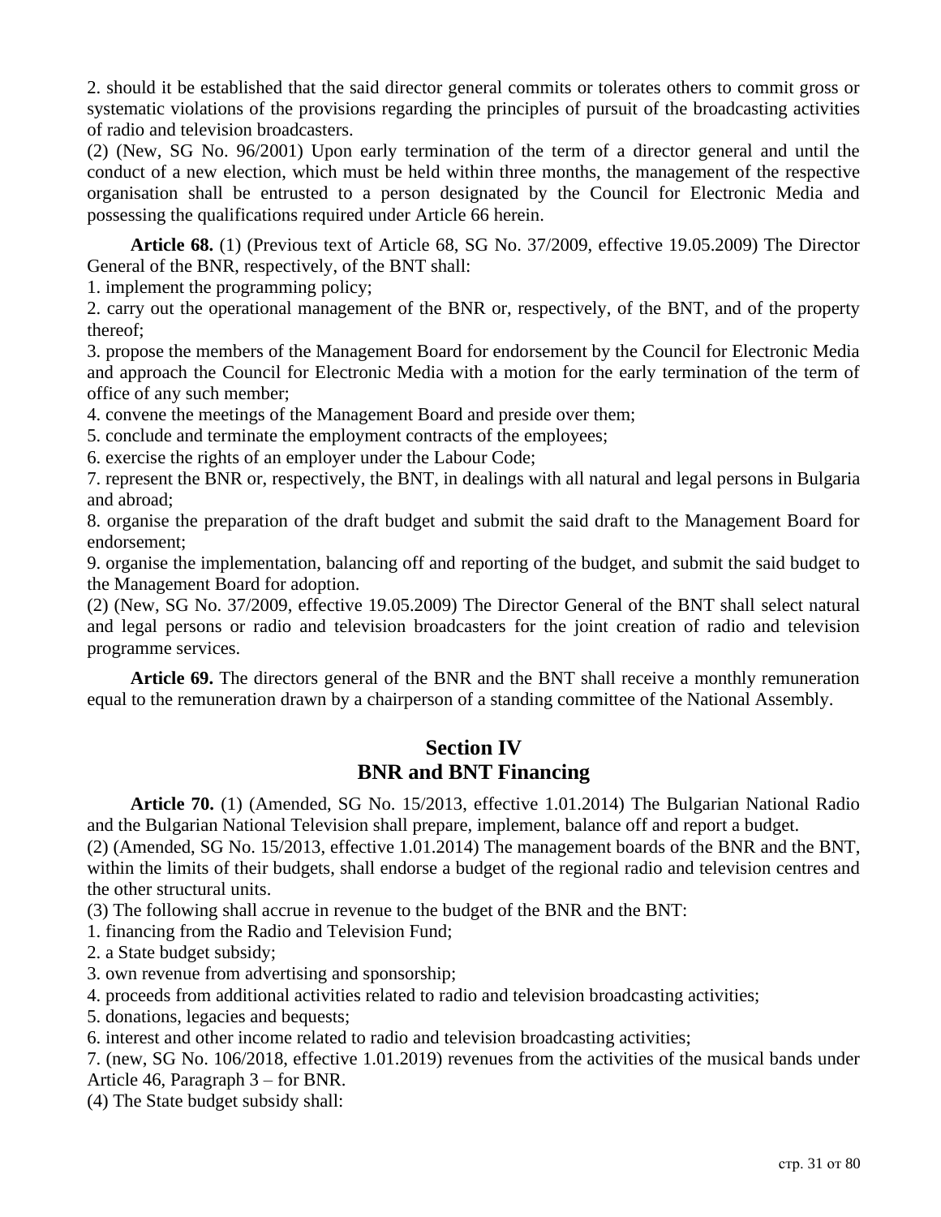2. should it be established that the said director general commits or tolerates others to commit gross or systematic violations of the provisions regarding the principles of pursuit of the broadcasting activities of radio and television broadcasters.

(2) (New, SG No. 96/2001) Upon early termination of the term of a director general and until the conduct of a new election, which must be held within three months, the management of the respective organisation shall be entrusted to a person designated by the Council for Electronic Media and possessing the qualifications required under Article 66 herein.

**Article 68.** (1) (Previous text of Article 68, SG No. 37/2009, effective 19.05.2009) The Director General of the BNR, respectively, of the BNT shall:

1. implement the programming policy;
2. carry out the operational management of the BNR or, respectively, of the BNT, and of the property thereof;
3. propose the members of the Management Board for endorsement by the Council for Electronic Media and approach the Council for Electronic Media with a motion for the early termination of the term of office of any such member;
4. convene the meetings of the Management Board and preside over them;
5. conclude and terminate the employment contracts of the employees;
6. exercise the rights of an employer under the Labour Code;
7. represent the BNR or, respectively, the BNT, in dealings with all natural and legal persons in Bulgaria and abroad;
8. organise the preparation of the draft budget and submit the said draft to the Management Board for endorsement;
9. organise the implementation, balancing off and reporting of the budget, and submit the said budget to the Management Board for adoption.

(2) (New, SG No. 37/2009, effective 19.05.2009) The Director General of the BNT shall select natural and legal persons or radio and television broadcasters for the joint creation of radio and television programme services.

**Article 69.** The directors general of the BNR and the BNT shall receive a monthly remuneration equal to the remuneration drawn by a chairperson of a standing committee of the National Assembly.

## Section IV
## BNR and BNT Financing

**Article 70.** (1) (Amended, SG No. 15/2013, effective 1.01.2014) The Bulgarian National Radio and the Bulgarian National Television shall prepare, implement, balance off and report a budget.

(2) (Amended, SG No. 15/2013, effective 1.01.2014) The management boards of the BNR and the BNT, within the limits of their budgets, shall endorse a budget of the regional radio and television centres and the other structural units.

(3) The following shall accrue in revenue to the budget of the BNR and the BNT:

1. financing from the Radio and Television Fund;
2. a State budget subsidy;
3. own revenue from advertising and sponsorship;
4. proceeds from additional activities related to radio and television broadcasting activities;
5. donations, legacies and bequests;
6. interest and other income related to radio and television broadcasting activities;
7. (new, SG No. 106/2018, effective 1.01.2019) revenues from the activities of the musical bands under Article 46, Paragraph 3 – for BNR.

(4) The State budget subsidy shall: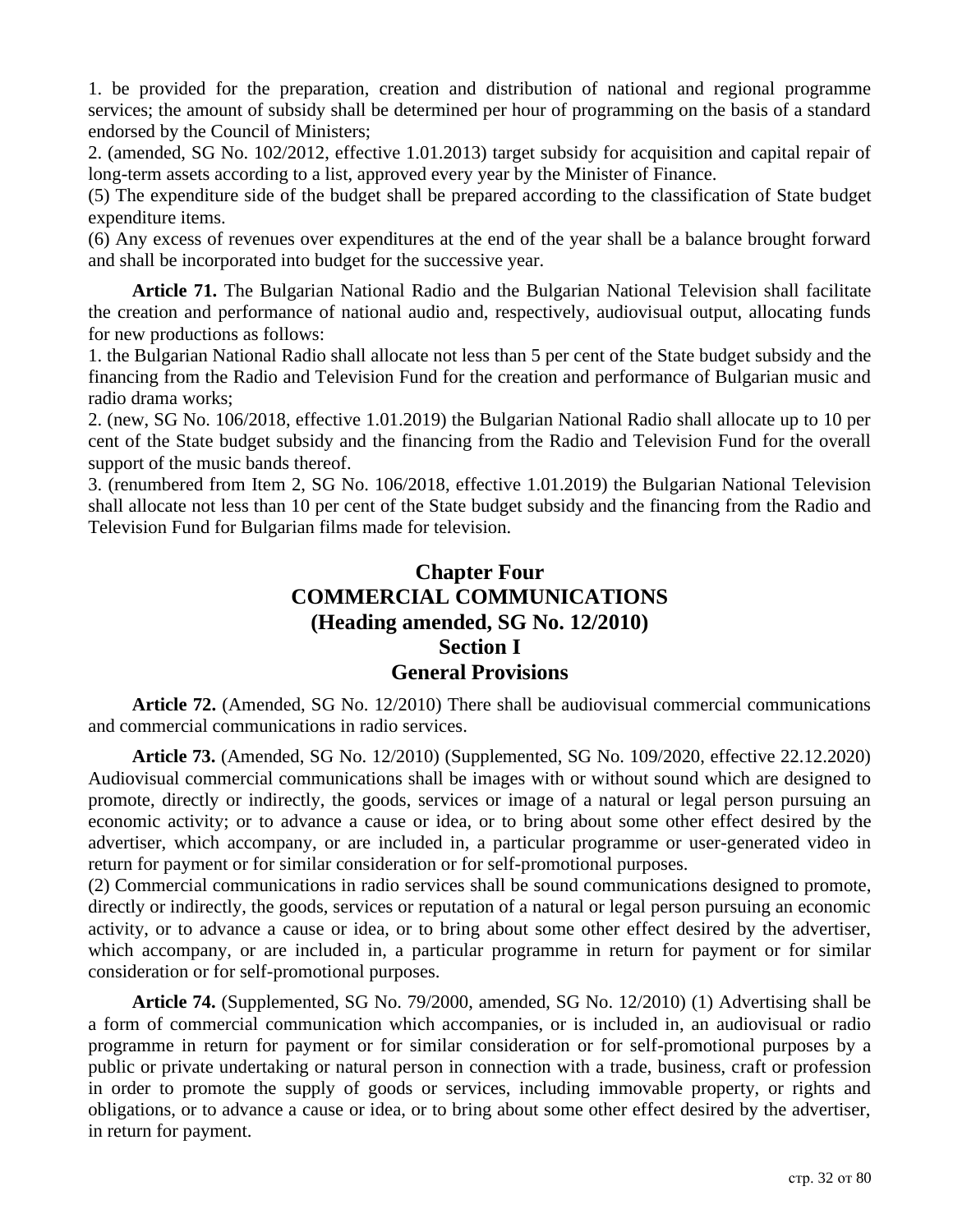1. be provided for the preparation, creation and distribution of national and regional programme services; the amount of subsidy shall be determined per hour of programming on the basis of a standard endorsed by the Council of Ministers;

2. (amended, SG No. 102/2012, effective 1.01.2013) target subsidy for acquisition and capital repair of long-term assets according to a list, approved every year by the Minister of Finance.

(5) The expenditure side of the budget shall be prepared according to the classification of State budget expenditure items.

(6) Any excess of revenues over expenditures at the end of the year shall be a balance brought forward and shall be incorporated into budget for the successive year.

**Article 71.** The Bulgarian National Radio and the Bulgarian National Television shall facilitate the creation and performance of national audio and, respectively, audiovisual output, allocating funds for new productions as follows:

1. the Bulgarian National Radio shall allocate not less than 5 per cent of the State budget subsidy and the financing from the Radio and Television Fund for the creation and performance of Bulgarian music and radio drama works;

2. (new, SG No. 106/2018, effective 1.01.2019) the Bulgarian National Radio shall allocate up to 10 per cent of the State budget subsidy and the financing from the Radio and Television Fund for the overall support of the music bands thereof.

3. (renumbered from Item 2, SG No. 106/2018, effective 1.01.2019) the Bulgarian National Television shall allocate not less than 10 per cent of the State budget subsidy and the financing from the Radio and Television Fund for Bulgarian films made for television.

## Chapter Four
## COMMERCIAL COMMUNICATIONS
## (Heading amended, SG No. 12/2010)
### Section I
### General Provisions

**Article 72.** (Amended, SG No. 12/2010) There shall be audiovisual commercial communications and commercial communications in radio services.

**Article 73.** (Amended, SG No. 12/2010) (Supplemented, SG No. 109/2020, effective 22.12.2020) Audiovisual commercial communications shall be images with or without sound which are designed to promote, directly or indirectly, the goods, services or image of a natural or legal person pursuing an economic activity; or to advance a cause or idea, or to bring about some other effect desired by the advertiser, which accompany, or are included in, a particular programme or user-generated video in return for payment or for similar consideration or for self-promotional purposes.

(2) Commercial communications in radio services shall be sound communications designed to promote, directly or indirectly, the goods, services or reputation of a natural or legal person pursuing an economic activity, or to advance a cause or idea, or to bring about some other effect desired by the advertiser, which accompany, or are included in, a particular programme in return for payment or for similar consideration or for self-promotional purposes.

**Article 74.** (Supplemented, SG No. 79/2000, amended, SG No. 12/2010) (1) Advertising shall be a form of commercial communication which accompanies, or is included in, an audiovisual or radio programme in return for payment or for similar consideration or for self-promotional purposes by a public or private undertaking or natural person in connection with a trade, business, craft or profession in order to promote the supply of goods or services, including immovable property, or rights and obligations, or to advance a cause or idea, or to bring about some other effect desired by the advertiser, in return for payment.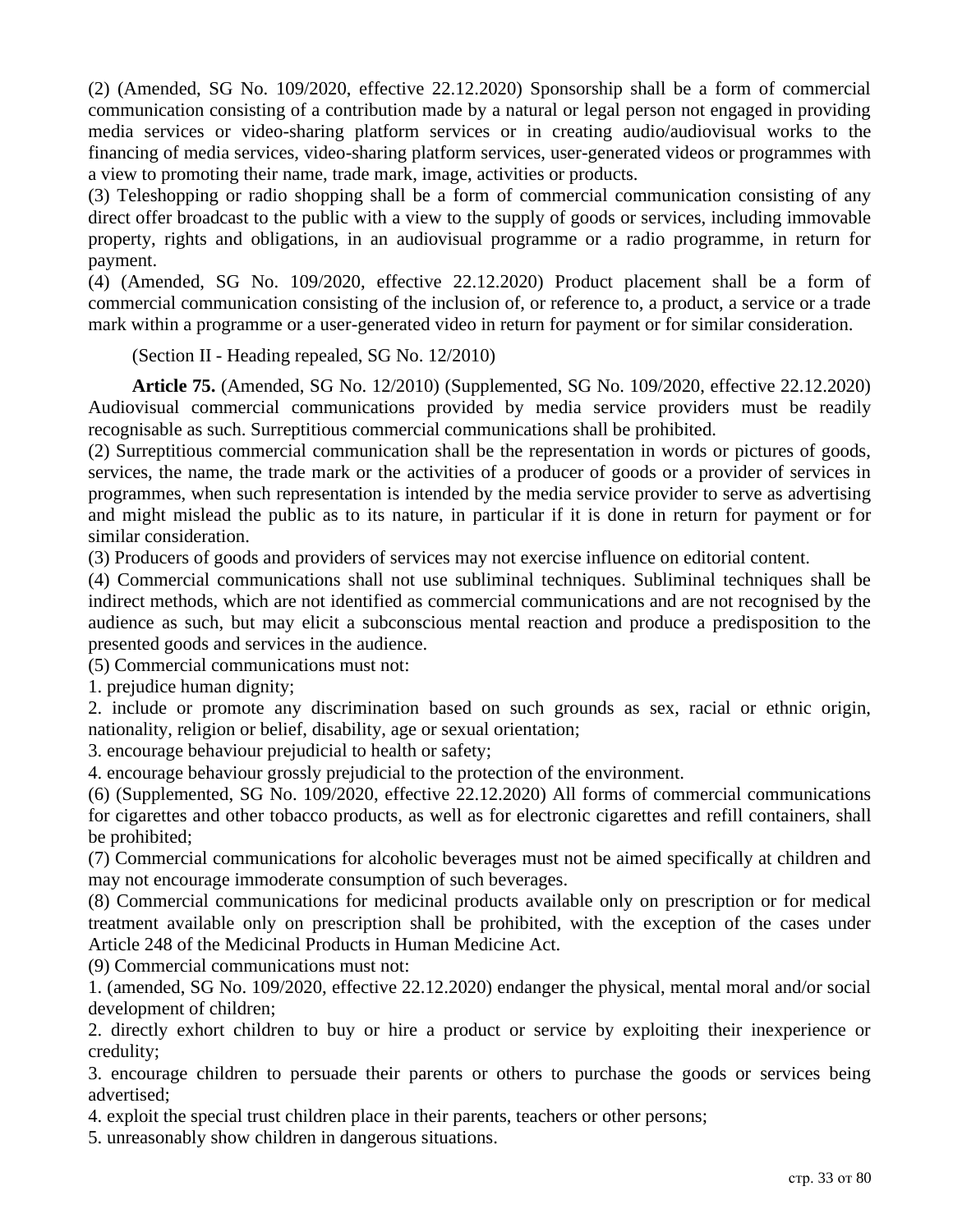(2) (Amended, SG No. 109/2020, effective 22.12.2020) Sponsorship shall be a form of commercial communication consisting of a contribution made by a natural or legal person not engaged in providing media services or video-sharing platform services or in creating audio/audiovisual works to the financing of media services, video-sharing platform services, user-generated videos or programmes with a view to promoting their name, trade mark, image, activities or products.

(3) Teleshopping or radio shopping shall be a form of commercial communication consisting of any direct offer broadcast to the public with a view to the supply of goods or services, including immovable property, rights and obligations, in an audiovisual programme or a radio programme, in return for payment.

(4) (Amended, SG No. 109/2020, effective 22.12.2020) Product placement shall be a form of commercial communication consisting of the inclusion of, or reference to, a product, a service or a trade mark within a programme or a user-generated video in return for payment or for similar consideration.

(Section II - Heading repealed, SG No. 12/2010)

**Article 75.** (Amended, SG No. 12/2010) (Supplemented, SG No. 109/2020, effective 22.12.2020) Audiovisual commercial communications provided by media service providers must be readily recognisable as such. Surreptitious commercial communications shall be prohibited.

(2) Surreptitious commercial communication shall be the representation in words or pictures of goods, services, the name, the trade mark or the activities of a producer of goods or a provider of services in programmes, when such representation is intended by the media service provider to serve as advertising and might mislead the public as to its nature, in particular if it is done in return for payment or for similar consideration.

(3) Producers of goods and providers of services may not exercise influence on editorial content.

(4) Commercial communications shall not use subliminal techniques. Subliminal techniques shall be indirect methods, which are not identified as commercial communications and are not recognised by the audience as such, but may elicit a subconscious mental reaction and produce a predisposition to the presented goods and services in the audience.

(5) Commercial communications must not:

1. prejudice human dignity;

2. include or promote any discrimination based on such grounds as sex, racial or ethnic origin, nationality, religion or belief, disability, age or sexual orientation;

3. encourage behaviour prejudicial to health or safety;

4. encourage behaviour grossly prejudicial to the protection of the environment.

(6) (Supplemented, SG No. 109/2020, effective 22.12.2020) All forms of commercial communications for cigarettes and other tobacco products, as well as for electronic cigarettes and refill containers, shall be prohibited;

(7) Commercial communications for alcoholic beverages must not be aimed specifically at children and may not encourage immoderate consumption of such beverages.

(8) Commercial communications for medicinal products available only on prescription or for medical treatment available only on prescription shall be prohibited, with the exception of the cases under Article 248 of the Medicinal Products in Human Medicine Act.

(9) Commercial communications must not:

1. (amended, SG No. 109/2020, effective 22.12.2020) endanger the physical, mental moral and/or social development of children;

2. directly exhort children to buy or hire a product or service by exploiting their inexperience or credulity;

3. encourage children to persuade their parents or others to purchase the goods or services being advertised;

4. exploit the special trust children place in their parents, teachers or other persons;

5. unreasonably show children in dangerous situations.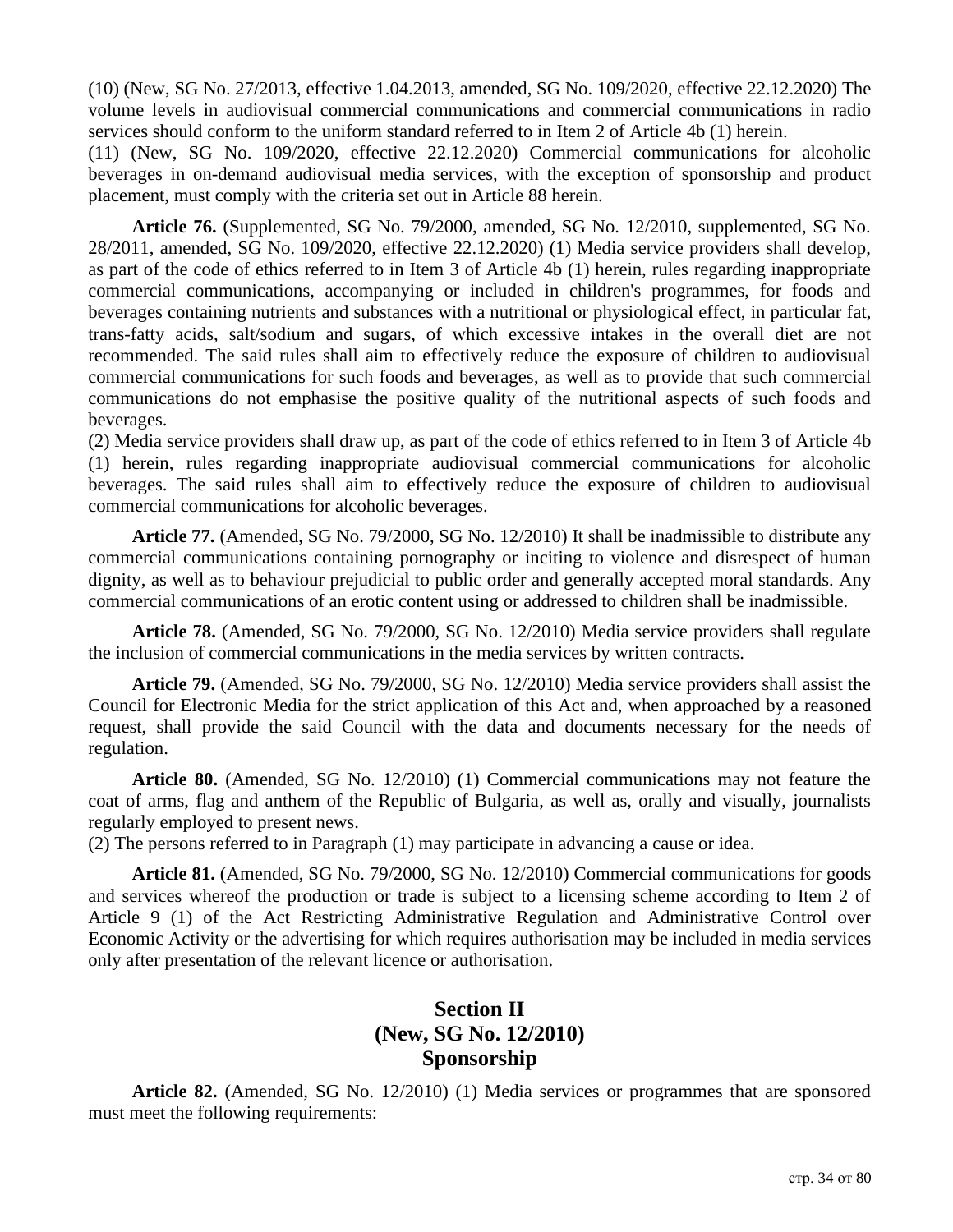(10) (New, SG No. 27/2013, effective 1.04.2013, amended, SG No. 109/2020, effective 22.12.2020) The volume levels in audiovisual commercial communications and commercial communications in radio services should conform to the uniform standard referred to in Item 2 of Article 4b (1) herein.

(11) (New, SG No. 109/2020, effective 22.12.2020) Commercial communications for alcoholic beverages in on-demand audiovisual media services, with the exception of sponsorship and product placement, must comply with the criteria set out in Article 88 herein.

**Article 76.** (Supplemented, SG No. 79/2000, amended, SG No. 12/2010, supplemented, SG No. 28/2011, amended, SG No. 109/2020, effective 22.12.2020) (1) Media service providers shall develop, as part of the code of ethics referred to in Item 3 of Article 4b (1) herein, rules regarding inappropriate commercial communications, accompanying or included in children's programmes, for foods and beverages containing nutrients and substances with a nutritional or physiological effect, in particular fat, trans-fatty acids, salt/sodium and sugars, of which excessive intakes in the overall diet are not recommended. The said rules shall aim to effectively reduce the exposure of children to audiovisual commercial communications for such foods and beverages, as well as to provide that such commercial communications do not emphasise the positive quality of the nutritional aspects of such foods and beverages.

(2) Media service providers shall draw up, as part of the code of ethics referred to in Item 3 of Article 4b (1) herein, rules regarding inappropriate audiovisual commercial communications for alcoholic beverages. The said rules shall aim to effectively reduce the exposure of children to audiovisual commercial communications for alcoholic beverages.

**Article 77.** (Amended, SG No. 79/2000, SG No. 12/2010) It shall be inadmissible to distribute any commercial communications containing pornography or inciting to violence and disrespect of human dignity, as well as to behaviour prejudicial to public order and generally accepted moral standards. Any commercial communications of an erotic content using or addressed to children shall be inadmissible.

**Article 78.** (Amended, SG No. 79/2000, SG No. 12/2010) Media service providers shall regulate the inclusion of commercial communications in the media services by written contracts.

**Article 79.** (Amended, SG No. 79/2000, SG No. 12/2010) Media service providers shall assist the Council for Electronic Media for the strict application of this Act and, when approached by a reasoned request, shall provide the said Council with the data and documents necessary for the needs of regulation.

**Article 80.** (Amended, SG No. 12/2010) (1) Commercial communications may not feature the coat of arms, flag and anthem of the Republic of Bulgaria, as well as, orally and visually, journalists regularly employed to present news.

(2) The persons referred to in Paragraph (1) may participate in advancing a cause or idea.

**Article 81.** (Amended, SG No. 79/2000, SG No. 12/2010) Commercial communications for goods and services whereof the production or trade is subject to a licensing scheme according to Item 2 of Article 9 (1) of the Act Restricting Administrative Regulation and Administrative Control over Economic Activity or the advertising for which requires authorisation may be included in media services only after presentation of the relevant licence or authorisation.

## Section II
## (New, SG No. 12/2010)
## Sponsorship

**Article 82.** (Amended, SG No. 12/2010) (1) Media services or programmes that are sponsored must meet the following requirements: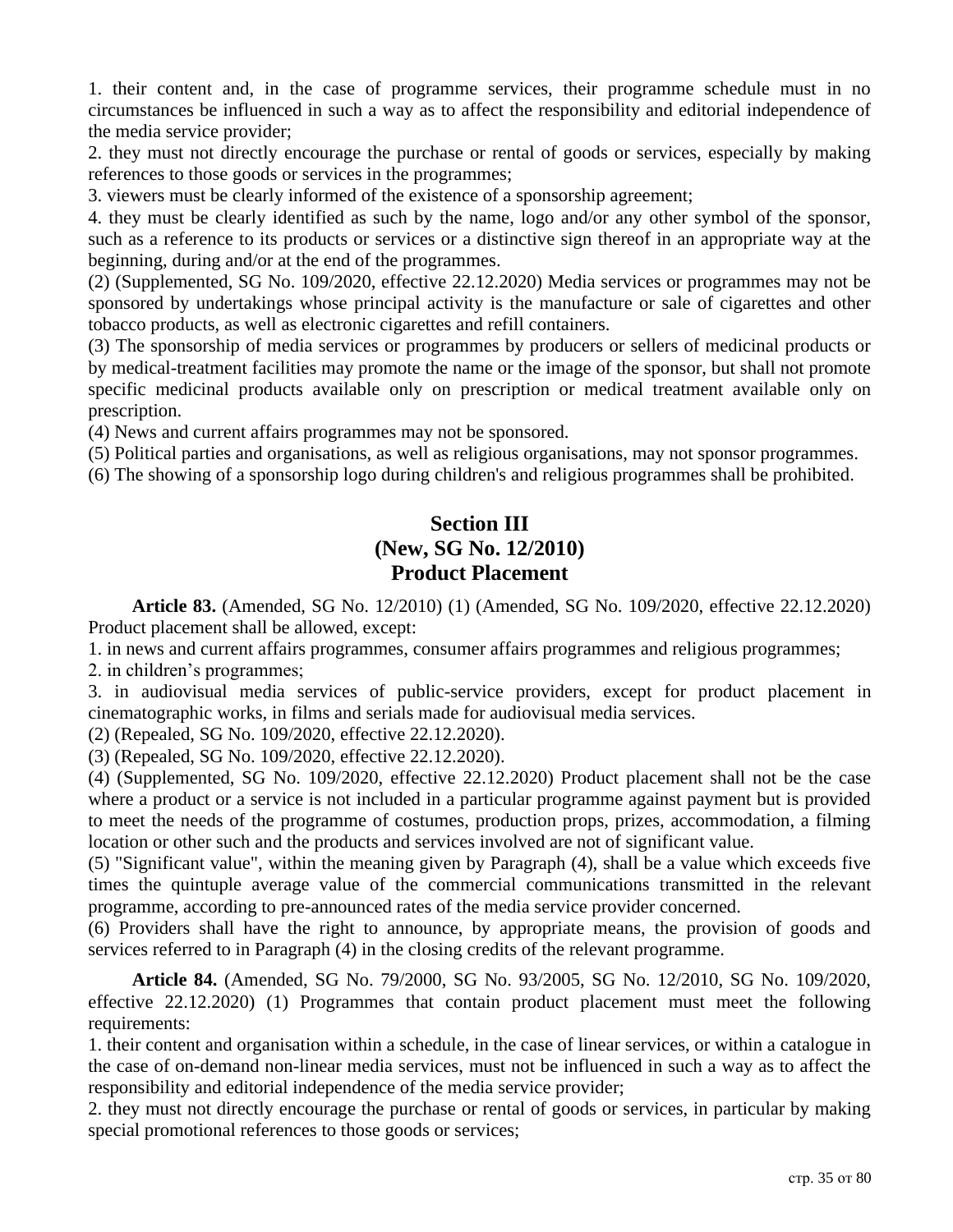1. their content and, in the case of programme services, their programme schedule must in no circumstances be influenced in such a way as to affect the responsibility and editorial independence of the media service provider;

2. they must not directly encourage the purchase or rental of goods or services, especially by making references to those goods or services in the programmes;

3. viewers must be clearly informed of the existence of a sponsorship agreement;

4. they must be clearly identified as such by the name, logo and/or any other symbol of the sponsor, such as a reference to its products or services or a distinctive sign thereof in an appropriate way at the beginning, during and/or at the end of the programmes.

(2) (Supplemented, SG No. 109/2020, effective 22.12.2020) Media services or programmes may not be sponsored by undertakings whose principal activity is the manufacture or sale of cigarettes and other tobacco products, as well as electronic cigarettes and refill containers.

(3) The sponsorship of media services or programmes by producers or sellers of medicinal products or by medical-treatment facilities may promote the name or the image of the sponsor, but shall not promote specific medicinal products available only on prescription or medical treatment available only on prescription.

(4) News and current affairs programmes may not be sponsored.

(5) Political parties and organisations, as well as religious organisations, may not sponsor programmes.

(6) The showing of a sponsorship logo during children's and religious programmes shall be prohibited.

## Section III
## (New, SG No. 12/2010)
## Product Placement

**Article 83.** (Amended, SG No. 12/2010) (1) (Amended, SG No. 109/2020, effective 22.12.2020) Product placement shall be allowed, except:

1. in news and current affairs programmes, consumer affairs programmes and religious programmes;

2. in children’s programmes;

3. in audiovisual media services of public-service providers, except for product placement in cinematographic works, in films and serials made for audiovisual media services.

(2) (Repealed, SG No. 109/2020, effective 22.12.2020).

(3) (Repealed, SG No. 109/2020, effective 22.12.2020).

(4) (Supplemented, SG No. 109/2020, effective 22.12.2020) Product placement shall not be the case where a product or a service is not included in a particular programme against payment but is provided to meet the needs of the programme of costumes, production props, prizes, accommodation, a filming location or other such and the products and services involved are not of significant value.

(5) "Significant value", within the meaning given by Paragraph (4), shall be a value which exceeds five times the quintuple average value of the commercial communications transmitted in the relevant programme, according to pre-announced rates of the media service provider concerned.

(6) Providers shall have the right to announce, by appropriate means, the provision of goods and services referred to in Paragraph (4) in the closing credits of the relevant programme.

**Article 84.** (Amended, SG No. 79/2000, SG No. 93/2005, SG No. 12/2010, SG No. 109/2020, effective 22.12.2020) (1) Programmes that contain product placement must meet the following requirements:

1. their content and organisation within a schedule, in the case of linear services, or within a catalogue in the case of on-demand non-linear media services, must not be influenced in such a way as to affect the responsibility and editorial independence of the media service provider;

2. they must not directly encourage the purchase or rental of goods or services, in particular by making special promotional references to those goods or services;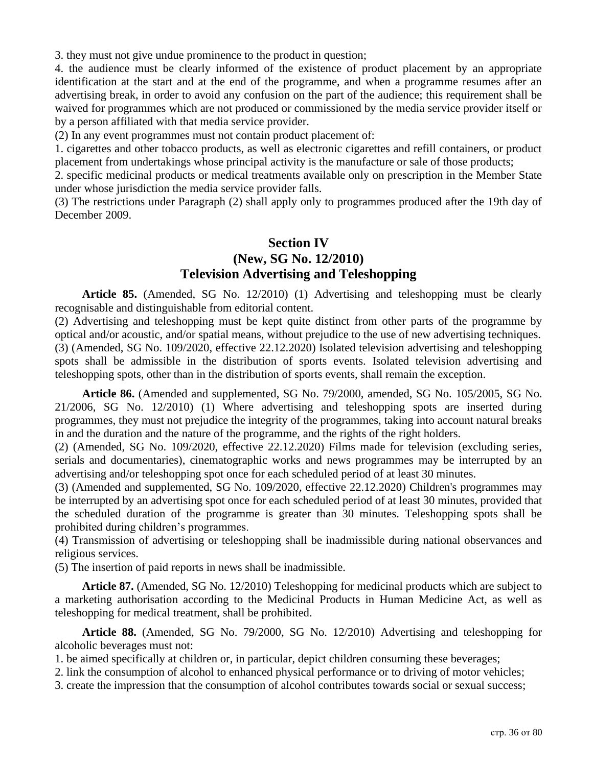3. they must not give undue prominence to the product in question;

4. the audience must be clearly informed of the existence of product placement by an appropriate identification at the start and at the end of the programme, and when a programme resumes after an advertising break, in order to avoid any confusion on the part of the audience; this requirement shall be waived for programmes which are not produced or commissioned by the media service provider itself or by a person affiliated with that media service provider.

(2) In any event programmes must not contain product placement of:

1. cigarettes and other tobacco products, as well as electronic cigarettes and refill containers, or product placement from undertakings whose principal activity is the manufacture or sale of those products;

2. specific medicinal products or medical treatments available only on prescription in the Member State under whose jurisdiction the media service provider falls.

(3) The restrictions under Paragraph (2) shall apply only to programmes produced after the 19th day of December 2009.

## Section IV
## (New, SG No. 12/2010)
## Television Advertising and Teleshopping

**Article 85.** (Amended, SG No. 12/2010) (1) Advertising and teleshopping must be clearly recognisable and distinguishable from editorial content.

(2) Advertising and teleshopping must be kept quite distinct from other parts of the programme by optical and/or acoustic, and/or spatial means, without prejudice to the use of new advertising techniques.

(3) (Amended, SG No. 109/2020, effective 22.12.2020) Isolated television advertising and teleshopping spots shall be admissible in the distribution of sports events. Isolated television advertising and teleshopping spots, other than in the distribution of sports events, shall remain the exception.

**Article 86.** (Amended and supplemented, SG No. 79/2000, amended, SG No. 105/2005, SG No. 21/2006, SG No. 12/2010) (1) Where advertising and teleshopping spots are inserted during programmes, they must not prejudice the integrity of the programmes, taking into account natural breaks in and the duration and the nature of the programme, and the rights of the right holders.

(2) (Amended, SG No. 109/2020, effective 22.12.2020) Films made for television (excluding series, serials and documentaries), cinematographic works and news programmes may be interrupted by an advertising and/or teleshopping spot once for each scheduled period of at least 30 minutes.

(3) (Amended and supplemented, SG No. 109/2020, effective 22.12.2020) Children's programmes may be interrupted by an advertising spot once for each scheduled period of at least 30 minutes, provided that the scheduled duration of the programme is greater than 30 minutes. Teleshopping spots shall be prohibited during children's programmes.

(4) Transmission of advertising or teleshopping shall be inadmissible during national observances and religious services.

(5) The insertion of paid reports in news shall be inadmissible.

**Article 87.** (Amended, SG No. 12/2010) Teleshopping for medicinal products which are subject to a marketing authorisation according to the Medicinal Products in Human Medicine Act, as well as teleshopping for medical treatment, shall be prohibited.

**Article 88.** (Amended, SG No. 79/2000, SG No. 12/2010) Advertising and teleshopping for alcoholic beverages must not:

1. be aimed specifically at children or, in particular, depict children consuming these beverages;

2. link the consumption of alcohol to enhanced physical performance or to driving of motor vehicles;

3. create the impression that the consumption of alcohol contributes towards social or sexual success;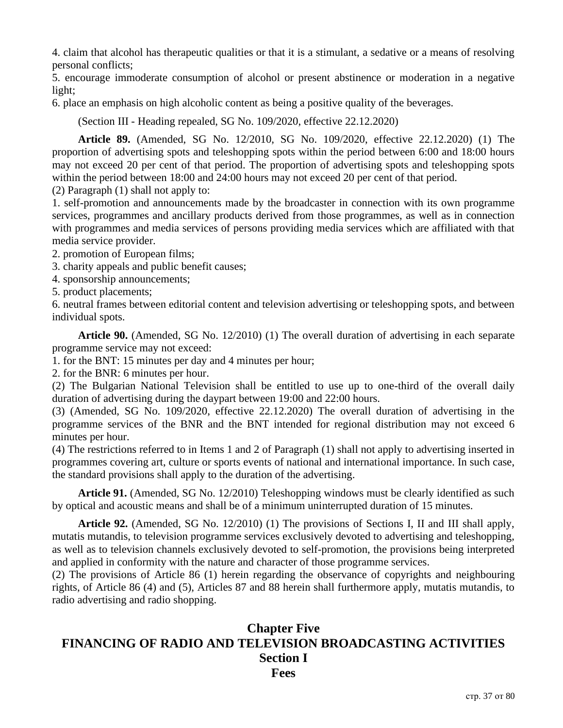4. claim that alcohol has therapeutic qualities or that it is a stimulant, a sedative or a means of resolving personal conflicts;
5. encourage immoderate consumption of alcohol or present abstinence or moderation in a negative light;
6. place an emphasis on high alcoholic content as being a positive quality of the beverages.

(Section III - Heading repealed, SG No. 109/2020, effective 22.12.2020)

**Article 89.** (Amended, SG No. 12/2010, SG No. 109/2020, effective 22.12.2020) (1) The proportion of advertising spots and teleshopping spots within the period between 6:00 and 18:00 hours may not exceed 20 per cent of that period. The proportion of advertising spots and teleshopping spots within the period between 18:00 and 24:00 hours may not exceed 20 per cent of that period.
(2) Paragraph (1) shall not apply to:
1. self-promotion and announcements made by the broadcaster in connection with its own programme services, programmes and ancillary products derived from those programmes, as well as in connection with programmes and media services of persons providing media services which are affiliated with that media service provider.
2. promotion of European films;
3. charity appeals and public benefit causes;
4. sponsorship announcements;
5. product placements;
6. neutral frames between editorial content and television advertising or teleshopping spots, and between individual spots.

**Article 90.** (Amended, SG No. 12/2010) (1) The overall duration of advertising in each separate programme service may not exceed:
1. for the BNT: 15 minutes per day and 4 minutes per hour;
2. for the BNR: 6 minutes per hour.
(2) The Bulgarian National Television shall be entitled to use up to one-third of the overall daily duration of advertising during the daypart between 19:00 and 22:00 hours.
(3) (Amended, SG No. 109/2020, effective 22.12.2020) The overall duration of advertising in the programme services of the BNR and the BNT intended for regional distribution may not exceed 6 minutes per hour.
(4) The restrictions referred to in Items 1 and 2 of Paragraph (1) shall not apply to advertising inserted in programmes covering art, culture or sports events of national and international importance. In such case, the standard provisions shall apply to the duration of the advertising.

**Article 91.** (Amended, SG No. 12/2010) Teleshopping windows must be clearly identified as such by optical and acoustic means and shall be of a minimum uninterrupted duration of 15 minutes.

**Article 92.** (Amended, SG No. 12/2010) (1) The provisions of Sections I, II and III shall apply, mutatis mutandis, to television programme services exclusively devoted to advertising and teleshopping, as well as to television channels exclusively devoted to self-promotion, the provisions being interpreted and applied in conformity with the nature and character of those programme services.
(2) The provisions of Article 86 (1) herein regarding the observance of copyrights and neighbouring rights, of Article 86 (4) and (5), Articles 87 and 88 herein shall furthermore apply, mutatis mutandis, to radio advertising and radio shopping.

# Chapter Five
# FINANCING OF RADIO AND TELEVISION BROADCASTING ACTIVITIES
## Section I
## Fees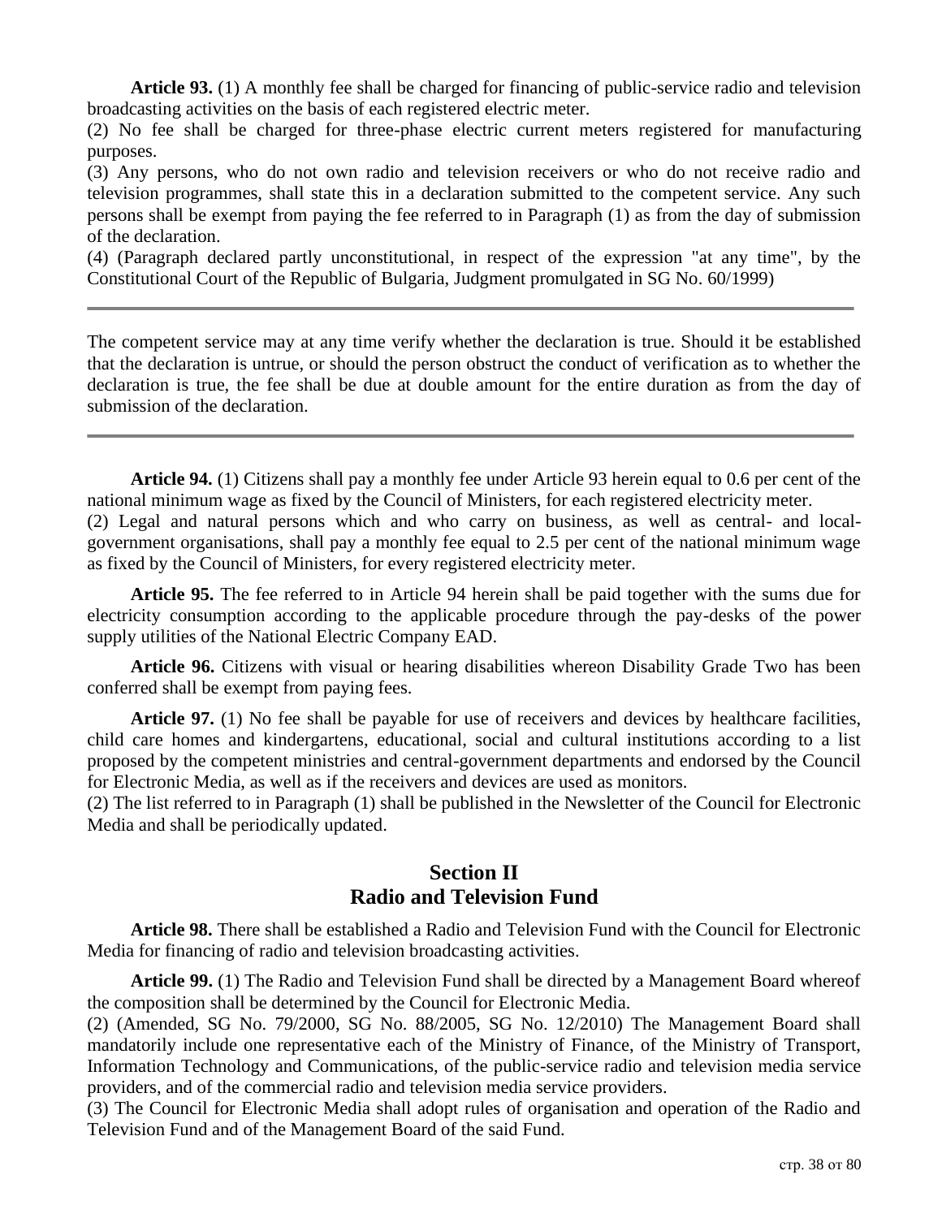**Article 93.** (1) A monthly fee shall be charged for financing of public-service radio and television broadcasting activities on the basis of each registered electric meter.

(2) No fee shall be charged for three-phase electric current meters registered for manufacturing purposes.

(3) Any persons, who do not own radio and television receivers or who do not receive radio and television programmes, shall state this in a declaration submitted to the competent service. Any such persons shall be exempt from paying the fee referred to in Paragraph (1) as from the day of submission of the declaration.

(4) (Paragraph declared partly unconstitutional, in respect of the expression "at any time", by the Constitutional Court of the Republic of Bulgaria, Judgment promulgated in SG No. 60/1999)

---

The competent service may at any time verify whether the declaration is true. Should it be established that the declaration is untrue, or should the person obstruct the conduct of verification as to whether the declaration is true, the fee shall be due at double amount for the entire duration as from the day of submission of the declaration.

---

**Article 94.** (1) Citizens shall pay a monthly fee under Article 93 herein equal to 0.6 per cent of the national minimum wage as fixed by the Council of Ministers, for each registered electricity meter.

(2) Legal and natural persons which and who carry on business, as well as central- and local-government organisations, shall pay a monthly fee equal to 2.5 per cent of the national minimum wage as fixed by the Council of Ministers, for every registered electricity meter.

**Article 95.** The fee referred to in Article 94 herein shall be paid together with the sums due for electricity consumption according to the applicable procedure through the pay-desks of the power supply utilities of the National Electric Company EAD.

**Article 96.** Citizens with visual or hearing disabilities whereon Disability Grade Two has been conferred shall be exempt from paying fees.

**Article 97.** (1) No fee shall be payable for use of receivers and devices by healthcare facilities, child care homes and kindergartens, educational, social and cultural institutions according to a list proposed by the competent ministries and central-government departments and endorsed by the Council for Electronic Media, as well as if the receivers and devices are used as monitors.

(2) The list referred to in Paragraph (1) shall be published in the Newsletter of the Council for Electronic Media and shall be periodically updated.

## Section II
## Radio and Television Fund

**Article 98.** There shall be established a Radio and Television Fund with the Council for Electronic Media for financing of radio and television broadcasting activities.

**Article 99.** (1) The Radio and Television Fund shall be directed by a Management Board whereof the composition shall be determined by the Council for Electronic Media.

(2) (Amended, SG No. 79/2000, SG No. 88/2005, SG No. 12/2010) The Management Board shall mandatorily include one representative each of the Ministry of Finance, of the Ministry of Transport, Information Technology and Communications, of the public-service radio and television media service providers, and of the commercial radio and television media service providers.

(3) The Council for Electronic Media shall adopt rules of organisation and operation of the Radio and Television Fund and of the Management Board of the said Fund.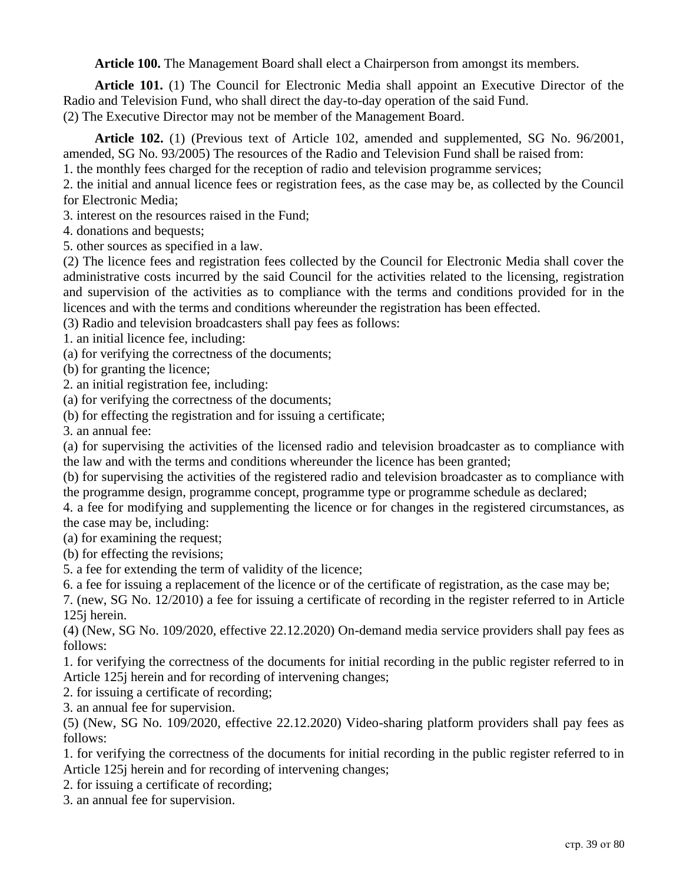**Article 100.** The Management Board shall elect a Chairperson from amongst its members.

**Article 101.** (1) The Council for Electronic Media shall appoint an Executive Director of the Radio and Television Fund, who shall direct the day-to-day operation of the said Fund.
(2) The Executive Director may not be member of the Management Board.

**Article 102.** (1) (Previous text of Article 102, amended and supplemented, SG No. 96/2001, amended, SG No. 93/2005) The resources of the Radio and Television Fund shall be raised from:
1. the monthly fees charged for the reception of radio and television programme services;
2. the initial and annual licence fees or registration fees, as the case may be, as collected by the Council for Electronic Media;
3. interest on the resources raised in the Fund;
4. donations and bequests;
5. other sources as specified in a law.
(2) The licence fees and registration fees collected by the Council for Electronic Media shall cover the administrative costs incurred by the said Council for the activities related to the licensing, registration and supervision of the activities as to compliance with the terms and conditions provided for in the licences and with the terms and conditions whereunder the registration has been effected.
(3) Radio and television broadcasters shall pay fees as follows:
1. an initial licence fee, including:
(a) for verifying the correctness of the documents;
(b) for granting the licence;
2. an initial registration fee, including:
(a) for verifying the correctness of the documents;
(b) for effecting the registration and for issuing a certificate;
3. an annual fee:
(a) for supervising the activities of the licensed radio and television broadcaster as to compliance with the law and with the terms and conditions whereunder the licence has been granted;
(b) for supervising the activities of the registered radio and television broadcaster as to compliance with the programme design, programme concept, programme type or programme schedule as declared;
4. a fee for modifying and supplementing the licence or for changes in the registered circumstances, as the case may be, including:
(a) for examining the request;
(b) for effecting the revisions;
5. a fee for extending the term of validity of the licence;
6. a fee for issuing a replacement of the licence or of the certificate of registration, as the case may be;
7. (new, SG No. 12/2010) a fee for issuing a certificate of recording in the register referred to in Article 125j herein.
(4) (New, SG No. 109/2020, effective 22.12.2020) On-demand media service providers shall pay fees as follows:
1. for verifying the correctness of the documents for initial recording in the public register referred to in Article 125j herein and for recording of intervening changes;
2. for issuing a certificate of recording;
3. an annual fee for supervision.
(5) (New, SG No. 109/2020, effective 22.12.2020) Video-sharing platform providers shall pay fees as follows:
1. for verifying the correctness of the documents for initial recording in the public register referred to in Article 125j herein and for recording of intervening changes;
2. for issuing a certificate of recording;
3. an annual fee for supervision.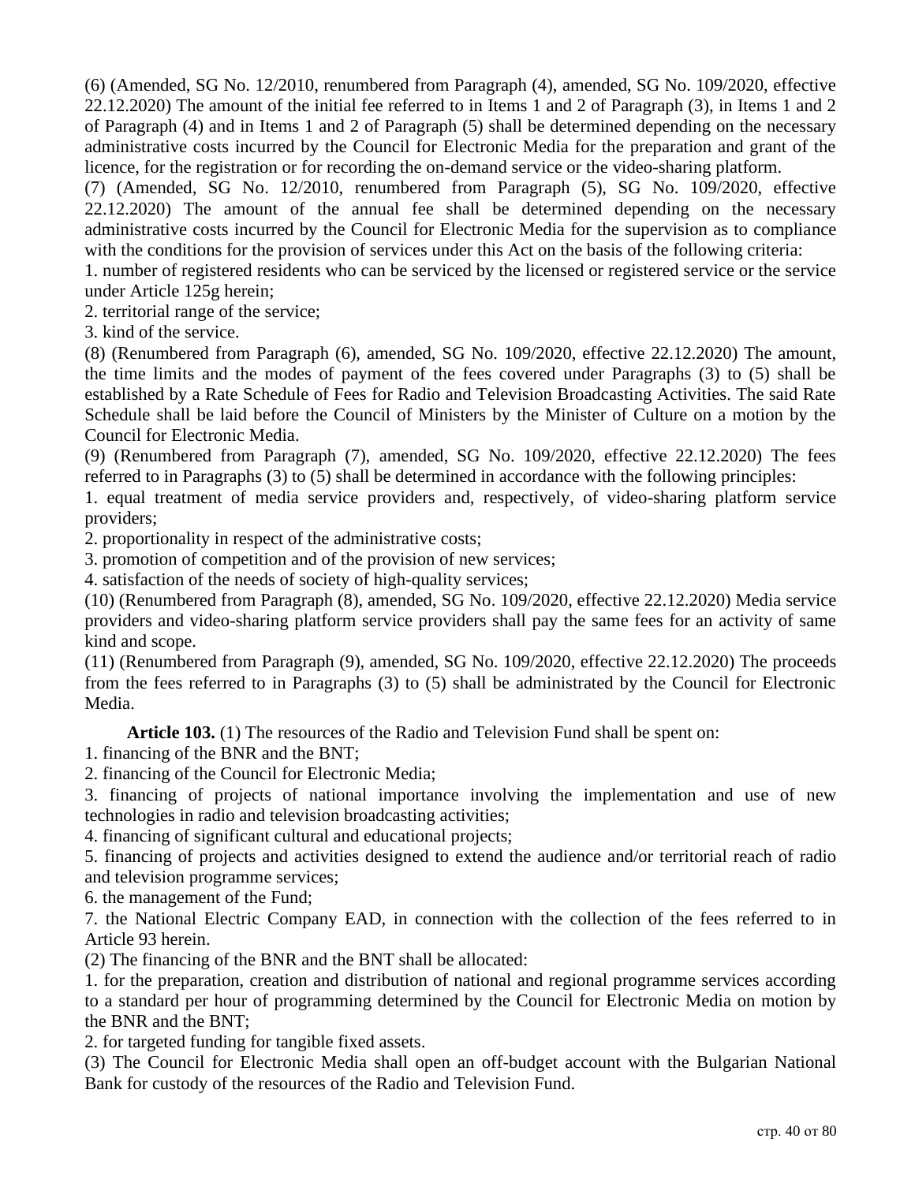(6) (Amended, SG No. 12/2010, renumbered from Paragraph (4), amended, SG No. 109/2020, effective 22.12.2020) The amount of the initial fee referred to in Items 1 and 2 of Paragraph (3), in Items 1 and 2 of Paragraph (4) and in Items 1 and 2 of Paragraph (5) shall be determined depending on the necessary administrative costs incurred by the Council for Electronic Media for the preparation and grant of the licence, for the registration or for recording the on-demand service or the video-sharing platform.

(7) (Amended, SG No. 12/2010, renumbered from Paragraph (5), SG No. 109/2020, effective 22.12.2020) The amount of the annual fee shall be determined depending on the necessary administrative costs incurred by the Council for Electronic Media for the supervision as to compliance with the conditions for the provision of services under this Act on the basis of the following criteria:

1. number of registered residents who can be serviced by the licensed or registered service or the service under Article 125g herein;
2. territorial range of the service;
3. kind of the service.

(8) (Renumbered from Paragraph (6), amended, SG No. 109/2020, effective 22.12.2020) The amount, the time limits and the modes of payment of the fees covered under Paragraphs (3) to (5) shall be established by a Rate Schedule of Fees for Radio and Television Broadcasting Activities. The said Rate Schedule shall be laid before the Council of Ministers by the Minister of Culture on a motion by the Council for Electronic Media.

(9) (Renumbered from Paragraph (7), amended, SG No. 109/2020, effective 22.12.2020) The fees referred to in Paragraphs (3) to (5) shall be determined in accordance with the following principles:

1. equal treatment of media service providers and, respectively, of video-sharing platform service providers;
2. proportionality in respect of the administrative costs;
3. promotion of competition and of the provision of new services;
4. satisfaction of the needs of society of high-quality services;

(10) (Renumbered from Paragraph (8), amended, SG No. 109/2020, effective 22.12.2020) Media service providers and video-sharing platform service providers shall pay the same fees for an activity of same kind and scope.

(11) (Renumbered from Paragraph (9), amended, SG No. 109/2020, effective 22.12.2020) The proceeds from the fees referred to in Paragraphs (3) to (5) shall be administrated by the Council for Electronic Media.

**Article 103.** (1) The resources of the Radio and Television Fund shall be spent on:

1. financing of the BNR and the BNT;
2. financing of the Council for Electronic Media;
3. financing of projects of national importance involving the implementation and use of new technologies in radio and television broadcasting activities;
4. financing of significant cultural and educational projects;
5. financing of projects and activities designed to extend the audience and/or territorial reach of radio and television programme services;
6. the management of the Fund;
7. the National Electric Company EAD, in connection with the collection of the fees referred to in Article 93 herein.

(2) The financing of the BNR and the BNT shall be allocated:

1. for the preparation, creation and distribution of national and regional programme services according to a standard per hour of programming determined by the Council for Electronic Media on motion by the BNR and the BNT;
2. for targeted funding for tangible fixed assets.

(3) The Council for Electronic Media shall open an off-budget account with the Bulgarian National Bank for custody of the resources of the Radio and Television Fund.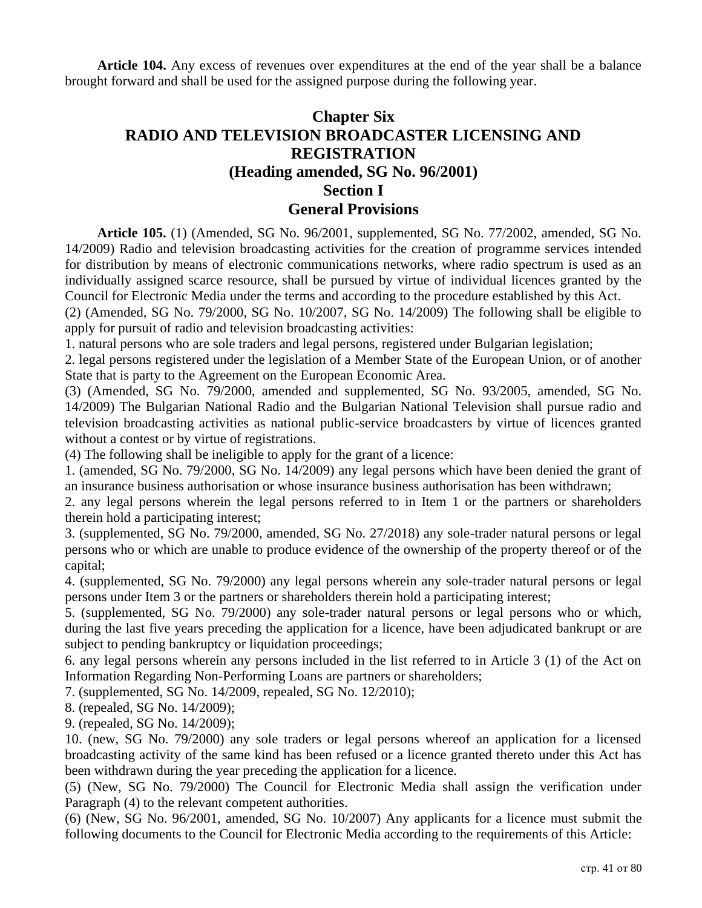**Article 104.** Any excess of revenues over expenditures at the end of the year shall be a balance brought forward and shall be used for the assigned purpose during the following year.

# Chapter Six
# RADIO AND TELEVISION BROADCASTER LICENSING AND REGISTRATION
# (Heading amended, SG No. 96/2001)
## Section I
## General Provisions

**Article 105.** (1) (Amended, SG No. 96/2001, supplemented, SG No. 77/2002, amended, SG No. 14/2009) Radio and television broadcasting activities for the creation of programme services intended for distribution by means of electronic communications networks, where radio spectrum is used as an individually assigned scarce resource, shall be pursued by virtue of individual licences granted by the Council for Electronic Media under the terms and according to the procedure established by this Act.

(2) (Amended, SG No. 79/2000, SG No. 10/2007, SG No. 14/2009) The following shall be eligible to apply for pursuit of radio and television broadcasting activities:

1. natural persons who are sole traders and legal persons, registered under Bulgarian legislation;

2. legal persons registered under the legislation of a Member State of the European Union, or of another State that is party to the Agreement on the European Economic Area.

(3) (Amended, SG No. 79/2000, amended and supplemented, SG No. 93/2005, amended, SG No. 14/2009) The Bulgarian National Radio and the Bulgarian National Television shall pursue radio and television broadcasting activities as national public-service broadcasters by virtue of licences granted without a contest or by virtue of registrations.

(4) The following shall be ineligible to apply for the grant of a licence:

1. (amended, SG No. 79/2000, SG No. 14/2009) any legal persons which have been denied the grant of an insurance business authorisation or whose insurance business authorisation has been withdrawn;

2. any legal persons wherein the legal persons referred to in Item 1 or the partners or shareholders therein hold a participating interest;

3. (supplemented, SG No. 79/2000, amended, SG No. 27/2018) any sole-trader natural persons or legal persons who or which are unable to produce evidence of the ownership of the property thereof or of the capital;

4. (supplemented, SG No. 79/2000) any legal persons wherein any sole-trader natural persons or legal persons under Item 3 or the partners or shareholders therein hold a participating interest;

5. (supplemented, SG No. 79/2000) any sole-trader natural persons or legal persons who or which, during the last five years preceding the application for a licence, have been adjudicated bankrupt or are subject to pending bankruptcy or liquidation proceedings;

6. any legal persons wherein any persons included in the list referred to in Article 3 (1) of the Act on Information Regarding Non-Performing Loans are partners or shareholders;

7. (supplemented, SG No. 14/2009, repealed, SG No. 12/2010);

8. (repealed, SG No. 14/2009);

9. (repealed, SG No. 14/2009);

10. (new, SG No. 79/2000) any sole traders or legal persons whereof an application for a licensed broadcasting activity of the same kind has been refused or a licence granted thereto under this Act has been withdrawn during the year preceding the application for a licence.

(5) (New, SG No. 79/2000) The Council for Electronic Media shall assign the verification under Paragraph (4) to the relevant competent authorities.

(6) (New, SG No. 96/2001, amended, SG No. 10/2007) Any applicants for a licence must submit the following documents to the Council for Electronic Media according to the requirements of this Article: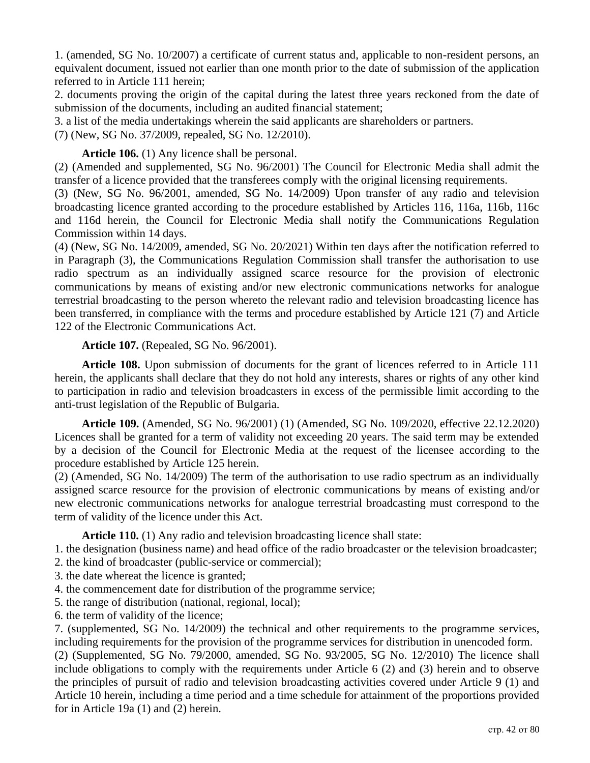1. (amended, SG No. 10/2007) a certificate of current status and, applicable to non-resident persons, an equivalent document, issued not earlier than one month prior to the date of submission of the application referred to in Article 111 herein;
2. documents proving the origin of the capital during the latest three years reckoned from the date of submission of the documents, including an audited financial statement;
3. a list of the media undertakings wherein the said applicants are shareholders or partners.
(7) (New, SG No. 37/2009, repealed, SG No. 12/2010).

**Article 106.** (1) Any licence shall be personal.
(2) (Amended and supplemented, SG No. 96/2001) The Council for Electronic Media shall admit the transfer of a licence provided that the transferees comply with the original licensing requirements.
(3) (New, SG No. 96/2001, amended, SG No. 14/2009) Upon transfer of any radio and television broadcasting licence granted according to the procedure established by Articles 116, 116a, 116b, 116c and 116d herein, the Council for Electronic Media shall notify the Communications Regulation Commission within 14 days.
(4) (New, SG No. 14/2009, amended, SG No. 20/2021) Within ten days after the notification referred to in Paragraph (3), the Communications Regulation Commission shall transfer the authorisation to use radio spectrum as an individually assigned scarce resource for the provision of electronic communications by means of existing and/or new electronic communications networks for analogue terrestrial broadcasting to the person whereto the relevant radio and television broadcasting licence has been transferred, in compliance with the terms and procedure established by Article 121 (7) and Article 122 of the Electronic Communications Act.

**Article 107.** (Repealed, SG No. 96/2001).

**Article 108.** Upon submission of documents for the grant of licences referred to in Article 111 herein, the applicants shall declare that they do not hold any interests, shares or rights of any other kind to participation in radio and television broadcasters in excess of the permissible limit according to the anti-trust legislation of the Republic of Bulgaria.

**Article 109.** (Amended, SG No. 96/2001) (1) (Amended, SG No. 109/2020, effective 22.12.2020) Licences shall be granted for a term of validity not exceeding 20 years. The said term may be extended by a decision of the Council for Electronic Media at the request of the licensee according to the procedure established by Article 125 herein.
(2) (Amended, SG No. 14/2009) The term of the authorisation to use radio spectrum as an individually assigned scarce resource for the provision of electronic communications by means of existing and/or new electronic communications networks for analogue terrestrial broadcasting must correspond to the term of validity of the licence under this Act.

**Article 110.** (1) Any radio and television broadcasting licence shall state:
1. the designation (business name) and head office of the radio broadcaster or the television broadcaster;
2. the kind of broadcaster (public-service or commercial);
3. the date whereat the licence is granted;
4. the commencement date for distribution of the programme service;
5. the range of distribution (national, regional, local);
6. the term of validity of the licence;
7. (supplemented, SG No. 14/2009) the technical and other requirements to the programme services, including requirements for the provision of the programme services for distribution in unencoded form.
(2) (Supplemented, SG No. 79/2000, amended, SG No. 93/2005, SG No. 12/2010) The licence shall include obligations to comply with the requirements under Article 6 (2) and (3) herein and to observe the principles of pursuit of radio and television broadcasting activities covered under Article 9 (1) and Article 10 herein, including a time period and a time schedule for attainment of the proportions provided for in Article 19a (1) and (2) herein.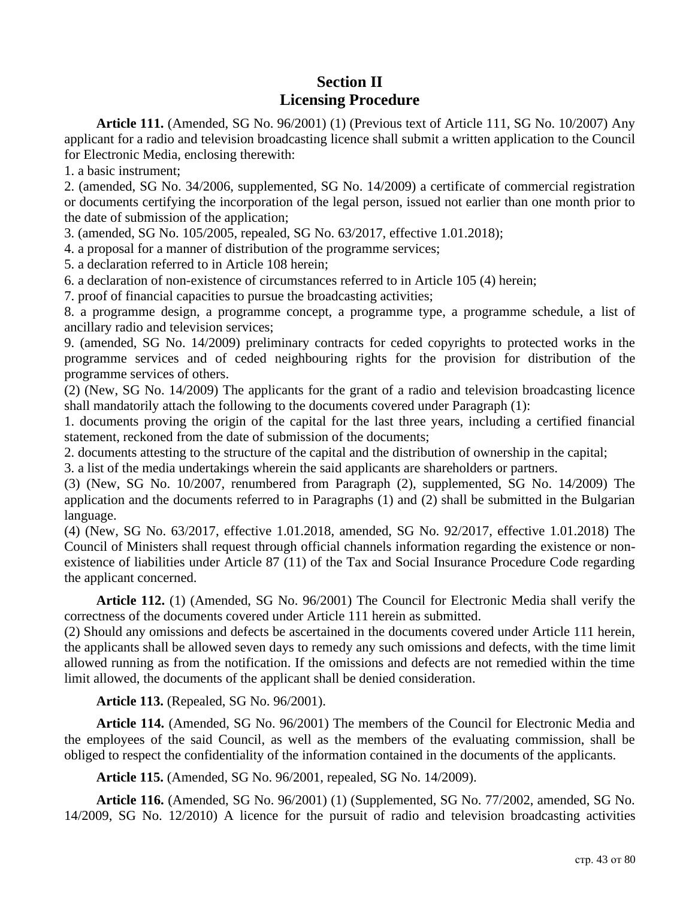## Section II
## Licensing Procedure

**Article 111.** (Amended, SG No. 96/2001) (1) (Previous text of Article 111, SG No. 10/2007) Any applicant for a radio and television broadcasting licence shall submit a written application to the Council for Electronic Media, enclosing therewith:

1. a basic instrument;
2. (amended, SG No. 34/2006, supplemented, SG No. 14/2009) a certificate of commercial registration or documents certifying the incorporation of the legal person, issued not earlier than one month prior to the date of submission of the application;
3. (amended, SG No. 105/2005, repealed, SG No. 63/2017, effective 1.01.2018);
4. a proposal for a manner of distribution of the programme services;
5. a declaration referred to in Article 108 herein;
6. a declaration of non-existence of circumstances referred to in Article 105 (4) herein;
7. proof of financial capacities to pursue the broadcasting activities;
8. a programme design, a programme concept, a programme type, a programme schedule, a list of ancillary radio and television services;
9. (amended, SG No. 14/2009) preliminary contracts for ceded copyrights to protected works in the programme services and of ceded neighbouring rights for the provision for distribution of the programme services of others.

(2) (New, SG No. 14/2009) The applicants for the grant of a radio and television broadcasting licence shall mandatorily attach the following to the documents covered under Paragraph (1):

1. documents proving the origin of the capital for the last three years, including a certified financial statement, reckoned from the date of submission of the documents;
2. documents attesting to the structure of the capital and the distribution of ownership in the capital;
3. a list of the media undertakings wherein the said applicants are shareholders or partners.

(3) (New, SG No. 10/2007, renumbered from Paragraph (2), supplemented, SG No. 14/2009) The application and the documents referred to in Paragraphs (1) and (2) shall be submitted in the Bulgarian language.

(4) (New, SG No. 63/2017, effective 1.01.2018, amended, SG No. 92/2017, effective 1.01.2018) The Council of Ministers shall request through official channels information regarding the existence or non-existence of liabilities under Article 87 (11) of the Tax and Social Insurance Procedure Code regarding the applicant concerned.

**Article 112.** (1) (Amended, SG No. 96/2001) The Council for Electronic Media shall verify the correctness of the documents covered under Article 111 herein as submitted.

(2) Should any omissions and defects be ascertained in the documents covered under Article 111 herein, the applicants shall be allowed seven days to remedy any such omissions and defects, with the time limit allowed running as from the notification. If the omissions and defects are not remedied within the time limit allowed, the documents of the applicant shall be denied consideration.

**Article 113.** (Repealed, SG No. 96/2001).

**Article 114.** (Amended, SG No. 96/2001) The members of the Council for Electronic Media and the employees of the said Council, as well as the members of the evaluating commission, shall be obliged to respect the confidentiality of the information contained in the documents of the applicants.

**Article 115.** (Amended, SG No. 96/2001, repealed, SG No. 14/2009).

**Article 116.** (Amended, SG No. 96/2001) (1) (Supplemented, SG No. 77/2002, amended, SG No. 14/2009, SG No. 12/2010) A licence for the pursuit of radio and television broadcasting activities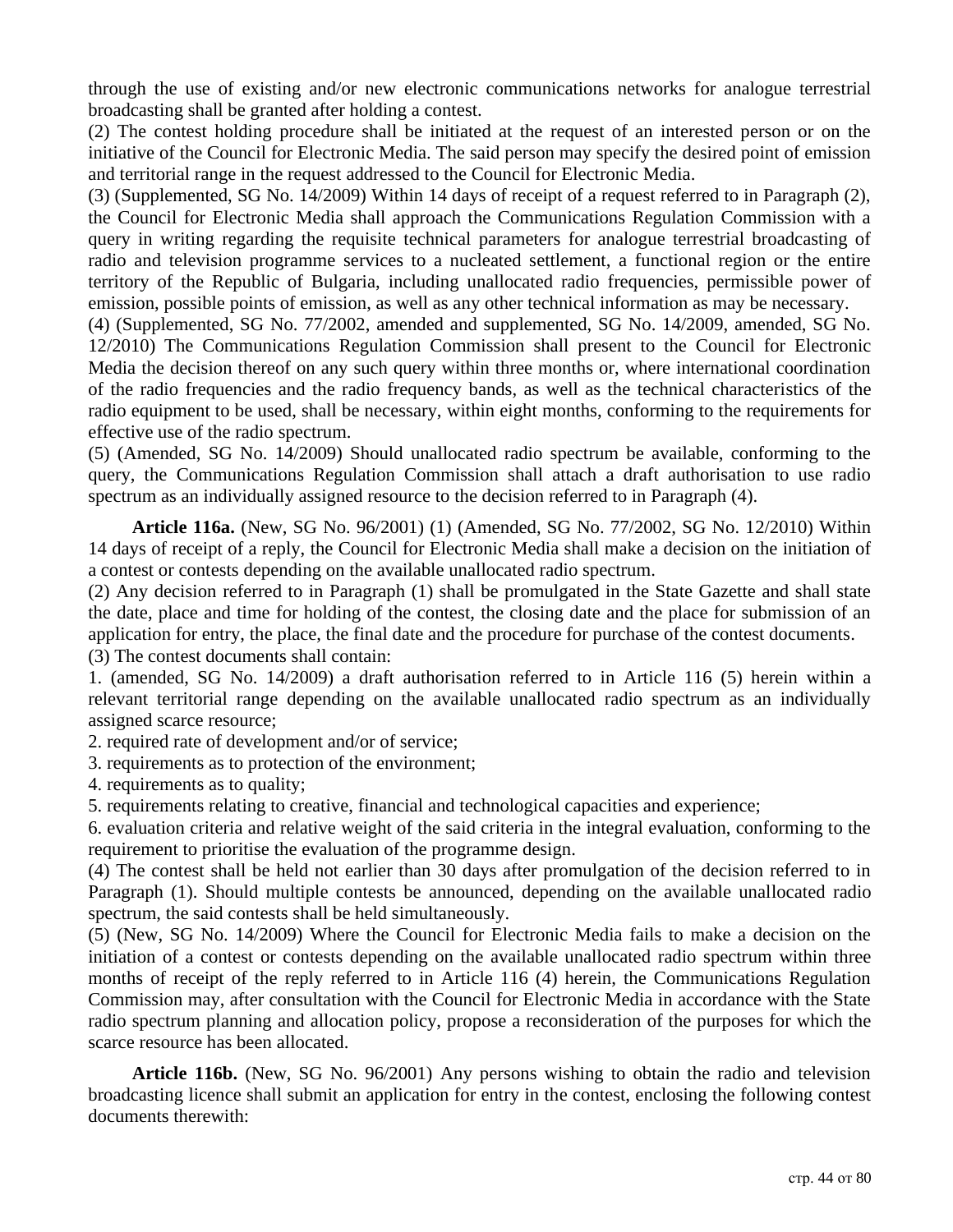through the use of existing and/or new electronic communications networks for analogue terrestrial broadcasting shall be granted after holding a contest.

(2) The contest holding procedure shall be initiated at the request of an interested person or on the initiative of the Council for Electronic Media. The said person may specify the desired point of emission and territorial range in the request addressed to the Council for Electronic Media.

(3) (Supplemented, SG No. 14/2009) Within 14 days of receipt of a request referred to in Paragraph (2), the Council for Electronic Media shall approach the Communications Regulation Commission with a query in writing regarding the requisite technical parameters for analogue terrestrial broadcasting of radio and television programme services to a nucleated settlement, a functional region or the entire territory of the Republic of Bulgaria, including unallocated radio frequencies, permissible power of emission, possible points of emission, as well as any other technical information as may be necessary.

(4) (Supplemented, SG No. 77/2002, amended and supplemented, SG No. 14/2009, amended, SG No. 12/2010) The Communications Regulation Commission shall present to the Council for Electronic Media the decision thereof on any such query within three months or, where international coordination of the radio frequencies and the radio frequency bands, as well as the technical characteristics of the radio equipment to be used, shall be necessary, within eight months, conforming to the requirements for effective use of the radio spectrum.

(5) (Amended, SG No. 14/2009) Should unallocated radio spectrum be available, conforming to the query, the Communications Regulation Commission shall attach a draft authorisation to use radio spectrum as an individually assigned resource to the decision referred to in Paragraph (4).

**Article 116a.** (New, SG No. 96/2001) (1) (Amended, SG No. 77/2002, SG No. 12/2010) Within 14 days of receipt of a reply, the Council for Electronic Media shall make a decision on the initiation of a contest or contests depending on the available unallocated radio spectrum.

(2) Any decision referred to in Paragraph (1) shall be promulgated in the State Gazette and shall state the date, place and time for holding of the contest, the closing date and the place for submission of an application for entry, the place, the final date and the procedure for purchase of the contest documents.

(3) The contest documents shall contain:

1. (amended, SG No. 14/2009) a draft authorisation referred to in Article 116 (5) herein within a relevant territorial range depending on the available unallocated radio spectrum as an individually assigned scarce resource;
2. required rate of development and/or of service;
3. requirements as to protection of the environment;
4. requirements as to quality;
5. requirements relating to creative, financial and technological capacities and experience;
6. evaluation criteria and relative weight of the said criteria in the integral evaluation, conforming to the requirement to prioritise the evaluation of the programme design.

(4) The contest shall be held not earlier than 30 days after promulgation of the decision referred to in Paragraph (1). Should multiple contests be announced, depending on the available unallocated radio spectrum, the said contests shall be held simultaneously.

(5) (New, SG No. 14/2009) Where the Council for Electronic Media fails to make a decision on the initiation of a contest or contests depending on the available unallocated radio spectrum within three months of receipt of the reply referred to in Article 116 (4) herein, the Communications Regulation Commission may, after consultation with the Council for Electronic Media in accordance with the State radio spectrum planning and allocation policy, propose a reconsideration of the purposes for which the scarce resource has been allocated.

**Article 116b.** (New, SG No. 96/2001) Any persons wishing to obtain the radio and television broadcasting licence shall submit an application for entry in the contest, enclosing the following contest documents therewith: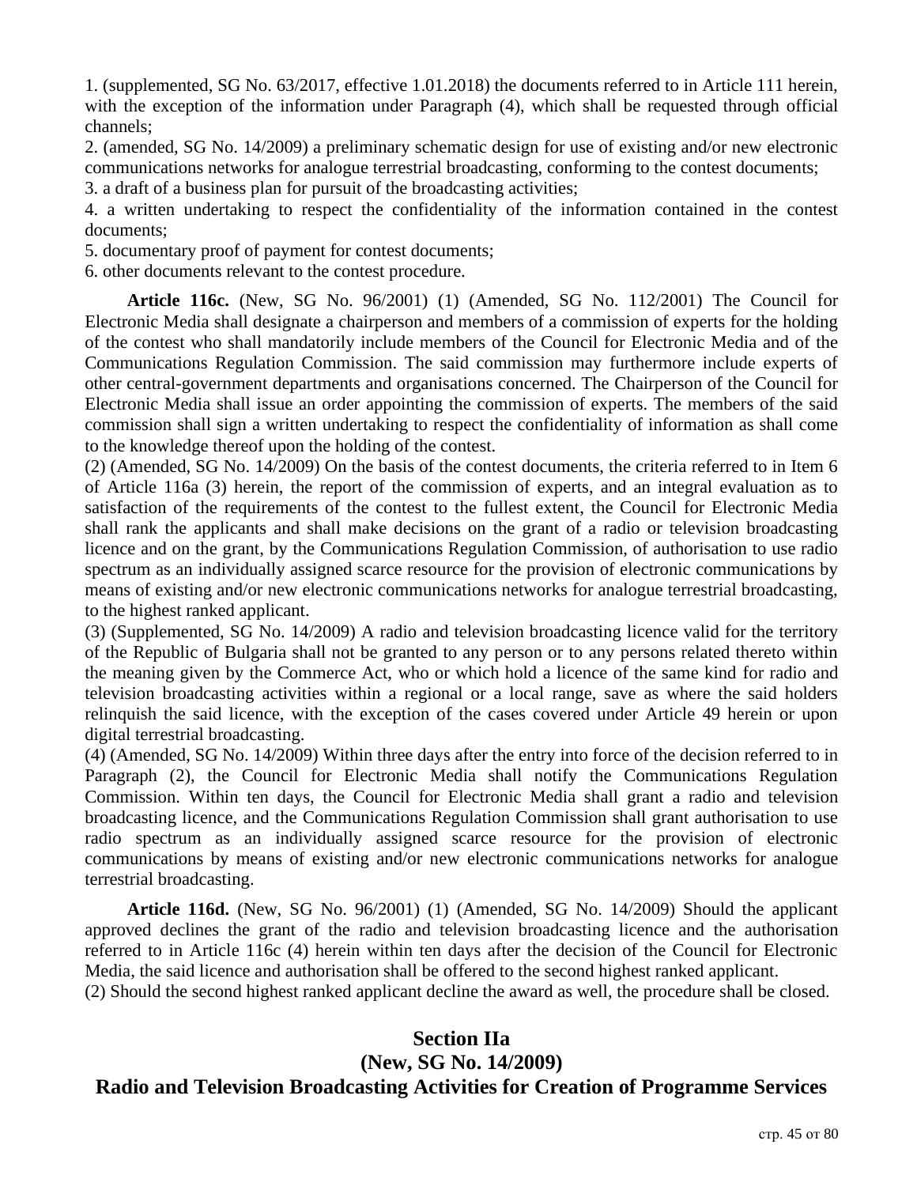1. (supplemented, SG No. 63/2017, effective 1.01.2018) the documents referred to in Article 111 herein, with the exception of the information under Paragraph (4), which shall be requested through official channels;

2. (amended, SG No. 14/2009) a preliminary schematic design for use of existing and/or new electronic communications networks for analogue terrestrial broadcasting, conforming to the contest documents;

3. a draft of a business plan for pursuit of the broadcasting activities;

4. a written undertaking to respect the confidentiality of the information contained in the contest documents;

5. documentary proof of payment for contest documents;

6. other documents relevant to the contest procedure.

**Article 116c.** (New, SG No. 96/2001) (1) (Amended, SG No. 112/2001) The Council for Electronic Media shall designate a chairperson and members of a commission of experts for the holding of the contest who shall mandatorily include members of the Council for Electronic Media and of the Communications Regulation Commission. The said commission may furthermore include experts of other central-government departments and organisations concerned. The Chairperson of the Council for Electronic Media shall issue an order appointing the commission of experts. The members of the said commission shall sign a written undertaking to respect the confidentiality of information as shall come to the knowledge thereof upon the holding of the contest.

(2) (Amended, SG No. 14/2009) On the basis of the contest documents, the criteria referred to in Item 6 of Article 116a (3) herein, the report of the commission of experts, and an integral evaluation as to satisfaction of the requirements of the contest to the fullest extent, the Council for Electronic Media shall rank the applicants and shall make decisions on the grant of a radio or television broadcasting licence and on the grant, by the Communications Regulation Commission, of authorisation to use radio spectrum as an individually assigned scarce resource for the provision of electronic communications by means of existing and/or new electronic communications networks for analogue terrestrial broadcasting, to the highest ranked applicant.

(3) (Supplemented, SG No. 14/2009) A radio and television broadcasting licence valid for the territory of the Republic of Bulgaria shall not be granted to any person or to any persons related thereto within the meaning given by the Commerce Act, who or which hold a licence of the same kind for radio and television broadcasting activities within a regional or a local range, save as where the said holders relinquish the said licence, with the exception of the cases covered under Article 49 herein or upon digital terrestrial broadcasting.

(4) (Amended, SG No. 14/2009) Within three days after the entry into force of the decision referred to in Paragraph (2), the Council for Electronic Media shall notify the Communications Regulation Commission. Within ten days, the Council for Electronic Media shall grant a radio and television broadcasting licence, and the Communications Regulation Commission shall grant authorisation to use radio spectrum as an individually assigned scarce resource for the provision of electronic communications by means of existing and/or new electronic communications networks for analogue terrestrial broadcasting.

**Article 116d.** (New, SG No. 96/2001) (1) (Amended, SG No. 14/2009) Should the applicant approved declines the grant of the radio and television broadcasting licence and the authorisation referred to in Article 116c (4) herein within ten days after the decision of the Council for Electronic Media, the said licence and authorisation shall be offered to the second highest ranked applicant.

(2) Should the second highest ranked applicant decline the award as well, the procedure shall be closed.

## Section IIa
## (New, SG No. 14/2009)
## Radio and Television Broadcasting Activities for Creation of Programme Services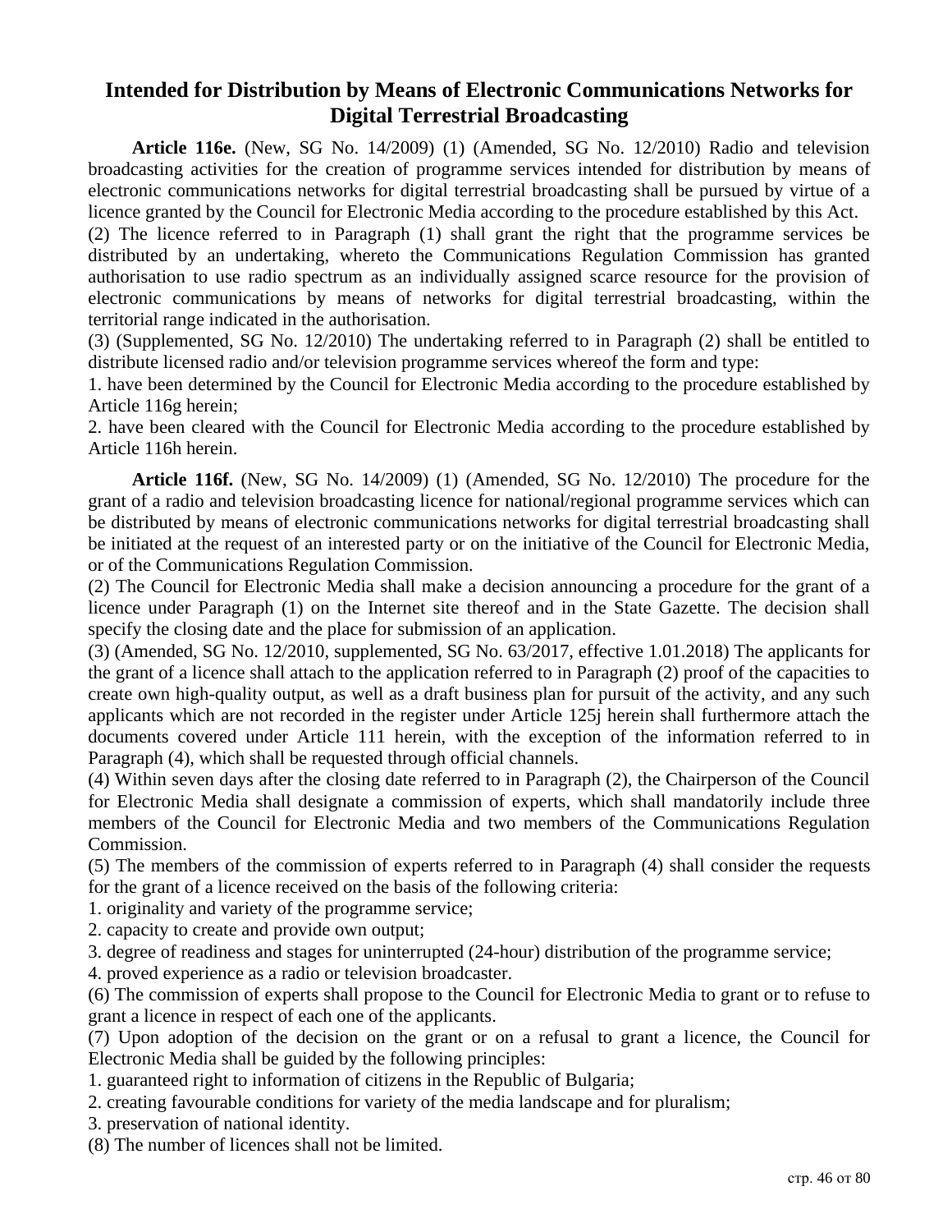## Intended for Distribution by Means of Electronic Communications Networks for Digital Terrestrial Broadcasting

**Article 116e.** (New, SG No. 14/2009) (1) (Amended, SG No. 12/2010) Radio and television broadcasting activities for the creation of programme services intended for distribution by means of electronic communications networks for digital terrestrial broadcasting shall be pursued by virtue of a licence granted by the Council for Electronic Media according to the procedure established by this Act.

(2) The licence referred to in Paragraph (1) shall grant the right that the programme services be distributed by an undertaking, whereto the Communications Regulation Commission has granted authorisation to use radio spectrum as an individually assigned scarce resource for the provision of electronic communications by means of networks for digital terrestrial broadcasting, within the territorial range indicated in the authorisation.

(3) (Supplemented, SG No. 12/2010) The undertaking referred to in Paragraph (2) shall be entitled to distribute licensed radio and/or television programme services whereof the form and type:

1. have been determined by the Council for Electronic Media according to the procedure established by Article 116g herein;

2. have been cleared with the Council for Electronic Media according to the procedure established by Article 116h herein.

**Article 116f.** (New, SG No. 14/2009) (1) (Amended, SG No. 12/2010) The procedure for the grant of a radio and television broadcasting licence for national/regional programme services which can be distributed by means of electronic communications networks for digital terrestrial broadcasting shall be initiated at the request of an interested party or on the initiative of the Council for Electronic Media, or of the Communications Regulation Commission.

(2) The Council for Electronic Media shall make a decision announcing a procedure for the grant of a licence under Paragraph (1) on the Internet site thereof and in the State Gazette. The decision shall specify the closing date and the place for submission of an application.

(3) (Amended, SG No. 12/2010, supplemented, SG No. 63/2017, effective 1.01.2018) The applicants for the grant of a licence shall attach to the application referred to in Paragraph (2) proof of the capacities to create own high-quality output, as well as a draft business plan for pursuit of the activity, and any such applicants which are not recorded in the register under Article 125j herein shall furthermore attach the documents covered under Article 111 herein, with the exception of the information referred to in Paragraph (4), which shall be requested through official channels.

(4) Within seven days after the closing date referred to in Paragraph (2), the Chairperson of the Council for Electronic Media shall designate a commission of experts, which shall mandatorily include three members of the Council for Electronic Media and two members of the Communications Regulation Commission.

(5) The members of the commission of experts referred to in Paragraph (4) shall consider the requests for the grant of a licence received on the basis of the following criteria:

1. originality and variety of the programme service;

2. capacity to create and provide own output;

3. degree of readiness and stages for uninterrupted (24-hour) distribution of the programme service;

4. proved experience as a radio or television broadcaster.

(6) The commission of experts shall propose to the Council for Electronic Media to grant or to refuse to grant a licence in respect of each one of the applicants.

(7) Upon adoption of the decision on the grant or on a refusal to grant a licence, the Council for Electronic Media shall be guided by the following principles:

1. guaranteed right to information of citizens in the Republic of Bulgaria;

2. creating favourable conditions for variety of the media landscape and for pluralism;

3. preservation of national identity.

(8) The number of licences shall not be limited.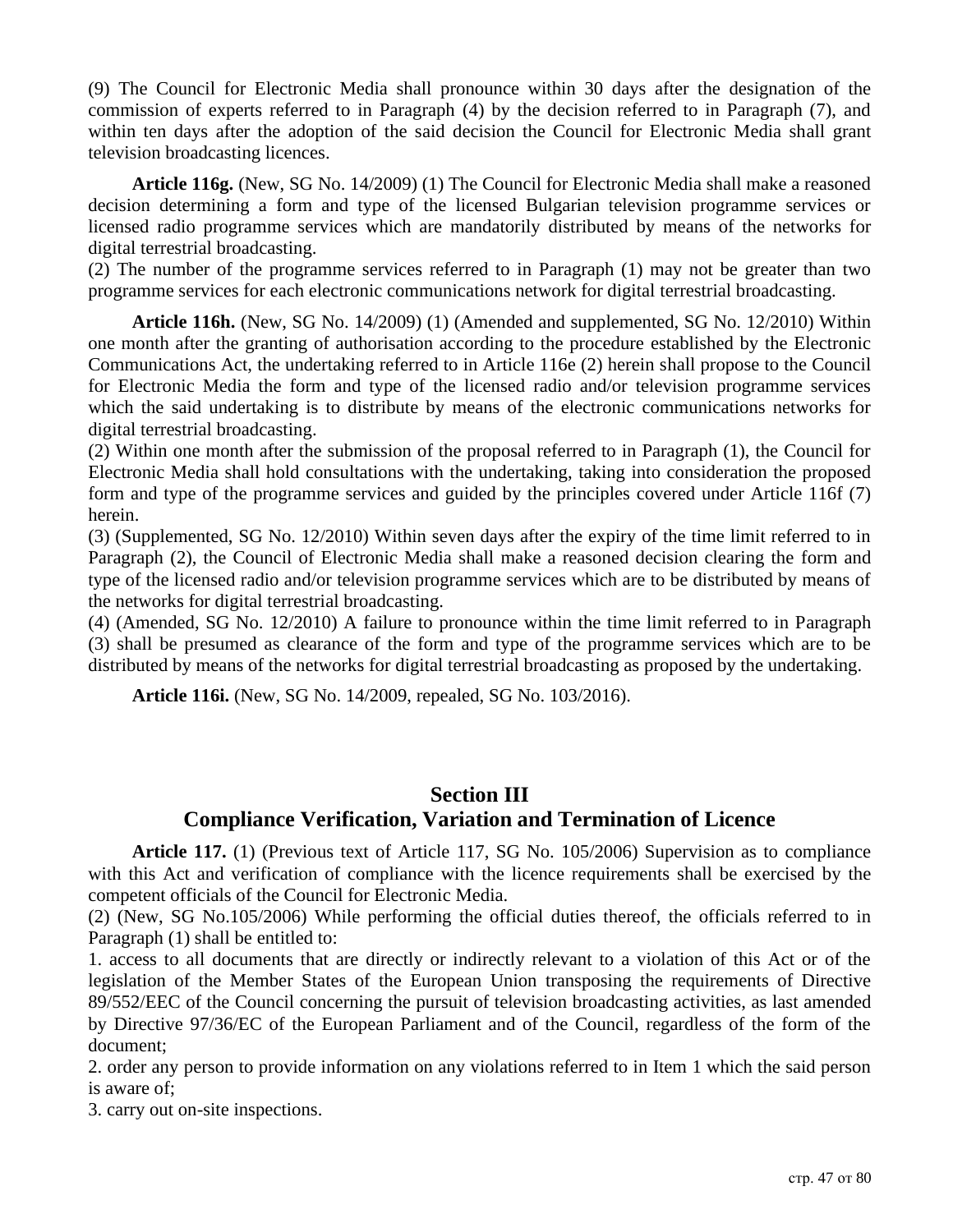(9) The Council for Electronic Media shall pronounce within 30 days after the designation of the commission of experts referred to in Paragraph (4) by the decision referred to in Paragraph (7), and within ten days after the adoption of the said decision the Council for Electronic Media shall grant television broadcasting licences.

**Article 116g.** (New, SG No. 14/2009) (1) The Council for Electronic Media shall make a reasoned decision determining a form and type of the licensed Bulgarian television programme services or licensed radio programme services which are mandatorily distributed by means of the networks for digital terrestrial broadcasting.

(2) The number of the programme services referred to in Paragraph (1) may not be greater than two programme services for each electronic communications network for digital terrestrial broadcasting.

**Article 116h.** (New, SG No. 14/2009) (1) (Amended and supplemented, SG No. 12/2010) Within one month after the granting of authorisation according to the procedure established by the Electronic Communications Act, the undertaking referred to in Article 116e (2) herein shall propose to the Council for Electronic Media the form and type of the licensed radio and/or television programme services which the said undertaking is to distribute by means of the electronic communications networks for digital terrestrial broadcasting.

(2) Within one month after the submission of the proposal referred to in Paragraph (1), the Council for Electronic Media shall hold consultations with the undertaking, taking into consideration the proposed form and type of the programme services and guided by the principles covered under Article 116f (7) herein.

(3) (Supplemented, SG No. 12/2010) Within seven days after the expiry of the time limit referred to in Paragraph (2), the Council of Electronic Media shall make a reasoned decision clearing the form and type of the licensed radio and/or television programme services which are to be distributed by means of the networks for digital terrestrial broadcasting.

(4) (Amended, SG No. 12/2010) A failure to pronounce within the time limit referred to in Paragraph (3) shall be presumed as clearance of the form and type of the programme services which are to be distributed by means of the networks for digital terrestrial broadcasting as proposed by the undertaking.

**Article 116i.** (New, SG No. 14/2009, repealed, SG No. 103/2016).

## Section III
## Compliance Verification, Variation and Termination of Licence

**Article 117.** (1) (Previous text of Article 117, SG No. 105/2006) Supervision as to compliance with this Act and verification of compliance with the licence requirements shall be exercised by the competent officials of the Council for Electronic Media.

(2) (New, SG No.105/2006) While performing the official duties thereof, the officials referred to in Paragraph (1) shall be entitled to:

1. access to all documents that are directly or indirectly relevant to a violation of this Act or of the legislation of the Member States of the European Union transposing the requirements of Directive 89/552/EEC of the Council concerning the pursuit of television broadcasting activities, as last amended by Directive 97/36/EC of the European Parliament and of the Council, regardless of the form of the document;

2. order any person to provide information on any violations referred to in Item 1 which the said person is aware of;

3. carry out on-site inspections.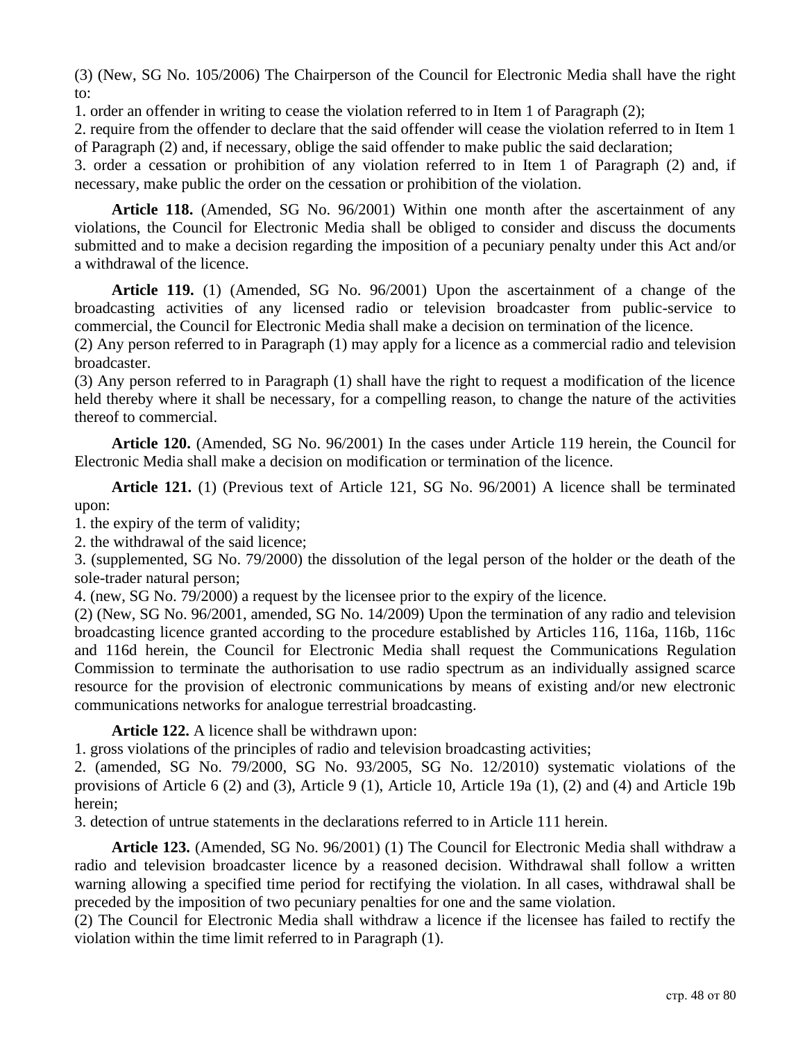(3) (New, SG No. 105/2006) The Chairperson of the Council for Electronic Media shall have the right to:

1. order an offender in writing to cease the violation referred to in Item 1 of Paragraph (2);
2. require from the offender to declare that the said offender will cease the violation referred to in Item 1 of Paragraph (2) and, if necessary, oblige the said offender to make public the said declaration;
3. order a cessation or prohibition of any violation referred to in Item 1 of Paragraph (2) and, if necessary, make public the order on the cessation or prohibition of the violation.

**Article 118.** (Amended, SG No. 96/2001) Within one month after the ascertainment of any violations, the Council for Electronic Media shall be obliged to consider and discuss the documents submitted and to make a decision regarding the imposition of a pecuniary penalty under this Act and/or a withdrawal of the licence.

**Article 119.** (1) (Amended, SG No. 96/2001) Upon the ascertainment of a change of the broadcasting activities of any licensed radio or television broadcaster from public-service to commercial, the Council for Electronic Media shall make a decision on termination of the licence.

(2) Any person referred to in Paragraph (1) may apply for a licence as a commercial radio and television broadcaster.

(3) Any person referred to in Paragraph (1) shall have the right to request a modification of the licence held thereby where it shall be necessary, for a compelling reason, to change the nature of the activities thereof to commercial.

**Article 120.** (Amended, SG No. 96/2001) In the cases under Article 119 herein, the Council for Electronic Media shall make a decision on modification or termination of the licence.

**Article 121.** (1) (Previous text of Article 121, SG No. 96/2001) A licence shall be terminated upon:

1. the expiry of the term of validity;
2. the withdrawal of the said licence;
3. (supplemented, SG No. 79/2000) the dissolution of the legal person of the holder or the death of the sole-trader natural person;
4. (new, SG No. 79/2000) a request by the licensee prior to the expiry of the licence.

(2) (New, SG No. 96/2001, amended, SG No. 14/2009) Upon the termination of any radio and television broadcasting licence granted according to the procedure established by Articles 116, 116a, 116b, 116c and 116d herein, the Council for Electronic Media shall request the Communications Regulation Commission to terminate the authorisation to use radio spectrum as an individually assigned scarce resource for the provision of electronic communications by means of existing and/or new electronic communications networks for analogue terrestrial broadcasting.

**Article 122.** A licence shall be withdrawn upon:

1. gross violations of the principles of radio and television broadcasting activities;
2. (amended, SG No. 79/2000, SG No. 93/2005, SG No. 12/2010) systematic violations of the provisions of Article 6 (2) and (3), Article 9 (1), Article 10, Article 19a (1), (2) and (4) and Article 19b herein;
3. detection of untrue statements in the declarations referred to in Article 111 herein.

**Article 123.** (Amended, SG No. 96/2001) (1) The Council for Electronic Media shall withdraw a radio and television broadcaster licence by a reasoned decision. Withdrawal shall follow a written warning allowing a specified time period for rectifying the violation. In all cases, withdrawal shall be preceded by the imposition of two pecuniary penalties for one and the same violation.

(2) The Council for Electronic Media shall withdraw a licence if the licensee has failed to rectify the violation within the time limit referred to in Paragraph (1).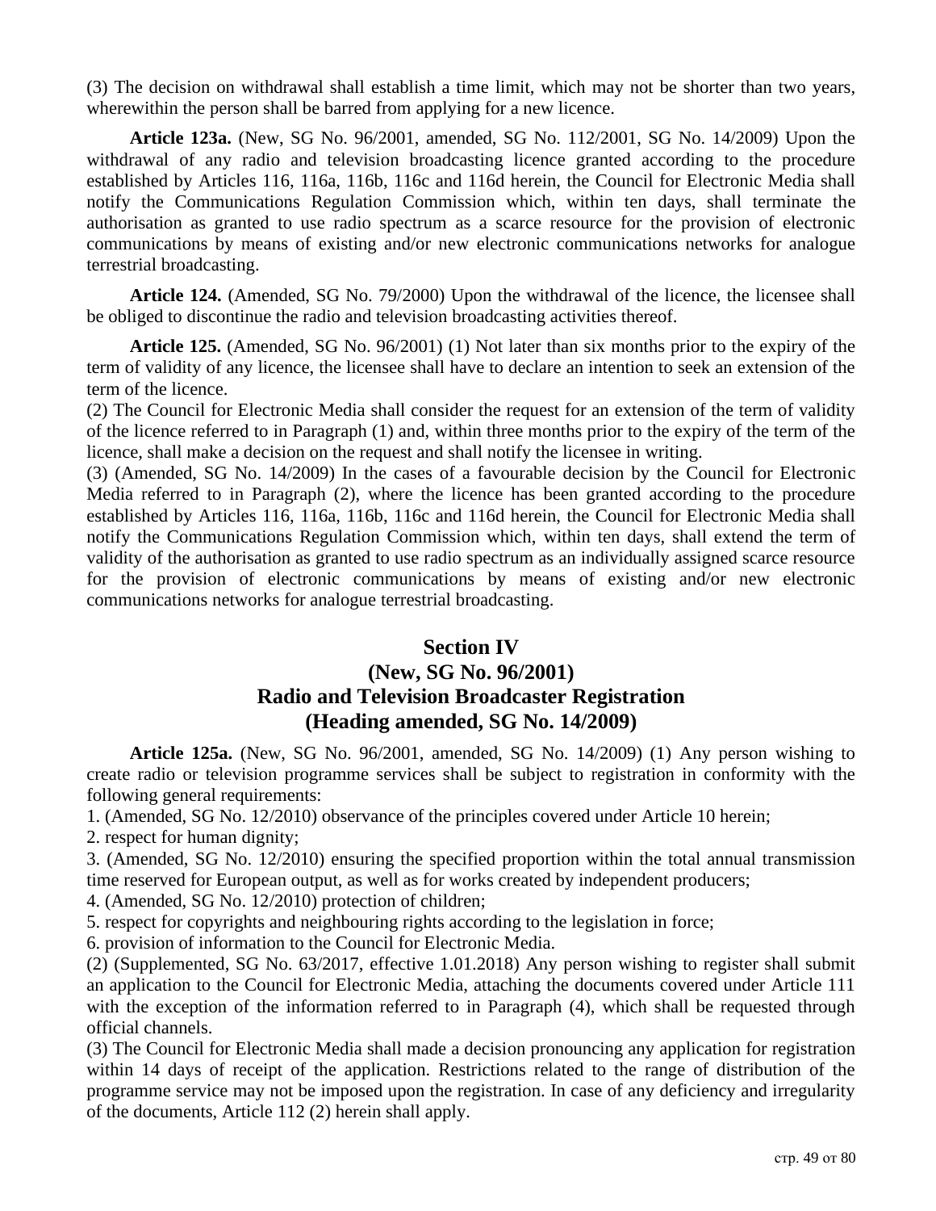(3) The decision on withdrawal shall establish a time limit, which may not be shorter than two years, wherewithin the person shall be barred from applying for a new licence.

**Article 123a.** (New, SG No. 96/2001, amended, SG No. 112/2001, SG No. 14/2009) Upon the withdrawal of any radio and television broadcasting licence granted according to the procedure established by Articles 116, 116a, 116b, 116c and 116d herein, the Council for Electronic Media shall notify the Communications Regulation Commission which, within ten days, shall terminate the authorisation as granted to use radio spectrum as a scarce resource for the provision of electronic communications by means of existing and/or new electronic communications networks for analogue terrestrial broadcasting.

**Article 124.** (Amended, SG No. 79/2000) Upon the withdrawal of the licence, the licensee shall be obliged to discontinue the radio and television broadcasting activities thereof.

**Article 125.** (Amended, SG No. 96/2001) (1) Not later than six months prior to the expiry of the term of validity of any licence, the licensee shall have to declare an intention to seek an extension of the term of the licence.

(2) The Council for Electronic Media shall consider the request for an extension of the term of validity of the licence referred to in Paragraph (1) and, within three months prior to the expiry of the term of the licence, shall make a decision on the request and shall notify the licensee in writing.

(3) (Amended, SG No. 14/2009) In the cases of a favourable decision by the Council for Electronic Media referred to in Paragraph (2), where the licence has been granted according to the procedure established by Articles 116, 116a, 116b, 116c and 116d herein, the Council for Electronic Media shall notify the Communications Regulation Commission which, within ten days, shall extend the term of validity of the authorisation as granted to use radio spectrum as an individually assigned scarce resource for the provision of electronic communications by means of existing and/or new electronic communications networks for analogue terrestrial broadcasting.

## Section IV
## (New, SG No. 96/2001)
## Radio and Television Broadcaster Registration
## (Heading amended, SG No. 14/2009)

**Article 125a.** (New, SG No. 96/2001, amended, SG No. 14/2009) (1) Any person wishing to create radio or television programme services shall be subject to registration in conformity with the following general requirements:

1. (Amended, SG No. 12/2010) observance of the principles covered under Article 10 herein;
2. respect for human dignity;
3. (Amended, SG No. 12/2010) ensuring the specified proportion within the total annual transmission time reserved for European output, as well as for works created by independent producers;
4. (Amended, SG No. 12/2010) protection of children;
5. respect for copyrights and neighbouring rights according to the legislation in force;
6. provision of information to the Council for Electronic Media.

(2) (Supplemented, SG No. 63/2017, effective 1.01.2018) Any person wishing to register shall submit an application to the Council for Electronic Media, attaching the documents covered under Article 111 with the exception of the information referred to in Paragraph (4), which shall be requested through official channels.

(3) The Council for Electronic Media shall made a decision pronouncing any application for registration within 14 days of receipt of the application. Restrictions related to the range of distribution of the programme service may not be imposed upon the registration. In case of any deficiency and irregularity of the documents, Article 112 (2) herein shall apply.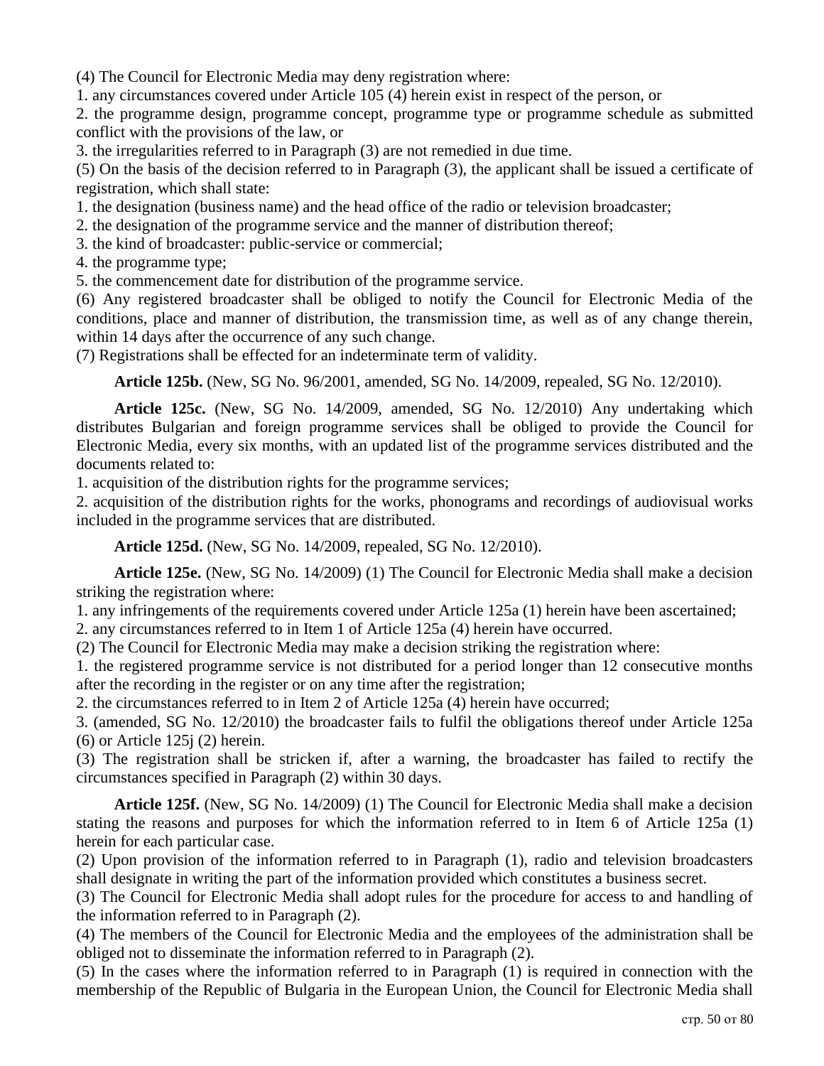(4) The Council for Electronic Media may deny registration where:
1. any circumstances covered under Article 105 (4) herein exist in respect of the person, or
2. the programme design, programme concept, programme type or programme schedule as submitted conflict with the provisions of the law, or
3. the irregularities referred to in Paragraph (3) are not remedied in due time.
(5) On the basis of the decision referred to in Paragraph (3), the applicant shall be issued a certificate of registration, which shall state:
1. the designation (business name) and the head office of the radio or television broadcaster;
2. the designation of the programme service and the manner of distribution thereof;
3. the kind of broadcaster: public-service or commercial;
4. the programme type;
5. the commencement date for distribution of the programme service.
(6) Any registered broadcaster shall be obliged to notify the Council for Electronic Media of the conditions, place and manner of distribution, the transmission time, as well as of any change therein, within 14 days after the occurrence of any such change.
(7) Registrations shall be effected for an indeterminate term of validity.

**Article 125b.** (New, SG No. 96/2001, amended, SG No. 14/2009, repealed, SG No. 12/2010).

**Article 125c.** (New, SG No. 14/2009, amended, SG No. 12/2010) Any undertaking which distributes Bulgarian and foreign programme services shall be obliged to provide the Council for Electronic Media, every six months, with an updated list of the programme services distributed and the documents related to:
1. acquisition of the distribution rights for the programme services;
2. acquisition of the distribution rights for the works, phonograms and recordings of audiovisual works included in the programme services that are distributed.

**Article 125d.** (New, SG No. 14/2009, repealed, SG No. 12/2010).

**Article 125e.** (New, SG No. 14/2009) (1) The Council for Electronic Media shall make a decision striking the registration where:
1. any infringements of the requirements covered under Article 125a (1) herein have been ascertained;
2. any circumstances referred to in Item 1 of Article 125a (4) herein have occurred.
(2) The Council for Electronic Media may make a decision striking the registration where:
1. the registered programme service is not distributed for a period longer than 12 consecutive months after the recording in the register or on any time after the registration;
2. the circumstances referred to in Item 2 of Article 125a (4) herein have occurred;
3. (amended, SG No. 12/2010) the broadcaster fails to fulfil the obligations thereof under Article 125a (6) or Article 125j (2) herein.
(3) The registration shall be stricken if, after a warning, the broadcaster has failed to rectify the circumstances specified in Paragraph (2) within 30 days.

**Article 125f.** (New, SG No. 14/2009) (1) The Council for Electronic Media shall make a decision stating the reasons and purposes for which the information referred to in Item 6 of Article 125a (1) herein for each particular case.
(2) Upon provision of the information referred to in Paragraph (1), radio and television broadcasters shall designate in writing the part of the information provided which constitutes a business secret.
(3) The Council for Electronic Media shall adopt rules for the procedure for access to and handling of the information referred to in Paragraph (2).
(4) The members of the Council for Electronic Media and the employees of the administration shall be obliged not to disseminate the information referred to in Paragraph (2).
(5) In the cases where the information referred to in Paragraph (1) is required in connection with the membership of the Republic of Bulgaria in the European Union, the Council for Electronic Media shall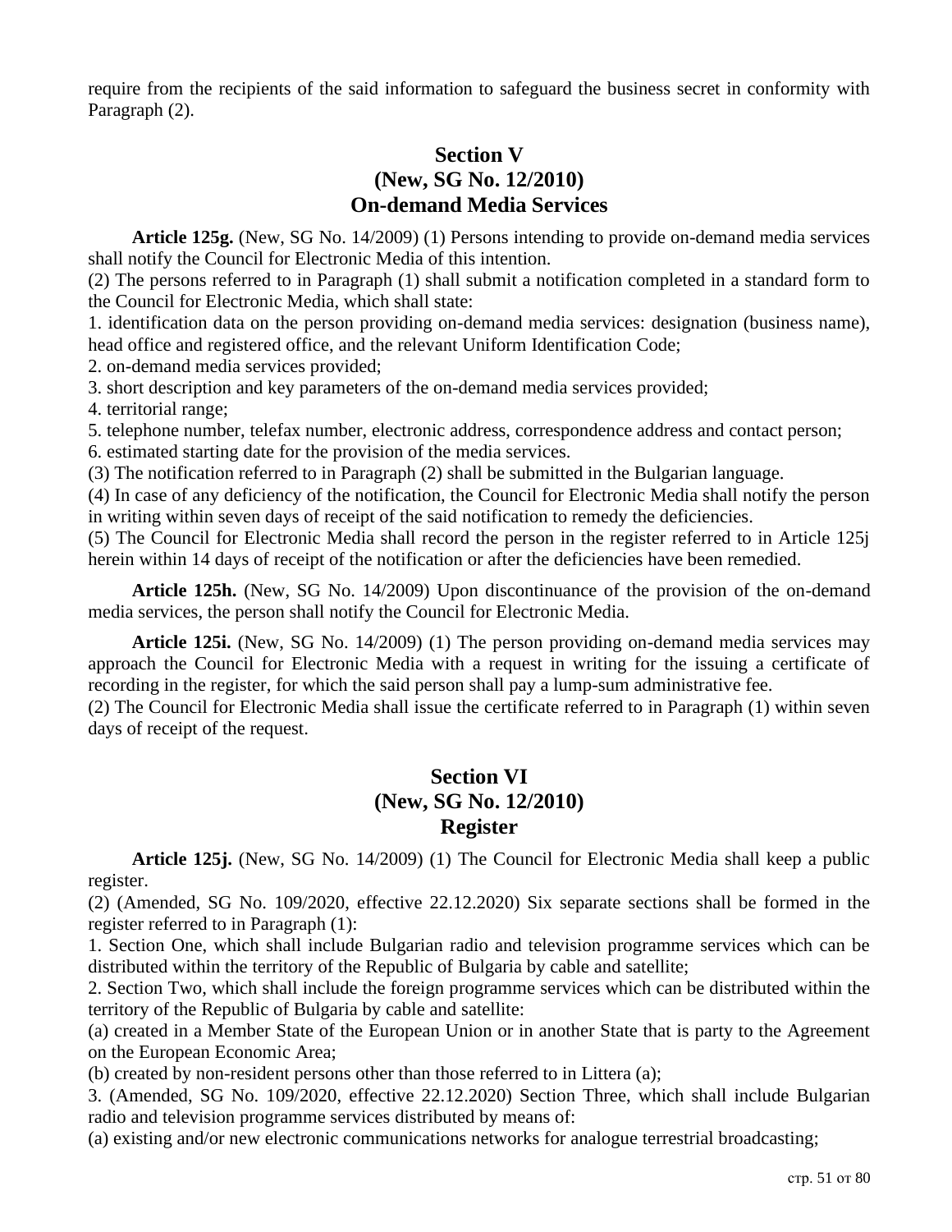require from the recipients of the said information to safeguard the business secret in conformity with Paragraph (2).

## Section V
## (New, SG No. 12/2010)
## On-demand Media Services

**Article 125g.** (New, SG No. 14/2009) (1) Persons intending to provide on-demand media services shall notify the Council for Electronic Media of this intention.

(2) The persons referred to in Paragraph (1) shall submit a notification completed in a standard form to the Council for Electronic Media, which shall state:

1. identification data on the person providing on-demand media services: designation (business name), head office and registered office, and the relevant Uniform Identification Code;
2. on-demand media services provided;
3. short description and key parameters of the on-demand media services provided;
4. territorial range;
5. telephone number, telefax number, electronic address, correspondence address and contact person;
6. estimated starting date for the provision of the media services.

(3) The notification referred to in Paragraph (2) shall be submitted in the Bulgarian language.

(4) In case of any deficiency of the notification, the Council for Electronic Media shall notify the person in writing within seven days of receipt of the said notification to remedy the deficiencies.

(5) The Council for Electronic Media shall record the person in the register referred to in Article 125j herein within 14 days of receipt of the notification or after the deficiencies have been remedied.

**Article 125h.** (New, SG No. 14/2009) Upon discontinuance of the provision of the on-demand media services, the person shall notify the Council for Electronic Media.

**Article 125i.** (New, SG No. 14/2009) (1) The person providing on-demand media services may approach the Council for Electronic Media with a request in writing for the issuing a certificate of recording in the register, for which the said person shall pay a lump-sum administrative fee.

(2) The Council for Electronic Media shall issue the certificate referred to in Paragraph (1) within seven days of receipt of the request.

## Section VI
## (New, SG No. 12/2010)
## Register

**Article 125j.** (New, SG No. 14/2009) (1) The Council for Electronic Media shall keep a public register.

(2) (Amended, SG No. 109/2020, effective 22.12.2020) Six separate sections shall be formed in the register referred to in Paragraph (1):

1. Section One, which shall include Bulgarian radio and television programme services which can be distributed within the territory of the Republic of Bulgaria by cable and satellite;
2. Section Two, which shall include the foreign programme services which can be distributed within the territory of the Republic of Bulgaria by cable and satellite:

(a) created in a Member State of the European Union or in another State that is party to the Agreement on the European Economic Area;

(b) created by non-resident persons other than those referred to in Littera (a);

3. (Amended, SG No. 109/2020, effective 22.12.2020) Section Three, which shall include Bulgarian radio and television programme services distributed by means of:

(a) existing and/or new electronic communications networks for analogue terrestrial broadcasting;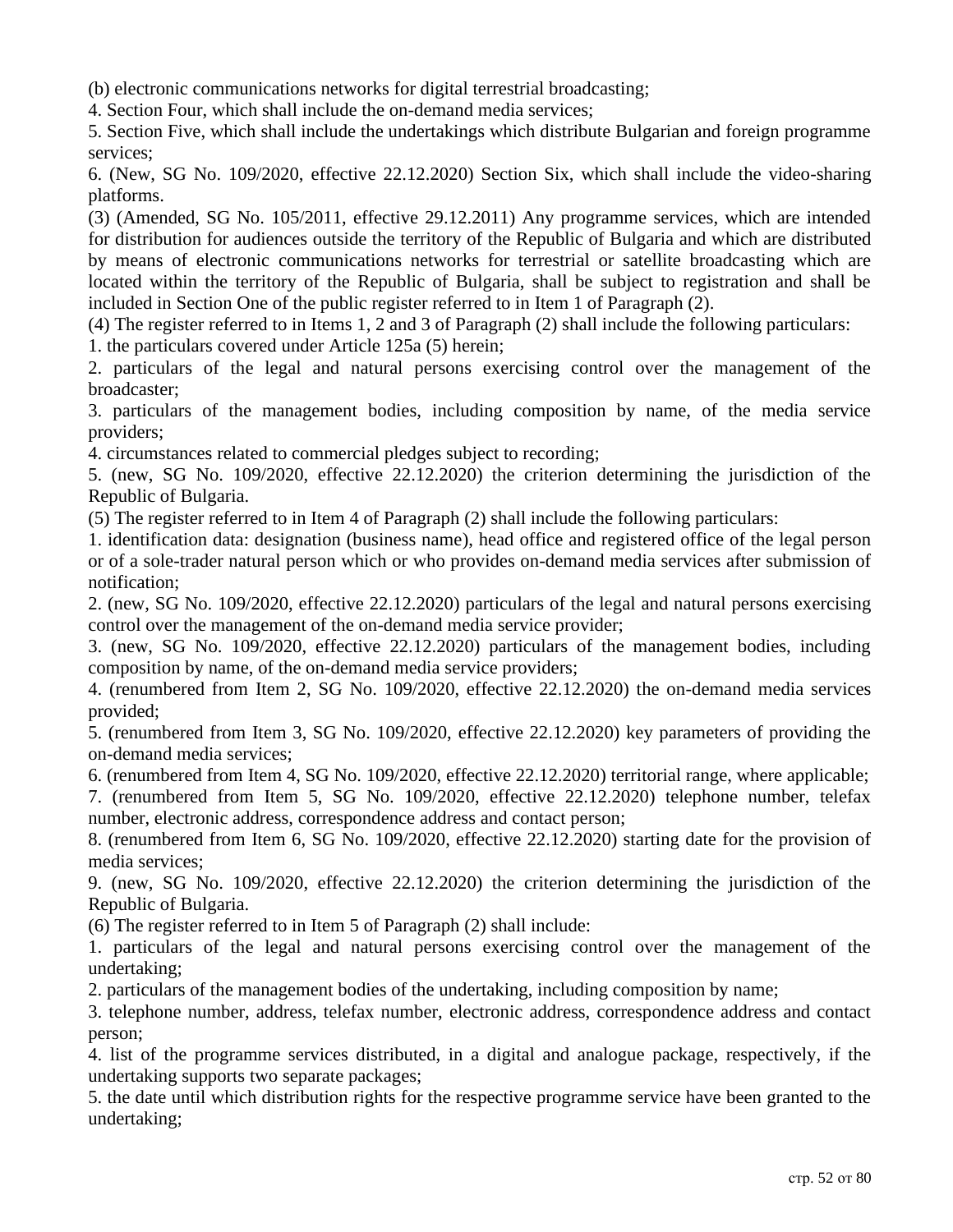(b) electronic communications networks for digital terrestrial broadcasting;

4. Section Four, which shall include the on-demand media services;

5. Section Five, which shall include the undertakings which distribute Bulgarian and foreign programme services;

6. (New, SG No. 109/2020, effective 22.12.2020) Section Six, which shall include the video-sharing platforms.

(3) (Amended, SG No. 105/2011, effective 29.12.2011) Any programme services, which are intended for distribution for audiences outside the territory of the Republic of Bulgaria and which are distributed by means of electronic communications networks for terrestrial or satellite broadcasting which are located within the territory of the Republic of Bulgaria, shall be subject to registration and shall be included in Section One of the public register referred to in Item 1 of Paragraph (2).

(4) The register referred to in Items 1, 2 and 3 of Paragraph (2) shall include the following particulars:

1. the particulars covered under Article 125a (5) herein;

2. particulars of the legal and natural persons exercising control over the management of the broadcaster;

3. particulars of the management bodies, including composition by name, of the media service providers;

4. circumstances related to commercial pledges subject to recording;

5. (new, SG No. 109/2020, effective 22.12.2020) the criterion determining the jurisdiction of the Republic of Bulgaria.

(5) The register referred to in Item 4 of Paragraph (2) shall include the following particulars:

1. identification data: designation (business name), head office and registered office of the legal person or of a sole-trader natural person which or who provides on-demand media services after submission of notification;

2. (new, SG No. 109/2020, effective 22.12.2020) particulars of the legal and natural persons exercising control over the management of the on-demand media service provider;

3. (new, SG No. 109/2020, effective 22.12.2020) particulars of the management bodies, including composition by name, of the on-demand media service providers;

4. (renumbered from Item 2, SG No. 109/2020, effective 22.12.2020) the on-demand media services provided;

5. (renumbered from Item 3, SG No. 109/2020, effective 22.12.2020) key parameters of providing the on-demand media services;

6. (renumbered from Item 4, SG No. 109/2020, effective 22.12.2020) territorial range, where applicable;

7. (renumbered from Item 5, SG No. 109/2020, effective 22.12.2020) telephone number, telefax number, electronic address, correspondence address and contact person;

8. (renumbered from Item 6, SG No. 109/2020, effective 22.12.2020) starting date for the provision of media services;

9. (new, SG No. 109/2020, effective 22.12.2020) the criterion determining the jurisdiction of the Republic of Bulgaria.

(6) The register referred to in Item 5 of Paragraph (2) shall include:

1. particulars of the legal and natural persons exercising control over the management of the undertaking;

2. particulars of the management bodies of the undertaking, including composition by name;

3. telephone number, address, telefax number, electronic address, correspondence address and contact person;

4. list of the programme services distributed, in a digital and analogue package, respectively, if the undertaking supports two separate packages;

5. the date until which distribution rights for the respective programme service have been granted to the undertaking;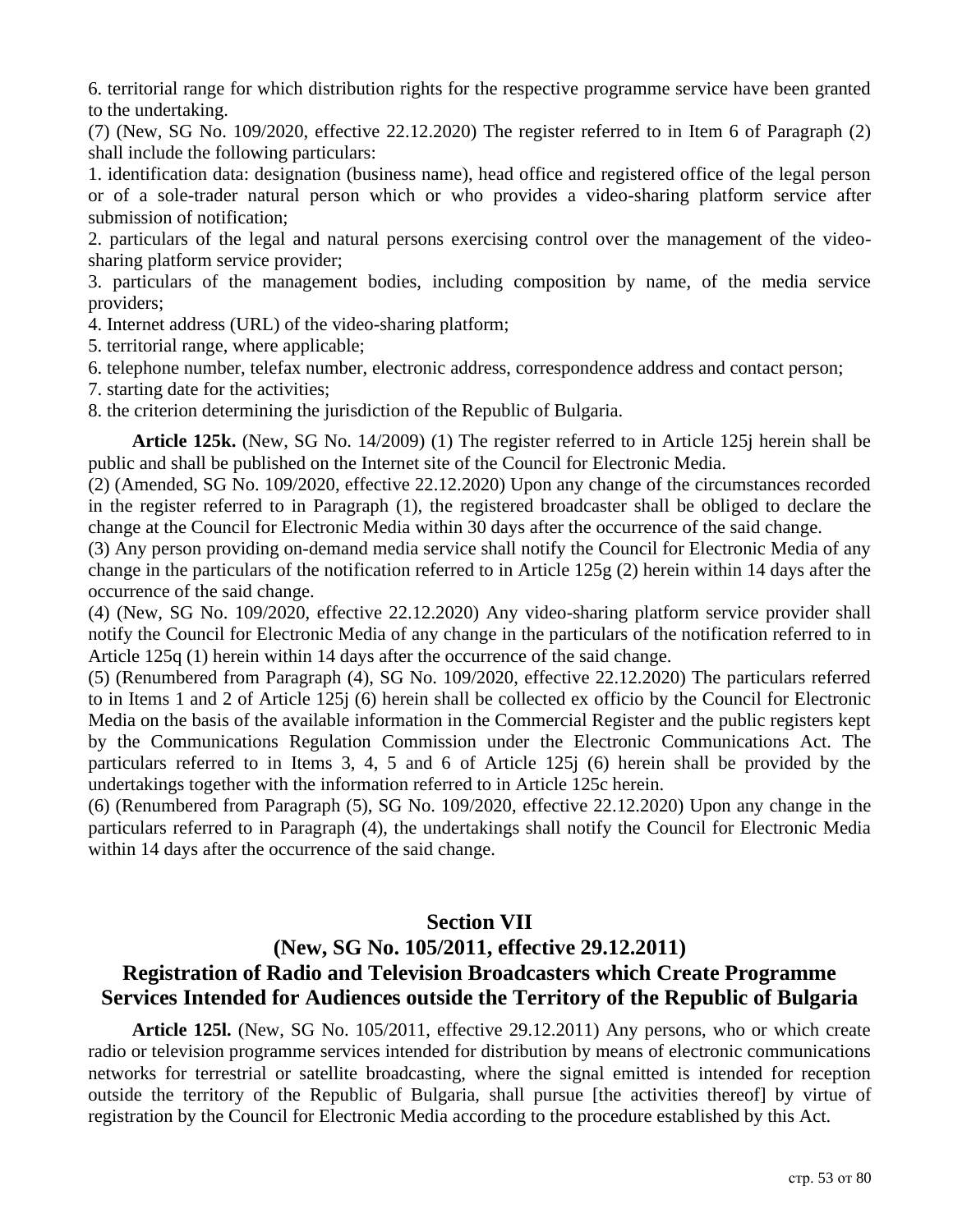6. territorial range for which distribution rights for the respective programme service have been granted to the undertaking.

(7) (New, SG No. 109/2020, effective 22.12.2020) The register referred to in Item 6 of Paragraph (2) shall include the following particulars:

1. identification data: designation (business name), head office and registered office of the legal person or of a sole-trader natural person which or who provides a video-sharing platform service after submission of notification;

2. particulars of the legal and natural persons exercising control over the management of the video-sharing platform service provider;

3. particulars of the management bodies, including composition by name, of the media service providers;

4. Internet address (URL) of the video-sharing platform;

5. territorial range, where applicable;

6. telephone number, telefax number, electronic address, correspondence address and contact person;

7. starting date for the activities;

8. the criterion determining the jurisdiction of the Republic of Bulgaria.

**Article 125k.** (New, SG No. 14/2009) (1) The register referred to in Article 125j herein shall be public and shall be published on the Internet site of the Council for Electronic Media.

(2) (Amended, SG No. 109/2020, effective 22.12.2020) Upon any change of the circumstances recorded in the register referred to in Paragraph (1), the registered broadcaster shall be obliged to declare the change at the Council for Electronic Media within 30 days after the occurrence of the said change.

(3) Any person providing on-demand media service shall notify the Council for Electronic Media of any change in the particulars of the notification referred to in Article 125g (2) herein within 14 days after the occurrence of the said change.

(4) (New, SG No. 109/2020, effective 22.12.2020) Any video-sharing platform service provider shall notify the Council for Electronic Media of any change in the particulars of the notification referred to in Article 125q (1) herein within 14 days after the occurrence of the said change.

(5) (Renumbered from Paragraph (4), SG No. 109/2020, effective 22.12.2020) The particulars referred to in Items 1 and 2 of Article 125j (6) herein shall be collected ex officio by the Council for Electronic Media on the basis of the available information in the Commercial Register and the public registers kept by the Communications Regulation Commission under the Electronic Communications Act. The particulars referred to in Items 3, 4, 5 and 6 of Article 125j (6) herein shall be provided by the undertakings together with the information referred to in Article 125c herein.

(6) (Renumbered from Paragraph (5), SG No. 109/2020, effective 22.12.2020) Upon any change in the particulars referred to in Paragraph (4), the undertakings shall notify the Council for Electronic Media within 14 days after the occurrence of the said change.

## Section VII
## (New, SG No. 105/2011, effective 29.12.2011)
## Registration of Radio and Television Broadcasters which Create Programme Services Intended for Audiences outside the Territory of the Republic of Bulgaria

**Article 125l.** (New, SG No. 105/2011, effective 29.12.2011) Any persons, who or which create radio or television programme services intended for distribution by means of electronic communications networks for terrestrial or satellite broadcasting, where the signal emitted is intended for reception outside the territory of the Republic of Bulgaria, shall pursue [the activities thereof] by virtue of registration by the Council for Electronic Media according to the procedure established by this Act.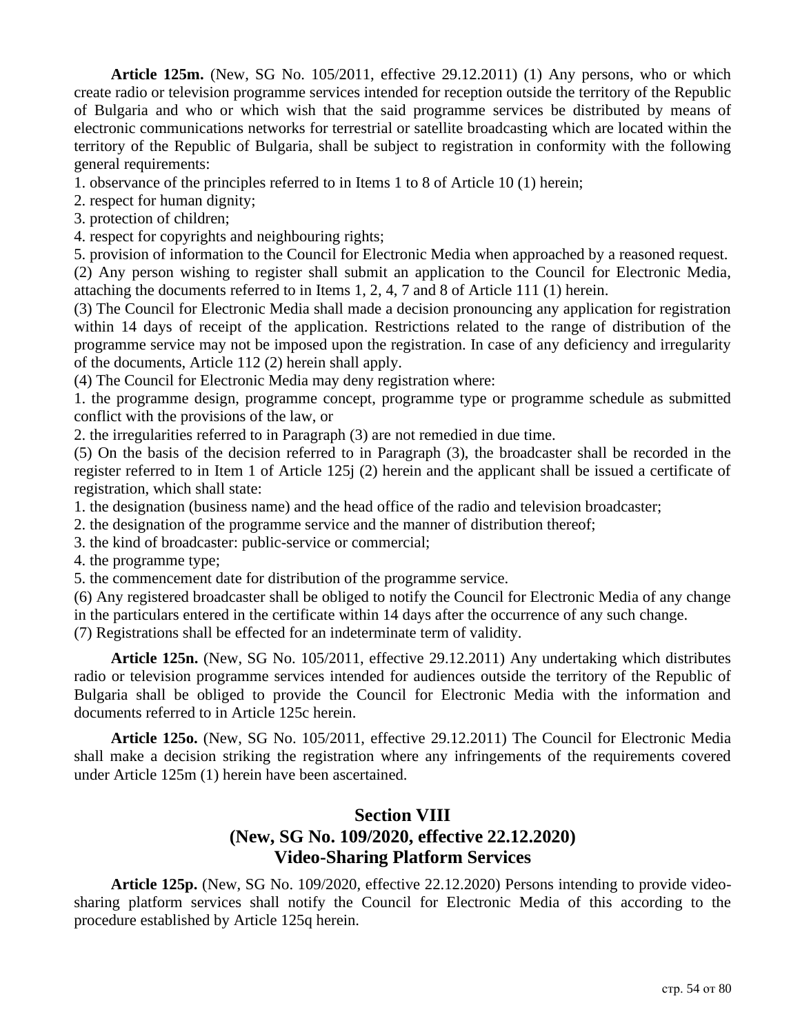**Article 125m.** (New, SG No. 105/2011, effective 29.12.2011) (1) Any persons, who or which create radio or television programme services intended for reception outside the territory of the Republic of Bulgaria and who or which wish that the said programme services be distributed by means of electronic communications networks for terrestrial or satellite broadcasting which are located within the territory of the Republic of Bulgaria, shall be subject to registration in conformity with the following general requirements:

1. observance of the principles referred to in Items 1 to 8 of Article 10 (1) herein;
2. respect for human dignity;
3. protection of children;
4. respect for copyrights and neighbouring rights;
5. provision of information to the Council for Electronic Media when approached by a reasoned request.

(2) Any person wishing to register shall submit an application to the Council for Electronic Media, attaching the documents referred to in Items 1, 2, 4, 7 and 8 of Article 111 (1) herein.

(3) The Council for Electronic Media shall made a decision pronouncing any application for registration within 14 days of receipt of the application. Restrictions related to the range of distribution of the programme service may not be imposed upon the registration. In case of any deficiency and irregularity of the documents, Article 112 (2) herein shall apply.

(4) The Council for Electronic Media may deny registration where:

1. the programme design, programme concept, programme type or programme schedule as submitted conflict with the provisions of the law, or
2. the irregularities referred to in Paragraph (3) are not remedied in due time.

(5) On the basis of the decision referred to in Paragraph (3), the broadcaster shall be recorded in the register referred to in Item 1 of Article 125j (2) herein and the applicant shall be issued a certificate of registration, which shall state:

1. the designation (business name) and the head office of the radio and television broadcaster;
2. the designation of the programme service and the manner of distribution thereof;
3. the kind of broadcaster: public-service or commercial;
4. the programme type;
5. the commencement date for distribution of the programme service.

(6) Any registered broadcaster shall be obliged to notify the Council for Electronic Media of any change in the particulars entered in the certificate within 14 days after the occurrence of any such change.

(7) Registrations shall be effected for an indeterminate term of validity.

**Article 125n.** (New, SG No. 105/2011, effective 29.12.2011) Any undertaking which distributes radio or television programme services intended for audiences outside the territory of the Republic of Bulgaria shall be obliged to provide the Council for Electronic Media with the information and documents referred to in Article 125c herein.

**Article 125o.** (New, SG No. 105/2011, effective 29.12.2011) The Council for Electronic Media shall make a decision striking the registration where any infringements of the requirements covered under Article 125m (1) herein have been ascertained.

## Section VIII
## (New, SG No. 109/2020, effective 22.12.2020)
## Video-Sharing Platform Services

**Article 125p.** (New, SG No. 109/2020, effective 22.12.2020) Persons intending to provide video-sharing platform services shall notify the Council for Electronic Media of this according to the procedure established by Article 125q herein.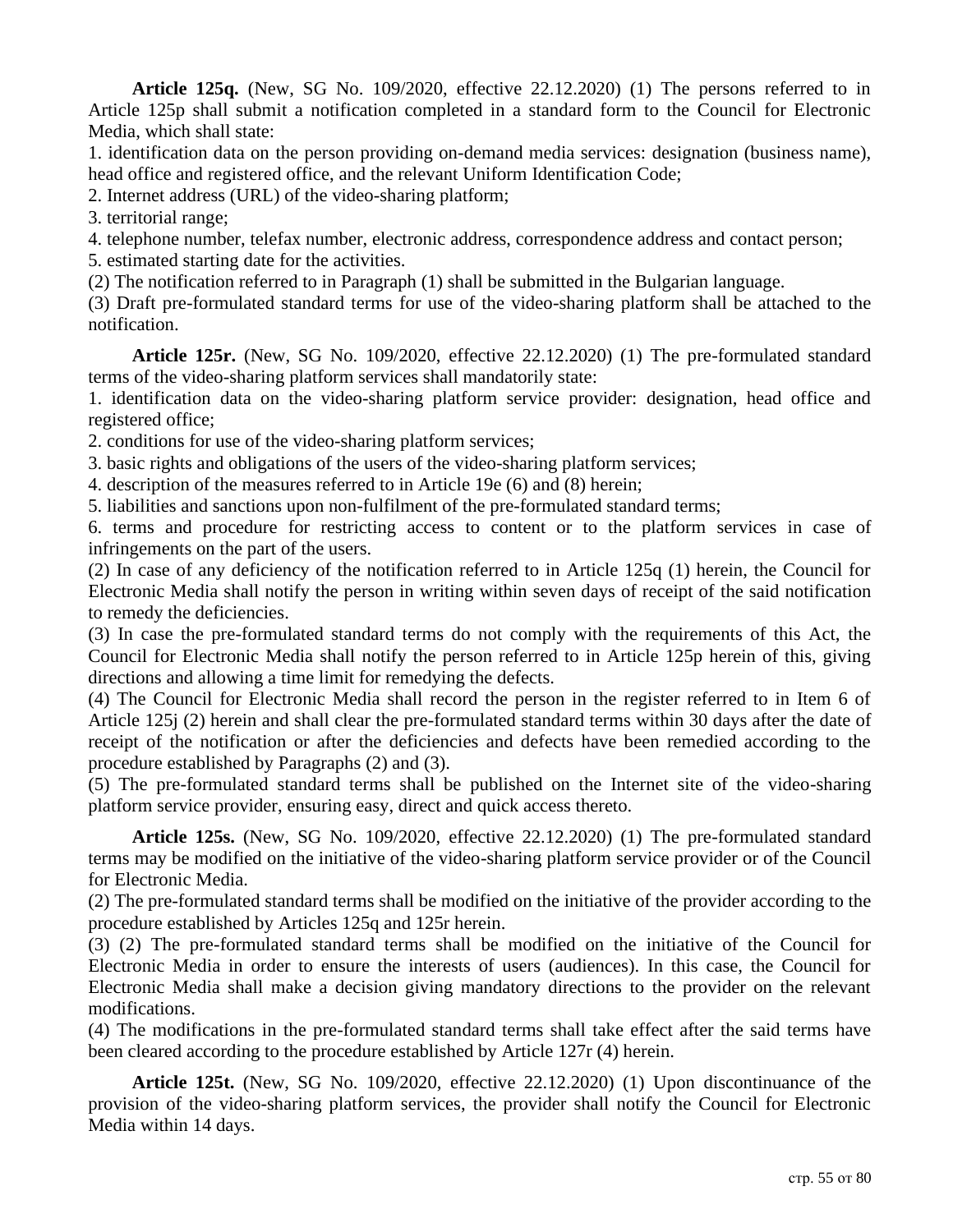**Article 125q.** (New, SG No. 109/2020, effective 22.12.2020) (1) The persons referred to in Article 125p shall submit a notification completed in a standard form to the Council for Electronic Media, which shall state:

1. identification data on the person providing on-demand media services: designation (business name), head office and registered office, and the relevant Uniform Identification Code;
2. Internet address (URL) of the video-sharing platform;
3. territorial range;
4. telephone number, telefax number, electronic address, correspondence address and contact person;
5. estimated starting date for the activities.

(2) The notification referred to in Paragraph (1) shall be submitted in the Bulgarian language.

(3) Draft pre-formulated standard terms for use of the video-sharing platform shall be attached to the notification.

**Article 125r.** (New, SG No. 109/2020, effective 22.12.2020) (1) The pre-formulated standard terms of the video-sharing platform services shall mandatorily state:

1. identification data on the video-sharing platform service provider: designation, head office and registered office;
2. conditions for use of the video-sharing platform services;
3. basic rights and obligations of the users of the video-sharing platform services;
4. description of the measures referred to in Article 19e (6) and (8) herein;
5. liabilities and sanctions upon non-fulfilment of the pre-formulated standard terms;
6. terms and procedure for restricting access to content or to the platform services in case of infringements on the part of the users.

(2) In case of any deficiency of the notification referred to in Article 125q (1) herein, the Council for Electronic Media shall notify the person in writing within seven days of receipt of the said notification to remedy the deficiencies.

(3) In case the pre-formulated standard terms do not comply with the requirements of this Act, the Council for Electronic Media shall notify the person referred to in Article 125p herein of this, giving directions and allowing a time limit for remedying the defects.

(4) The Council for Electronic Media shall record the person in the register referred to in Item 6 of Article 125j (2) herein and shall clear the pre-formulated standard terms within 30 days after the date of receipt of the notification or after the deficiencies and defects have been remedied according to the procedure established by Paragraphs (2) and (3).

(5) The pre-formulated standard terms shall be published on the Internet site of the video-sharing platform service provider, ensuring easy, direct and quick access thereto.

**Article 125s.** (New, SG No. 109/2020, effective 22.12.2020) (1) The pre-formulated standard terms may be modified on the initiative of the video-sharing platform service provider or of the Council for Electronic Media.

(2) The pre-formulated standard terms shall be modified on the initiative of the provider according to the procedure established by Articles 125q and 125r herein.

(3) (2) The pre-formulated standard terms shall be modified on the initiative of the Council for Electronic Media in order to ensure the interests of users (audiences). In this case, the Council for Electronic Media shall make a decision giving mandatory directions to the provider on the relevant modifications.

(4) The modifications in the pre-formulated standard terms shall take effect after the said terms have been cleared according to the procedure established by Article 127r (4) herein.

**Article 125t.** (New, SG No. 109/2020, effective 22.12.2020) (1) Upon discontinuance of the provision of the video-sharing platform services, the provider shall notify the Council for Electronic Media within 14 days.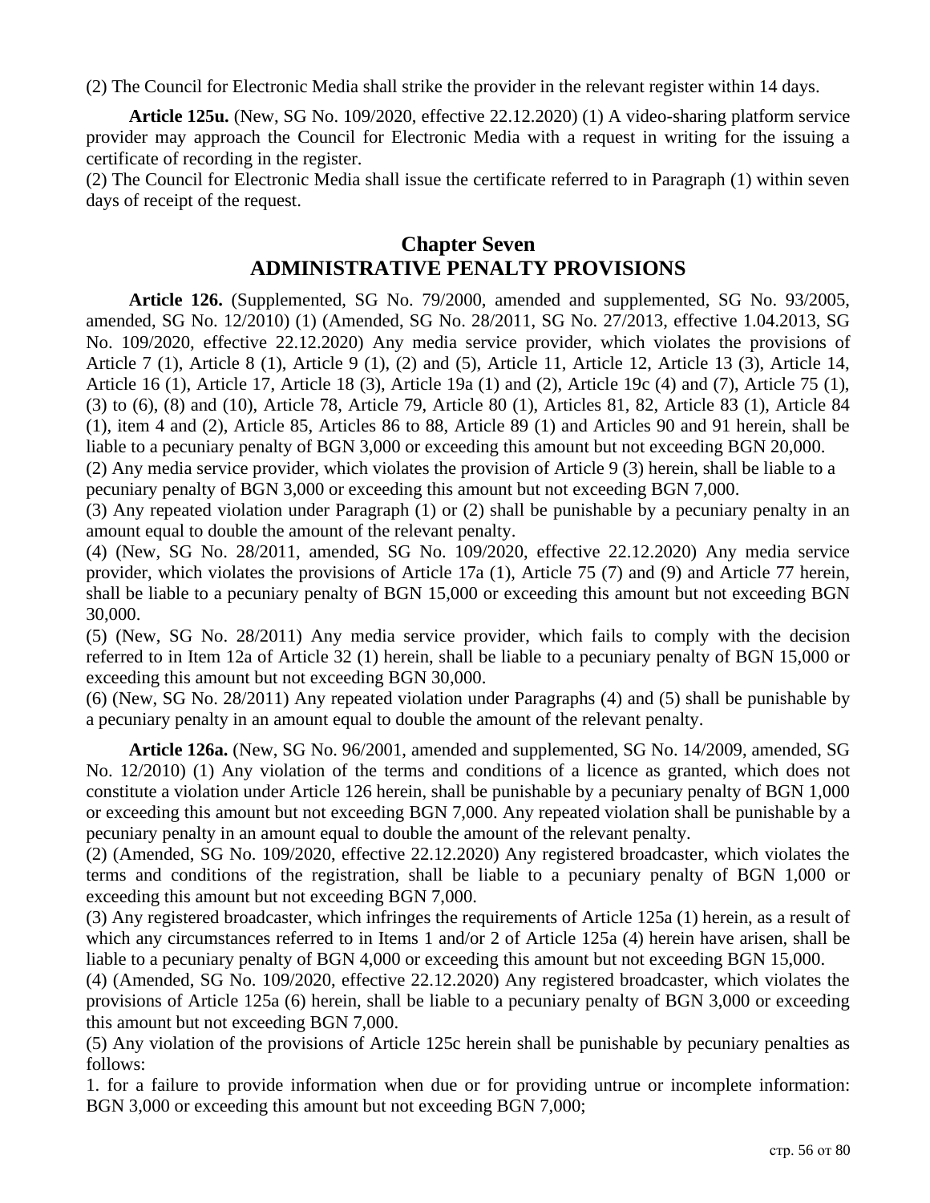(2) The Council for Electronic Media shall strike the provider in the relevant register within 14 days.

**Article 125u.** (New, SG No. 109/2020, effective 22.12.2020) (1) A video-sharing platform service provider may approach the Council for Electronic Media with a request in writing for the issuing a certificate of recording in the register.
(2) The Council for Electronic Media shall issue the certificate referred to in Paragraph (1) within seven days of receipt of the request.

## Chapter Seven
## ADMINISTRATIVE PENALTY PROVISIONS

**Article 126.** (Supplemented, SG No. 79/2000, amended and supplemented, SG No. 93/2005, amended, SG No. 12/2010) (1) (Amended, SG No. 28/2011, SG No. 27/2013, effective 1.04.2013, SG No. 109/2020, effective 22.12.2020) Any media service provider, which violates the provisions of Article 7 (1), Article 8 (1), Article 9 (1), (2) and (5), Article 11, Article 12, Article 13 (3), Article 14, Article 16 (1), Article 17, Article 18 (3), Article 19a (1) and (2), Article 19c (4) and (7), Article 75 (1), (3) to (6), (8) and (10), Article 78, Article 79, Article 80 (1), Articles 81, 82, Article 83 (1), Article 84 (1), item 4 and (2), Article 85, Articles 86 to 88, Article 89 (1) and Articles 90 and 91 herein, shall be liable to a pecuniary penalty of BGN 3,000 or exceeding this amount but not exceeding BGN 20,000.
(2) Any media service provider, which violates the provision of Article 9 (3) herein, shall be liable to a pecuniary penalty of BGN 3,000 or exceeding this amount but not exceeding BGN 7,000.
(3) Any repeated violation under Paragraph (1) or (2) shall be punishable by a pecuniary penalty in an amount equal to double the amount of the relevant penalty.
(4) (New, SG No. 28/2011, amended, SG No. 109/2020, effective 22.12.2020) Any media service provider, which violates the provisions of Article 17a (1), Article 75 (7) and (9) and Article 77 herein, shall be liable to a pecuniary penalty of BGN 15,000 or exceeding this amount but not exceeding BGN 30,000.
(5) (New, SG No. 28/2011) Any media service provider, which fails to comply with the decision referred to in Item 12a of Article 32 (1) herein, shall be liable to a pecuniary penalty of BGN 15,000 or exceeding this amount but not exceeding BGN 30,000.
(6) (New, SG No. 28/2011) Any repeated violation under Paragraphs (4) and (5) shall be punishable by a pecuniary penalty in an amount equal to double the amount of the relevant penalty.

**Article 126a.** (New, SG No. 96/2001, amended and supplemented, SG No. 14/2009, amended, SG No. 12/2010) (1) Any violation of the terms and conditions of a licence as granted, which does not constitute a violation under Article 126 herein, shall be punishable by a pecuniary penalty of BGN 1,000 or exceeding this amount but not exceeding BGN 7,000. Any repeated violation shall be punishable by a pecuniary penalty in an amount equal to double the amount of the relevant penalty.
(2) (Amended, SG No. 109/2020, effective 22.12.2020) Any registered broadcaster, which violates the terms and conditions of the registration, shall be liable to a pecuniary penalty of BGN 1,000 or exceeding this amount but not exceeding BGN 7,000.
(3) Any registered broadcaster, which infringes the requirements of Article 125a (1) herein, as a result of which any circumstances referred to in Items 1 and/or 2 of Article 125a (4) herein have arisen, shall be liable to a pecuniary penalty of BGN 4,000 or exceeding this amount but not exceeding BGN 15,000.
(4) (Amended, SG No. 109/2020, effective 22.12.2020) Any registered broadcaster, which violates the provisions of Article 125a (6) herein, shall be liable to a pecuniary penalty of BGN 3,000 or exceeding this amount but not exceeding BGN 7,000.
(5) Any violation of the provisions of Article 125c herein shall be punishable by pecuniary penalties as follows:
1. for a failure to provide information when due or for providing untrue or incomplete information: BGN 3,000 or exceeding this amount but not exceeding BGN 7,000;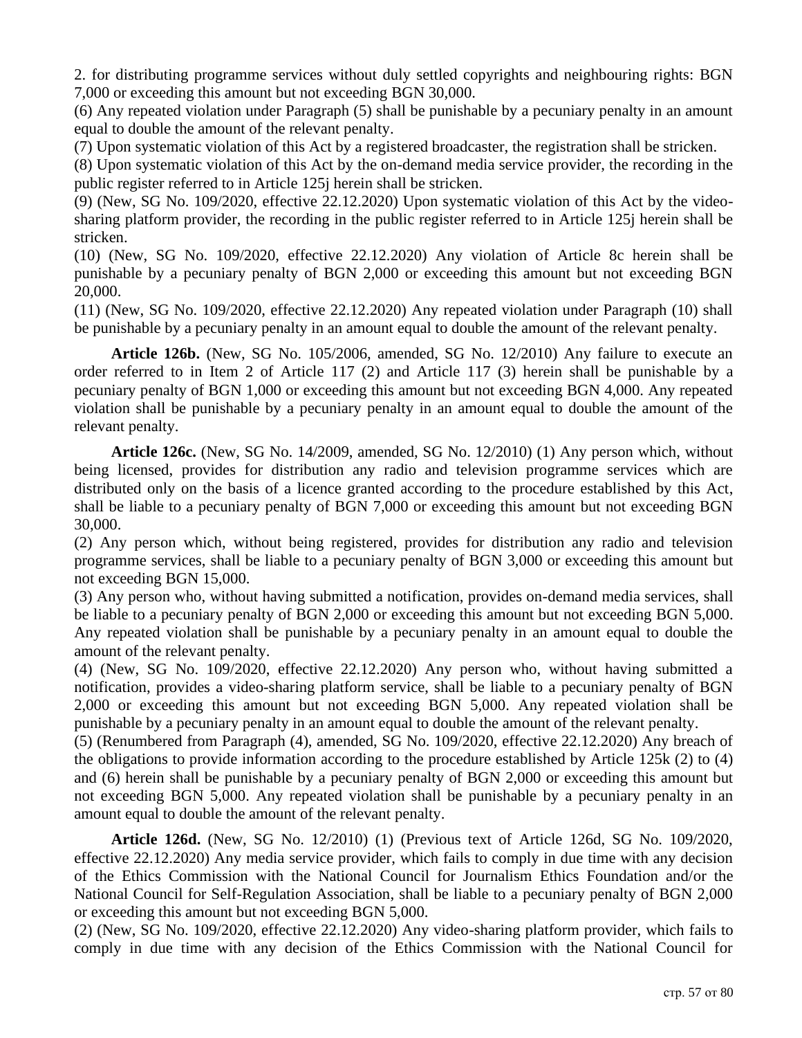2. for distributing programme services without duly settled copyrights and neighbouring rights: BGN 7,000 or exceeding this amount but not exceeding BGN 30,000.

(6) Any repeated violation under Paragraph (5) shall be punishable by a pecuniary penalty in an amount equal to double the amount of the relevant penalty.

(7) Upon systematic violation of this Act by a registered broadcaster, the registration shall be stricken.

(8) Upon systematic violation of this Act by the on-demand media service provider, the recording in the public register referred to in Article 125j herein shall be stricken.

(9) (New, SG No. 109/2020, effective 22.12.2020) Upon systematic violation of this Act by the video-sharing platform provider, the recording in the public register referred to in Article 125j herein shall be stricken.

(10) (New, SG No. 109/2020, effective 22.12.2020) Any violation of Article 8c herein shall be punishable by a pecuniary penalty of BGN 2,000 or exceeding this amount but not exceeding BGN 20,000.

(11) (New, SG No. 109/2020, effective 22.12.2020) Any repeated violation under Paragraph (10) shall be punishable by a pecuniary penalty in an amount equal to double the amount of the relevant penalty.

**Article 126b.** (New, SG No. 105/2006, amended, SG No. 12/2010) Any failure to execute an order referred to in Item 2 of Article 117 (2) and Article 117 (3) herein shall be punishable by a pecuniary penalty of BGN 1,000 or exceeding this amount but not exceeding BGN 4,000. Any repeated violation shall be punishable by a pecuniary penalty in an amount equal to double the amount of the relevant penalty.

**Article 126c.** (New, SG No. 14/2009, amended, SG No. 12/2010) (1) Any person which, without being licensed, provides for distribution any radio and television programme services which are distributed only on the basis of a licence granted according to the procedure established by this Act, shall be liable to a pecuniary penalty of BGN 7,000 or exceeding this amount but not exceeding BGN 30,000.

(2) Any person which, without being registered, provides for distribution any radio and television programme services, shall be liable to a pecuniary penalty of BGN 3,000 or exceeding this amount but not exceeding BGN 15,000.

(3) Any person who, without having submitted a notification, provides on-demand media services, shall be liable to a pecuniary penalty of BGN 2,000 or exceeding this amount but not exceeding BGN 5,000. Any repeated violation shall be punishable by a pecuniary penalty in an amount equal to double the amount of the relevant penalty.

(4) (New, SG No. 109/2020, effective 22.12.2020) Any person who, without having submitted a notification, provides a video-sharing platform service, shall be liable to a pecuniary penalty of BGN 2,000 or exceeding this amount but not exceeding BGN 5,000. Any repeated violation shall be punishable by a pecuniary penalty in an amount equal to double the amount of the relevant penalty.

(5) (Renumbered from Paragraph (4), amended, SG No. 109/2020, effective 22.12.2020) Any breach of the obligations to provide information according to the procedure established by Article 125k (2) to (4) and (6) herein shall be punishable by a pecuniary penalty of BGN 2,000 or exceeding this amount but not exceeding BGN 5,000. Any repeated violation shall be punishable by a pecuniary penalty in an amount equal to double the amount of the relevant penalty.

**Article 126d.** (New, SG No. 12/2010) (1) (Previous text of Article 126d, SG No. 109/2020, effective 22.12.2020) Any media service provider, which fails to comply in due time with any decision of the Ethics Commission with the National Council for Journalism Ethics Foundation and/or the National Council for Self-Regulation Association, shall be liable to a pecuniary penalty of BGN 2,000 or exceeding this amount but not exceeding BGN 5,000.

(2) (New, SG No. 109/2020, effective 22.12.2020) Any video-sharing platform provider, which fails to comply in due time with any decision of the Ethics Commission with the National Council for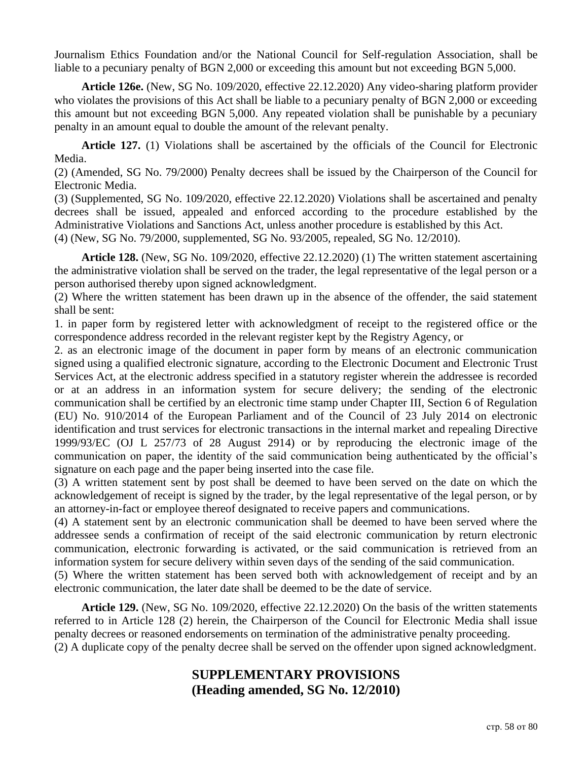Journalism Ethics Foundation and/or the National Council for Self-regulation Association, shall be liable to a pecuniary penalty of BGN 2,000 or exceeding this amount but not exceeding BGN 5,000.

**Article 126e.** (New, SG No. 109/2020, effective 22.12.2020) Any video-sharing platform provider who violates the provisions of this Act shall be liable to a pecuniary penalty of BGN 2,000 or exceeding this amount but not exceeding BGN 5,000. Any repeated violation shall be punishable by a pecuniary penalty in an amount equal to double the amount of the relevant penalty.

**Article 127.** (1) Violations shall be ascertained by the officials of the Council for Electronic Media.

(2) (Amended, SG No. 79/2000) Penalty decrees shall be issued by the Chairperson of the Council for Electronic Media.

(3) (Supplemented, SG No. 109/2020, effective 22.12.2020) Violations shall be ascertained and penalty decrees shall be issued, appealed and enforced according to the procedure established by the Administrative Violations and Sanctions Act, unless another procedure is established by this Act.

(4) (New, SG No. 79/2000, supplemented, SG No. 93/2005, repealed, SG No. 12/2010).

**Article 128.** (New, SG No. 109/2020, effective 22.12.2020) (1) The written statement ascertaining the administrative violation shall be served on the trader, the legal representative of the legal person or a person authorised thereby upon signed acknowledgment.

(2) Where the written statement has been drawn up in the absence of the offender, the said statement shall be sent:

1. in paper form by registered letter with acknowledgment of receipt to the registered office or the correspondence address recorded in the relevant register kept by the Registry Agency, or

2. as an electronic image of the document in paper form by means of an electronic communication signed using a qualified electronic signature, according to the Electronic Document and Electronic Trust Services Act, at the electronic address specified in a statutory register wherein the addressee is recorded or at an address in an information system for secure delivery; the sending of the electronic communication shall be certified by an electronic time stamp under Chapter III, Section 6 of Regulation (EU) No. 910/2014 of the European Parliament and of the Council of 23 July 2014 on electronic identification and trust services for electronic transactions in the internal market and repealing Directive 1999/93/EC (OJ L 257/73 of 28 August 2914) or by reproducing the electronic image of the communication on paper, the identity of the said communication being authenticated by the official's signature on each page and the paper being inserted into the case file.

(3) A written statement sent by post shall be deemed to have been served on the date on which the acknowledgement of receipt is signed by the trader, by the legal representative of the legal person, or by an attorney-in-fact or employee thereof designated to receive papers and communications.

(4) A statement sent by an electronic communication shall be deemed to have been served where the addressee sends a confirmation of receipt of the said electronic communication by return electronic communication, electronic forwarding is activated, or the said communication is retrieved from an information system for secure delivery within seven days of the sending of the said communication.

(5) Where the written statement has been served both with acknowledgement of receipt and by an electronic communication, the later date shall be deemed to be the date of service.

**Article 129.** (New, SG No. 109/2020, effective 22.12.2020) On the basis of the written statements referred to in Article 128 (2) herein, the Chairperson of the Council for Electronic Media shall issue penalty decrees or reasoned endorsements on termination of the administrative penalty proceeding.

(2) A duplicate copy of the penalty decree shall be served on the offender upon signed acknowledgment.

## SUPPLEMENTARY PROVISIONS
## (Heading amended, SG No. 12/2010)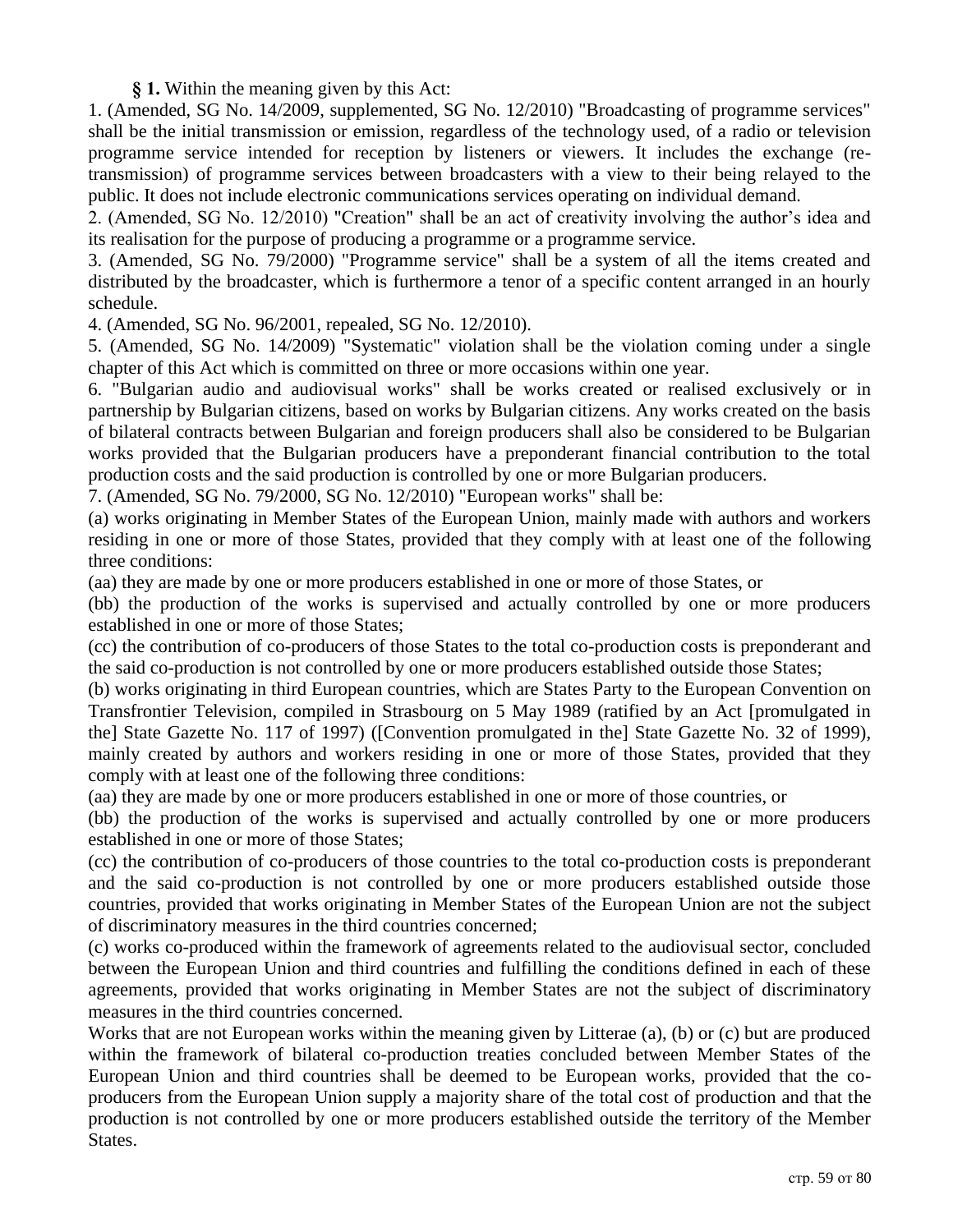**§ 1.** Within the meaning given by this Act:

1. (Amended, SG No. 14/2009, supplemented, SG No. 12/2010) "Broadcasting of programme services" shall be the initial transmission or emission, regardless of the technology used, of a radio or television programme service intended for reception by listeners or viewers. It includes the exchange (re-transmission) of programme services between broadcasters with a view to their being relayed to the public. It does not include electronic communications services operating on individual demand.

2. (Amended, SG No. 12/2010) "Creation" shall be an act of creativity involving the author's idea and its realisation for the purpose of producing a programme or a programme service.

3. (Amended, SG No. 79/2000) "Programme service" shall be a system of all the items created and distributed by the broadcaster, which is furthermore a tenor of a specific content arranged in an hourly schedule.

4. (Amended, SG No. 96/2001, repealed, SG No. 12/2010).

5. (Amended, SG No. 14/2009) "Systematic" violation shall be the violation coming under a single chapter of this Act which is committed on three or more occasions within one year.

6. "Bulgarian audio and audiovisual works" shall be works created or realised exclusively or in partnership by Bulgarian citizens, based on works by Bulgarian citizens. Any works created on the basis of bilateral contracts between Bulgarian and foreign producers shall also be considered to be Bulgarian works provided that the Bulgarian producers have a preponderant financial contribution to the total production costs and the said production is controlled by one or more Bulgarian producers.

7. (Amended, SG No. 79/2000, SG No. 12/2010) "European works" shall be:

(a) works originating in Member States of the European Union, mainly made with authors and workers residing in one or more of those States, provided that they comply with at least one of the following three conditions:

(aa) they are made by one or more producers established in one or more of those States, or

(bb) the production of the works is supervised and actually controlled by one or more producers established in one or more of those States;

(cc) the contribution of co-producers of those States to the total co-production costs is preponderant and the said co-production is not controlled by one or more producers established outside those States;

(b) works originating in third European countries, which are States Party to the European Convention on Transfrontier Television, compiled in Strasbourg on 5 May 1989 (ratified by an Act [promulgated in the] State Gazette No. 117 of 1997) ([Convention promulgated in the] State Gazette No. 32 of 1999), mainly created by authors and workers residing in one or more of those States, provided that they comply with at least one of the following three conditions:

(aa) they are made by one or more producers established in one or more of those countries, or

(bb) the production of the works is supervised and actually controlled by one or more producers established in one or more of those States;

(cc) the contribution of co-producers of those countries to the total co-production costs is preponderant and the said co-production is not controlled by one or more producers established outside those countries, provided that works originating in Member States of the European Union are not the subject of discriminatory measures in the third countries concerned;

(c) works co-produced within the framework of agreements related to the audiovisual sector, concluded between the European Union and third countries and fulfilling the conditions defined in each of these agreements, provided that works originating in Member States are not the subject of discriminatory measures in the third countries concerned.

Works that are not European works within the meaning given by Litterae (a), (b) or (c) but are produced within the framework of bilateral co-production treaties concluded between Member States of the European Union and third countries shall be deemed to be European works, provided that the co-producers from the European Union supply a majority share of the total cost of production and that the production is not controlled by one or more producers established outside the territory of the Member States.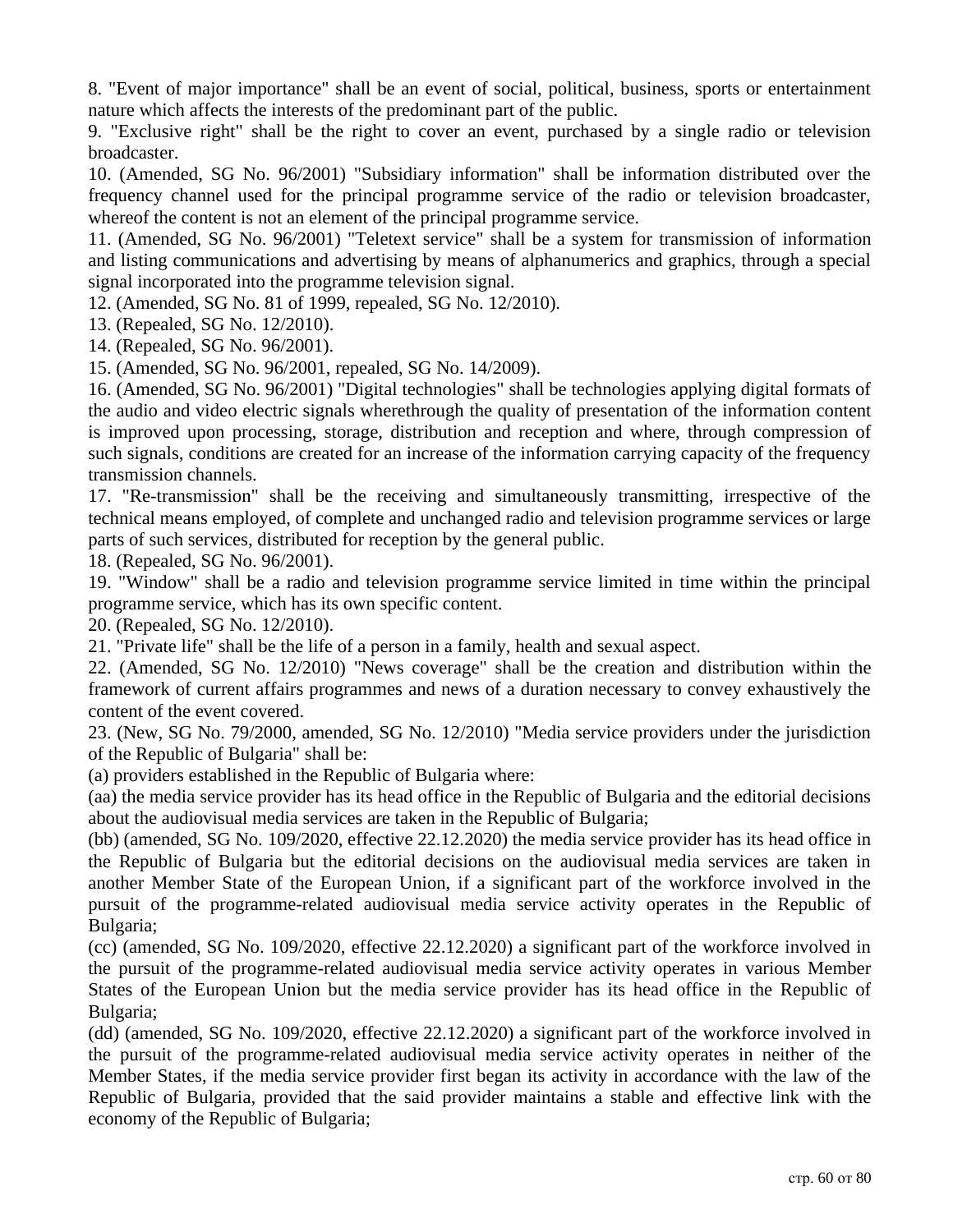8. "Event of major importance" shall be an event of social, political, business, sports or entertainment nature which affects the interests of the predominant part of the public.

9. "Exclusive right" shall be the right to cover an event, purchased by a single radio or television broadcaster.

10. (Amended, SG No. 96/2001) "Subsidiary information" shall be information distributed over the frequency channel used for the principal programme service of the radio or television broadcaster, whereof the content is not an element of the principal programme service.

11. (Amended, SG No. 96/2001) "Teletext service" shall be a system for transmission of information and listing communications and advertising by means of alphanumerics and graphics, through a special signal incorporated into the programme television signal.

12. (Amended, SG No. 81 of 1999, repealed, SG No. 12/2010).

13. (Repealed, SG No. 12/2010).

14. (Repealed, SG No. 96/2001).

15. (Amended, SG No. 96/2001, repealed, SG No. 14/2009).

16. (Amended, SG No. 96/2001) "Digital technologies" shall be technologies applying digital formats of the audio and video electric signals wherethrough the quality of presentation of the information content is improved upon processing, storage, distribution and reception and where, through compression of such signals, conditions are created for an increase of the information carrying capacity of the frequency transmission channels.

17. "Re-transmission" shall be the receiving and simultaneously transmitting, irrespective of the technical means employed, of complete and unchanged radio and television programme services or large parts of such services, distributed for reception by the general public.

18. (Repealed, SG No. 96/2001).

19. "Window" shall be a radio and television programme service limited in time within the principal programme service, which has its own specific content.

20. (Repealed, SG No. 12/2010).

21. "Private life" shall be the life of a person in a family, health and sexual aspect.

22. (Amended, SG No. 12/2010) "News coverage" shall be the creation and distribution within the framework of current affairs programmes and news of a duration necessary to convey exhaustively the content of the event covered.

23. (New, SG No. 79/2000, amended, SG No. 12/2010) "Media service providers under the jurisdiction of the Republic of Bulgaria" shall be:

(a) providers established in the Republic of Bulgaria where:

(aa) the media service provider has its head office in the Republic of Bulgaria and the editorial decisions about the audiovisual media services are taken in the Republic of Bulgaria;

(bb) (amended, SG No. 109/2020, effective 22.12.2020) the media service provider has its head office in the Republic of Bulgaria but the editorial decisions on the audiovisual media services are taken in another Member State of the European Union, if a significant part of the workforce involved in the pursuit of the programme-related audiovisual media service activity operates in the Republic of Bulgaria;

(cc) (amended, SG No. 109/2020, effective 22.12.2020) a significant part of the workforce involved in the pursuit of the programme-related audiovisual media service activity operates in various Member States of the European Union but the media service provider has its head office in the Republic of Bulgaria;

(dd) (amended, SG No. 109/2020, effective 22.12.2020) a significant part of the workforce involved in the pursuit of the programme-related audiovisual media service activity operates in neither of the Member States, if the media service provider first began its activity in accordance with the law of the Republic of Bulgaria, provided that the said provider maintains a stable and effective link with the economy of the Republic of Bulgaria;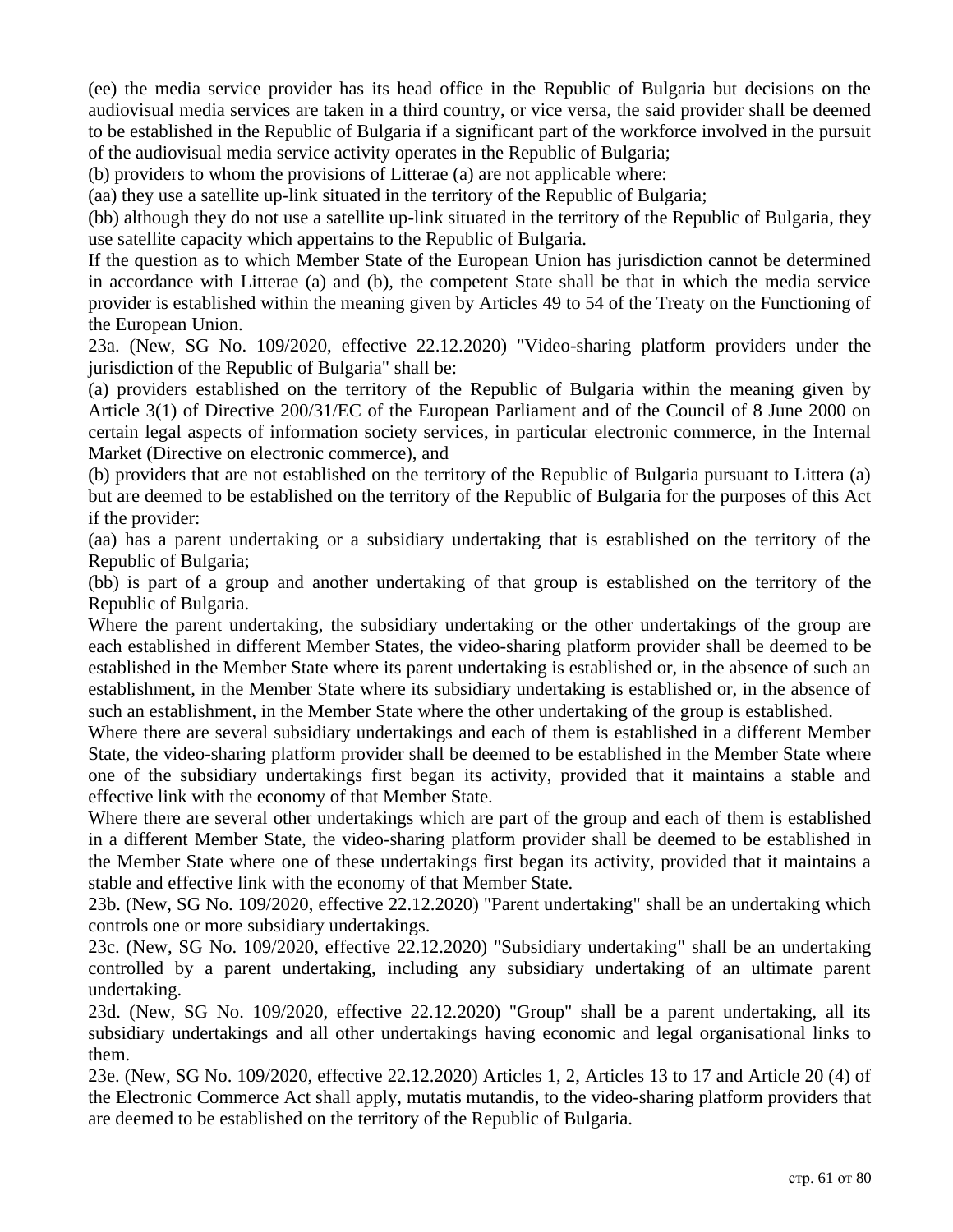(ee) the media service provider has its head office in the Republic of Bulgaria but decisions on the audiovisual media services are taken in a third country, or vice versa, the said provider shall be deemed to be established in the Republic of Bulgaria if a significant part of the workforce involved in the pursuit of the audiovisual media service activity operates in the Republic of Bulgaria;

(b) providers to whom the provisions of Litterae (a) are not applicable where:

(aa) they use a satellite up-link situated in the territory of the Republic of Bulgaria;

(bb) although they do not use a satellite up-link situated in the territory of the Republic of Bulgaria, they use satellite capacity which appertains to the Republic of Bulgaria.

If the question as to which Member State of the European Union has jurisdiction cannot be determined in accordance with Litterae (a) and (b), the competent State shall be that in which the media service provider is established within the meaning given by Articles 49 to 54 of the Treaty on the Functioning of the European Union.

23a. (New, SG No. 109/2020, effective 22.12.2020) "Video-sharing platform providers under the jurisdiction of the Republic of Bulgaria" shall be:

(a) providers established on the territory of the Republic of Bulgaria within the meaning given by Article 3(1) of Directive 200/31/EC of the European Parliament and of the Council of 8 June 2000 on certain legal aspects of information society services, in particular electronic commerce, in the Internal Market (Directive on electronic commerce), and

(b) providers that are not established on the territory of the Republic of Bulgaria pursuant to Littera (a) but are deemed to be established on the territory of the Republic of Bulgaria for the purposes of this Act if the provider:

(aa) has a parent undertaking or a subsidiary undertaking that is established on the territory of the Republic of Bulgaria;

(bb) is part of a group and another undertaking of that group is established on the territory of the Republic of Bulgaria.

Where the parent undertaking, the subsidiary undertaking or the other undertakings of the group are each established in different Member States, the video-sharing platform provider shall be deemed to be established in the Member State where its parent undertaking is established or, in the absence of such an establishment, in the Member State where its subsidiary undertaking is established or, in the absence of such an establishment, in the Member State where the other undertaking of the group is established.

Where there are several subsidiary undertakings and each of them is established in a different Member State, the video-sharing platform provider shall be deemed to be established in the Member State where one of the subsidiary undertakings first began its activity, provided that it maintains a stable and effective link with the economy of that Member State.

Where there are several other undertakings which are part of the group and each of them is established in a different Member State, the video-sharing platform provider shall be deemed to be established in the Member State where one of these undertakings first began its activity, provided that it maintains a stable and effective link with the economy of that Member State.

23b. (New, SG No. 109/2020, effective 22.12.2020) "Parent undertaking" shall be an undertaking which controls one or more subsidiary undertakings.

23c. (New, SG No. 109/2020, effective 22.12.2020) "Subsidiary undertaking" shall be an undertaking controlled by a parent undertaking, including any subsidiary undertaking of an ultimate parent undertaking.

23d. (New, SG No. 109/2020, effective 22.12.2020) "Group" shall be a parent undertaking, all its subsidiary undertakings and all other undertakings having economic and legal organisational links to them.

23e. (New, SG No. 109/2020, effective 22.12.2020) Articles 1, 2, Articles 13 to 17 and Article 20 (4) of the Electronic Commerce Act shall apply, mutatis mutandis, to the video-sharing platform providers that are deemed to be established on the territory of the Republic of Bulgaria.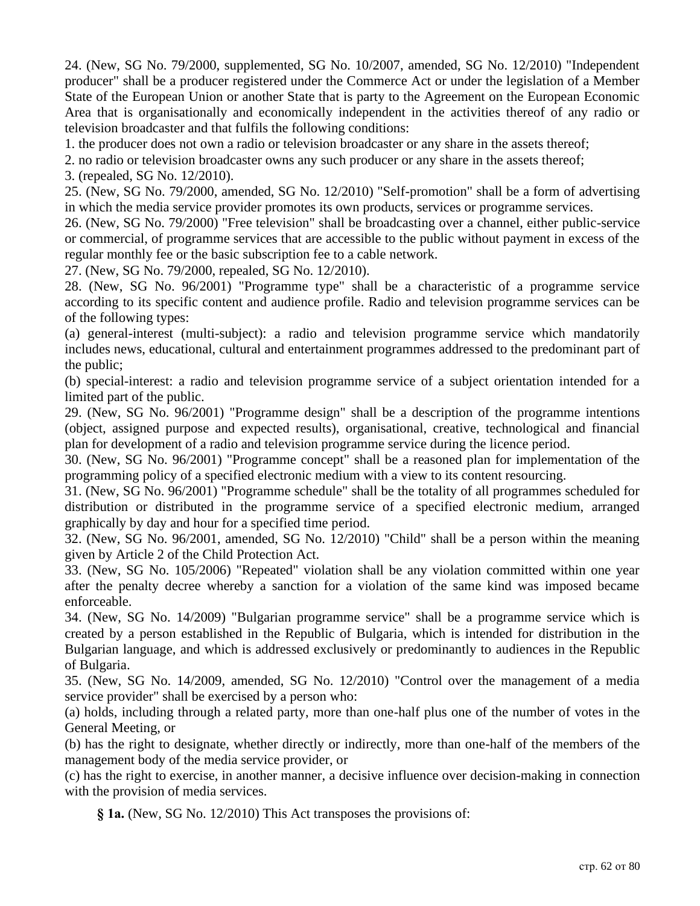24. (New, SG No. 79/2000, supplemented, SG No. 10/2007, amended, SG No. 12/2010) "Independent producer" shall be a producer registered under the Commerce Act or under the legislation of a Member State of the European Union or another State that is party to the Agreement on the European Economic Area that is organisationally and economically independent in the activities thereof of any radio or television broadcaster and that fulfils the following conditions:

1. the producer does not own a radio or television broadcaster or any share in the assets thereof;

2. no radio or television broadcaster owns any such producer or any share in the assets thereof;

3. (repealed, SG No. 12/2010).

25. (New, SG No. 79/2000, amended, SG No. 12/2010) "Self-promotion" shall be a form of advertising in which the media service provider promotes its own products, services or programme services.

26. (New, SG No. 79/2000) "Free television" shall be broadcasting over a channel, either public-service or commercial, of programme services that are accessible to the public without payment in excess of the regular monthly fee or the basic subscription fee to a cable network.

27. (New, SG No. 79/2000, repealed, SG No. 12/2010).

28. (New, SG No. 96/2001) "Programme type" shall be a characteristic of a programme service according to its specific content and audience profile. Radio and television programme services can be of the following types:

(a) general-interest (multi-subject): a radio and television programme service which mandatorily includes news, educational, cultural and entertainment programmes addressed to the predominant part of the public;

(b) special-interest: a radio and television programme service of a subject orientation intended for a limited part of the public.

29. (New, SG No. 96/2001) "Programme design" shall be a description of the programme intentions (object, assigned purpose and expected results), organisational, creative, technological and financial plan for development of a radio and television programme service during the licence period.

30. (New, SG No. 96/2001) "Programme concept" shall be a reasoned plan for implementation of the programming policy of a specified electronic medium with a view to its content resourcing.

31. (New, SG No. 96/2001) "Programme schedule" shall be the totality of all programmes scheduled for distribution or distributed in the programme service of a specified electronic medium, arranged graphically by day and hour for a specified time period.

32. (New, SG No. 96/2001, amended, SG No. 12/2010) "Child" shall be a person within the meaning given by Article 2 of the Child Protection Act.

33. (New, SG No. 105/2006) "Repeated" violation shall be any violation committed within one year after the penalty decree whereby a sanction for a violation of the same kind was imposed became enforceable.

34. (New, SG No. 14/2009) "Bulgarian programme service" shall be a programme service which is created by a person established in the Republic of Bulgaria, which is intended for distribution in the Bulgarian language, and which is addressed exclusively or predominantly to audiences in the Republic of Bulgaria.

35. (New, SG No. 14/2009, amended, SG No. 12/2010) "Control over the management of a media service provider" shall be exercised by a person who:

(a) holds, including through a related party, more than one-half plus one of the number of votes in the General Meeting, or

(b) has the right to designate, whether directly or indirectly, more than one-half of the members of the management body of the media service provider, or

(c) has the right to exercise, in another manner, a decisive influence over decision-making in connection with the provision of media services.

**§ 1a.** (New, SG No. 12/2010) This Act transposes the provisions of: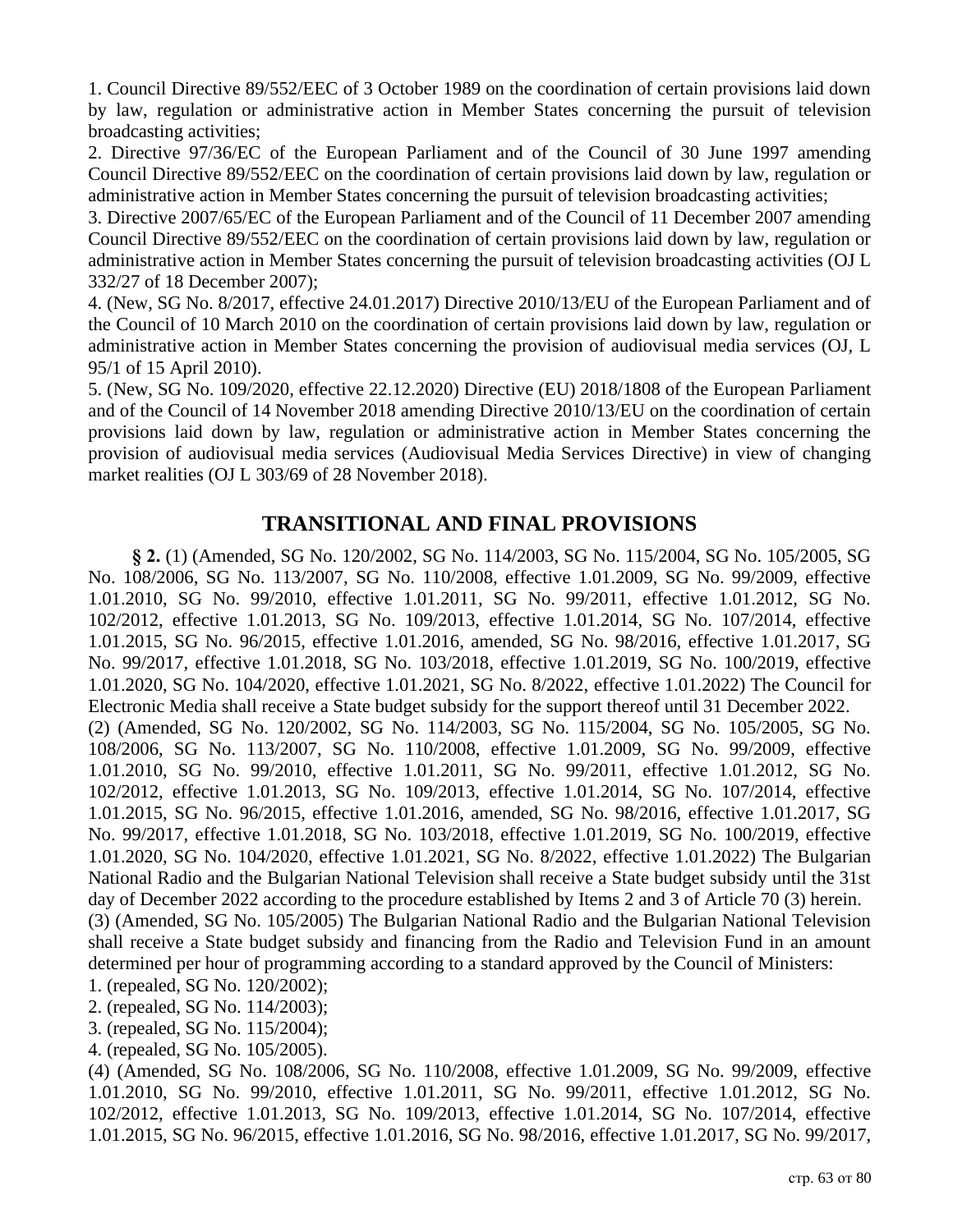1. Council Directive 89/552/EEC of 3 October 1989 on the coordination of certain provisions laid down by law, regulation or administrative action in Member States concerning the pursuit of television broadcasting activities;

2. Directive 97/36/EC of the European Parliament and of the Council of 30 June 1997 amending Council Directive 89/552/EEC on the coordination of certain provisions laid down by law, regulation or administrative action in Member States concerning the pursuit of television broadcasting activities;

3. Directive 2007/65/EC of the European Parliament and of the Council of 11 December 2007 amending Council Directive 89/552/EEC on the coordination of certain provisions laid down by law, regulation or administrative action in Member States concerning the pursuit of television broadcasting activities (OJ L 332/27 of 18 December 2007);

4. (New, SG No. 8/2017, effective 24.01.2017) Directive 2010/13/EU of the European Parliament and of the Council of 10 March 2010 on the coordination of certain provisions laid down by law, regulation or administrative action in Member States concerning the provision of audiovisual media services (OJ, L 95/1 of 15 April 2010).

5. (New, SG No. 109/2020, effective 22.12.2020) Directive (EU) 2018/1808 of the European Parliament and of the Council of 14 November 2018 amending Directive 2010/13/EU on the coordination of certain provisions laid down by law, regulation or administrative action in Member States concerning the provision of audiovisual media services (Audiovisual Media Services Directive) in view of changing market realities (OJ L 303/69 of 28 November 2018).

## TRANSITIONAL AND FINAL PROVISIONS

**§ 2.** (1) (Amended, SG No. 120/2002, SG No. 114/2003, SG No. 115/2004, SG No. 105/2005, SG No. 108/2006, SG No. 113/2007, SG No. 110/2008, effective 1.01.2009, SG No. 99/2009, effective 1.01.2010, SG No. 99/2010, effective 1.01.2011, SG No. 99/2011, effective 1.01.2012, SG No. 102/2012, effective 1.01.2013, SG No. 109/2013, effective 1.01.2014, SG No. 107/2014, effective 1.01.2015, SG No. 96/2015, effective 1.01.2016, amended, SG No. 98/2016, effective 1.01.2017, SG No. 99/2017, effective 1.01.2018, SG No. 103/2018, effective 1.01.2019, SG No. 100/2019, effective 1.01.2020, SG No. 104/2020, effective 1.01.2021, SG No. 8/2022, effective 1.01.2022) The Council for Electronic Media shall receive a State budget subsidy for the support thereof until 31 December 2022.

(2) (Amended, SG No. 120/2002, SG No. 114/2003, SG No. 115/2004, SG No. 105/2005, SG No. 108/2006, SG No. 113/2007, SG No. 110/2008, effective 1.01.2009, SG No. 99/2009, effective 1.01.2010, SG No. 99/2010, effective 1.01.2011, SG No. 99/2011, effective 1.01.2012, SG No. 102/2012, effective 1.01.2013, SG No. 109/2013, effective 1.01.2014, SG No. 107/2014, effective 1.01.2015, SG No. 96/2015, effective 1.01.2016, amended, SG No. 98/2016, effective 1.01.2017, SG No. 99/2017, effective 1.01.2018, SG No. 103/2018, effective 1.01.2019, SG No. 100/2019, effective 1.01.2020, SG No. 104/2020, effective 1.01.2021, SG No. 8/2022, effective 1.01.2022) The Bulgarian National Radio and the Bulgarian National Television shall receive a State budget subsidy until the 31st day of December 2022 according to the procedure established by Items 2 and 3 of Article 70 (3) herein.

(3) (Amended, SG No. 105/2005) The Bulgarian National Radio and the Bulgarian National Television shall receive a State budget subsidy and financing from the Radio and Television Fund in an amount determined per hour of programming according to a standard approved by the Council of Ministers:

1. (repealed, SG No. 120/2002);
2. (repealed, SG No. 114/2003);
3. (repealed, SG No. 115/2004);
4. (repealed, SG No. 105/2005).

(4) (Amended, SG No. 108/2006, SG No. 110/2008, effective 1.01.2009, SG No. 99/2009, effective 1.01.2010, SG No. 99/2010, effective 1.01.2011, SG No. 99/2011, effective 1.01.2012, SG No. 102/2012, effective 1.01.2013, SG No. 109/2013, effective 1.01.2014, SG No. 107/2014, effective 1.01.2015, SG No. 96/2015, effective 1.01.2016, SG No. 98/2016, effective 1.01.2017, SG No. 99/2017,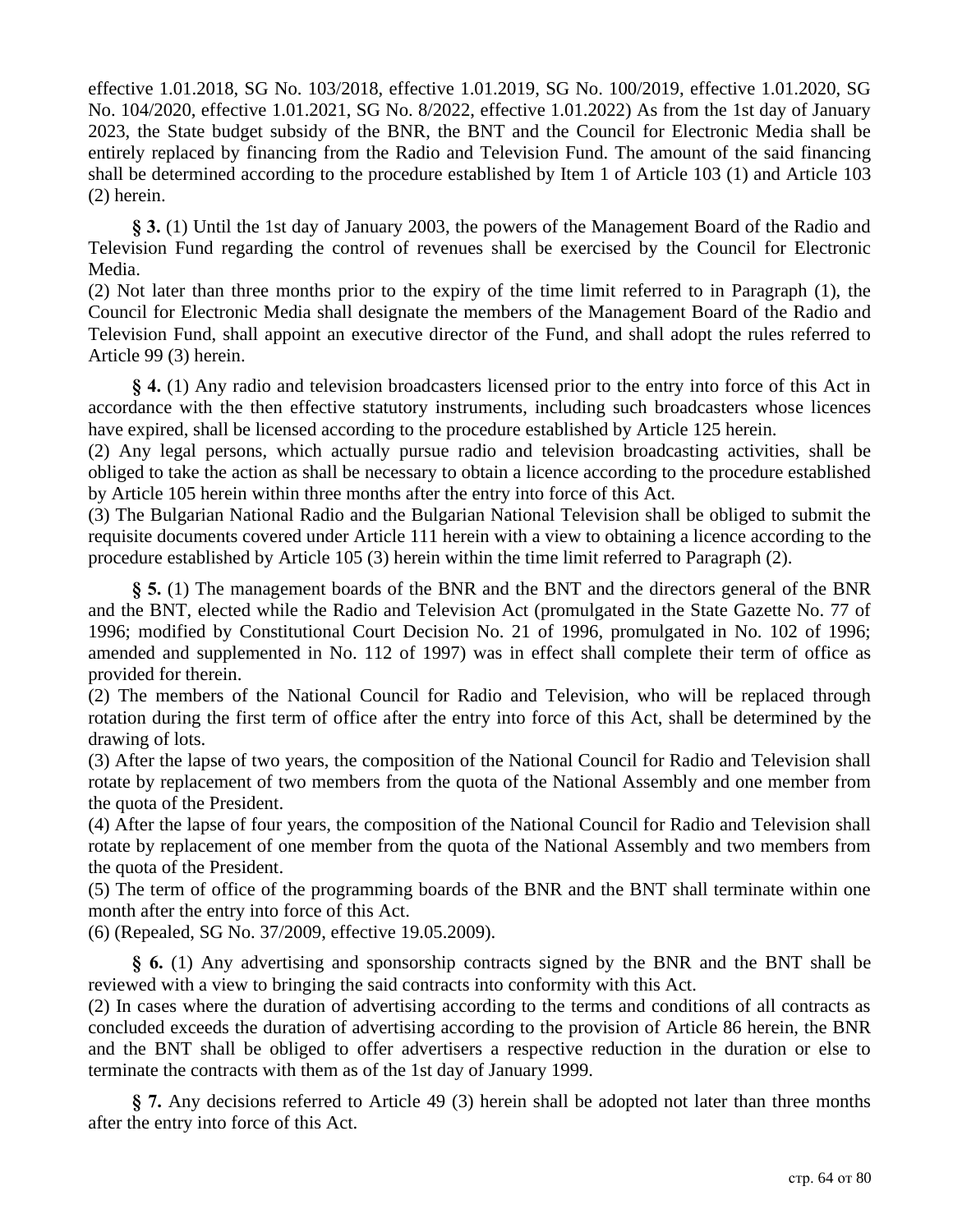effective 1.01.2018, SG No. 103/2018, effective 1.01.2019, SG No. 100/2019, effective 1.01.2020, SG No. 104/2020, effective 1.01.2021, SG No. 8/2022, effective 1.01.2022) As from the 1st day of January 2023, the State budget subsidy of the BNR, the BNT and the Council for Electronic Media shall be entirely replaced by financing from the Radio and Television Fund. The amount of the said financing shall be determined according to the procedure established by Item 1 of Article 103 (1) and Article 103 (2) herein.

**§ 3.** (1) Until the 1st day of January 2003, the powers of the Management Board of the Radio and Television Fund regarding the control of revenues shall be exercised by the Council for Electronic Media.
(2) Not later than three months prior to the expiry of the time limit referred to in Paragraph (1), the Council for Electronic Media shall designate the members of the Management Board of the Radio and Television Fund, shall appoint an executive director of the Fund, and shall adopt the rules referred to Article 99 (3) herein.

**§ 4.** (1) Any radio and television broadcasters licensed prior to the entry into force of this Act in accordance with the then effective statutory instruments, including such broadcasters whose licences have expired, shall be licensed according to the procedure established by Article 125 herein.
(2) Any legal persons, which actually pursue radio and television broadcasting activities, shall be obliged to take the action as shall be necessary to obtain a licence according to the procedure established by Article 105 herein within three months after the entry into force of this Act.
(3) The Bulgarian National Radio and the Bulgarian National Television shall be obliged to submit the requisite documents covered under Article 111 herein with a view to obtaining a licence according to the procedure established by Article 105 (3) herein within the time limit referred to Paragraph (2).

**§ 5.** (1) The management boards of the BNR and the BNT and the directors general of the BNR and the BNT, elected while the Radio and Television Act (promulgated in the State Gazette No. 77 of 1996; modified by Constitutional Court Decision No. 21 of 1996, promulgated in No. 102 of 1996; amended and supplemented in No. 112 of 1997) was in effect shall complete their term of office as provided for therein.
(2) The members of the National Council for Radio and Television, who will be replaced through rotation during the first term of office after the entry into force of this Act, shall be determined by the drawing of lots.
(3) After the lapse of two years, the composition of the National Council for Radio and Television shall rotate by replacement of two members from the quota of the National Assembly and one member from the quota of the President.
(4) After the lapse of four years, the composition of the National Council for Radio and Television shall rotate by replacement of one member from the quota of the National Assembly and two members from the quota of the President.
(5) The term of office of the programming boards of the BNR and the BNT shall terminate within one month after the entry into force of this Act.
(6) (Repealed, SG No. 37/2009, effective 19.05.2009).

**§ 6.** (1) Any advertising and sponsorship contracts signed by the BNR and the BNT shall be reviewed with a view to bringing the said contracts into conformity with this Act.
(2) In cases where the duration of advertising according to the terms and conditions of all contracts as concluded exceeds the duration of advertising according to the provision of Article 86 herein, the BNR and the BNT shall be obliged to offer advertisers a respective reduction in the duration or else to terminate the contracts with them as of the 1st day of January 1999.

**§ 7.** Any decisions referred to Article 49 (3) herein shall be adopted not later than three months after the entry into force of this Act.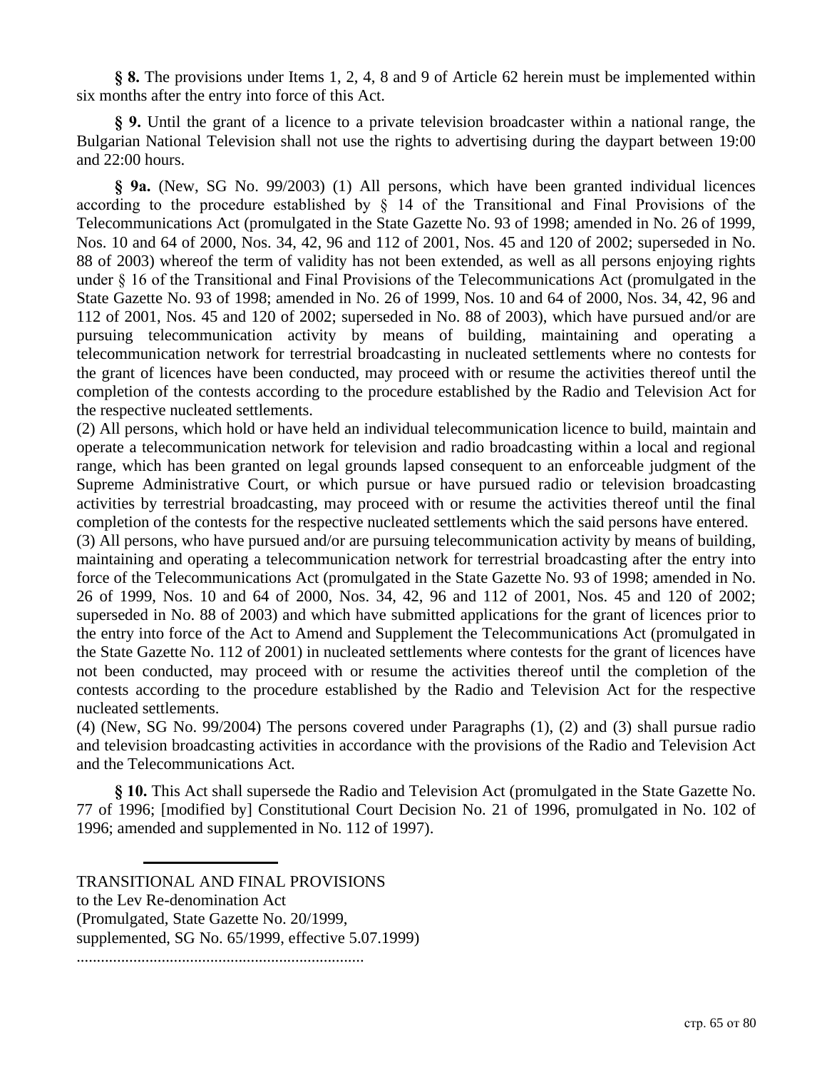**§ 8.** The provisions under Items 1, 2, 4, 8 and 9 of Article 62 herein must be implemented within six months after the entry into force of this Act.

**§ 9.** Until the grant of a licence to a private television broadcaster within a national range, the Bulgarian National Television shall not use the rights to advertising during the daypart between 19:00 and 22:00 hours.

**§ 9a.** (New, SG No. 99/2003) (1) All persons, which have been granted individual licences according to the procedure established by § 14 of the Transitional and Final Provisions of the Telecommunications Act (promulgated in the State Gazette No. 93 of 1998; amended in No. 26 of 1999, Nos. 10 and 64 of 2000, Nos. 34, 42, 96 and 112 of 2001, Nos. 45 and 120 of 2002; superseded in No. 88 of 2003) whereof the term of validity has not been extended, as well as all persons enjoying rights under § 16 of the Transitional and Final Provisions of the Telecommunications Act (promulgated in the State Gazette No. 93 of 1998; amended in No. 26 of 1999, Nos. 10 and 64 of 2000, Nos. 34, 42, 96 and 112 of 2001, Nos. 45 and 120 of 2002; superseded in No. 88 of 2003), which have pursued and/or are pursuing telecommunication activity by means of building, maintaining and operating a telecommunication network for terrestrial broadcasting in nucleated settlements where no contests for the grant of licences have been conducted, may proceed with or resume the activities thereof until the completion of the contests according to the procedure established by the Radio and Television Act for the respective nucleated settlements.

(2) All persons, which hold or have held an individual telecommunication licence to build, maintain and operate a telecommunication network for television and radio broadcasting within a local and regional range, which has been granted on legal grounds lapsed consequent to an enforceable judgment of the Supreme Administrative Court, or which pursue or have pursued radio or television broadcasting activities by terrestrial broadcasting, may proceed with or resume the activities thereof until the final completion of the contests for the respective nucleated settlements which the said persons have entered.

(3) All persons, who have pursued and/or are pursuing telecommunication activity by means of building, maintaining and operating a telecommunication network for terrestrial broadcasting after the entry into force of the Telecommunications Act (promulgated in the State Gazette No. 93 of 1998; amended in No. 26 of 1999, Nos. 10 and 64 of 2000, Nos. 34, 42, 96 and 112 of 2001, Nos. 45 and 120 of 2002; superseded in No. 88 of 2003) and which have submitted applications for the grant of licences prior to the entry into force of the Act to Amend and Supplement the Telecommunications Act (promulgated in the State Gazette No. 112 of 2001) in nucleated settlements where contests for the grant of licences have not been conducted, may proceed with or resume the activities thereof until the completion of the contests according to the procedure established by the Radio and Television Act for the respective nucleated settlements.

(4) (New, SG No. 99/2004) The persons covered under Paragraphs (1), (2) and (3) shall pursue radio and television broadcasting activities in accordance with the provisions of the Radio and Television Act and the Telecommunications Act.

**§ 10.** This Act shall supersede the Radio and Television Act (promulgated in the State Gazette No. 77 of 1996; [modified by] Constitutional Court Decision No. 21 of 1996, promulgated in No. 102 of 1996; amended and supplemented in No. 112 of 1997).

---

TRANSITIONAL AND FINAL PROVISIONS
to the Lev Re-denomination Act
(Promulgated, State Gazette No. 20/1999,
supplemented, SG No. 65/1999, effective 5.07.1999)

......................................................................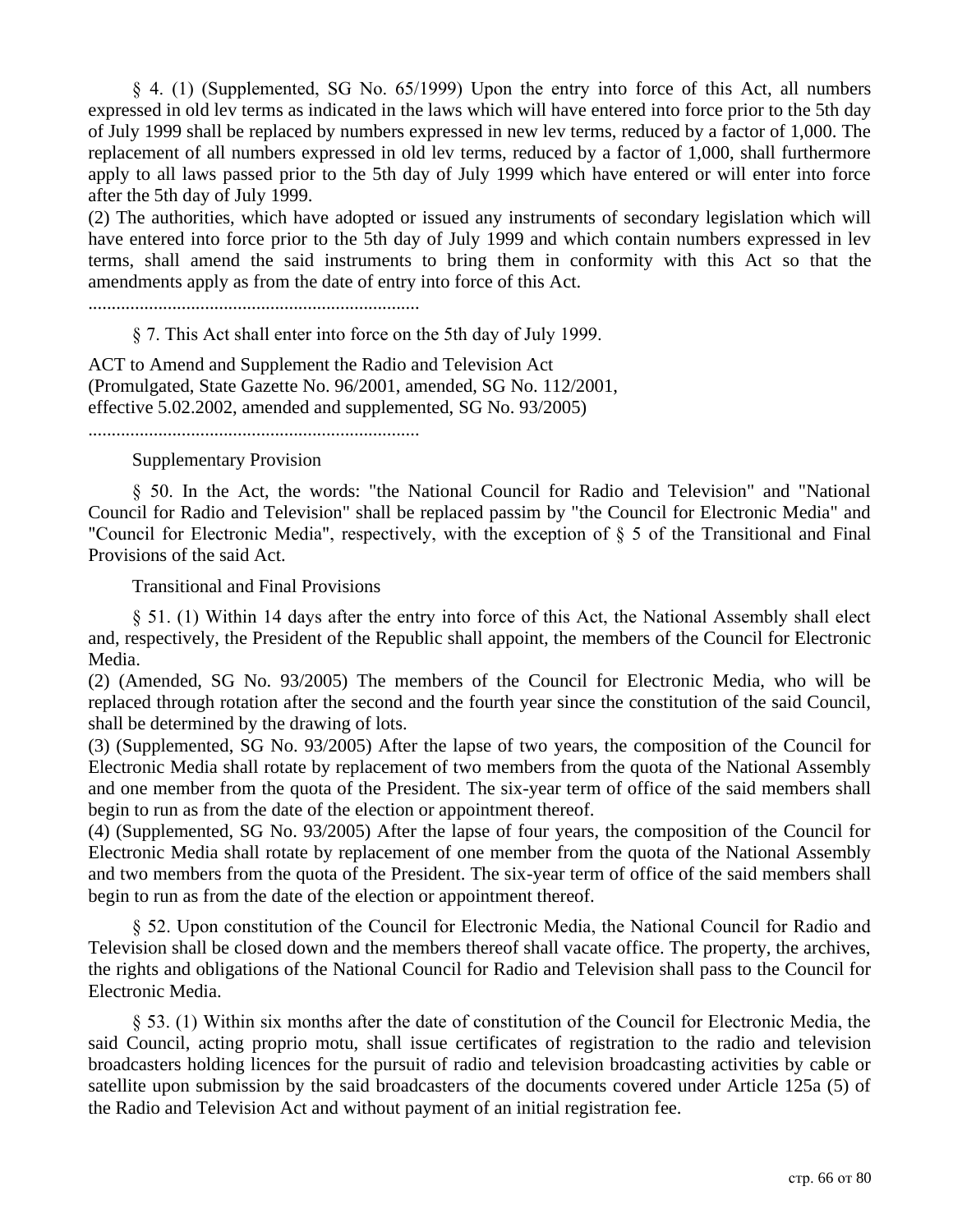§ 4. (1) (Supplemented, SG No. 65/1999) Upon the entry into force of this Act, all numbers expressed in old lev terms as indicated in the laws which will have entered into force prior to the 5th day of July 1999 shall be replaced by numbers expressed in new lev terms, reduced by a factor of 1,000. The replacement of all numbers expressed in old lev terms, reduced by a factor of 1,000, shall furthermore apply to all laws passed prior to the 5th day of July 1999 which have entered or will enter into force after the 5th day of July 1999.

(2) The authorities, which have adopted or issued any instruments of secondary legislation which will have entered into force prior to the 5th day of July 1999 and which contain numbers expressed in lev terms, shall amend the said instruments to bring them in conformity with this Act so that the amendments apply as from the date of entry into force of this Act.

.......................................................................

§ 7. This Act shall enter into force on the 5th day of July 1999.

ACT to Amend and Supplement the Radio and Television Act
(Promulgated, State Gazette No. 96/2001, amended, SG No. 112/2001, effective 5.02.2002, amended and supplemented, SG No. 93/2005)

.......................................................................

Supplementary Provision

§ 50. In the Act, the words: "the National Council for Radio and Television" and "National Council for Radio and Television" shall be replaced passim by "the Council for Electronic Media" and "Council for Electronic Media", respectively, with the exception of § 5 of the Transitional and Final Provisions of the said Act.

Transitional and Final Provisions

§ 51. (1) Within 14 days after the entry into force of this Act, the National Assembly shall elect and, respectively, the President of the Republic shall appoint, the members of the Council for Electronic Media.

(2) (Amended, SG No. 93/2005) The members of the Council for Electronic Media, who will be replaced through rotation after the second and the fourth year since the constitution of the said Council, shall be determined by the drawing of lots.

(3) (Supplemented, SG No. 93/2005) After the lapse of two years, the composition of the Council for Electronic Media shall rotate by replacement of two members from the quota of the National Assembly and one member from the quota of the President. The six-year term of office of the said members shall begin to run as from the date of the election or appointment thereof.

(4) (Supplemented, SG No. 93/2005) After the lapse of four years, the composition of the Council for Electronic Media shall rotate by replacement of one member from the quota of the National Assembly and two members from the quota of the President. The six-year term of office of the said members shall begin to run as from the date of the election or appointment thereof.

§ 52. Upon constitution of the Council for Electronic Media, the National Council for Radio and Television shall be closed down and the members thereof shall vacate office. The property, the archives, the rights and obligations of the National Council for Radio and Television shall pass to the Council for Electronic Media.

§ 53. (1) Within six months after the date of constitution of the Council for Electronic Media, the said Council, acting proprio motu, shall issue certificates of registration to the radio and television broadcasters holding licences for the pursuit of radio and television broadcasting activities by cable or satellite upon submission by the said broadcasters of the documents covered under Article 125a (5) of the Radio and Television Act and without payment of an initial registration fee.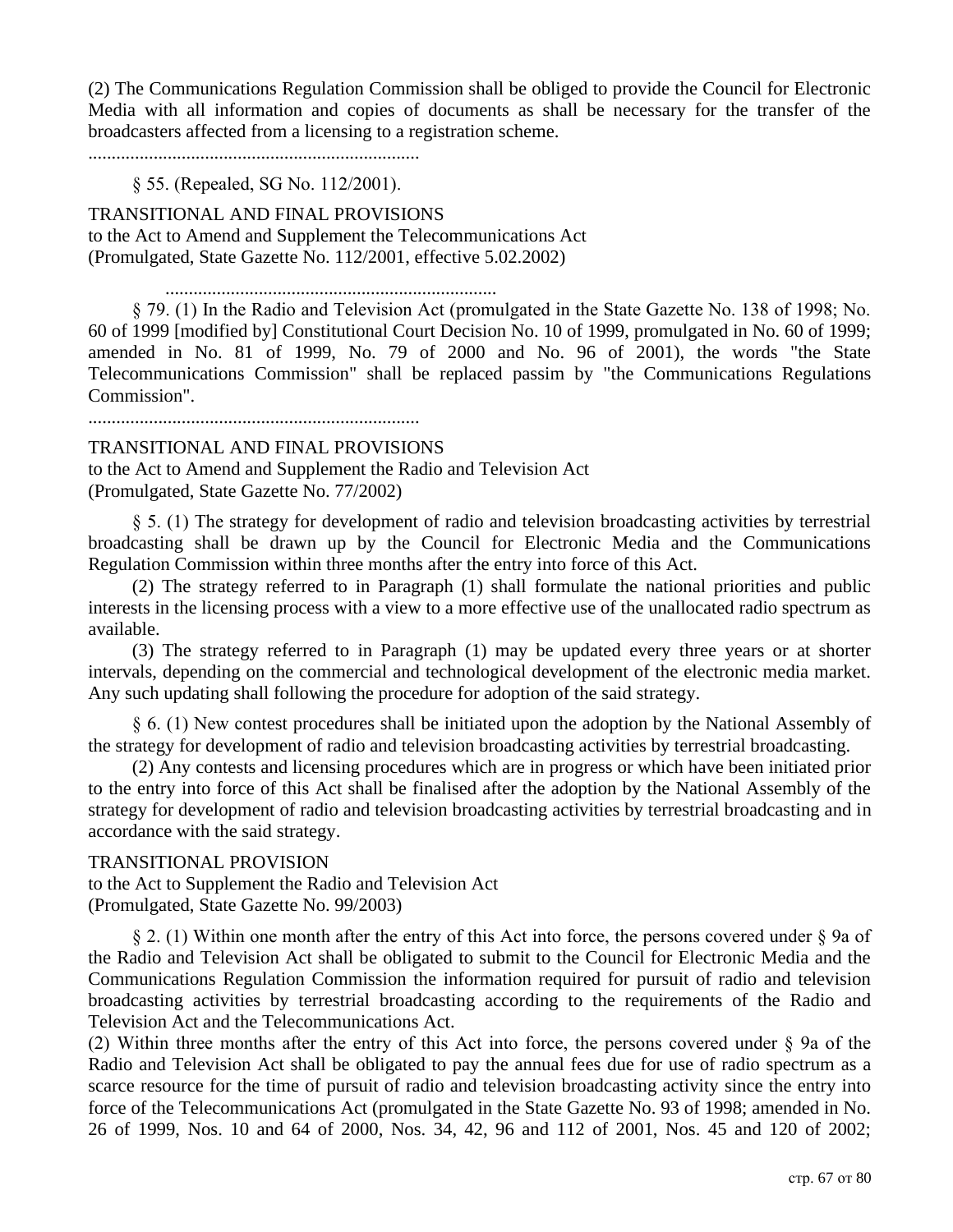(2) The Communications Regulation Commission shall be obliged to provide the Council for Electronic Media with all information and copies of documents as shall be necessary for the transfer of the broadcasters affected from a licensing to a registration scheme.

.......................................................................

§ 55. (Repealed, SG No. 112/2001).

TRANSITIONAL AND FINAL PROVISIONS
to the Act to Amend and Supplement the Telecommunications Act
(Promulgated, State Gazette No. 112/2001, effective 5.02.2002)

.......................................................................

§ 79. (1) In the Radio and Television Act (promulgated in the State Gazette No. 138 of 1998; No. 60 of 1999 [modified by] Constitutional Court Decision No. 10 of 1999, promulgated in No. 60 of 1999; amended in No. 81 of 1999, No. 79 of 2000 and No. 96 of 2001), the words "the State Telecommunications Commission" shall be replaced passim by "the Communications Regulations Commission".

.......................................................................

TRANSITIONAL AND FINAL PROVISIONS
to the Act to Amend and Supplement the Radio and Television Act
(Promulgated, State Gazette No. 77/2002)

§ 5. (1) The strategy for development of radio and television broadcasting activities by terrestrial broadcasting shall be drawn up by the Council for Electronic Media and the Communications Regulation Commission within three months after the entry into force of this Act.

(2) The strategy referred to in Paragraph (1) shall formulate the national priorities and public interests in the licensing process with a view to a more effective use of the unallocated radio spectrum as available.

(3) The strategy referred to in Paragraph (1) may be updated every three years or at shorter intervals, depending on the commercial and technological development of the electronic media market. Any such updating shall following the procedure for adoption of the said strategy.

§ 6. (1) New contest procedures shall be initiated upon the adoption by the National Assembly of the strategy for development of radio and television broadcasting activities by terrestrial broadcasting.

(2) Any contests and licensing procedures which are in progress or which have been initiated prior to the entry into force of this Act shall be finalised after the adoption by the National Assembly of the strategy for development of radio and television broadcasting activities by terrestrial broadcasting and in accordance with the said strategy.

TRANSITIONAL PROVISION
to the Act to Supplement the Radio and Television Act
(Promulgated, State Gazette No. 99/2003)

§ 2. (1) Within one month after the entry of this Act into force, the persons covered under § 9a of the Radio and Television Act shall be obligated to submit to the Council for Electronic Media and the Communications Regulation Commission the information required for pursuit of radio and television broadcasting activities by terrestrial broadcasting according to the requirements of the Radio and Television Act and the Telecommunications Act.

(2) Within three months after the entry of this Act into force, the persons covered under § 9a of the Radio and Television Act shall be obligated to pay the annual fees due for use of radio spectrum as a scarce resource for the time of pursuit of radio and television broadcasting activity since the entry into force of the Telecommunications Act (promulgated in the State Gazette No. 93 of 1998; amended in No. 26 of 1999, Nos. 10 and 64 of 2000, Nos. 34, 42, 96 and 112 of 2001, Nos. 45 and 120 of 2002;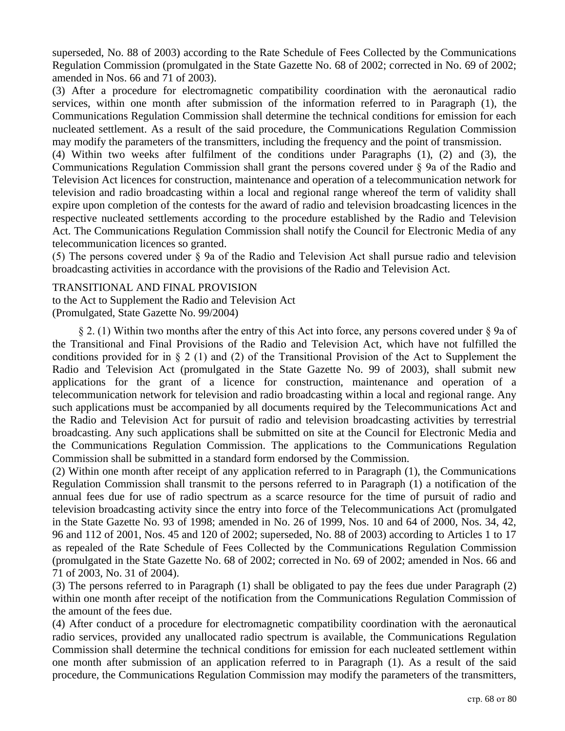superseded, No. 88 of 2003) according to the Rate Schedule of Fees Collected by the Communications Regulation Commission (promulgated in the State Gazette No. 68 of 2002; corrected in No. 69 of 2002; amended in Nos. 66 and 71 of 2003).

(3) After a procedure for electromagnetic compatibility coordination with the aeronautical radio services, within one month after submission of the information referred to in Paragraph (1), the Communications Regulation Commission shall determine the technical conditions for emission for each nucleated settlement. As a result of the said procedure, the Communications Regulation Commission may modify the parameters of the transmitters, including the frequency and the point of transmission.

(4) Within two weeks after fulfilment of the conditions under Paragraphs (1), (2) and (3), the Communications Regulation Commission shall grant the persons covered under § 9a of the Radio and Television Act licences for construction, maintenance and operation of a telecommunication network for television and radio broadcasting within a local and regional range whereof the term of validity shall expire upon completion of the contests for the award of radio and television broadcasting licences in the respective nucleated settlements according to the procedure established by the Radio and Television Act. The Communications Regulation Commission shall notify the Council for Electronic Media of any telecommunication licences so granted.

(5) The persons covered under § 9a of the Radio and Television Act shall pursue radio and television broadcasting activities in accordance with the provisions of the Radio and Television Act.

TRANSITIONAL AND FINAL PROVISION
to the Act to Supplement the Radio and Television Act
(Promulgated, State Gazette No. 99/2004)

§ 2. (1) Within two months after the entry of this Act into force, any persons covered under § 9a of the Transitional and Final Provisions of the Radio and Television Act, which have not fulfilled the conditions provided for in § 2 (1) and (2) of the Transitional Provision of the Act to Supplement the Radio and Television Act (promulgated in the State Gazette No. 99 of 2003), shall submit new applications for the grant of a licence for construction, maintenance and operation of a telecommunication network for television and radio broadcasting within a local and regional range. Any such applications must be accompanied by all documents required by the Telecommunications Act and the Radio and Television Act for pursuit of radio and television broadcasting activities by terrestrial broadcasting. Any such applications shall be submitted on site at the Council for Electronic Media and the Communications Regulation Commission. The applications to the Communications Regulation Commission shall be submitted in a standard form endorsed by the Commission.

(2) Within one month after receipt of any application referred to in Paragraph (1), the Communications Regulation Commission shall transmit to the persons referred to in Paragraph (1) a notification of the annual fees due for use of radio spectrum as a scarce resource for the time of pursuit of radio and television broadcasting activity since the entry into force of the Telecommunications Act (promulgated in the State Gazette No. 93 of 1998; amended in No. 26 of 1999, Nos. 10 and 64 of 2000, Nos. 34, 42, 96 and 112 of 2001, Nos. 45 and 120 of 2002; superseded, No. 88 of 2003) according to Articles 1 to 17 as repealed of the Rate Schedule of Fees Collected by the Communications Regulation Commission (promulgated in the State Gazette No. 68 of 2002; corrected in No. 69 of 2002; amended in Nos. 66 and 71 of 2003, No. 31 of 2004).

(3) The persons referred to in Paragraph (1) shall be obligated to pay the fees due under Paragraph (2) within one month after receipt of the notification from the Communications Regulation Commission of the amount of the fees due.

(4) After conduct of a procedure for electromagnetic compatibility coordination with the aeronautical radio services, provided any unallocated radio spectrum is available, the Communications Regulation Commission shall determine the technical conditions for emission for each nucleated settlement within one month after submission of an application referred to in Paragraph (1). As a result of the said procedure, the Communications Regulation Commission may modify the parameters of the transmitters,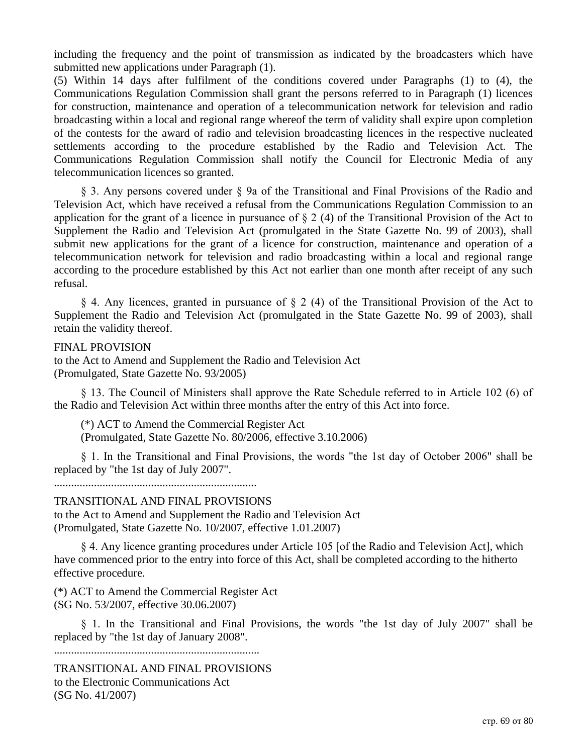including the frequency and the point of transmission as indicated by the broadcasters which have submitted new applications under Paragraph (1).

(5) Within 14 days after fulfilment of the conditions covered under Paragraphs (1) to (4), the Communications Regulation Commission shall grant the persons referred to in Paragraph (1) licences for construction, maintenance and operation of a telecommunication network for television and radio broadcasting within a local and regional range whereof the term of validity shall expire upon completion of the contests for the award of radio and television broadcasting licences in the respective nucleated settlements according to the procedure established by the Radio and Television Act. The Communications Regulation Commission shall notify the Council for Electronic Media of any telecommunication licences so granted.

§ 3. Any persons covered under § 9a of the Transitional and Final Provisions of the Radio and Television Act, which have received a refusal from the Communications Regulation Commission to an application for the grant of a licence in pursuance of § 2 (4) of the Transitional Provision of the Act to Supplement the Radio and Television Act (promulgated in the State Gazette No. 99 of 2003), shall submit new applications for the grant of a licence for construction, maintenance and operation of a telecommunication network for television and radio broadcasting within a local and regional range according to the procedure established by this Act not earlier than one month after receipt of any such refusal.

§ 4. Any licences, granted in pursuance of § 2 (4) of the Transitional Provision of the Act to Supplement the Radio and Television Act (promulgated in the State Gazette No. 99 of 2003), shall retain the validity thereof.

FINAL PROVISION
to the Act to Amend and Supplement the Radio and Television Act
(Promulgated, State Gazette No. 93/2005)

§ 13. The Council of Ministers shall approve the Rate Schedule referred to in Article 102 (6) of the Radio and Television Act within three months after the entry of this Act into force.

(*) ACT to Amend the Commercial Register Act
(Promulgated, State Gazette No. 80/2006, effective 3.10.2006)

§ 1. In the Transitional and Final Provisions, the words "the 1st day of October 2006" shall be replaced by "the 1st day of July 2007".

.......................................................................

TRANSITIONAL AND FINAL PROVISIONS
to the Act to Amend and Supplement the Radio and Television Act
(Promulgated, State Gazette No. 10/2007, effective 1.01.2007)

§ 4. Any licence granting procedures under Article 105 [of the Radio and Television Act], which have commenced prior to the entry into force of this Act, shall be completed according to the hitherto effective procedure.

(*) ACT to Amend the Commercial Register Act
(SG No. 53/2007, effective 30.06.2007)

§ 1. In the Transitional and Final Provisions, the words "the 1st day of July 2007" shall be replaced by "the 1st day of January 2008".

.......................................................................

TRANSITIONAL AND FINAL PROVISIONS
to the Electronic Communications Act
(SG No. 41/2007)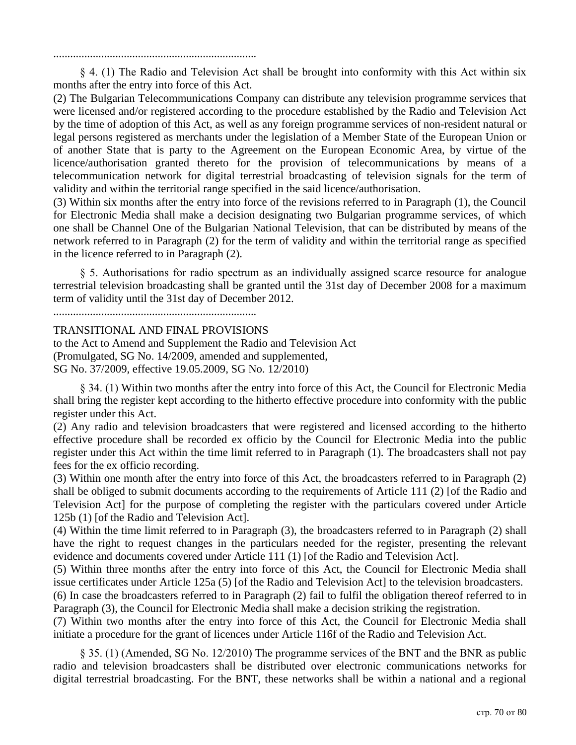........................................................................

§ 4. (1) The Radio and Television Act shall be brought into conformity with this Act within six months after the entry into force of this Act.

(2) The Bulgarian Telecommunications Company can distribute any television programme services that were licensed and/or registered according to the procedure established by the Radio and Television Act by the time of adoption of this Act, as well as any foreign programme services of non-resident natural or legal persons registered as merchants under the legislation of a Member State of the European Union or of another State that is party to the Agreement on the European Economic Area, by virtue of the licence/authorisation granted thereto for the provision of telecommunications by means of a telecommunication network for digital terrestrial broadcasting of television signals for the term of validity and within the territorial range specified in the said licence/authorisation.

(3) Within six months after the entry into force of the revisions referred to in Paragraph (1), the Council for Electronic Media shall make a decision designating two Bulgarian programme services, of which one shall be Channel One of the Bulgarian National Television, that can be distributed by means of the network referred to in Paragraph (2) for the term of validity and within the territorial range as specified in the licence referred to in Paragraph (2).

§ 5. Authorisations for radio spectrum as an individually assigned scarce resource for analogue terrestrial television broadcasting shall be granted until the 31st day of December 2008 for a maximum term of validity until the 31st day of December 2012.

........................................................................

TRANSITIONAL AND FINAL PROVISIONS
to the Act to Amend and Supplement the Radio and Television Act
(Promulgated, SG No. 14/2009, amended and supplemented,
SG No. 37/2009, effective 19.05.2009, SG No. 12/2010)

§ 34. (1) Within two months after the entry into force of this Act, the Council for Electronic Media shall bring the register kept according to the hitherto effective procedure into conformity with the public register under this Act.

(2) Any radio and television broadcasters that were registered and licensed according to the hitherto effective procedure shall be recorded ex officio by the Council for Electronic Media into the public register under this Act within the time limit referred to in Paragraph (1). The broadcasters shall not pay fees for the ex officio recording.

(3) Within one month after the entry into force of this Act, the broadcasters referred to in Paragraph (2) shall be obliged to submit documents according to the requirements of Article 111 (2) [of the Radio and Television Act] for the purpose of completing the register with the particulars covered under Article 125b (1) [of the Radio and Television Act].

(4) Within the time limit referred to in Paragraph (3), the broadcasters referred to in Paragraph (2) shall have the right to request changes in the particulars needed for the register, presenting the relevant evidence and documents covered under Article 111 (1) [of the Radio and Television Act].

(5) Within three months after the entry into force of this Act, the Council for Electronic Media shall issue certificates under Article 125a (5) [of the Radio and Television Act] to the television broadcasters.

(6) In case the broadcasters referred to in Paragraph (2) fail to fulfil the obligation thereof referred to in Paragraph (3), the Council for Electronic Media shall make a decision striking the registration.

(7) Within two months after the entry into force of this Act, the Council for Electronic Media shall initiate a procedure for the grant of licences under Article 116f of the Radio and Television Act.

§ 35. (1) (Amended, SG No. 12/2010) The programme services of the BNT and the BNR as public radio and television broadcasters shall be distributed over electronic communications networks for digital terrestrial broadcasting. For the BNT, these networks shall be within a national and a regional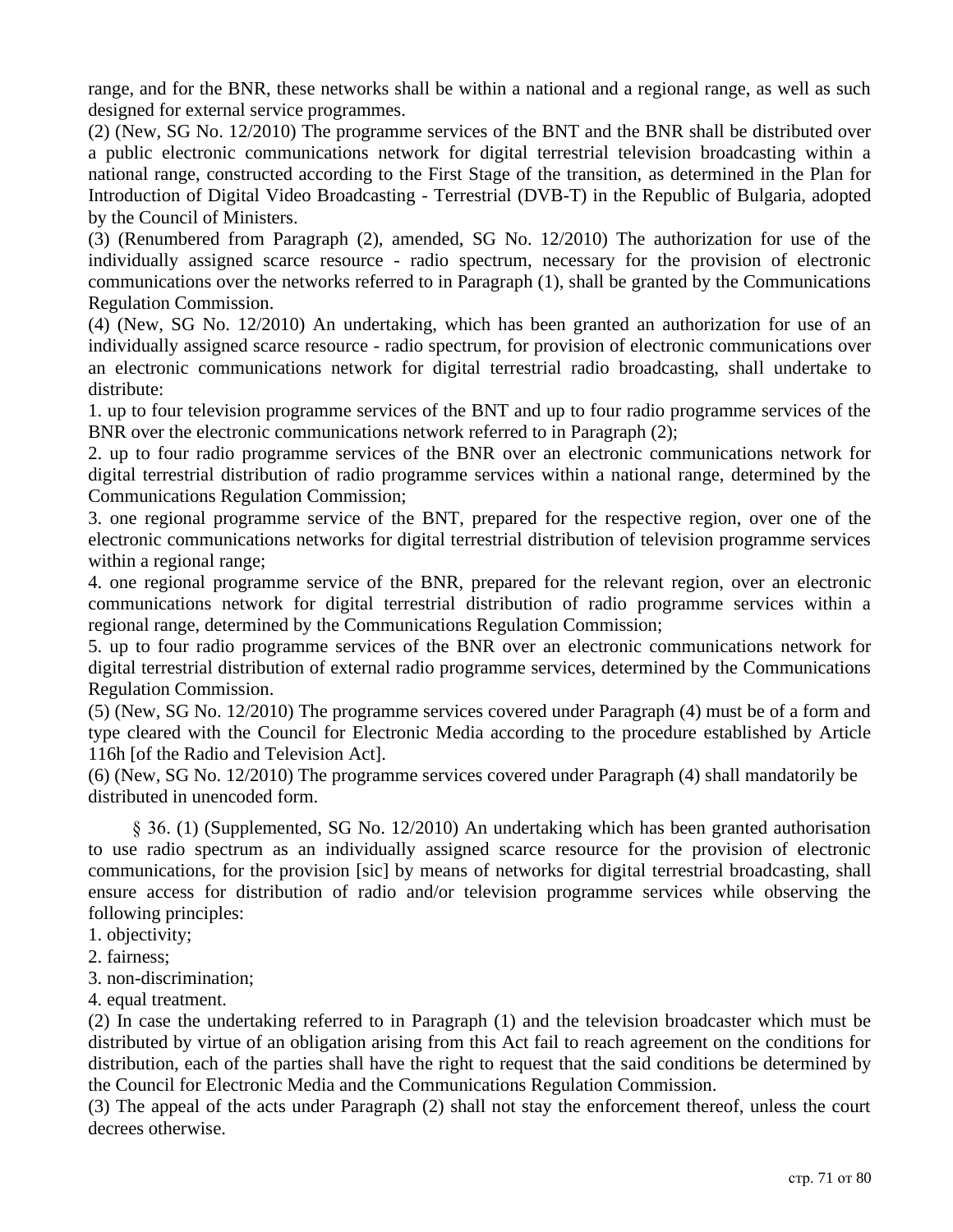range, and for the BNR, these networks shall be within a national and a regional range, as well as such designed for external service programmes.

(2) (New, SG No. 12/2010) The programme services of the BNT and the BNR shall be distributed over a public electronic communications network for digital terrestrial television broadcasting within a national range, constructed according to the First Stage of the transition, as determined in the Plan for Introduction of Digital Video Broadcasting - Terrestrial (DVB-T) in the Republic of Bulgaria, adopted by the Council of Ministers.

(3) (Renumbered from Paragraph (2), amended, SG No. 12/2010) The authorization for use of the individually assigned scarce resource - radio spectrum, necessary for the provision of electronic communications over the networks referred to in Paragraph (1), shall be granted by the Communications Regulation Commission.

(4) (New, SG No. 12/2010) An undertaking, which has been granted an authorization for use of an individually assigned scarce resource - radio spectrum, for provision of electronic communications over an electronic communications network for digital terrestrial radio broadcasting, shall undertake to distribute:

1. up to four television programme services of the BNT and up to four radio programme services of the BNR over the electronic communications network referred to in Paragraph (2);
2. up to four radio programme services of the BNR over an electronic communications network for digital terrestrial distribution of radio programme services within a national range, determined by the Communications Regulation Commission;
3. one regional programme service of the BNT, prepared for the respective region, over one of the electronic communications networks for digital terrestrial distribution of television programme services within a regional range;
4. one regional programme service of the BNR, prepared for the relevant region, over an electronic communications network for digital terrestrial distribution of radio programme services within a regional range, determined by the Communications Regulation Commission;
5. up to four radio programme services of the BNR over an electronic communications network for digital terrestrial distribution of external radio programme services, determined by the Communications Regulation Commission.

(5) (New, SG No. 12/2010) The programme services covered under Paragraph (4) must be of a form and type cleared with the Council for Electronic Media according to the procedure established by Article 116h [of the Radio and Television Act].

(6) (New, SG No. 12/2010) The programme services covered under Paragraph (4) shall mandatorily be distributed in unencoded form.

§ 36. (1) (Supplemented, SG No. 12/2010) An undertaking which has been granted authorisation to use radio spectrum as an individually assigned scarce resource for the provision of electronic communications, for the provision [sic] by means of networks for digital terrestrial broadcasting, shall ensure access for distribution of radio and/or television programme services while observing the following principles:

1. objectivity;
2. fairness;
3. non-discrimination;
4. equal treatment.

(2) In case the undertaking referred to in Paragraph (1) and the television broadcaster which must be distributed by virtue of an obligation arising from this Act fail to reach agreement on the conditions for distribution, each of the parties shall have the right to request that the said conditions be determined by the Council for Electronic Media and the Communications Regulation Commission.

(3) The appeal of the acts under Paragraph (2) shall not stay the enforcement thereof, unless the court decrees otherwise.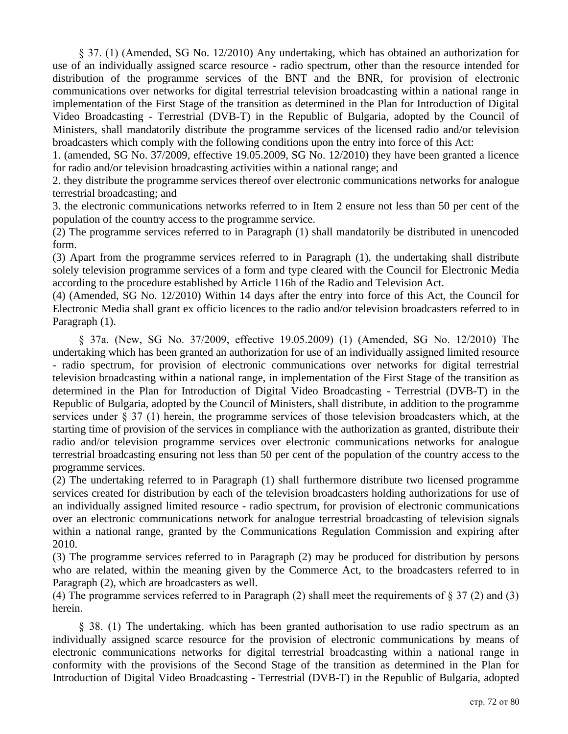§ 37. (1) (Amended, SG No. 12/2010) Any undertaking, which has obtained an authorization for use of an individually assigned scarce resource - radio spectrum, other than the resource intended for distribution of the programme services of the BNT and the BNR, for provision of electronic communications over networks for digital terrestrial television broadcasting within a national range in implementation of the First Stage of the transition as determined in the Plan for Introduction of Digital Video Broadcasting - Terrestrial (DVB-T) in the Republic of Bulgaria, adopted by the Council of Ministers, shall mandatorily distribute the programme services of the licensed radio and/or television broadcasters which comply with the following conditions upon the entry into force of this Act:

1. (amended, SG No. 37/2009, effective 19.05.2009, SG No. 12/2010) they have been granted a licence for radio and/or television broadcasting activities within a national range; and

2. they distribute the programme services thereof over electronic communications networks for analogue terrestrial broadcasting; and

3. the electronic communications networks referred to in Item 2 ensure not less than 50 per cent of the population of the country access to the programme service.

(2) The programme services referred to in Paragraph (1) shall mandatorily be distributed in unencoded form.

(3) Apart from the programme services referred to in Paragraph (1), the undertaking shall distribute solely television programme services of a form and type cleared with the Council for Electronic Media according to the procedure established by Article 116h of the Radio and Television Act.

(4) (Amended, SG No. 12/2010) Within 14 days after the entry into force of this Act, the Council for Electronic Media shall grant ex officio licences to the radio and/or television broadcasters referred to in Paragraph (1).

§ 37a. (New, SG No. 37/2009, effective 19.05.2009) (1) (Amended, SG No. 12/2010) The undertaking which has been granted an authorization for use of an individually assigned limited resource - radio spectrum, for provision of electronic communications over networks for digital terrestrial television broadcasting within a national range, in implementation of the First Stage of the transition as determined in the Plan for Introduction of Digital Video Broadcasting - Terrestrial (DVB-T) in the Republic of Bulgaria, adopted by the Council of Ministers, shall distribute, in addition to the programme services under § 37 (1) herein, the programme services of those television broadcasters which, at the starting time of provision of the services in compliance with the authorization as granted, distribute their radio and/or television programme services over electronic communications networks for analogue terrestrial broadcasting ensuring not less than 50 per cent of the population of the country access to the programme services.

(2) The undertaking referred to in Paragraph (1) shall furthermore distribute two licensed programme services created for distribution by each of the television broadcasters holding authorizations for use of an individually assigned limited resource - radio spectrum, for provision of electronic communications over an electronic communications network for analogue terrestrial broadcasting of television signals within a national range, granted by the Communications Regulation Commission and expiring after 2010.

(3) The programme services referred to in Paragraph (2) may be produced for distribution by persons who are related, within the meaning given by the Commerce Act, to the broadcasters referred to in Paragraph (2), which are broadcasters as well.

(4) The programme services referred to in Paragraph (2) shall meet the requirements of § 37 (2) and (3) herein.

§ 38. (1) The undertaking, which has been granted authorisation to use radio spectrum as an individually assigned scarce resource for the provision of electronic communications by means of electronic communications networks for digital terrestrial broadcasting within a national range in conformity with the provisions of the Second Stage of the transition as determined in the Plan for Introduction of Digital Video Broadcasting - Terrestrial (DVB-T) in the Republic of Bulgaria, adopted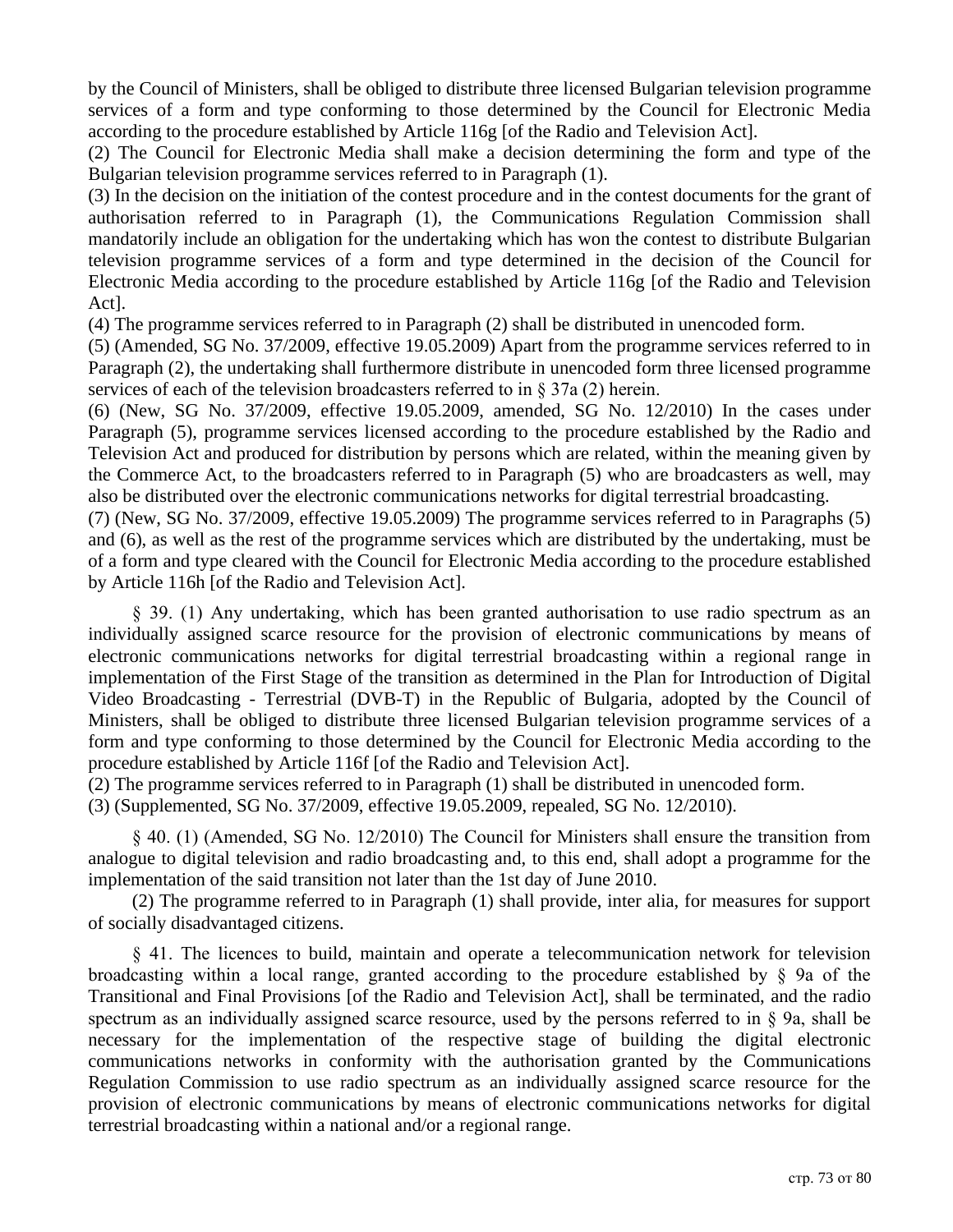by the Council of Ministers, shall be obliged to distribute three licensed Bulgarian television programme services of a form and type conforming to those determined by the Council for Electronic Media according to the procedure established by Article 116g [of the Radio and Television Act].

(2) The Council for Electronic Media shall make a decision determining the form and type of the Bulgarian television programme services referred to in Paragraph (1).

(3) In the decision on the initiation of the contest procedure and in the contest documents for the grant of authorisation referred to in Paragraph (1), the Communications Regulation Commission shall mandatorily include an obligation for the undertaking which has won the contest to distribute Bulgarian television programme services of a form and type determined in the decision of the Council for Electronic Media according to the procedure established by Article 116g [of the Radio and Television Act].

(4) The programme services referred to in Paragraph (2) shall be distributed in unencoded form.

(5) (Amended, SG No. 37/2009, effective 19.05.2009) Apart from the programme services referred to in Paragraph (2), the undertaking shall furthermore distribute in unencoded form three licensed programme services of each of the television broadcasters referred to in § 37a (2) herein.

(6) (New, SG No. 37/2009, effective 19.05.2009, amended, SG No. 12/2010) In the cases under Paragraph (5), programme services licensed according to the procedure established by the Radio and Television Act and produced for distribution by persons which are related, within the meaning given by the Commerce Act, to the broadcasters referred to in Paragraph (5) who are broadcasters as well, may also be distributed over the electronic communications networks for digital terrestrial broadcasting.

(7) (New, SG No. 37/2009, effective 19.05.2009) The programme services referred to in Paragraphs (5) and (6), as well as the rest of the programme services which are distributed by the undertaking, must be of a form and type cleared with the Council for Electronic Media according to the procedure established by Article 116h [of the Radio and Television Act].

§ 39. (1) Any undertaking, which has been granted authorisation to use radio spectrum as an individually assigned scarce resource for the provision of electronic communications by means of electronic communications networks for digital terrestrial broadcasting within a regional range in implementation of the First Stage of the transition as determined in the Plan for Introduction of Digital Video Broadcasting - Terrestrial (DVB-T) in the Republic of Bulgaria, adopted by the Council of Ministers, shall be obliged to distribute three licensed Bulgarian television programme services of a form and type conforming to those determined by the Council for Electronic Media according to the procedure established by Article 116f [of the Radio and Television Act].

(2) The programme services referred to in Paragraph (1) shall be distributed in unencoded form.

(3) (Supplemented, SG No. 37/2009, effective 19.05.2009, repealed, SG No. 12/2010).

§ 40. (1) (Amended, SG No. 12/2010) The Council for Ministers shall ensure the transition from analogue to digital television and radio broadcasting and, to this end, shall adopt a programme for the implementation of the said transition not later than the 1st day of June 2010.

(2) The programme referred to in Paragraph (1) shall provide, inter alia, for measures for support of socially disadvantaged citizens.

§ 41. The licences to build, maintain and operate a telecommunication network for television broadcasting within a local range, granted according to the procedure established by § 9a of the Transitional and Final Provisions [of the Radio and Television Act], shall be terminated, and the radio spectrum as an individually assigned scarce resource, used by the persons referred to in § 9a, shall be necessary for the implementation of the respective stage of building the digital electronic communications networks in conformity with the authorisation granted by the Communications Regulation Commission to use radio spectrum as an individually assigned scarce resource for the provision of electronic communications by means of electronic communications networks for digital terrestrial broadcasting within a national and/or a regional range.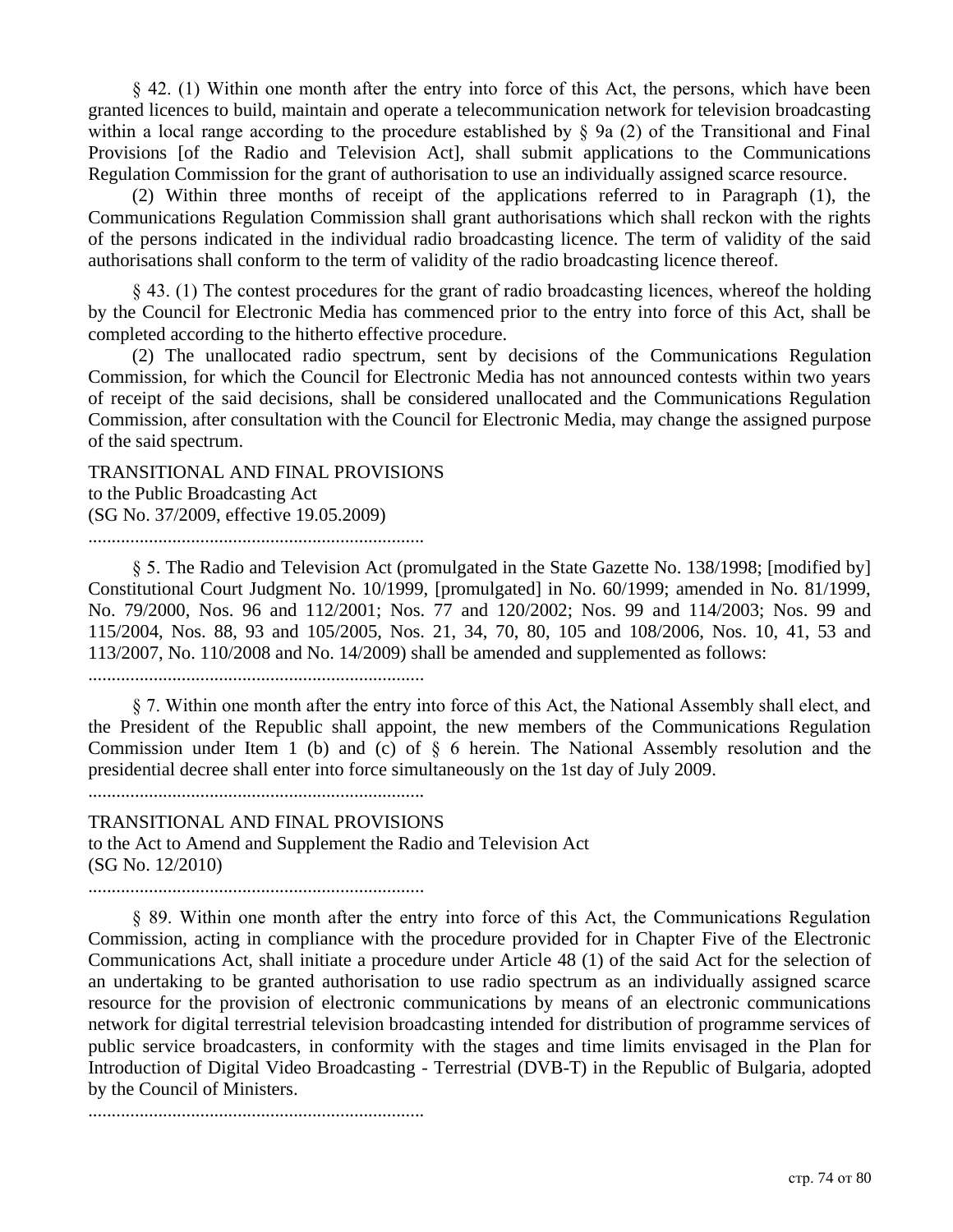§ 42. (1) Within one month after the entry into force of this Act, the persons, which have been granted licences to build, maintain and operate a telecommunication network for television broadcasting within a local range according to the procedure established by § 9a (2) of the Transitional and Final Provisions [of the Radio and Television Act], shall submit applications to the Communications Regulation Commission for the grant of authorisation to use an individually assigned scarce resource.

(2) Within three months of receipt of the applications referred to in Paragraph (1), the Communications Regulation Commission shall grant authorisations which shall reckon with the rights of the persons indicated in the individual radio broadcasting licence. The term of validity of the said authorisations shall conform to the term of validity of the radio broadcasting licence thereof.

§ 43. (1) The contest procedures for the grant of radio broadcasting licences, whereof the holding by the Council for Electronic Media has commenced prior to the entry into force of this Act, shall be completed according to the hitherto effective procedure.

(2) The unallocated radio spectrum, sent by decisions of the Communications Regulation Commission, for which the Council for Electronic Media has not announced contests within two years of receipt of the said decisions, shall be considered unallocated and the Communications Regulation Commission, after consultation with the Council for Electronic Media, may change the assigned purpose of the said spectrum.

TRANSITIONAL AND FINAL PROVISIONS
to the Public Broadcasting Act
(SG No. 37/2009, effective 19.05.2009)

........................................................................

§ 5. The Radio and Television Act (promulgated in the State Gazette No. 138/1998; [modified by] Constitutional Court Judgment No. 10/1999, [promulgated] in No. 60/1999; amended in No. 81/1999, No. 79/2000, Nos. 96 and 112/2001; Nos. 77 and 120/2002; Nos. 99 and 114/2003; Nos. 99 and 115/2004, Nos. 88, 93 and 105/2005, Nos. 21, 34, 70, 80, 105 and 108/2006, Nos. 10, 41, 53 and 113/2007, No. 110/2008 and No. 14/2009) shall be amended and supplemented as follows:

........................................................................

§ 7. Within one month after the entry into force of this Act, the National Assembly shall elect, and the President of the Republic shall appoint, the new members of the Communications Regulation Commission under Item 1 (b) and (c) of § 6 herein. The National Assembly resolution and the presidential decree shall enter into force simultaneously on the 1st day of July 2009.

........................................................................

TRANSITIONAL AND FINAL PROVISIONS
to the Act to Amend and Supplement the Radio and Television Act
(SG No. 12/2010)

........................................................................

§ 89. Within one month after the entry into force of this Act, the Communications Regulation Commission, acting in compliance with the procedure provided for in Chapter Five of the Electronic Communications Act, shall initiate a procedure under Article 48 (1) of the said Act for the selection of an undertaking to be granted authorisation to use radio spectrum as an individually assigned scarce resource for the provision of electronic communications by means of an electronic communications network for digital terrestrial television broadcasting intended for distribution of programme services of public service broadcasters, in conformity with the stages and time limits envisaged in the Plan for Introduction of Digital Video Broadcasting - Terrestrial (DVB-T) in the Republic of Bulgaria, adopted by the Council of Ministers.

........................................................................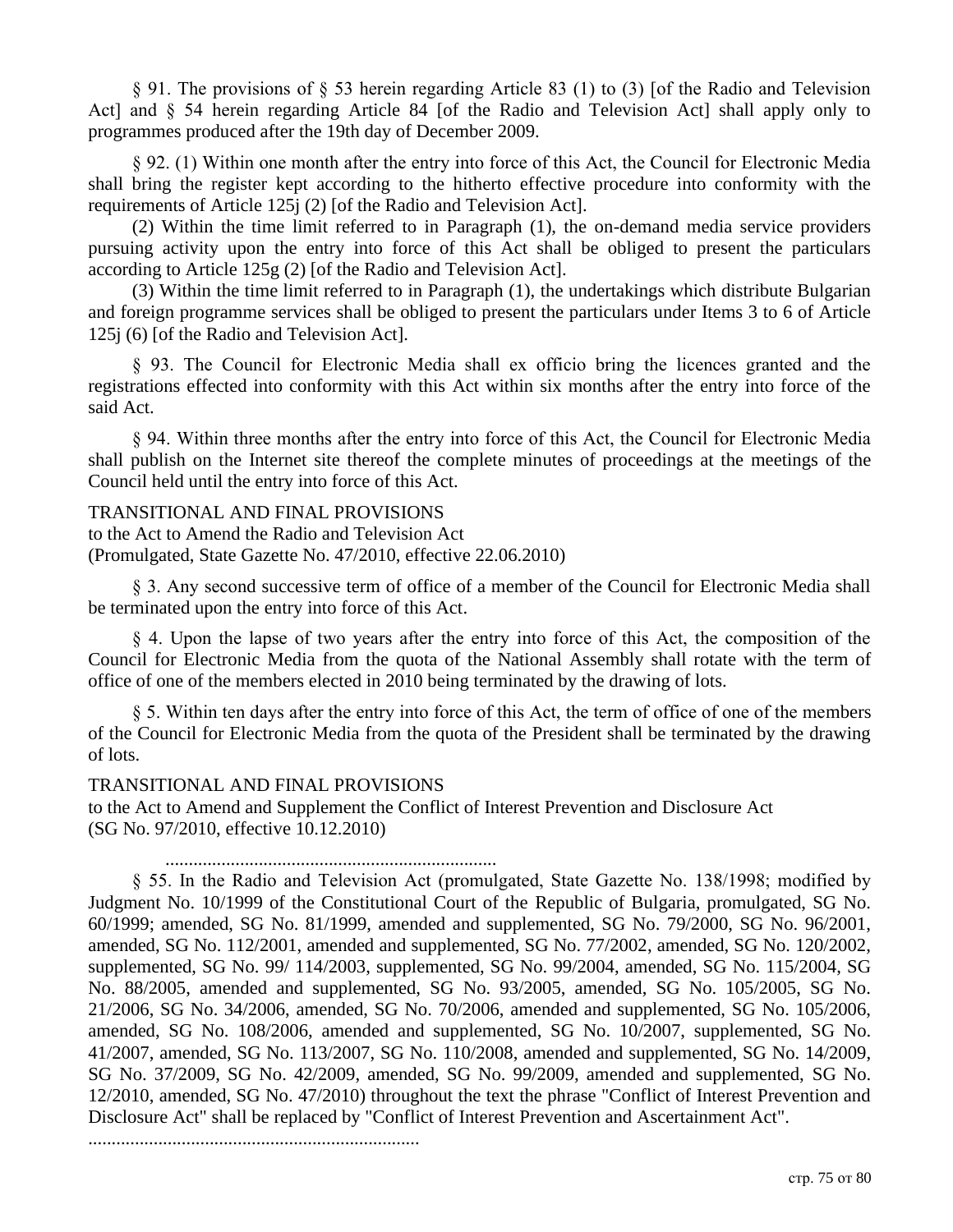§ 91. The provisions of § 53 herein regarding Article 83 (1) to (3) [of the Radio and Television Act] and § 54 herein regarding Article 84 [of the Radio and Television Act] shall apply only to programmes produced after the 19th day of December 2009.

§ 92. (1) Within one month after the entry into force of this Act, the Council for Electronic Media shall bring the register kept according to the hitherto effective procedure into conformity with the requirements of Article 125j (2) [of the Radio and Television Act].

(2) Within the time limit referred to in Paragraph (1), the on-demand media service providers pursuing activity upon the entry into force of this Act shall be obliged to present the particulars according to Article 125g (2) [of the Radio and Television Act].

(3) Within the time limit referred to in Paragraph (1), the undertakings which distribute Bulgarian and foreign programme services shall be obliged to present the particulars under Items 3 to 6 of Article 125j (6) [of the Radio and Television Act].

§ 93. The Council for Electronic Media shall ex officio bring the licences granted and the registrations effected into conformity with this Act within six months after the entry into force of the said Act.

§ 94. Within three months after the entry into force of this Act, the Council for Electronic Media shall publish on the Internet site thereof the complete minutes of proceedings at the meetings of the Council held until the entry into force of this Act.

TRANSITIONAL AND FINAL PROVISIONS
to the Act to Amend the Radio and Television Act
(Promulgated, State Gazette No. 47/2010, effective 22.06.2010)

§ 3. Any second successive term of office of a member of the Council for Electronic Media shall be terminated upon the entry into force of this Act.

§ 4. Upon the lapse of two years after the entry into force of this Act, the composition of the Council for Electronic Media from the quota of the National Assembly shall rotate with the term of office of one of the members elected in 2010 being terminated by the drawing of lots.

§ 5. Within ten days after the entry into force of this Act, the term of office of one of the members of the Council for Electronic Media from the quota of the President shall be terminated by the drawing of lots.

TRANSITIONAL AND FINAL PROVISIONS
to the Act to Amend and Supplement the Conflict of Interest Prevention and Disclosure Act
(SG No. 97/2010, effective 10.12.2010)

.......................................................................

§ 55. In the Radio and Television Act (promulgated, State Gazette No. 138/1998; modified by Judgment No. 10/1999 of the Constitutional Court of the Republic of Bulgaria, promulgated, SG No. 60/1999; amended, SG No. 81/1999, amended and supplemented, SG No. 79/2000, SG No. 96/2001, amended, SG No. 112/2001, amended and supplemented, SG No. 77/2002, amended, SG No. 120/2002, supplemented, SG No. 99/ 114/2003, supplemented, SG No. 99/2004, amended, SG No. 115/2004, SG No. 88/2005, amended and supplemented, SG No. 93/2005, amended, SG No. 105/2005, SG No. 21/2006, SG No. 34/2006, amended, SG No. 70/2006, amended and supplemented, SG No. 105/2006, amended, SG No. 108/2006, amended and supplemented, SG No. 10/2007, supplemented, SG No. 41/2007, amended, SG No. 113/2007, SG No. 110/2008, amended and supplemented, SG No. 14/2009, SG No. 37/2009, SG No. 42/2009, amended, SG No. 99/2009, amended and supplemented, SG No. 12/2010, amended, SG No. 47/2010) throughout the text the phrase "Conflict of Interest Prevention and Disclosure Act" shall be replaced by "Conflict of Interest Prevention and Ascertainment Act".

.......................................................................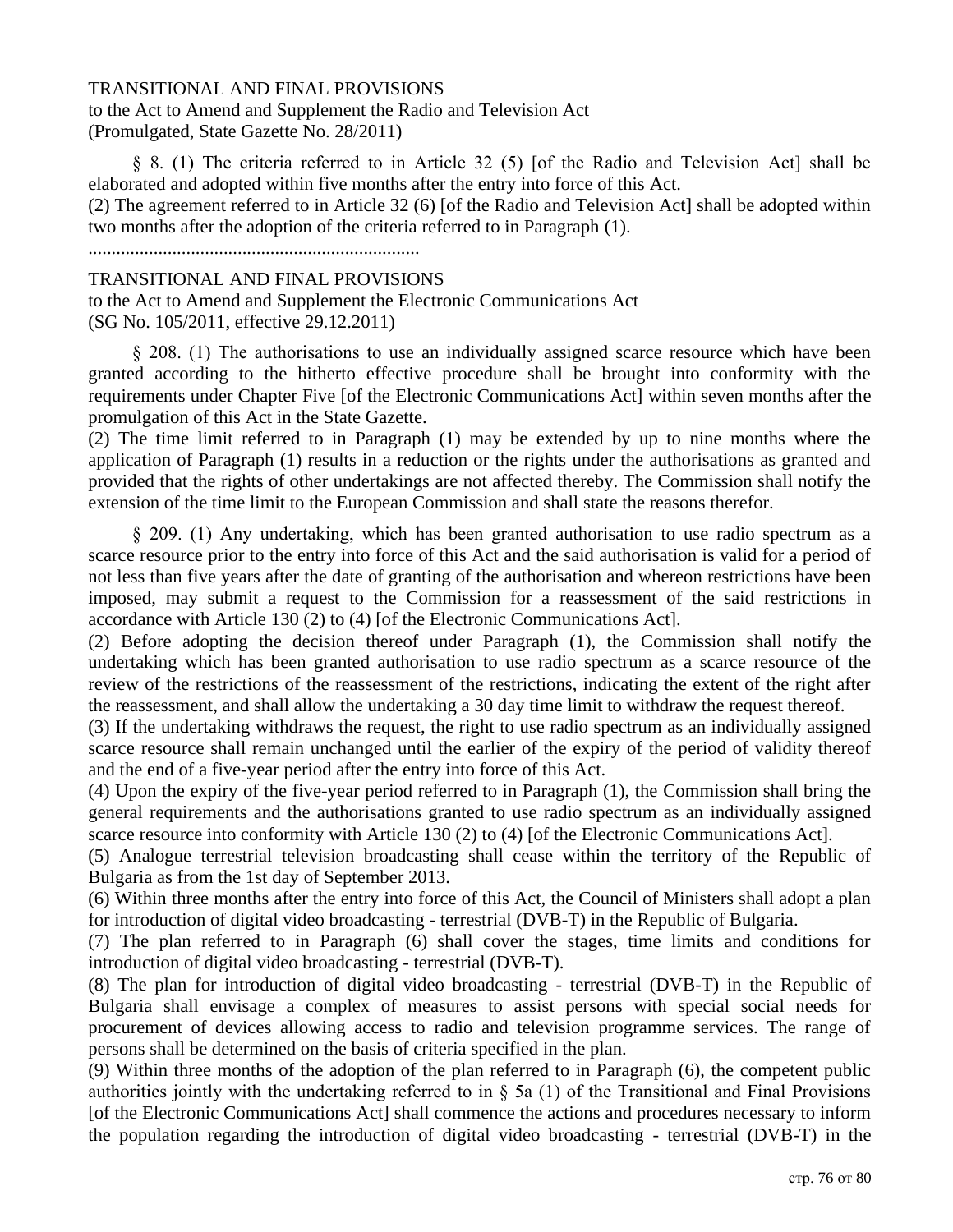TRANSITIONAL AND FINAL PROVISIONS
to the Act to Amend and Supplement the Radio and Television Act
(Promulgated, State Gazette No. 28/2011)

§ 8. (1) The criteria referred to in Article 32 (5) [of the Radio and Television Act] shall be elaborated and adopted within five months after the entry into force of this Act.
(2) The agreement referred to in Article 32 (6) [of the Radio and Television Act] shall be adopted within two months after the adoption of the criteria referred to in Paragraph (1).

........................................................................

TRANSITIONAL AND FINAL PROVISIONS
to the Act to Amend and Supplement the Electronic Communications Act
(SG No. 105/2011, effective 29.12.2011)

§ 208. (1) The authorisations to use an individually assigned scarce resource which have been granted according to the hitherto effective procedure shall be brought into conformity with the requirements under Chapter Five [of the Electronic Communications Act] within seven months after the promulgation of this Act in the State Gazette.
(2) The time limit referred to in Paragraph (1) may be extended by up to nine months where the application of Paragraph (1) results in a reduction or the rights under the authorisations as granted and provided that the rights of other undertakings are not affected thereby. The Commission shall notify the extension of the time limit to the European Commission and shall state the reasons therefor.

§ 209. (1) Any undertaking, which has been granted authorisation to use radio spectrum as a scarce resource prior to the entry into force of this Act and the said authorisation is valid for a period of not less than five years after the date of granting of the authorisation and whereon restrictions have been imposed, may submit a request to the Commission for a reassessment of the said restrictions in accordance with Article 130 (2) to (4) [of the Electronic Communications Act].
(2) Before adopting the decision thereof under Paragraph (1), the Commission shall notify the undertaking which has been granted authorisation to use radio spectrum as a scarce resource of the review of the restrictions of the reassessment of the restrictions, indicating the extent of the right after the reassessment, and shall allow the undertaking a 30 day time limit to withdraw the request thereof.
(3) If the undertaking withdraws the request, the right to use radio spectrum as an individually assigned scarce resource shall remain unchanged until the earlier of the expiry of the period of validity thereof and the end of a five-year period after the entry into force of this Act.
(4) Upon the expiry of the five-year period referred to in Paragraph (1), the Commission shall bring the general requirements and the authorisations granted to use radio spectrum as an individually assigned scarce resource into conformity with Article 130 (2) to (4) [of the Electronic Communications Act].
(5) Analogue terrestrial television broadcasting shall cease within the territory of the Republic of Bulgaria as from the 1st day of September 2013.
(6) Within three months after the entry into force of this Act, the Council of Ministers shall adopt a plan for introduction of digital video broadcasting - terrestrial (DVB-T) in the Republic of Bulgaria.
(7) The plan referred to in Paragraph (6) shall cover the stages, time limits and conditions for introduction of digital video broadcasting - terrestrial (DVB-T).
(8) The plan for introduction of digital video broadcasting - terrestrial (DVB-T) in the Republic of Bulgaria shall envisage a complex of measures to assist persons with special social needs for procurement of devices allowing access to radio and television programme services. The range of persons shall be determined on the basis of criteria specified in the plan.
(9) Within three months of the adoption of the plan referred to in Paragraph (6), the competent public authorities jointly with the undertaking referred to in § 5a (1) of the Transitional and Final Provisions [of the Electronic Communications Act] shall commence the actions and procedures necessary to inform the population regarding the introduction of digital video broadcasting - terrestrial (DVB-T) in the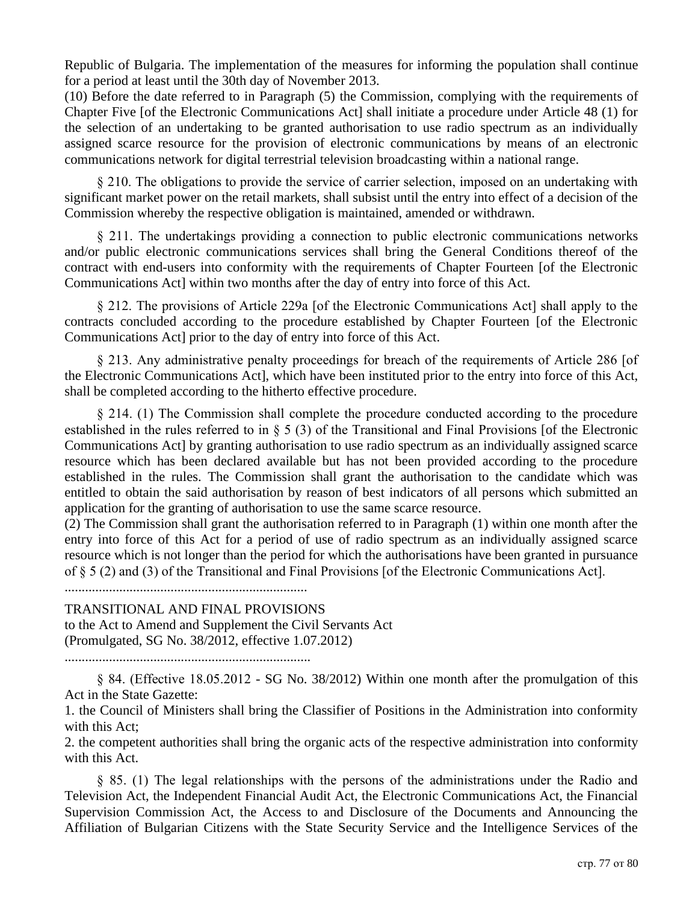Republic of Bulgaria. The implementation of the measures for informing the population shall continue for a period at least until the 30th day of November 2013.

(10) Before the date referred to in Paragraph (5) the Commission, complying with the requirements of Chapter Five [of the Electronic Communications Act] shall initiate a procedure under Article 48 (1) for the selection of an undertaking to be granted authorisation to use radio spectrum as an individually assigned scarce resource for the provision of electronic communications by means of an electronic communications network for digital terrestrial television broadcasting within a national range.

§ 210. The obligations to provide the service of carrier selection, imposed on an undertaking with significant market power on the retail markets, shall subsist until the entry into effect of a decision of the Commission whereby the respective obligation is maintained, amended or withdrawn.

§ 211. The undertakings providing a connection to public electronic communications networks and/or public electronic communications services shall bring the General Conditions thereof of the contract with end-users into conformity with the requirements of Chapter Fourteen [of the Electronic Communications Act] within two months after the day of entry into force of this Act.

§ 212. The provisions of Article 229a [of the Electronic Communications Act] shall apply to the contracts concluded according to the procedure established by Chapter Fourteen [of the Electronic Communications Act] prior to the day of entry into force of this Act.

§ 213. Any administrative penalty proceedings for breach of the requirements of Article 286 [of the Electronic Communications Act], which have been instituted prior to the entry into force of this Act, shall be completed according to the hitherto effective procedure.

§ 214. (1) The Commission shall complete the procedure conducted according to the procedure established in the rules referred to in § 5 (3) of the Transitional and Final Provisions [of the Electronic Communications Act] by granting authorisation to use radio spectrum as an individually assigned scarce resource which has been declared available but has not been provided according to the procedure established in the rules. The Commission shall grant the authorisation to the candidate which was entitled to obtain the said authorisation by reason of best indicators of all persons which submitted an application for the granting of authorisation to use the same scarce resource.

(2) The Commission shall grant the authorisation referred to in Paragraph (1) within one month after the entry into force of this Act for a period of use of radio spectrum as an individually assigned scarce resource which is not longer than the period for which the authorisations have been granted in pursuance of § 5 (2) and (3) of the Transitional and Final Provisions [of the Electronic Communications Act].

.......................................................................

TRANSITIONAL AND FINAL PROVISIONS
to the Act to Amend and Supplement the Civil Servants Act
(Promulgated, SG No. 38/2012, effective 1.07.2012)

.......................................................................

§ 84. (Effective 18.05.2012 - SG No. 38/2012) Within one month after the promulgation of this Act in the State Gazette:

1. the Council of Ministers shall bring the Classifier of Positions in the Administration into conformity with this Act;

2. the competent authorities shall bring the organic acts of the respective administration into conformity with this Act.

§ 85. (1) The legal relationships with the persons of the administrations under the Radio and Television Act, the Independent Financial Audit Act, the Electronic Communications Act, the Financial Supervision Commission Act, the Access to and Disclosure of the Documents and Announcing the Affiliation of Bulgarian Citizens with the State Security Service and the Intelligence Services of the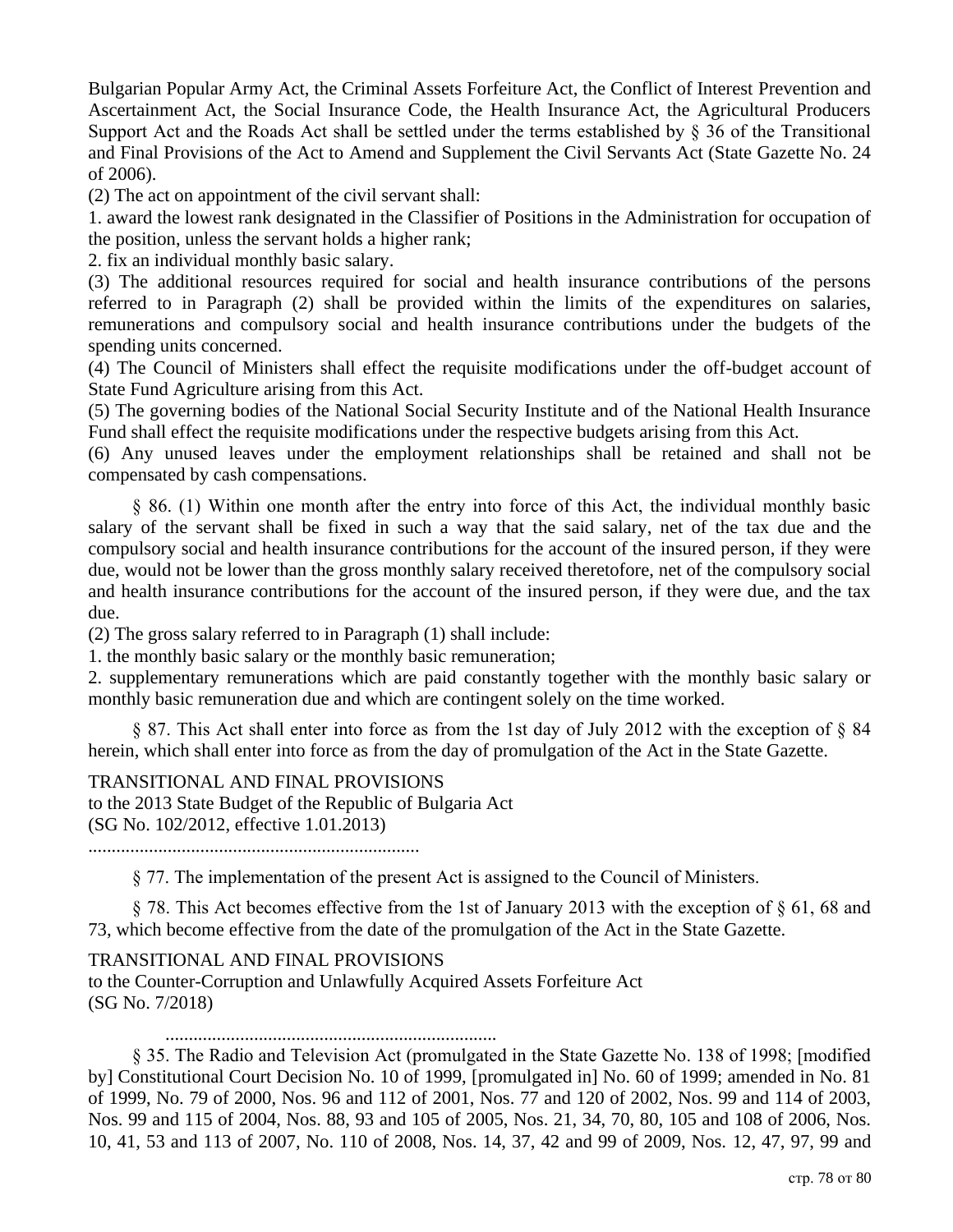Bulgarian Popular Army Act, the Criminal Assets Forfeiture Act, the Conflict of Interest Prevention and Ascertainment Act, the Social Insurance Code, the Health Insurance Act, the Agricultural Producers Support Act and the Roads Act shall be settled under the terms established by § 36 of the Transitional and Final Provisions of the Act to Amend and Supplement the Civil Servants Act (State Gazette No. 24 of 2006).

(2) The act on appointment of the civil servant shall:

1. award the lowest rank designated in the Classifier of Positions in the Administration for occupation of the position, unless the servant holds a higher rank;

2. fix an individual monthly basic salary.

(3) The additional resources required for social and health insurance contributions of the persons referred to in Paragraph (2) shall be provided within the limits of the expenditures on salaries, remunerations and compulsory social and health insurance contributions under the budgets of the spending units concerned.

(4) The Council of Ministers shall effect the requisite modifications under the off-budget account of State Fund Agriculture arising from this Act.

(5) The governing bodies of the National Social Security Institute and of the National Health Insurance Fund shall effect the requisite modifications under the respective budgets arising from this Act.

(6) Any unused leaves under the employment relationships shall be retained and shall not be compensated by cash compensations.

§ 86. (1) Within one month after the entry into force of this Act, the individual monthly basic salary of the servant shall be fixed in such a way that the said salary, net of the tax due and the compulsory social and health insurance contributions for the account of the insured person, if they were due, would not be lower than the gross monthly salary received theretofore, net of the compulsory social and health insurance contributions for the account of the insured person, if they were due, and the tax due.

(2) The gross salary referred to in Paragraph (1) shall include:

1. the monthly basic salary or the monthly basic remuneration;

2. supplementary remunerations which are paid constantly together with the monthly basic salary or monthly basic remuneration due and which are contingent solely on the time worked.

§ 87. This Act shall enter into force as from the 1st day of July 2012 with the exception of § 84 herein, which shall enter into force as from the day of promulgation of the Act in the State Gazette.

TRANSITIONAL AND FINAL PROVISIONS
to the 2013 State Budget of the Republic of Bulgaria Act
(SG No. 102/2012, effective 1.01.2013)

.......................................................................

§ 77. The implementation of the present Act is assigned to the Council of Ministers.

§ 78. This Act becomes effective from the 1st of January 2013 with the exception of § 61, 68 and 73, which become effective from the date of the promulgation of the Act in the State Gazette.

TRANSITIONAL AND FINAL PROVISIONS
to the Counter-Corruption and Unlawfully Acquired Assets Forfeiture Act
(SG No. 7/2018)

.......................................................................

§ 35. The Radio and Television Act (promulgated in the State Gazette No. 138 of 1998; [modified by] Constitutional Court Decision No. 10 of 1999, [promulgated in] No. 60 of 1999; amended in No. 81 of 1999, No. 79 of 2000, Nos. 96 and 112 of 2001, Nos. 77 and 120 of 2002, Nos. 99 and 114 of 2003, Nos. 99 and 115 of 2004, Nos. 88, 93 and 105 of 2005, Nos. 21, 34, 70, 80, 105 and 108 of 2006, Nos. 10, 41, 53 and 113 of 2007, No. 110 of 2008, Nos. 14, 37, 42 and 99 of 2009, Nos. 12, 47, 97, 99 and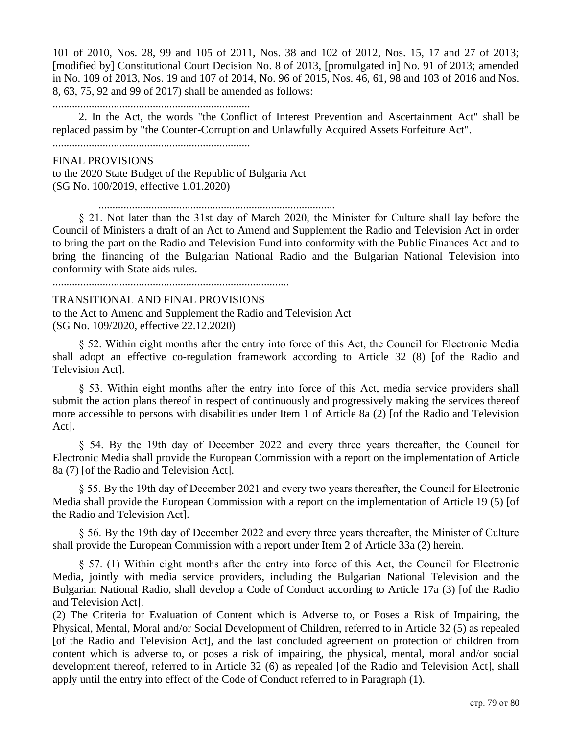101 of 2010, Nos. 28, 99 and 105 of 2011, Nos. 38 and 102 of 2012, Nos. 15, 17 and 27 of 2013; [modified by] Constitutional Court Decision No. 8 of 2013, [promulgated in] No. 91 of 2013; amended in No. 109 of 2013, Nos. 19 and 107 of 2014, No. 96 of 2015, Nos. 46, 61, 98 and 103 of 2016 and Nos. 8, 63, 75, 92 and 99 of 2017) shall be amended as follows:

.......................................................................

2. In the Act, the words "the Conflict of Interest Prevention and Ascertainment Act" shall be replaced passim by "the Counter-Corruption and Unlawfully Acquired Assets Forfeiture Act".

.......................................................................

FINAL PROVISIONS
to the 2020 State Budget of the Republic of Bulgaria Act
(SG No. 100/2019, effective 1.01.2020)

.....................................................................................

§ 21. Not later than the 31st day of March 2020, the Minister for Culture shall lay before the Council of Ministers a draft of an Act to Amend and Supplement the Radio and Television Act in order to bring the part on the Radio and Television Fund into conformity with the Public Finances Act and to bring the financing of the Bulgarian National Radio and the Bulgarian National Television into conformity with State aids rules.

.....................................................................................

TRANSITIONAL AND FINAL PROVISIONS
to the Act to Amend and Supplement the Radio and Television Act
(SG No. 109/2020, effective 22.12.2020)

§ 52. Within eight months after the entry into force of this Act, the Council for Electronic Media shall adopt an effective co-regulation framework according to Article 32 (8) [of the Radio and Television Act].

§ 53. Within eight months after the entry into force of this Act, media service providers shall submit the action plans thereof in respect of continuously and progressively making the services thereof more accessible to persons with disabilities under Item 1 of Article 8a (2) [of the Radio and Television Act].

§ 54. By the 19th day of December 2022 and every three years thereafter, the Council for Electronic Media shall provide the European Commission with a report on the implementation of Article 8a (7) [of the Radio and Television Act].

§ 55. By the 19th day of December 2021 and every two years thereafter, the Council for Electronic Media shall provide the European Commission with a report on the implementation of Article 19 (5) [of the Radio and Television Act].

§ 56. By the 19th day of December 2022 and every three years thereafter, the Minister of Culture shall provide the European Commission with a report under Item 2 of Article 33a (2) herein.

§ 57. (1) Within eight months after the entry into force of this Act, the Council for Electronic Media, jointly with media service providers, including the Bulgarian National Television and the Bulgarian National Radio, shall develop a Code of Conduct according to Article 17a (3) [of the Radio and Television Act].

(2) The Criteria for Evaluation of Content which is Adverse to, or Poses a Risk of Impairing, the Physical, Mental, Moral and/or Social Development of Children, referred to in Article 32 (5) as repealed [of the Radio and Television Act], and the last concluded agreement on protection of children from content which is adverse to, or poses a risk of impairing, the physical, mental, moral and/or social development thereof, referred to in Article 32 (6) as repealed [of the Radio and Television Act], shall apply until the entry into effect of the Code of Conduct referred to in Paragraph (1).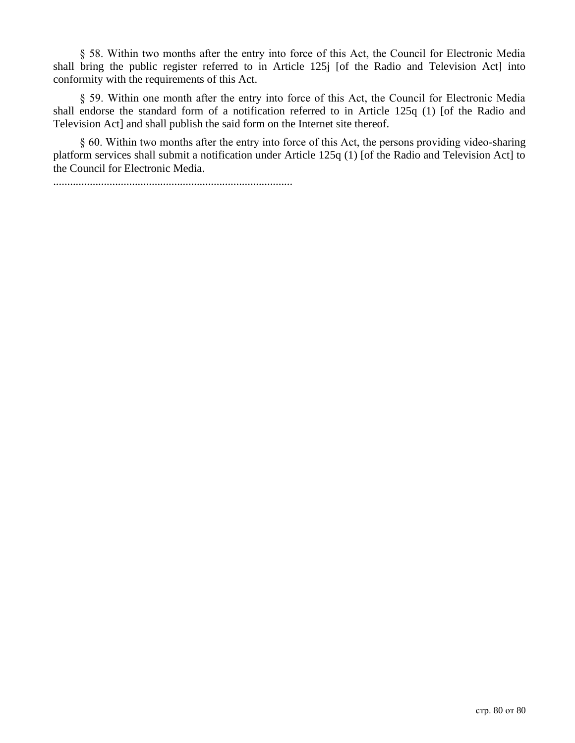§ 58. Within two months after the entry into force of this Act, the Council for Electronic Media shall bring the public register referred to in Article 125j [of the Radio and Television Act] into conformity with the requirements of this Act.

§ 59. Within one month after the entry into force of this Act, the Council for Electronic Media shall endorse the standard form of a notification referred to in Article 125q (1) [of the Radio and Television Act] and shall publish the said form on the Internet site thereof.

§ 60. Within two months after the entry into force of this Act, the persons providing video-sharing platform services shall submit a notification under Article 125q (1) [of the Radio and Television Act] to the Council for Electronic Media.

.....................................................................................